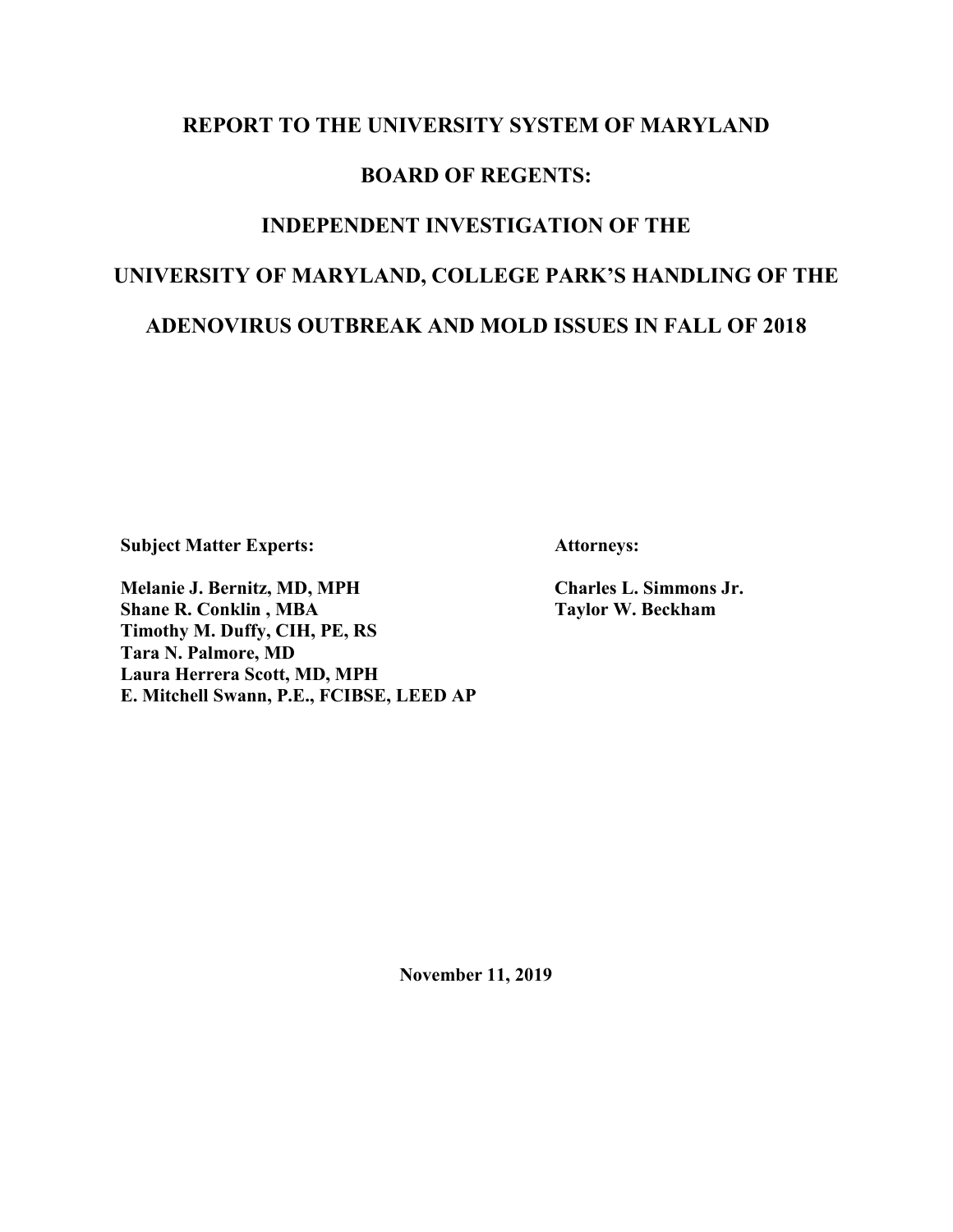# REPORT TO THE UNIVERSITY SYSTEM OF MARYLAND

# BOARD OF REGENTS:

# INDEPENDENT INVESTIGATION OF THE

# UNIVERSITY OF MARYLAND, COLLEGE PARK'S HANDLING OF THE

# ADENOVIRUS OUTBREAK AND MOLD ISSUES IN FALL OF 2018

**Subject Matter Experts:**

**Melanie J. Bernitz, MD, MPH**
**Shane R. Conklin , MBA**
**Timothy M. Duffy, CIH, PE, RS**
**Tara N. Palmore, MD**
**Laura Herrera Scott, MD, MPH**
**E. Mitchell Swann, P.E., FCIBSE, LEED AP**

**Attorneys:**

**Charles L. Simmons Jr.**
**Taylor W. Beckham**

**November 11, 2019**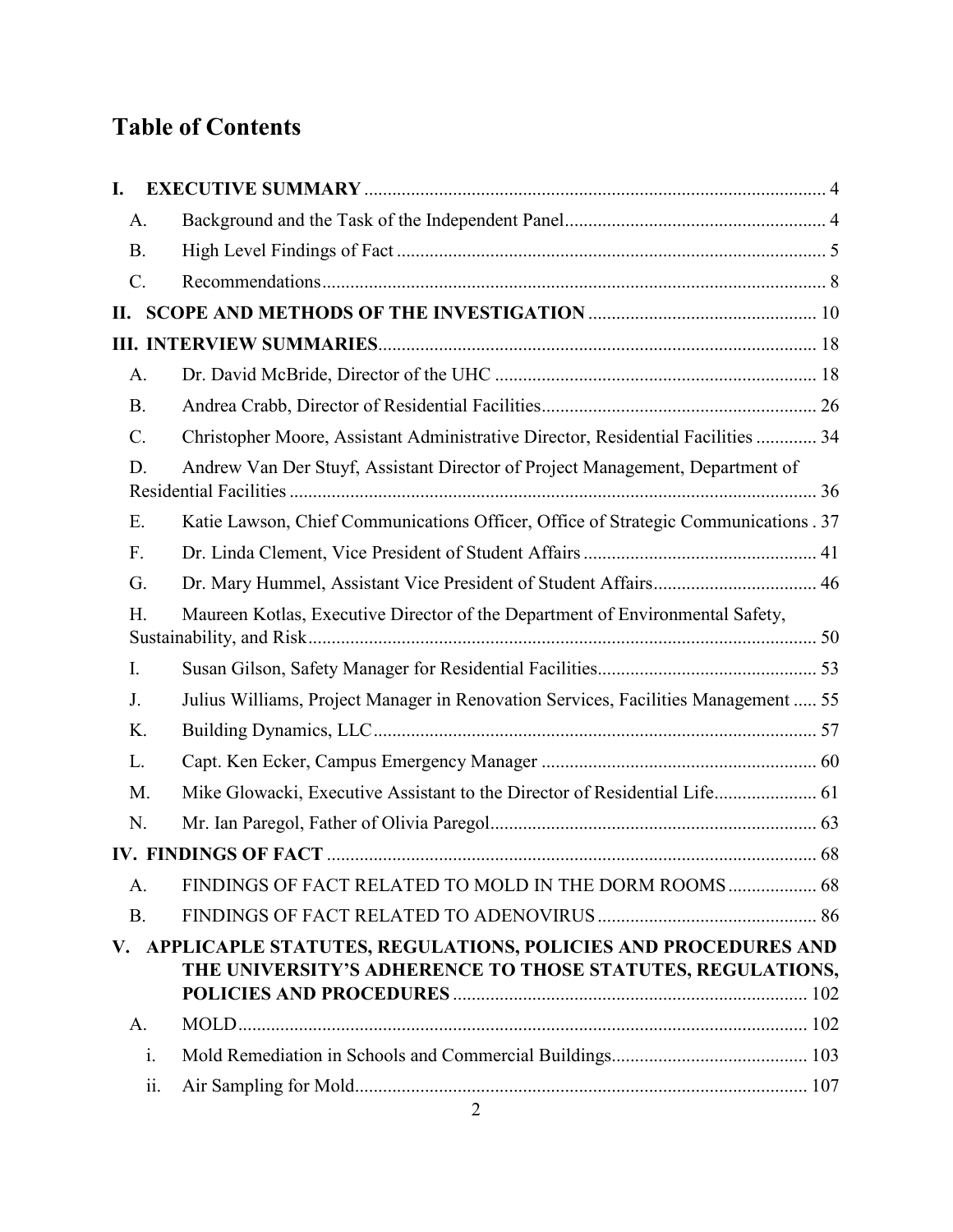# Table of Contents

**I. EXECUTIVE SUMMARY** .... 4

- A. Background and the Task of the Independent Panel .... 4
- B. High Level Findings of Fact .... 5
- C. Recommendations .... 8

**II. SCOPE AND METHODS OF THE INVESTIGATION** .... 10

**III. INTERVIEW SUMMARIES** .... 18

- A. Dr. David McBride, Director of the UHC .... 18
- B. Andrea Crabb, Director of Residential Facilities .... 26
- C. Christopher Moore, Assistant Administrative Director, Residential Facilities .... 34
- D. Andrew Van Der Stuyf, Assistant Director of Project Management, Department of Residential Facilities .... 36
- E. Katie Lawson, Chief Communications Officer, Office of Strategic Communications . 37
- F. Dr. Linda Clement, Vice President of Student Affairs .... 41
- G. Dr. Mary Hummel, Assistant Vice President of Student Affairs .... 46
- H. Maureen Kotlas, Executive Director of the Department of Environmental Safety, Sustainability, and Risk .... 50
- I. Susan Gilson, Safety Manager for Residential Facilities .... 53
- J. Julius Williams, Project Manager in Renovation Services, Facilities Management .... 55
- K. Building Dynamics, LLC .... 57
- L. Capt. Ken Ecker, Campus Emergency Manager .... 60
- M. Mike Glowacki, Executive Assistant to the Director of Residential Life .... 61
- N. Mr. Ian Paregol, Father of Olivia Paregol .... 63

**IV. FINDINGS OF FACT** .... 68

- A. FINDINGS OF FACT RELATED TO MOLD IN THE DORM ROOMS .... 68
- B. FINDINGS OF FACT RELATED TO ADENOVIRUS .... 86

**V. APPLICAPLE STATUTES, REGULATIONS, POLICIES AND PROCEDURES AND THE UNIVERSITY'S ADHERENCE TO THOSE STATUTES, REGULATIONS, POLICIES AND PROCEDURES** .... 102

- A. MOLD .... 102
  - i. Mold Remediation in Schools and Commercial Buildings .... 103
  - ii. Air Sampling for Mold .... 107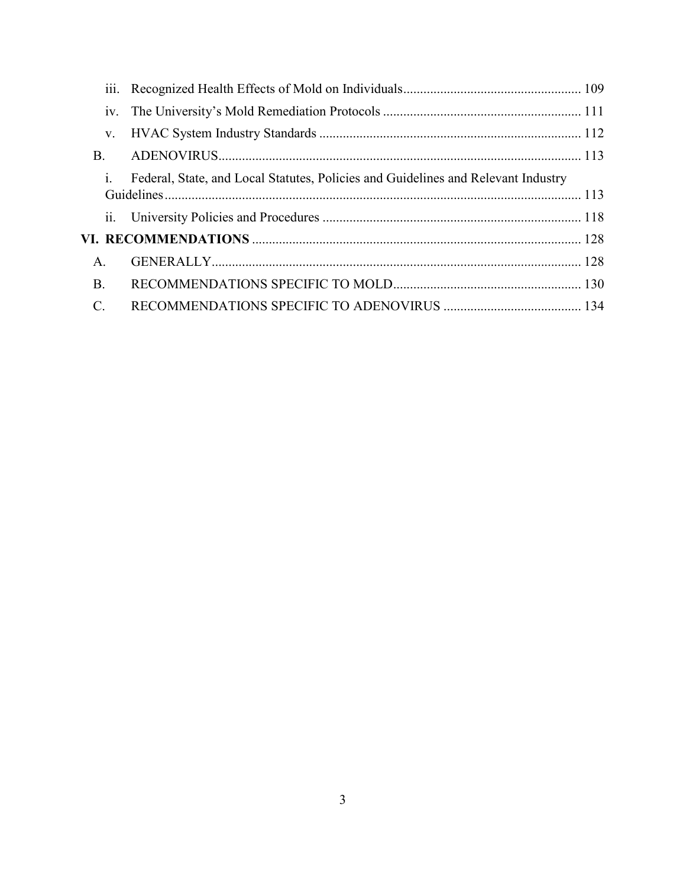iii. Recognized Health Effects of Mold on Individuals .................................................... 109

iv. The University's Mold Remediation Protocols .......................................................... 111

v. HVAC System Industry Standards ............................................................................. 112

B. ADENOVIRUS ........................................................................................................... 113

i. Federal, State, and Local Statutes, Policies and Guidelines and Relevant Industry Guidelines ........................................................................................................................... 113

ii. University Policies and Procedures ............................................................................ 118

**VI. RECOMMENDATIONS** ................................................................................................. 128

A. GENERALLY ............................................................................................................. 128

B. RECOMMENDATIONS SPECIFIC TO MOLD ........................................................ 130

C. RECOMMENDATIONS SPECIFIC TO ADENOVIRUS ......................................... 134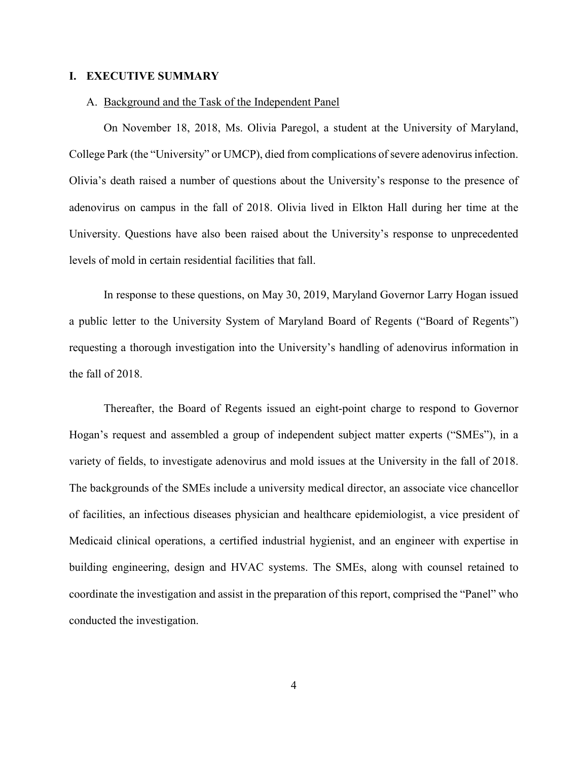# I. EXECUTIVE SUMMARY

## A. Background and the Task of the Independent Panel

On November 18, 2018, Ms. Olivia Paregol, a student at the University of Maryland, College Park (the "University" or UMCP), died from complications of severe adenovirus infection. Olivia's death raised a number of questions about the University's response to the presence of adenovirus on campus in the fall of 2018. Olivia lived in Elkton Hall during her time at the University. Questions have also been raised about the University's response to unprecedented levels of mold in certain residential facilities that fall.

In response to these questions, on May 30, 2019, Maryland Governor Larry Hogan issued a public letter to the University System of Maryland Board of Regents ("Board of Regents") requesting a thorough investigation into the University's handling of adenovirus information in the fall of 2018.

Thereafter, the Board of Regents issued an eight-point charge to respond to Governor Hogan's request and assembled a group of independent subject matter experts ("SMEs"), in a variety of fields, to investigate adenovirus and mold issues at the University in the fall of 2018. The backgrounds of the SMEs include a university medical director, an associate vice chancellor of facilities, an infectious diseases physician and healthcare epidemiologist, a vice president of Medicaid clinical operations, a certified industrial hygienist, and an engineer with expertise in building engineering, design and HVAC systems. The SMEs, along with counsel retained to coordinate the investigation and assist in the preparation of this report, comprised the "Panel" who conducted the investigation.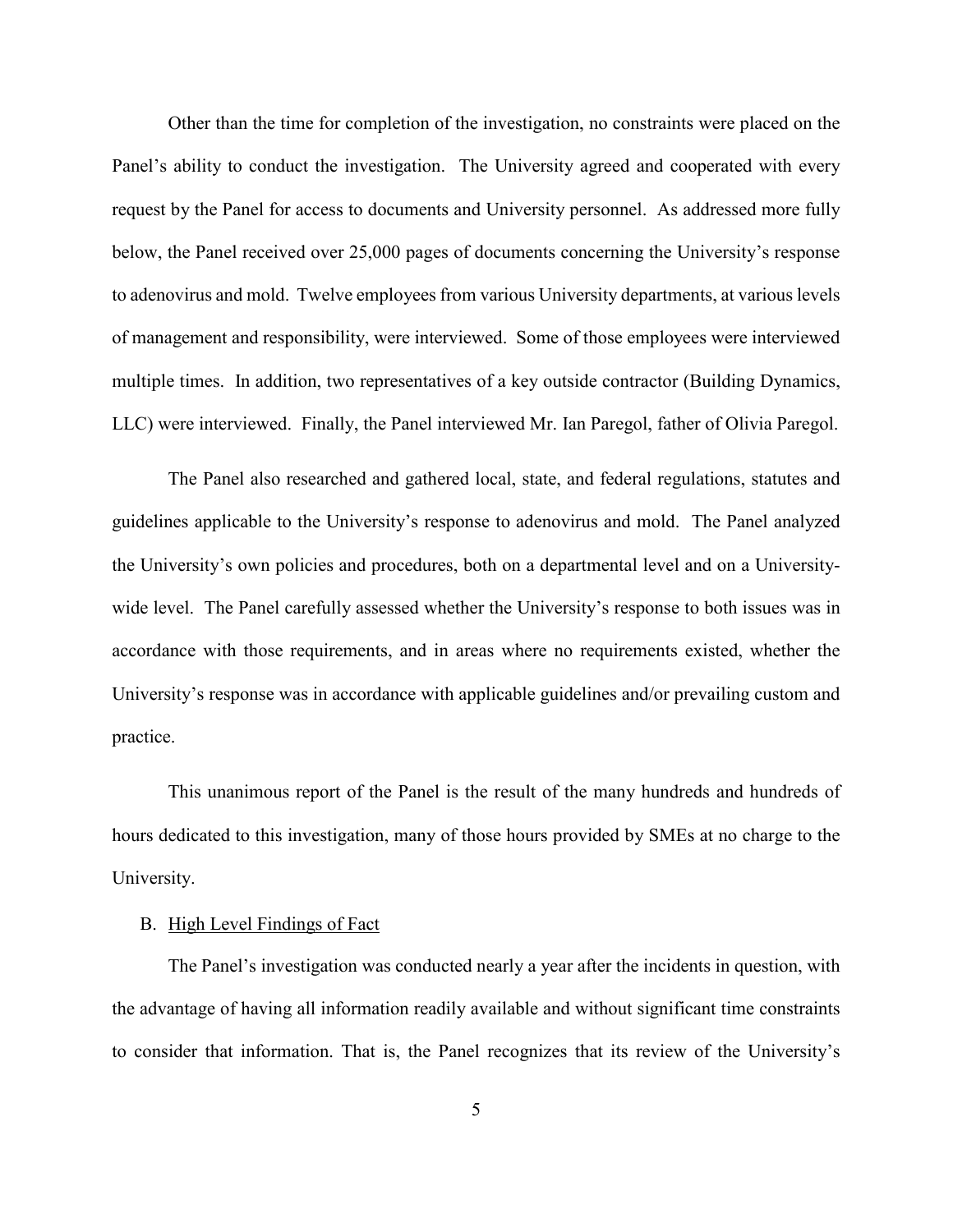Other than the time for completion of the investigation, no constraints were placed on the Panel's ability to conduct the investigation. The University agreed and cooperated with every request by the Panel for access to documents and University personnel. As addressed more fully below, the Panel received over 25,000 pages of documents concerning the University's response to adenovirus and mold. Twelve employees from various University departments, at various levels of management and responsibility, were interviewed. Some of those employees were interviewed multiple times. In addition, two representatives of a key outside contractor (Building Dynamics, LLC) were interviewed. Finally, the Panel interviewed Mr. Ian Paregol, father of Olivia Paregol.

The Panel also researched and gathered local, state, and federal regulations, statutes and guidelines applicable to the University's response to adenovirus and mold. The Panel analyzed the University's own policies and procedures, both on a departmental level and on a University-wide level. The Panel carefully assessed whether the University's response to both issues was in accordance with those requirements, and in areas where no requirements existed, whether the University's response was in accordance with applicable guidelines and/or prevailing custom and practice.

This unanimous report of the Panel is the result of the many hundreds and hundreds of hours dedicated to this investigation, many of those hours provided by SMEs at no charge to the University.

B. <u>High Level Findings of Fact</u>

The Panel's investigation was conducted nearly a year after the incidents in question, with the advantage of having all information readily available and without significant time constraints to consider that information. That is, the Panel recognizes that its review of the University's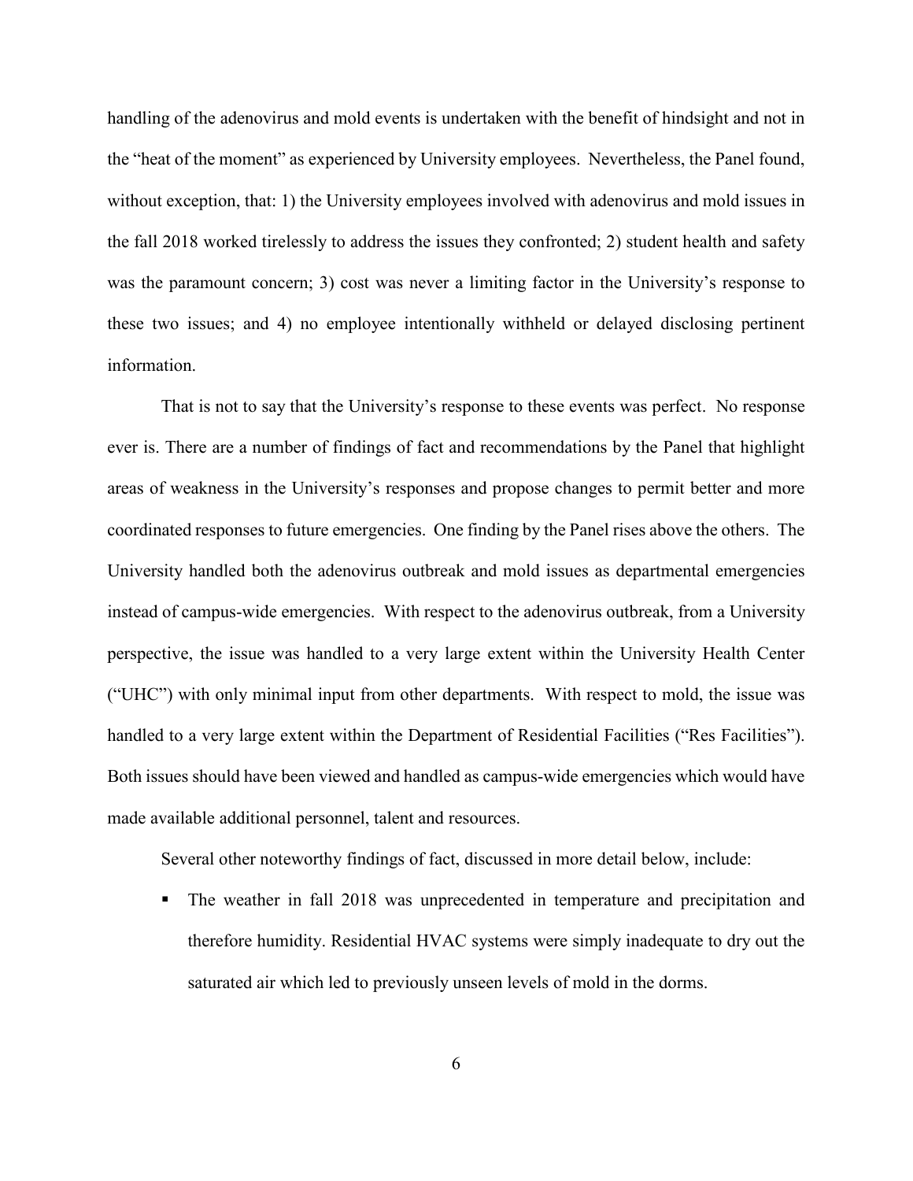handling of the adenovirus and mold events is undertaken with the benefit of hindsight and not in the "heat of the moment" as experienced by University employees. Nevertheless, the Panel found, without exception, that: 1) the University employees involved with adenovirus and mold issues in the fall 2018 worked tirelessly to address the issues they confronted; 2) student health and safety was the paramount concern; 3) cost was never a limiting factor in the University's response to these two issues; and 4) no employee intentionally withheld or delayed disclosing pertinent information.

That is not to say that the University's response to these events was perfect. No response ever is. There are a number of findings of fact and recommendations by the Panel that highlight areas of weakness in the University's responses and propose changes to permit better and more coordinated responses to future emergencies. One finding by the Panel rises above the others. The University handled both the adenovirus outbreak and mold issues as departmental emergencies instead of campus-wide emergencies. With respect to the adenovirus outbreak, from a University perspective, the issue was handled to a very large extent within the University Health Center ("UHC") with only minimal input from other departments. With respect to mold, the issue was handled to a very large extent within the Department of Residential Facilities ("Res Facilities"). Both issues should have been viewed and handled as campus-wide emergencies which would have made available additional personnel, talent and resources.

Several other noteworthy findings of fact, discussed in more detail below, include:

- The weather in fall 2018 was unprecedented in temperature and precipitation and therefore humidity. Residential HVAC systems were simply inadequate to dry out the saturated air which led to previously unseen levels of mold in the dorms.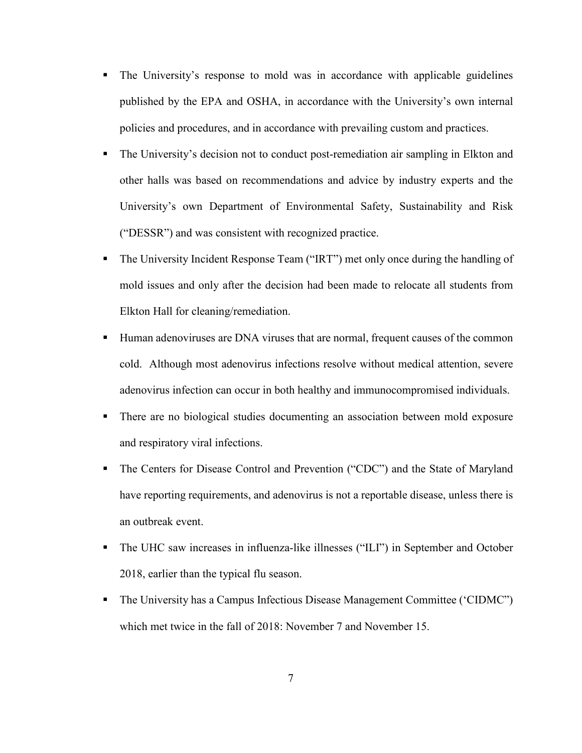- The University's response to mold was in accordance with applicable guidelines published by the EPA and OSHA, in accordance with the University's own internal policies and procedures, and in accordance with prevailing custom and practices.
- The University's decision not to conduct post-remediation air sampling in Elkton and other halls was based on recommendations and advice by industry experts and the University's own Department of Environmental Safety, Sustainability and Risk ("DESSR") and was consistent with recognized practice.
- The University Incident Response Team ("IRT") met only once during the handling of mold issues and only after the decision had been made to relocate all students from Elkton Hall for cleaning/remediation.
- Human adenoviruses are DNA viruses that are normal, frequent causes of the common cold. Although most adenovirus infections resolve without medical attention, severe adenovirus infection can occur in both healthy and immunocompromised individuals.
- There are no biological studies documenting an association between mold exposure and respiratory viral infections.
- The Centers for Disease Control and Prevention ("CDC") and the State of Maryland have reporting requirements, and adenovirus is not a reportable disease, unless there is an outbreak event.
- The UHC saw increases in influenza-like illnesses ("ILI") in September and October 2018, earlier than the typical flu season.
- The University has a Campus Infectious Disease Management Committee ('CIDMC") which met twice in the fall of 2018: November 7 and November 15.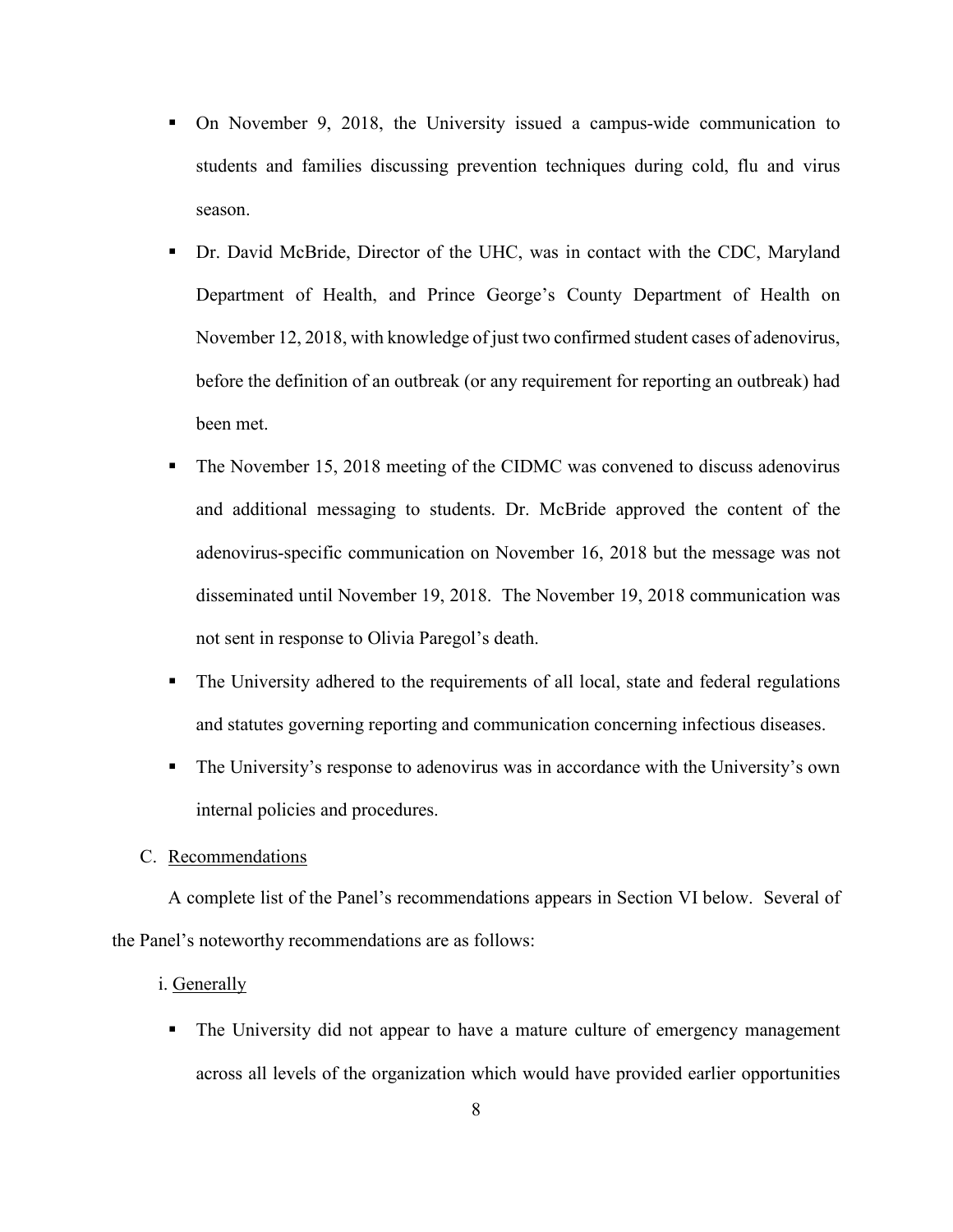- On November 9, 2018, the University issued a campus-wide communication to students and families discussing prevention techniques during cold, flu and virus season.
- Dr. David McBride, Director of the UHC, was in contact with the CDC, Maryland Department of Health, and Prince George's County Department of Health on November 12, 2018, with knowledge of just two confirmed student cases of adenovirus, before the definition of an outbreak (or any requirement for reporting an outbreak) had been met.
- The November 15, 2018 meeting of the CIDMC was convened to discuss adenovirus and additional messaging to students. Dr. McBride approved the content of the adenovirus-specific communication on November 16, 2018 but the message was not disseminated until November 19, 2018. The November 19, 2018 communication was not sent in response to Olivia Paregol's death.
- The University adhered to the requirements of all local, state and federal regulations and statutes governing reporting and communication concerning infectious diseases.
- The University's response to adenovirus was in accordance with the University's own internal policies and procedures.

C. Recommendations

A complete list of the Panel's recommendations appears in Section VI below. Several of the Panel's noteworthy recommendations are as follows:

i. Generally

- The University did not appear to have a mature culture of emergency management across all levels of the organization which would have provided earlier opportunities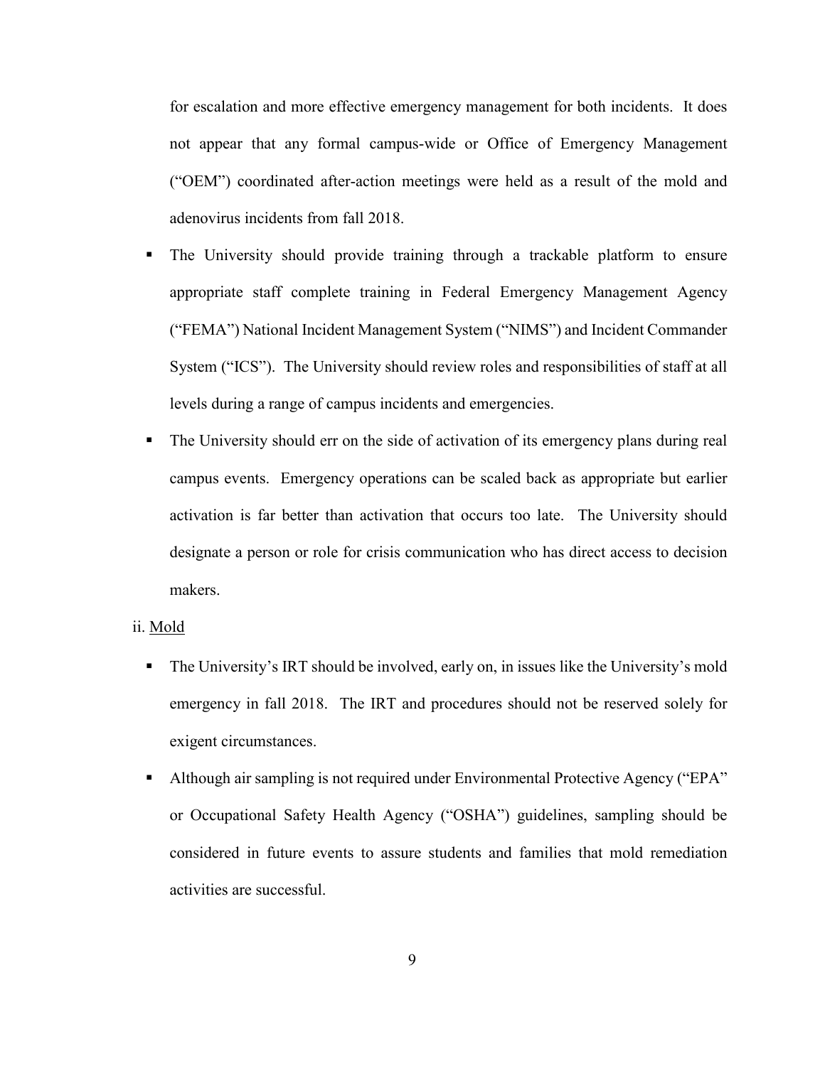for escalation and more effective emergency management for both incidents. It does not appear that any formal campus-wide or Office of Emergency Management ("OEM") coordinated after-action meetings were held as a result of the mold and adenovirus incidents from fall 2018.

- The University should provide training through a trackable platform to ensure appropriate staff complete training in Federal Emergency Management Agency ("FEMA") National Incident Management System ("NIMS") and Incident Commander System ("ICS"). The University should review roles and responsibilities of staff at all levels during a range of campus incidents and emergencies.
- The University should err on the side of activation of its emergency plans during real campus events. Emergency operations can be scaled back as appropriate but earlier activation is far better than activation that occurs too late. The University should designate a person or role for crisis communication who has direct access to decision makers.

ii. Mold

- The University's IRT should be involved, early on, in issues like the University's mold emergency in fall 2018. The IRT and procedures should not be reserved solely for exigent circumstances.
- Although air sampling is not required under Environmental Protective Agency ("EPA" or Occupational Safety Health Agency ("OSHA") guidelines, sampling should be considered in future events to assure students and families that mold remediation activities are successful.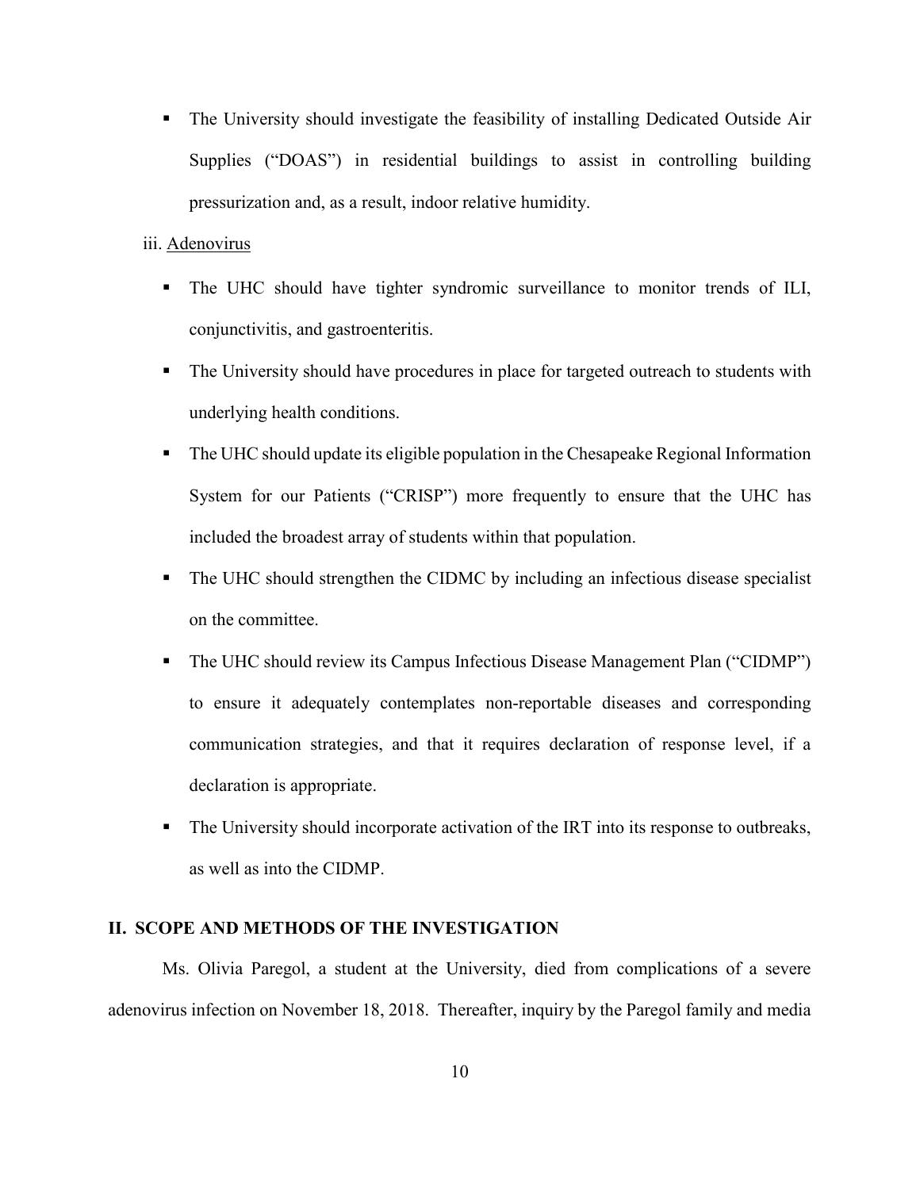- The University should investigate the feasibility of installing Dedicated Outside Air Supplies ("DOAS") in residential buildings to assist in controlling building pressurization and, as a result, indoor relative humidity.

iii. Adenovirus

- The UHC should have tighter syndromic surveillance to monitor trends of ILI, conjunctivitis, and gastroenteritis.
- The University should have procedures in place for targeted outreach to students with underlying health conditions.
- The UHC should update its eligible population in the Chesapeake Regional Information System for our Patients ("CRISP") more frequently to ensure that the UHC has included the broadest array of students within that population.
- The UHC should strengthen the CIDMC by including an infectious disease specialist on the committee.
- The UHC should review its Campus Infectious Disease Management Plan ("CIDMP") to ensure it adequately contemplates non-reportable diseases and corresponding communication strategies, and that it requires declaration of response level, if a declaration is appropriate.
- The University should incorporate activation of the IRT into its response to outbreaks, as well as into the CIDMP.

## II. SCOPE AND METHODS OF THE INVESTIGATION

Ms. Olivia Paregol, a student at the University, died from complications of a severe adenovirus infection on November 18, 2018. Thereafter, inquiry by the Paregol family and media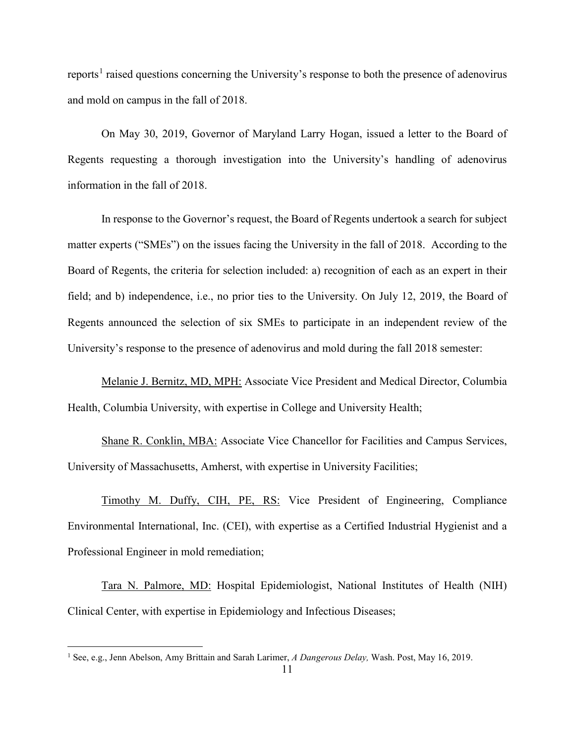reports[1] raised questions concerning the University's response to both the presence of adenovirus and mold on campus in the fall of 2018.

On May 30, 2019, Governor of Maryland Larry Hogan, issued a letter to the Board of Regents requesting a thorough investigation into the University's handling of adenovirus information in the fall of 2018.

In response to the Governor's request, the Board of Regents undertook a search for subject matter experts ("SMEs") on the issues facing the University in the fall of 2018. According to the Board of Regents, the criteria for selection included: a) recognition of each as an expert in their field; and b) independence, i.e., no prior ties to the University. On July 12, 2019, the Board of Regents announced the selection of six SMEs to participate in an independent review of the University's response to the presence of adenovirus and mold during the fall 2018 semester:

<u>Melanie J. Bernitz, MD, MPH:</u> Associate Vice President and Medical Director, Columbia Health, Columbia University, with expertise in College and University Health;

<u>Shane R. Conklin, MBA:</u> Associate Vice Chancellor for Facilities and Campus Services, University of Massachusetts, Amherst, with expertise in University Facilities;

<u>Timothy M. Duffy, CIH, PE, RS:</u> Vice President of Engineering, Compliance Environmental International, Inc. (CEI), with expertise as a Certified Industrial Hygienist and a Professional Engineer in mold remediation;

<u>Tara N. Palmore, MD:</u> Hospital Epidemiologist, National Institutes of Health (NIH) Clinical Center, with expertise in Epidemiology and Infectious Diseases;

---

[1] See, e.g., Jenn Abelson, Amy Brittain and Sarah Larimer, *A Dangerous Delay,* Wash. Post, May 16, 2019.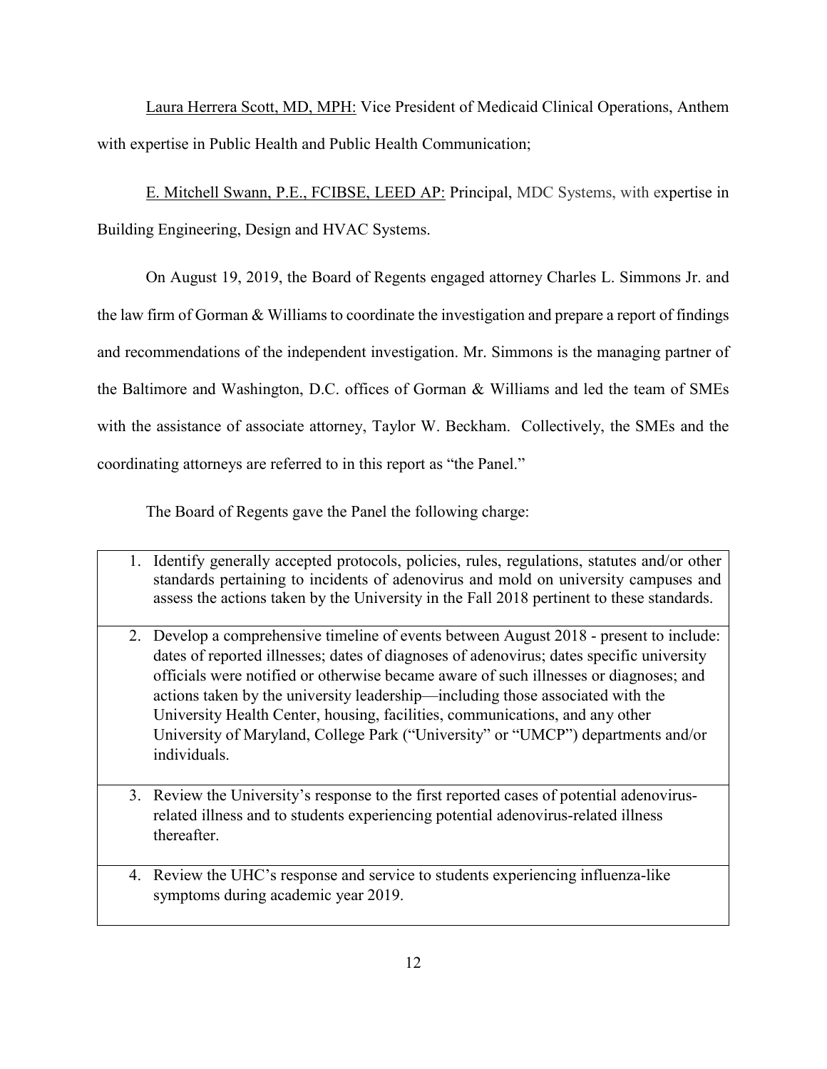Laura Herrera Scott, MD, MPH: Vice President of Medicaid Clinical Operations, Anthem with expertise in Public Health and Public Health Communication;

E. Mitchell Swann, P.E., FCIBSE, LEED AP: Principal, MDC Systems, with expertise in Building Engineering, Design and HVAC Systems.

On August 19, 2019, the Board of Regents engaged attorney Charles L. Simmons Jr. and the law firm of Gorman & Williams to coordinate the investigation and prepare a report of findings and recommendations of the independent investigation. Mr. Simmons is the managing partner of the Baltimore and Washington, D.C. offices of Gorman & Williams and led the team of SMEs with the assistance of associate attorney, Taylor W. Beckham. Collectively, the SMEs and the coordinating attorneys are referred to in this report as "the Panel."

The Board of Regents gave the Panel the following charge:

| |
|---|
| 1. Identify generally accepted protocols, policies, rules, regulations, statutes and/or other standards pertaining to incidents of adenovirus and mold on university campuses and assess the actions taken by the University in the Fall 2018 pertinent to these standards. |
| 2. Develop a comprehensive timeline of events between August 2018 - present to include: dates of reported illnesses; dates of diagnoses of adenovirus; dates specific university officials were notified or otherwise became aware of such illnesses or diagnoses; and actions taken by the university leadership—including those associated with the University Health Center, housing, facilities, communications, and any other University of Maryland, College Park ("University" or "UMCP") departments and/or individuals. |
| 3. Review the University's response to the first reported cases of potential adenovirus-related illness and to students experiencing potential adenovirus-related illness thereafter. |
| 4. Review the UHC's response and service to students experiencing influenza-like symptoms during academic year 2019. |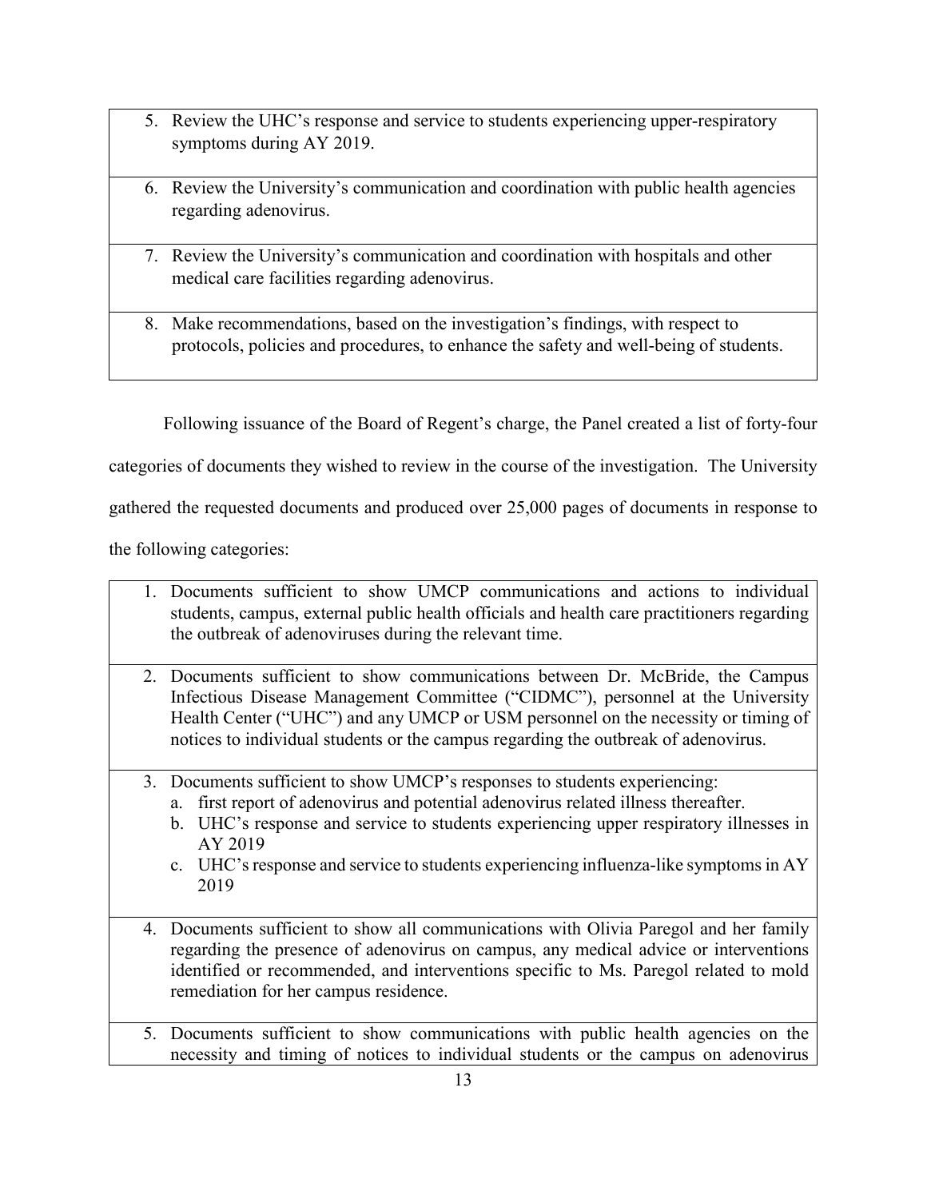| |
|---|
| 5. Review the UHC's response and service to students experiencing upper-respiratory symptoms during AY 2019. |
| 6. Review the University's communication and coordination with public health agencies regarding adenovirus. |
| 7. Review the University's communication and coordination with hospitals and other medical care facilities regarding adenovirus. |
| 8. Make recommendations, based on the investigation's findings, with respect to protocols, policies and procedures, to enhance the safety and well-being of students. |

Following issuance of the Board of Regent's charge, the Panel created a list of forty-four categories of documents they wished to review in the course of the investigation. The University gathered the requested documents and produced over 25,000 pages of documents in response to the following categories:

| |
|---|
| 1. Documents sufficient to show UMCP communications and actions to individual students, campus, external public health officials and health care practitioners regarding the outbreak of adenoviruses during the relevant time. |
| 2. Documents sufficient to show communications between Dr. McBride, the Campus Infectious Disease Management Committee ("CIDMC"), personnel at the University Health Center ("UHC") and any UMCP or USM personnel on the necessity or timing of notices to individual students or the campus regarding the outbreak of adenovirus. |
| 3. Documents sufficient to show UMCP's responses to students experiencing: <br> a. first report of adenovirus and potential adenovirus related illness thereafter. <br> b. UHC's response and service to students experiencing upper respiratory illnesses in AY 2019 <br> c. UHC's response and service to students experiencing influenza-like symptoms in AY 2019 |
| 4. Documents sufficient to show all communications with Olivia Paregol and her family regarding the presence of adenovirus on campus, any medical advice or interventions identified or recommended, and interventions specific to Ms. Paregol related to mold remediation for her campus residence. |
| 5. Documents sufficient to show communications with public health agencies on the necessity and timing of notices to individual students or the campus on adenovirus |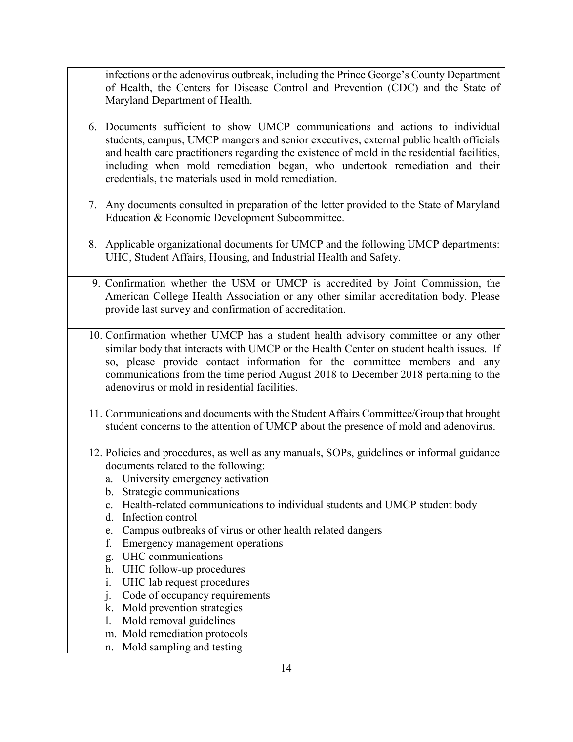infections or the adenovirus outbreak, including the Prince George's County Department of Health, the Centers for Disease Control and Prevention (CDC) and the State of Maryland Department of Health.

6. Documents sufficient to show UMCP communications and actions to individual students, campus, UMCP mangers and senior executives, external public health officials and health care practitioners regarding the existence of mold in the residential facilities, including when mold remediation began, who undertook remediation and their credentials, the materials used in mold remediation.

7. Any documents consulted in preparation of the letter provided to the State of Maryland Education & Economic Development Subcommittee.

8. Applicable organizational documents for UMCP and the following UMCP departments: UHC, Student Affairs, Housing, and Industrial Health and Safety.

9. Confirmation whether the USM or UMCP is accredited by Joint Commission, the American College Health Association or any other similar accreditation body. Please provide last survey and confirmation of accreditation.

10. Confirmation whether UMCP has a student health advisory committee or any other similar body that interacts with UMCP or the Health Center on student health issues. If so, please provide contact information for the committee members and any communications from the time period August 2018 to December 2018 pertaining to the adenovirus or mold in residential facilities.

11. Communications and documents with the Student Affairs Committee/Group that brought student concerns to the attention of UMCP about the presence of mold and adenovirus.

12. Policies and procedures, as well as any manuals, SOPs, guidelines or informal guidance documents related to the following:
    a. University emergency activation
    b. Strategic communications
    c. Health-related communications to individual students and UMCP student body
    d. Infection control
    e. Campus outbreaks of virus or other health related dangers
    f. Emergency management operations
    g. UHC communications
    h. UHC follow-up procedures
    i. UHC lab request procedures
    j. Code of occupancy requirements
    k. Mold prevention strategies
    l. Mold removal guidelines
    m. Mold remediation protocols
    n. Mold sampling and testing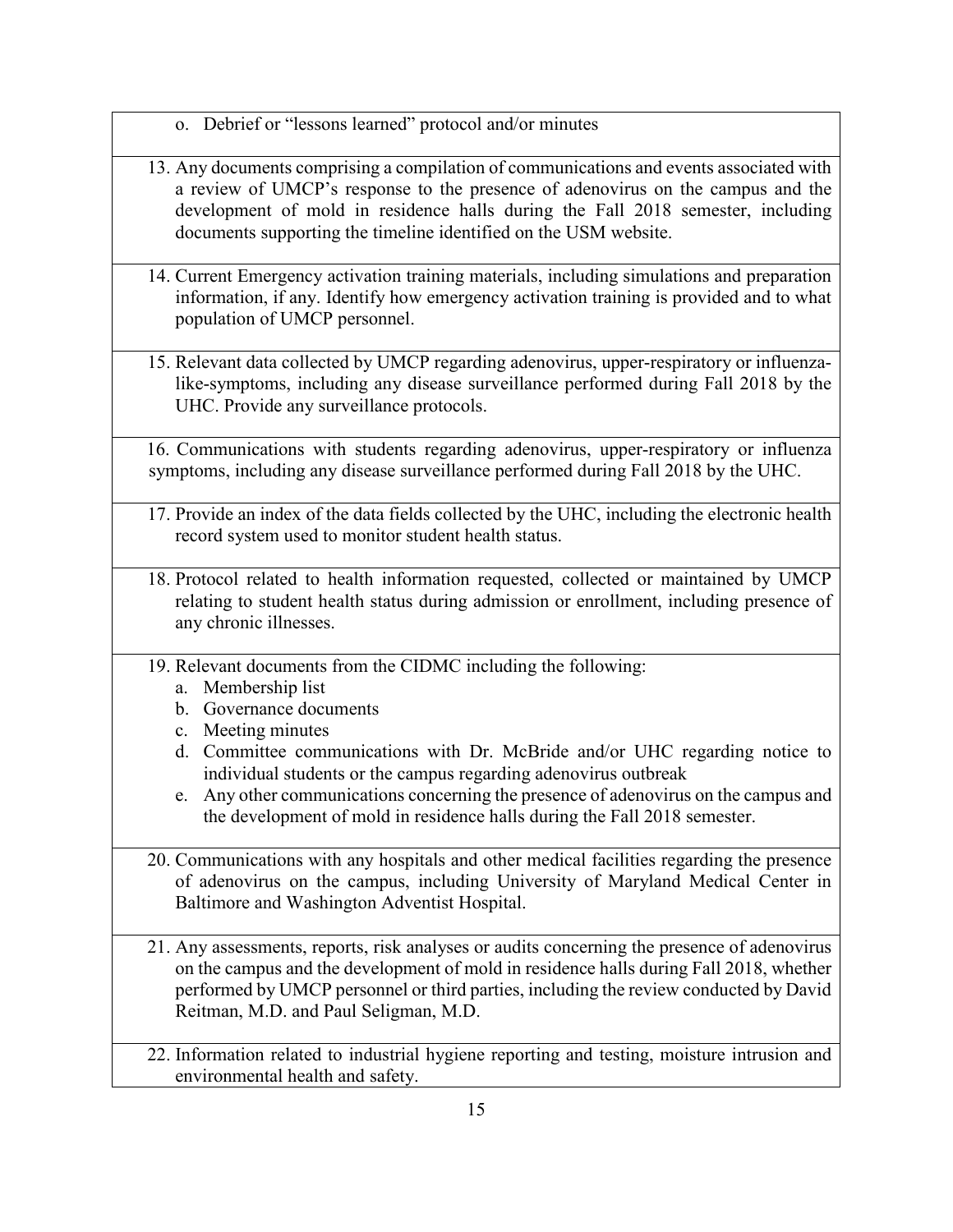| |
|---|
| o. Debrief or "lessons learned" protocol and/or minutes |
| 13. Any documents comprising a compilation of communications and events associated with a review of UMCP's response to the presence of adenovirus on the campus and the development of mold in residence halls during the Fall 2018 semester, including documents supporting the timeline identified on the USM website. |
| 14. Current Emergency activation training materials, including simulations and preparation information, if any. Identify how emergency activation training is provided and to what population of UMCP personnel. |
| 15. Relevant data collected by UMCP regarding adenovirus, upper-respiratory or influenza-like-symptoms, including any disease surveillance performed during Fall 2018 by the UHC. Provide any surveillance protocols. |
| 16. Communications with students regarding adenovirus, upper-respiratory or influenza symptoms, including any disease surveillance performed during Fall 2018 by the UHC. |
| 17. Provide an index of the data fields collected by the UHC, including the electronic health record system used to monitor student health status. |
| 18. Protocol related to health information requested, collected or maintained by UMCP relating to student health status during admission or enrollment, including presence of any chronic illnesses. |
| 19. Relevant documents from the CIDMC including the following:<br>a. Membership list<br>b. Governance documents<br>c. Meeting minutes<br>d. Committee communications with Dr. McBride and/or UHC regarding notice to individual students or the campus regarding adenovirus outbreak<br>e. Any other communications concerning the presence of adenovirus on the campus and the development of mold in residence halls during the Fall 2018 semester. |
| 20. Communications with any hospitals and other medical facilities regarding the presence of adenovirus on the campus, including University of Maryland Medical Center in Baltimore and Washington Adventist Hospital. |
| 21. Any assessments, reports, risk analyses or audits concerning the presence of adenovirus on the campus and the development of mold in residence halls during Fall 2018, whether performed by UMCP personnel or third parties, including the review conducted by David Reitman, M.D. and Paul Seligman, M.D. |
| 22. Information related to industrial hygiene reporting and testing, moisture intrusion and environmental health and safety. |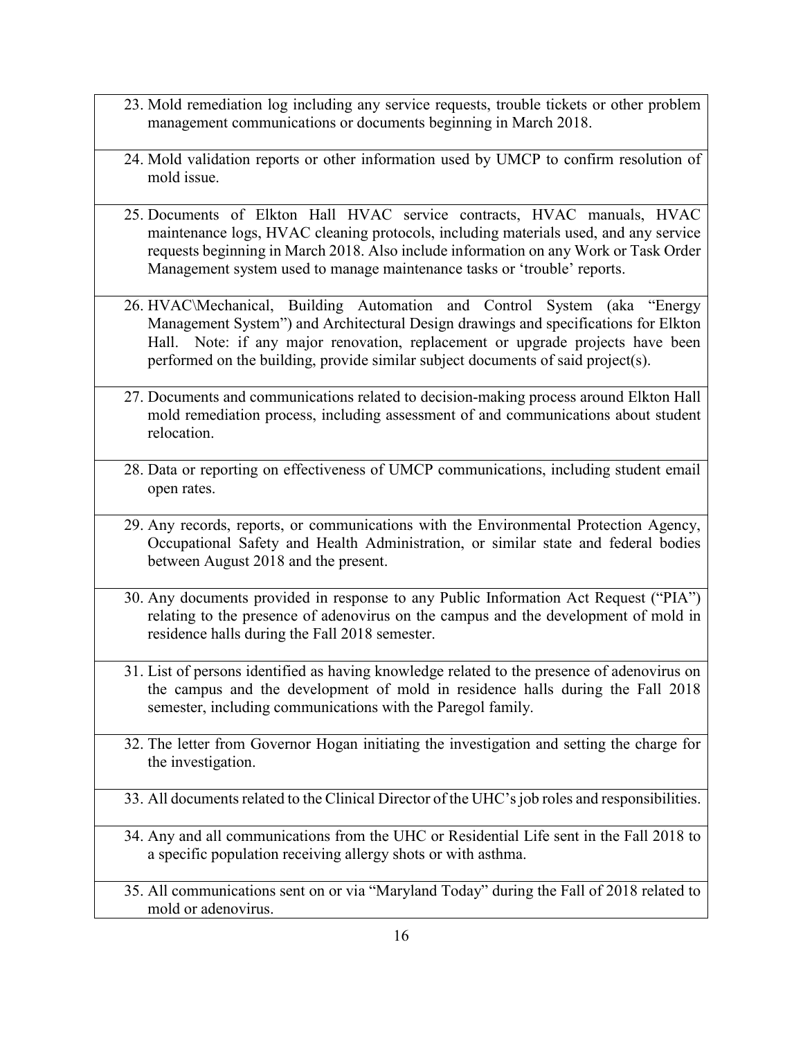23. Mold remediation log including any service requests, trouble tickets or other problem management communications or documents beginning in March 2018.

24. Mold validation reports or other information used by UMCP to confirm resolution of mold issue.

25. Documents of Elkton Hall HVAC service contracts, HVAC manuals, HVAC maintenance logs, HVAC cleaning protocols, including materials used, and any service requests beginning in March 2018. Also include information on any Work or Task Order Management system used to manage maintenance tasks or 'trouble' reports.

26. HVAC\Mechanical, Building Automation and Control System (aka "Energy Management System") and Architectural Design drawings and specifications for Elkton Hall. Note: if any major renovation, replacement or upgrade projects have been performed on the building, provide similar subject documents of said project(s).

27. Documents and communications related to decision-making process around Elkton Hall mold remediation process, including assessment of and communications about student relocation.

28. Data or reporting on effectiveness of UMCP communications, including student email open rates.

29. Any records, reports, or communications with the Environmental Protection Agency, Occupational Safety and Health Administration, or similar state and federal bodies between August 2018 and the present.

30. Any documents provided in response to any Public Information Act Request ("PIA") relating to the presence of adenovirus on the campus and the development of mold in residence halls during the Fall 2018 semester.

31. List of persons identified as having knowledge related to the presence of adenovirus on the campus and the development of mold in residence halls during the Fall 2018 semester, including communications with the Paregol family.

32. The letter from Governor Hogan initiating the investigation and setting the charge for the investigation.

33. All documents related to the Clinical Director of the UHC's job roles and responsibilities.

34. Any and all communications from the UHC or Residential Life sent in the Fall 2018 to a specific population receiving allergy shots or with asthma.

35. All communications sent on or via "Maryland Today" during the Fall of 2018 related to mold or adenovirus.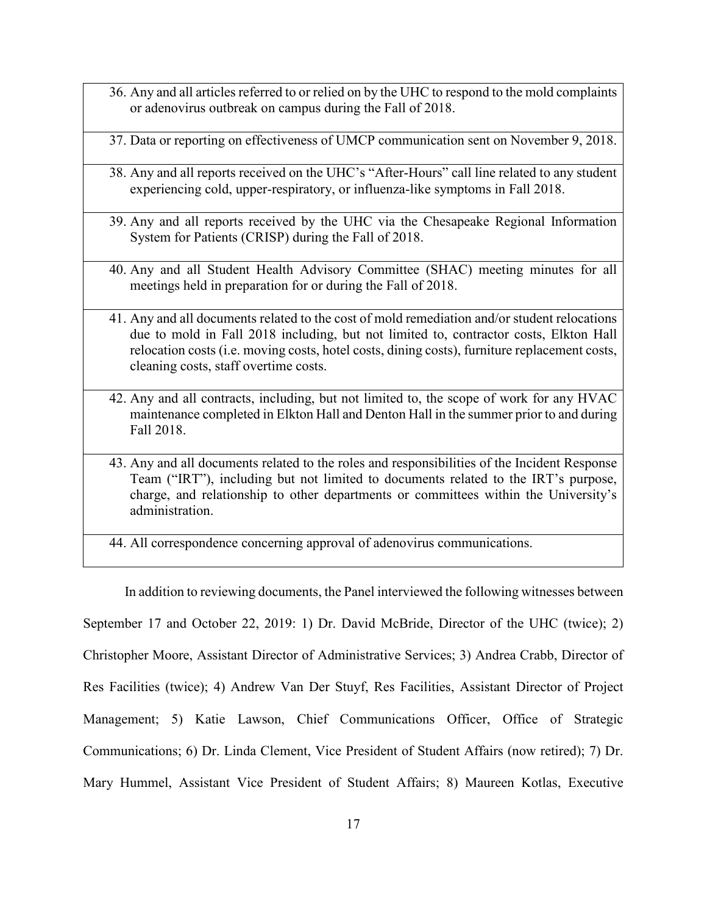| |
|---|
| 36. Any and all articles referred to or relied on by the UHC to respond to the mold complaints or adenovirus outbreak on campus during the Fall of 2018. |
| 37. Data or reporting on effectiveness of UMCP communication sent on November 9, 2018. |
| 38. Any and all reports received on the UHC's "After-Hours" call line related to any student experiencing cold, upper-respiratory, or influenza-like symptoms in Fall 2018. |
| 39. Any and all reports received by the UHC via the Chesapeake Regional Information System for Patients (CRISP) during the Fall of 2018. |
| 40. Any and all Student Health Advisory Committee (SHAC) meeting minutes for all meetings held in preparation for or during the Fall of 2018. |
| 41. Any and all documents related to the cost of mold remediation and/or student relocations due to mold in Fall 2018 including, but not limited to, contractor costs, Elkton Hall relocation costs (i.e. moving costs, hotel costs, dining costs), furniture replacement costs, cleaning costs, staff overtime costs. |
| 42. Any and all contracts, including, but not limited to, the scope of work for any HVAC maintenance completed in Elkton Hall and Denton Hall in the summer prior to and during Fall 2018. |
| 43. Any and all documents related to the roles and responsibilities of the Incident Response Team ("IRT"), including but not limited to documents related to the IRT's purpose, charge, and relationship to other departments or committees within the University's administration. |
| 44. All correspondence concerning approval of adenovirus communications. |

In addition to reviewing documents, the Panel interviewed the following witnesses between September 17 and October 22, 2019: 1) Dr. David McBride, Director of the UHC (twice); 2) Christopher Moore, Assistant Director of Administrative Services; 3) Andrea Crabb, Director of Res Facilities (twice); 4) Andrew Van Der Stuyf, Res Facilities, Assistant Director of Project Management; 5) Katie Lawson, Chief Communications Officer, Office of Strategic Communications; 6) Dr. Linda Clement, Vice President of Student Affairs (now retired); 7) Dr. Mary Hummel, Assistant Vice President of Student Affairs; 8) Maureen Kotlas, Executive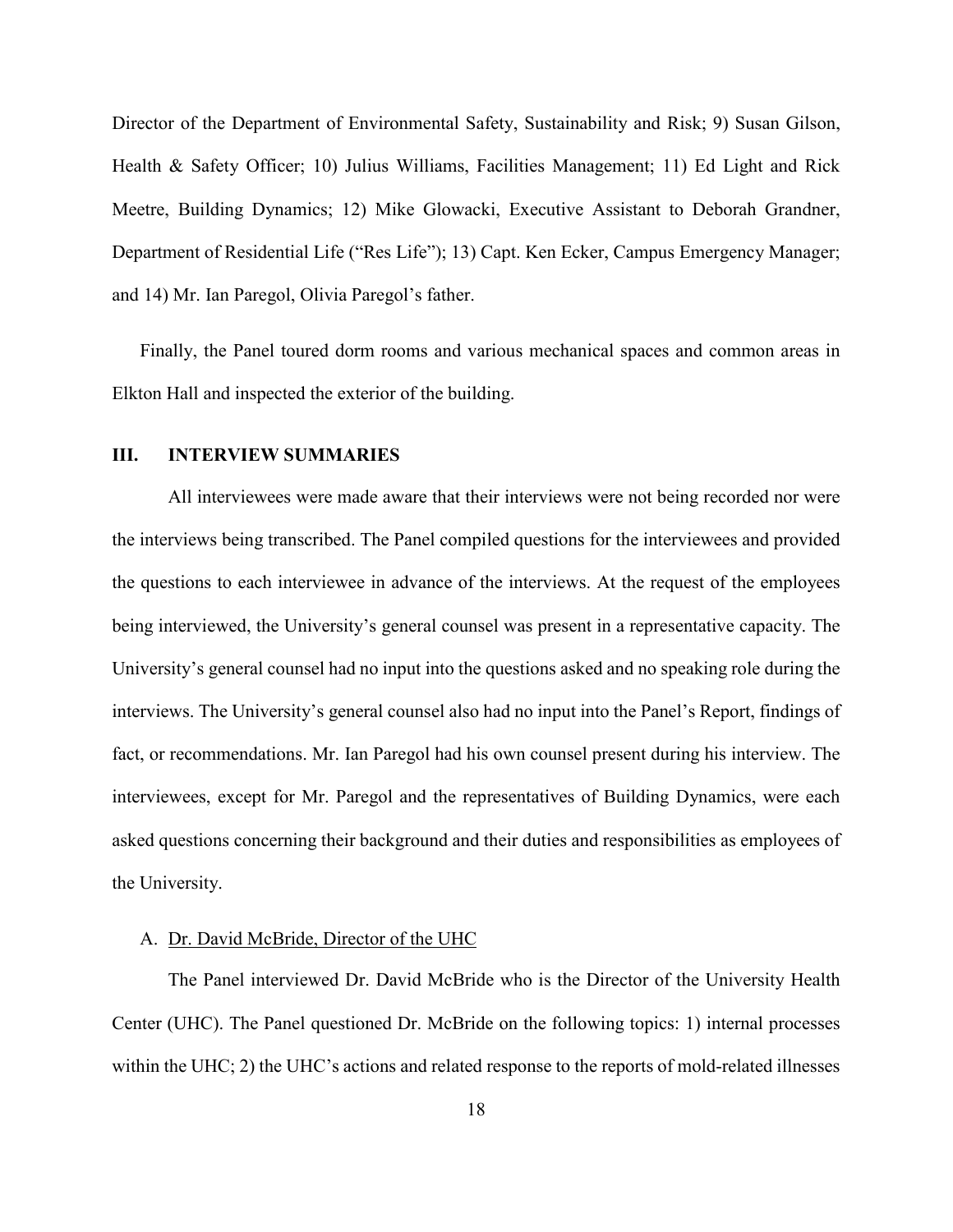Director of the Department of Environmental Safety, Sustainability and Risk; 9) Susan Gilson, Health & Safety Officer; 10) Julius Williams, Facilities Management; 11) Ed Light and Rick Meetre, Building Dynamics; 12) Mike Glowacki, Executive Assistant to Deborah Grandner, Department of Residential Life ("Res Life"); 13) Capt. Ken Ecker, Campus Emergency Manager; and 14) Mr. Ian Paregol, Olivia Paregol's father.

Finally, the Panel toured dorm rooms and various mechanical spaces and common areas in Elkton Hall and inspected the exterior of the building.

## III. INTERVIEW SUMMARIES

All interviewees were made aware that their interviews were not being recorded nor were the interviews being transcribed. The Panel compiled questions for the interviewees and provided the questions to each interviewee in advance of the interviews. At the request of the employees being interviewed, the University's general counsel was present in a representative capacity. The University's general counsel had no input into the questions asked and no speaking role during the interviews. The University's general counsel also had no input into the Panel's Report, findings of fact, or recommendations. Mr. Ian Paregol had his own counsel present during his interview. The interviewees, except for Mr. Paregol and the representatives of Building Dynamics, were each asked questions concerning their background and their duties and responsibilities as employees of the University.

### A. Dr. David McBride, Director of the UHC

The Panel interviewed Dr. David McBride who is the Director of the University Health Center (UHC). The Panel questioned Dr. McBride on the following topics: 1) internal processes within the UHC; 2) the UHC's actions and related response to the reports of mold-related illnesses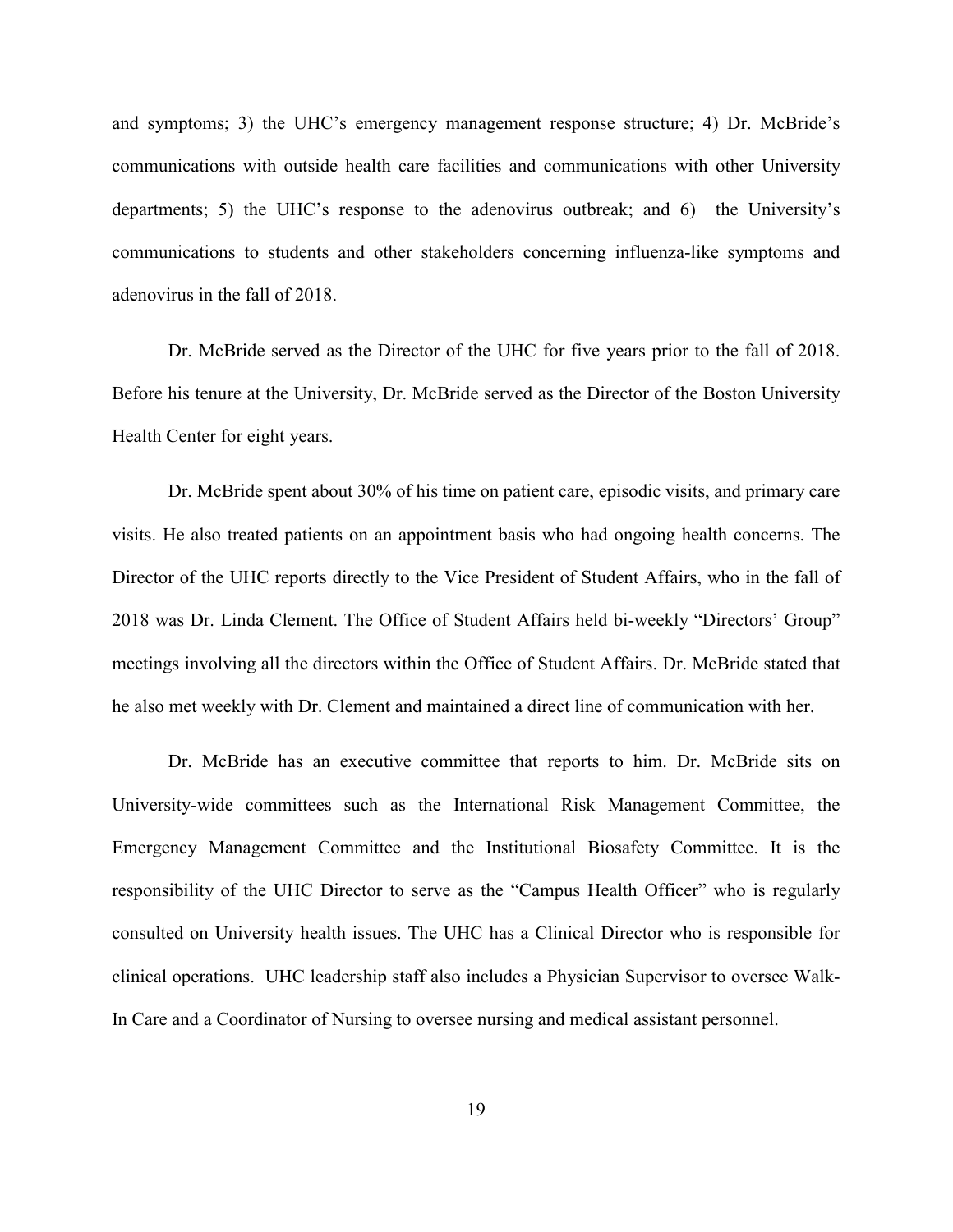and symptoms; 3) the UHC's emergency management response structure; 4) Dr. McBride's communications with outside health care facilities and communications with other University departments; 5) the UHC's response to the adenovirus outbreak; and 6) the University's communications to students and other stakeholders concerning influenza-like symptoms and adenovirus in the fall of 2018.

Dr. McBride served as the Director of the UHC for five years prior to the fall of 2018. Before his tenure at the University, Dr. McBride served as the Director of the Boston University Health Center for eight years.

Dr. McBride spent about 30% of his time on patient care, episodic visits, and primary care visits. He also treated patients on an appointment basis who had ongoing health concerns. The Director of the UHC reports directly to the Vice President of Student Affairs, who in the fall of 2018 was Dr. Linda Clement. The Office of Student Affairs held bi-weekly "Directors' Group" meetings involving all the directors within the Office of Student Affairs. Dr. McBride stated that he also met weekly with Dr. Clement and maintained a direct line of communication with her.

Dr. McBride has an executive committee that reports to him. Dr. McBride sits on University-wide committees such as the International Risk Management Committee, the Emergency Management Committee and the Institutional Biosafety Committee. It is the responsibility of the UHC Director to serve as the "Campus Health Officer" who is regularly consulted on University health issues. The UHC has a Clinical Director who is responsible for clinical operations. UHC leadership staff also includes a Physician Supervisor to oversee Walk-In Care and a Coordinator of Nursing to oversee nursing and medical assistant personnel.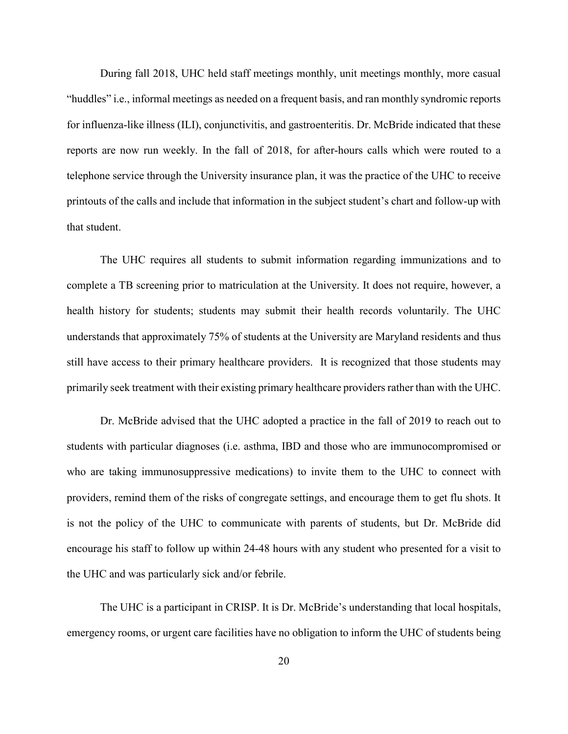During fall 2018, UHC held staff meetings monthly, unit meetings monthly, more casual "huddles" i.e., informal meetings as needed on a frequent basis, and ran monthly syndromic reports for influenza-like illness (ILI), conjunctivitis, and gastroenteritis. Dr. McBride indicated that these reports are now run weekly. In the fall of 2018, for after-hours calls which were routed to a telephone service through the University insurance plan, it was the practice of the UHC to receive printouts of the calls and include that information in the subject student's chart and follow-up with that student.

The UHC requires all students to submit information regarding immunizations and to complete a TB screening prior to matriculation at the University. It does not require, however, a health history for students; students may submit their health records voluntarily. The UHC understands that approximately 75% of students at the University are Maryland residents and thus still have access to their primary healthcare providers. It is recognized that those students may primarily seek treatment with their existing primary healthcare providers rather than with the UHC.

Dr. McBride advised that the UHC adopted a practice in the fall of 2019 to reach out to students with particular diagnoses (i.e. asthma, IBD and those who are immunocompromised or who are taking immunosuppressive medications) to invite them to the UHC to connect with providers, remind them of the risks of congregate settings, and encourage them to get flu shots. It is not the policy of the UHC to communicate with parents of students, but Dr. McBride did encourage his staff to follow up within 24-48 hours with any student who presented for a visit to the UHC and was particularly sick and/or febrile.

The UHC is a participant in CRISP. It is Dr. McBride's understanding that local hospitals, emergency rooms, or urgent care facilities have no obligation to inform the UHC of students being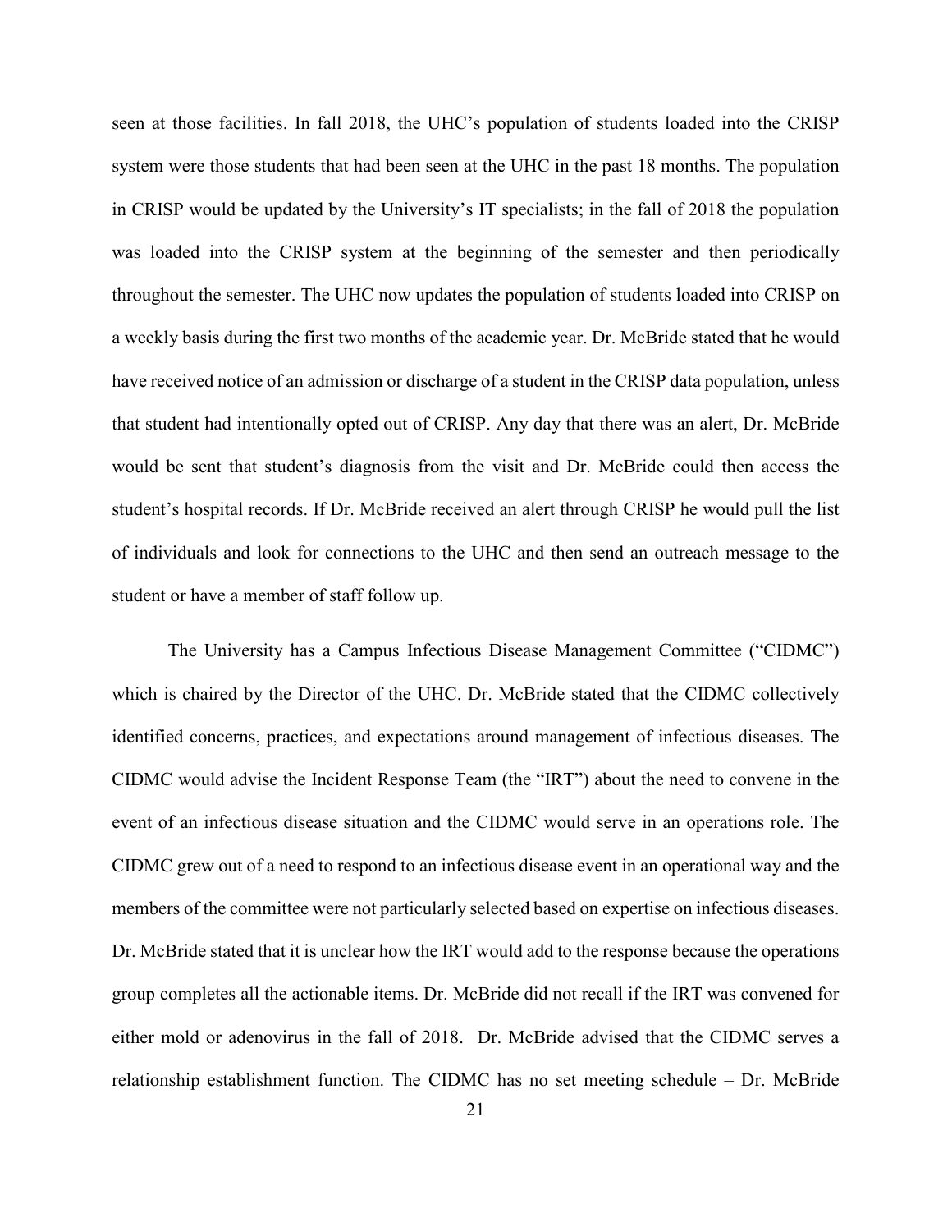seen at those facilities. In fall 2018, the UHC's population of students loaded into the CRISP system were those students that had been seen at the UHC in the past 18 months. The population in CRISP would be updated by the University's IT specialists; in the fall of 2018 the population was loaded into the CRISP system at the beginning of the semester and then periodically throughout the semester. The UHC now updates the population of students loaded into CRISP on a weekly basis during the first two months of the academic year. Dr. McBride stated that he would have received notice of an admission or discharge of a student in the CRISP data population, unless that student had intentionally opted out of CRISP. Any day that there was an alert, Dr. McBride would be sent that student's diagnosis from the visit and Dr. McBride could then access the student's hospital records. If Dr. McBride received an alert through CRISP he would pull the list of individuals and look for connections to the UHC and then send an outreach message to the student or have a member of staff follow up.

The University has a Campus Infectious Disease Management Committee ("CIDMC") which is chaired by the Director of the UHC. Dr. McBride stated that the CIDMC collectively identified concerns, practices, and expectations around management of infectious diseases. The CIDMC would advise the Incident Response Team (the "IRT") about the need to convene in the event of an infectious disease situation and the CIDMC would serve in an operations role. The CIDMC grew out of a need to respond to an infectious disease event in an operational way and the members of the committee were not particularly selected based on expertise on infectious diseases. Dr. McBride stated that it is unclear how the IRT would add to the response because the operations group completes all the actionable items. Dr. McBride did not recall if the IRT was convened for either mold or adenovirus in the fall of 2018. Dr. McBride advised that the CIDMC serves a relationship establishment function. The CIDMC has no set meeting schedule – Dr. McBride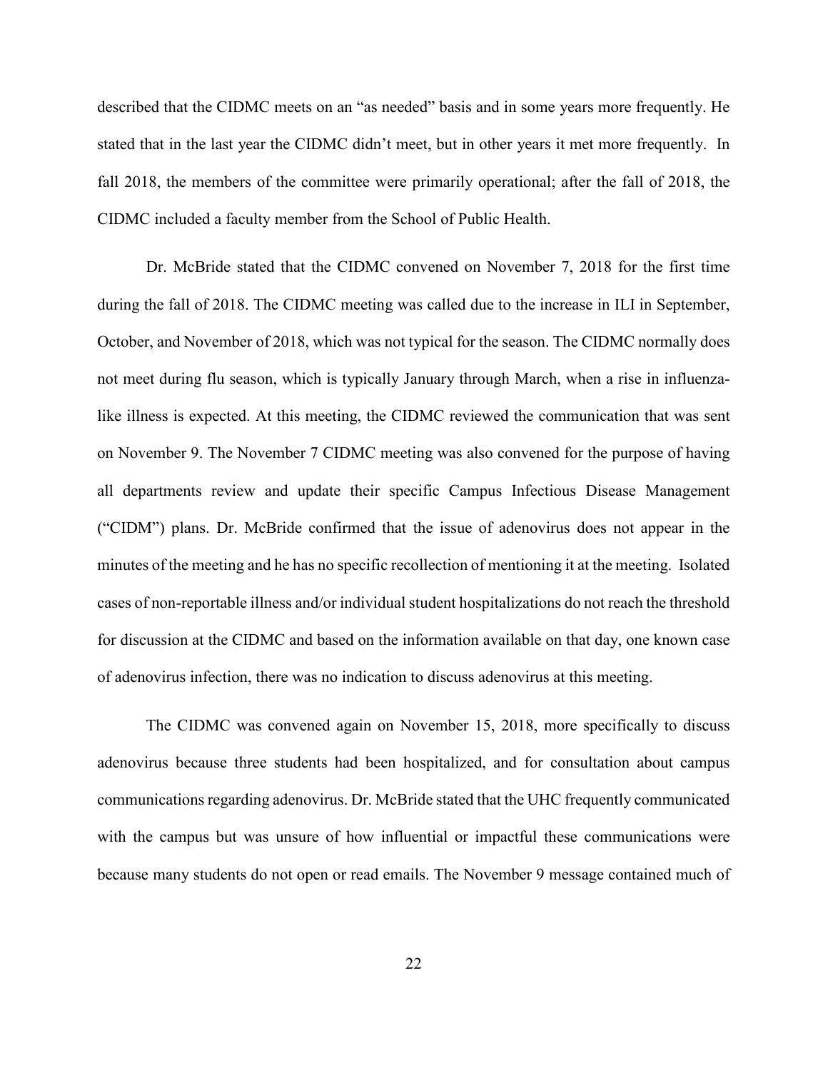described that the CIDMC meets on an "as needed" basis and in some years more frequently. He stated that in the last year the CIDMC didn't meet, but in other years it met more frequently. In fall 2018, the members of the committee were primarily operational; after the fall of 2018, the CIDMC included a faculty member from the School of Public Health.

Dr. McBride stated that the CIDMC convened on November 7, 2018 for the first time during the fall of 2018. The CIDMC meeting was called due to the increase in ILI in September, October, and November of 2018, which was not typical for the season. The CIDMC normally does not meet during flu season, which is typically January through March, when a rise in influenza-like illness is expected. At this meeting, the CIDMC reviewed the communication that was sent on November 9. The November 7 CIDMC meeting was also convened for the purpose of having all departments review and update their specific Campus Infectious Disease Management ("CIDM") plans. Dr. McBride confirmed that the issue of adenovirus does not appear in the minutes of the meeting and he has no specific recollection of mentioning it at the meeting. Isolated cases of non-reportable illness and/or individual student hospitalizations do not reach the threshold for discussion at the CIDMC and based on the information available on that day, one known case of adenovirus infection, there was no indication to discuss adenovirus at this meeting.

The CIDMC was convened again on November 15, 2018, more specifically to discuss adenovirus because three students had been hospitalized, and for consultation about campus communications regarding adenovirus. Dr. McBride stated that the UHC frequently communicated with the campus but was unsure of how influential or impactful these communications were because many students do not open or read emails. The November 9 message contained much of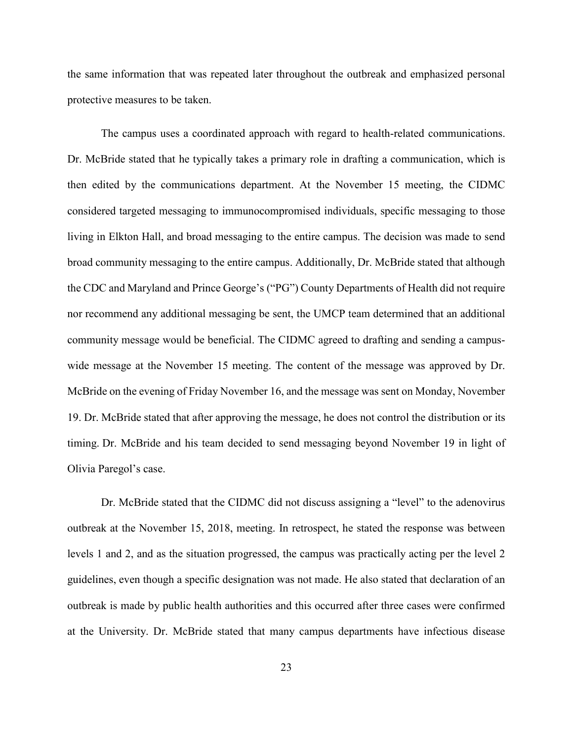the same information that was repeated later throughout the outbreak and emphasized personal protective measures to be taken.

The campus uses a coordinated approach with regard to health-related communications. Dr. McBride stated that he typically takes a primary role in drafting a communication, which is then edited by the communications department. At the November 15 meeting, the CIDMC considered targeted messaging to immunocompromised individuals, specific messaging to those living in Elkton Hall, and broad messaging to the entire campus. The decision was made to send broad community messaging to the entire campus. Additionally, Dr. McBride stated that although the CDC and Maryland and Prince George's ("PG") County Departments of Health did not require nor recommend any additional messaging be sent, the UMCP team determined that an additional community message would be beneficial. The CIDMC agreed to drafting and sending a campus-wide message at the November 15 meeting. The content of the message was approved by Dr. McBride on the evening of Friday November 16, and the message was sent on Monday, November 19. Dr. McBride stated that after approving the message, he does not control the distribution or its timing. Dr. McBride and his team decided to send messaging beyond November 19 in light of Olivia Paregol's case.

Dr. McBride stated that the CIDMC did not discuss assigning a "level" to the adenovirus outbreak at the November 15, 2018, meeting. In retrospect, he stated the response was between levels 1 and 2, and as the situation progressed, the campus was practically acting per the level 2 guidelines, even though a specific designation was not made. He also stated that declaration of an outbreak is made by public health authorities and this occurred after three cases were confirmed at the University. Dr. McBride stated that many campus departments have infectious disease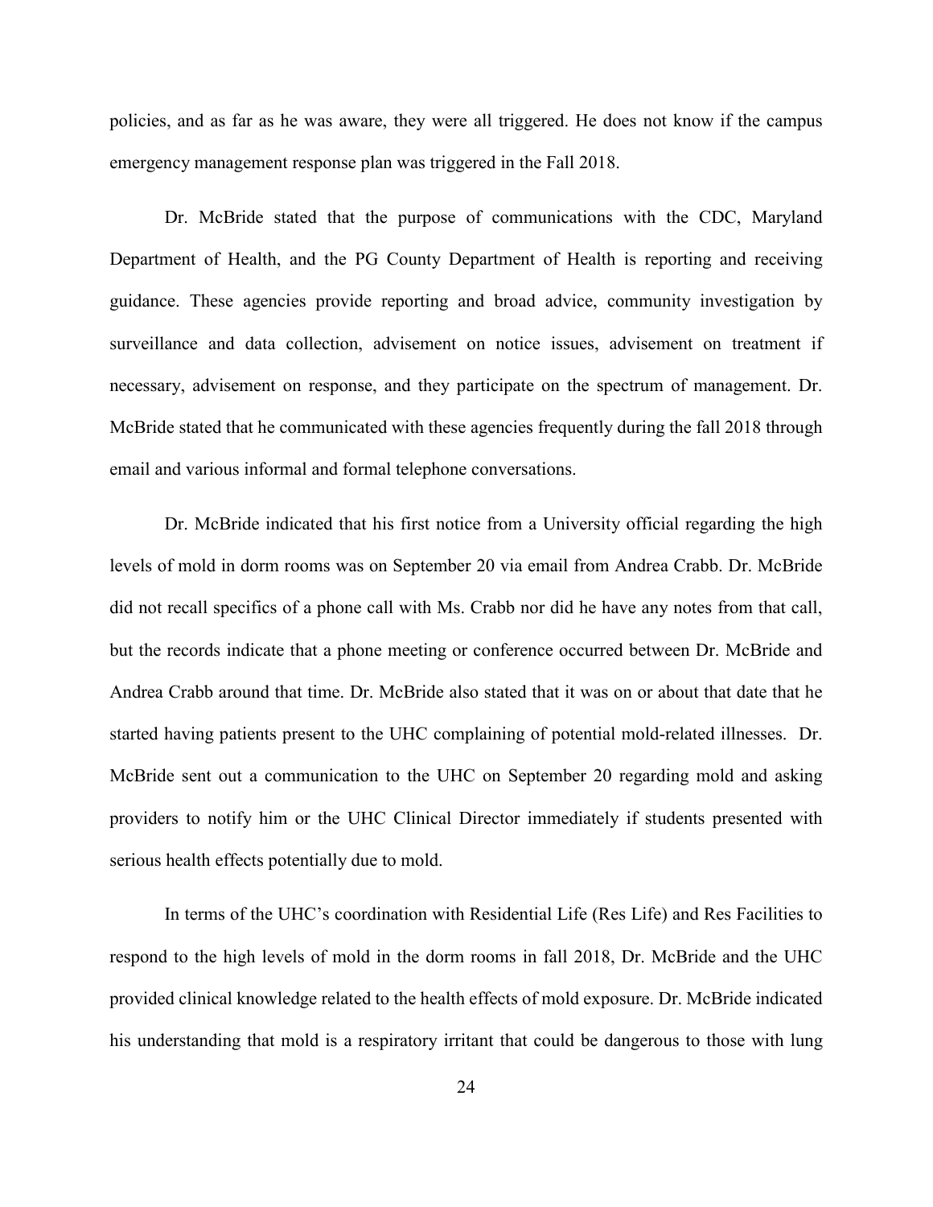policies, and as far as he was aware, they were all triggered. He does not know if the campus emergency management response plan was triggered in the Fall 2018.

Dr. McBride stated that the purpose of communications with the CDC, Maryland Department of Health, and the PG County Department of Health is reporting and receiving guidance. These agencies provide reporting and broad advice, community investigation by surveillance and data collection, advisement on notice issues, advisement on treatment if necessary, advisement on response, and they participate on the spectrum of management. Dr. McBride stated that he communicated with these agencies frequently during the fall 2018 through email and various informal and formal telephone conversations.

Dr. McBride indicated that his first notice from a University official regarding the high levels of mold in dorm rooms was on September 20 via email from Andrea Crabb. Dr. McBride did not recall specifics of a phone call with Ms. Crabb nor did he have any notes from that call, but the records indicate that a phone meeting or conference occurred between Dr. McBride and Andrea Crabb around that time. Dr. McBride also stated that it was on or about that date that he started having patients present to the UHC complaining of potential mold-related illnesses. Dr. McBride sent out a communication to the UHC on September 20 regarding mold and asking providers to notify him or the UHC Clinical Director immediately if students presented with serious health effects potentially due to mold.

In terms of the UHC's coordination with Residential Life (Res Life) and Res Facilities to respond to the high levels of mold in the dorm rooms in fall 2018, Dr. McBride and the UHC provided clinical knowledge related to the health effects of mold exposure. Dr. McBride indicated his understanding that mold is a respiratory irritant that could be dangerous to those with lung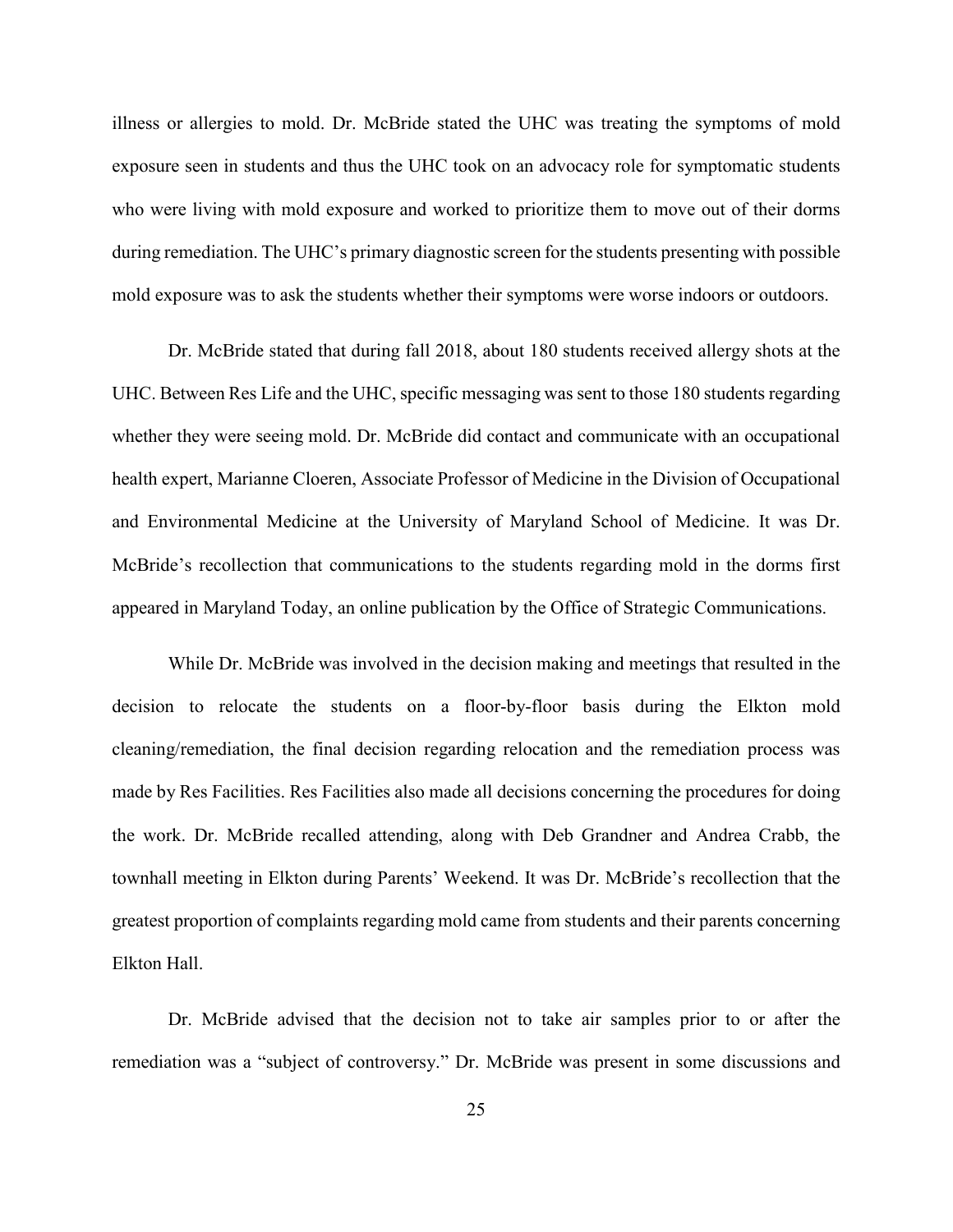illness or allergies to mold. Dr. McBride stated the UHC was treating the symptoms of mold exposure seen in students and thus the UHC took on an advocacy role for symptomatic students who were living with mold exposure and worked to prioritize them to move out of their dorms during remediation. The UHC's primary diagnostic screen for the students presenting with possible mold exposure was to ask the students whether their symptoms were worse indoors or outdoors.

Dr. McBride stated that during fall 2018, about 180 students received allergy shots at the UHC. Between Res Life and the UHC, specific messaging was sent to those 180 students regarding whether they were seeing mold. Dr. McBride did contact and communicate with an occupational health expert, Marianne Cloeren, Associate Professor of Medicine in the Division of Occupational and Environmental Medicine at the University of Maryland School of Medicine. It was Dr. McBride's recollection that communications to the students regarding mold in the dorms first appeared in Maryland Today, an online publication by the Office of Strategic Communications.

While Dr. McBride was involved in the decision making and meetings that resulted in the decision to relocate the students on a floor-by-floor basis during the Elkton mold cleaning/remediation, the final decision regarding relocation and the remediation process was made by Res Facilities. Res Facilities also made all decisions concerning the procedures for doing the work. Dr. McBride recalled attending, along with Deb Grandner and Andrea Crabb, the townhall meeting in Elkton during Parents' Weekend. It was Dr. McBride's recollection that the greatest proportion of complaints regarding mold came from students and their parents concerning Elkton Hall.

Dr. McBride advised that the decision not to take air samples prior to or after the remediation was a "subject of controversy." Dr. McBride was present in some discussions and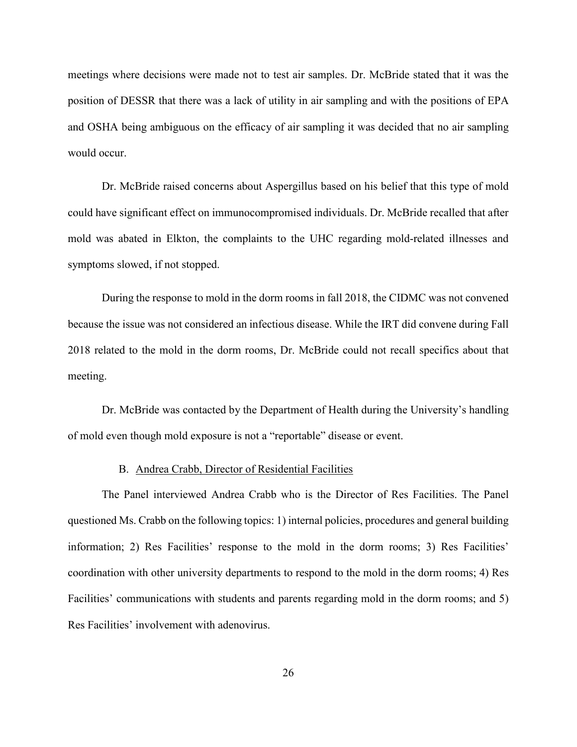meetings where decisions were made not to test air samples. Dr. McBride stated that it was the position of DESSR that there was a lack of utility in air sampling and with the positions of EPA and OSHA being ambiguous on the efficacy of air sampling it was decided that no air sampling would occur.

Dr. McBride raised concerns about Aspergillus based on his belief that this type of mold could have significant effect on immunocompromised individuals. Dr. McBride recalled that after mold was abated in Elkton, the complaints to the UHC regarding mold-related illnesses and symptoms slowed, if not stopped.

During the response to mold in the dorm rooms in fall 2018, the CIDMC was not convened because the issue was not considered an infectious disease. While the IRT did convene during Fall 2018 related to the mold in the dorm rooms, Dr. McBride could not recall specifics about that meeting.

Dr. McBride was contacted by the Department of Health during the University's handling of mold even though mold exposure is not a "reportable" disease or event.

### B. Andrea Crabb, Director of Residential Facilities

The Panel interviewed Andrea Crabb who is the Director of Res Facilities. The Panel questioned Ms. Crabb on the following topics: 1) internal policies, procedures and general building information; 2) Res Facilities' response to the mold in the dorm rooms; 3) Res Facilities' coordination with other university departments to respond to the mold in the dorm rooms; 4) Res Facilities' communications with students and parents regarding mold in the dorm rooms; and 5) Res Facilities' involvement with adenovirus.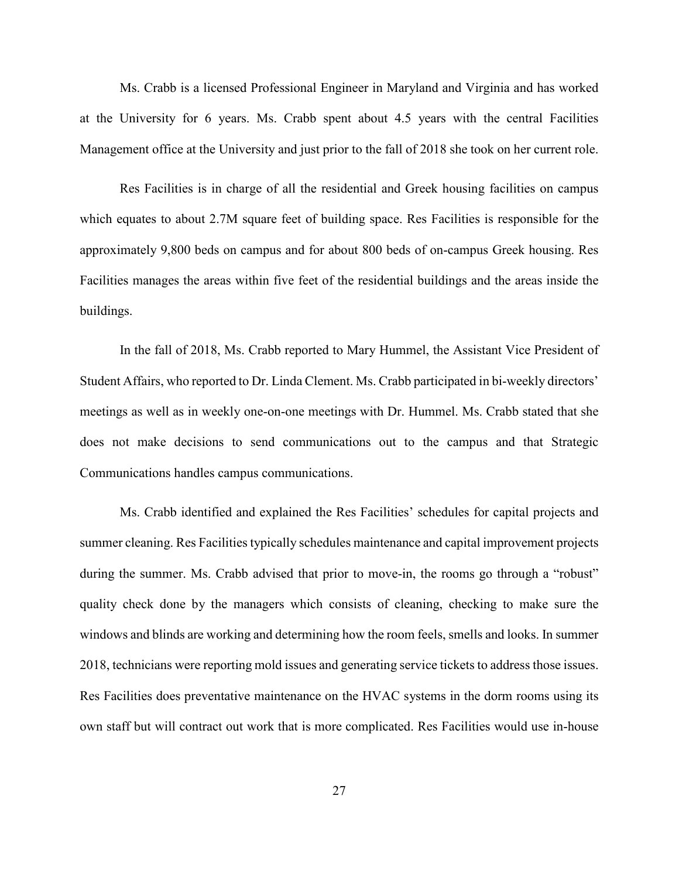Ms. Crabb is a licensed Professional Engineer in Maryland and Virginia and has worked at the University for 6 years. Ms. Crabb spent about 4.5 years with the central Facilities Management office at the University and just prior to the fall of 2018 she took on her current role.

Res Facilities is in charge of all the residential and Greek housing facilities on campus which equates to about 2.7M square feet of building space. Res Facilities is responsible for the approximately 9,800 beds on campus and for about 800 beds of on-campus Greek housing. Res Facilities manages the areas within five feet of the residential buildings and the areas inside the buildings.

In the fall of 2018, Ms. Crabb reported to Mary Hummel, the Assistant Vice President of Student Affairs, who reported to Dr. Linda Clement. Ms. Crabb participated in bi-weekly directors' meetings as well as in weekly one-on-one meetings with Dr. Hummel. Ms. Crabb stated that she does not make decisions to send communications out to the campus and that Strategic Communications handles campus communications.

Ms. Crabb identified and explained the Res Facilities' schedules for capital projects and summer cleaning. Res Facilities typically schedules maintenance and capital improvement projects during the summer. Ms. Crabb advised that prior to move-in, the rooms go through a "robust" quality check done by the managers which consists of cleaning, checking to make sure the windows and blinds are working and determining how the room feels, smells and looks. In summer 2018, technicians were reporting mold issues and generating service tickets to address those issues. Res Facilities does preventative maintenance on the HVAC systems in the dorm rooms using its own staff but will contract out work that is more complicated. Res Facilities would use in-house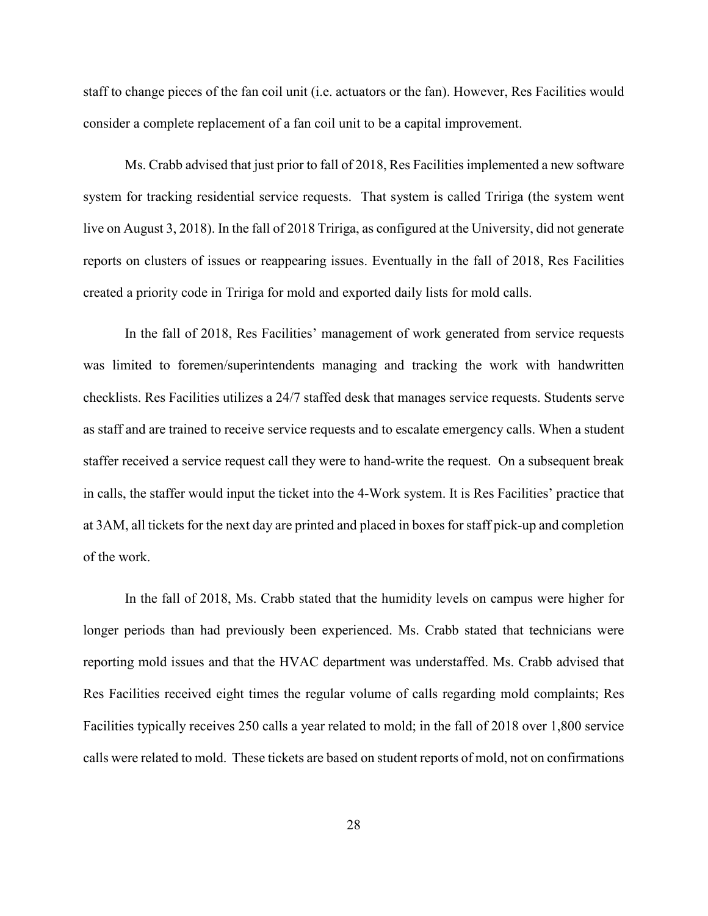staff to change pieces of the fan coil unit (i.e. actuators or the fan). However, Res Facilities would consider a complete replacement of a fan coil unit to be a capital improvement.

Ms. Crabb advised that just prior to fall of 2018, Res Facilities implemented a new software system for tracking residential service requests. That system is called Tririga (the system went live on August 3, 2018). In the fall of 2018 Tririga, as configured at the University, did not generate reports on clusters of issues or reappearing issues. Eventually in the fall of 2018, Res Facilities created a priority code in Tririga for mold and exported daily lists for mold calls.

In the fall of 2018, Res Facilities' management of work generated from service requests was limited to foremen/superintendents managing and tracking the work with handwritten checklists. Res Facilities utilizes a 24/7 staffed desk that manages service requests. Students serve as staff and are trained to receive service requests and to escalate emergency calls. When a student staffer received a service request call they were to hand-write the request. On a subsequent break in calls, the staffer would input the ticket into the 4-Work system. It is Res Facilities' practice that at 3AM, all tickets for the next day are printed and placed in boxes for staff pick-up and completion of the work.

In the fall of 2018, Ms. Crabb stated that the humidity levels on campus were higher for longer periods than had previously been experienced. Ms. Crabb stated that technicians were reporting mold issues and that the HVAC department was understaffed. Ms. Crabb advised that Res Facilities received eight times the regular volume of calls regarding mold complaints; Res Facilities typically receives 250 calls a year related to mold; in the fall of 2018 over 1,800 service calls were related to mold. These tickets are based on student reports of mold, not on confirmations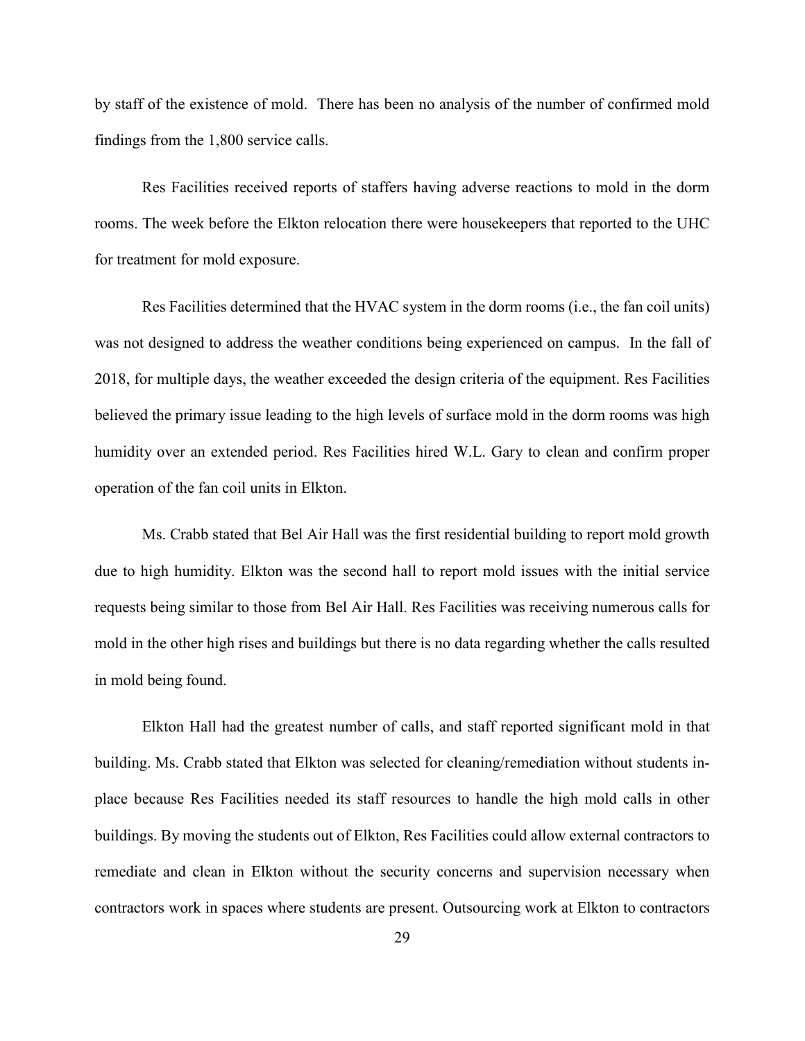by staff of the existence of mold. There has been no analysis of the number of confirmed mold findings from the 1,800 service calls.

Res Facilities received reports of staffers having adverse reactions to mold in the dorm rooms. The week before the Elkton relocation there were housekeepers that reported to the UHC for treatment for mold exposure.

Res Facilities determined that the HVAC system in the dorm rooms (i.e., the fan coil units) was not designed to address the weather conditions being experienced on campus. In the fall of 2018, for multiple days, the weather exceeded the design criteria of the equipment. Res Facilities believed the primary issue leading to the high levels of surface mold in the dorm rooms was high humidity over an extended period. Res Facilities hired W.L. Gary to clean and confirm proper operation of the fan coil units in Elkton.

Ms. Crabb stated that Bel Air Hall was the first residential building to report mold growth due to high humidity. Elkton was the second hall to report mold issues with the initial service requests being similar to those from Bel Air Hall. Res Facilities was receiving numerous calls for mold in the other high rises and buildings but there is no data regarding whether the calls resulted in mold being found.

Elkton Hall had the greatest number of calls, and staff reported significant mold in that building. Ms. Crabb stated that Elkton was selected for cleaning/remediation without students in-place because Res Facilities needed its staff resources to handle the high mold calls in other buildings. By moving the students out of Elkton, Res Facilities could allow external contractors to remediate and clean in Elkton without the security concerns and supervision necessary when contractors work in spaces where students are present. Outsourcing work at Elkton to contractors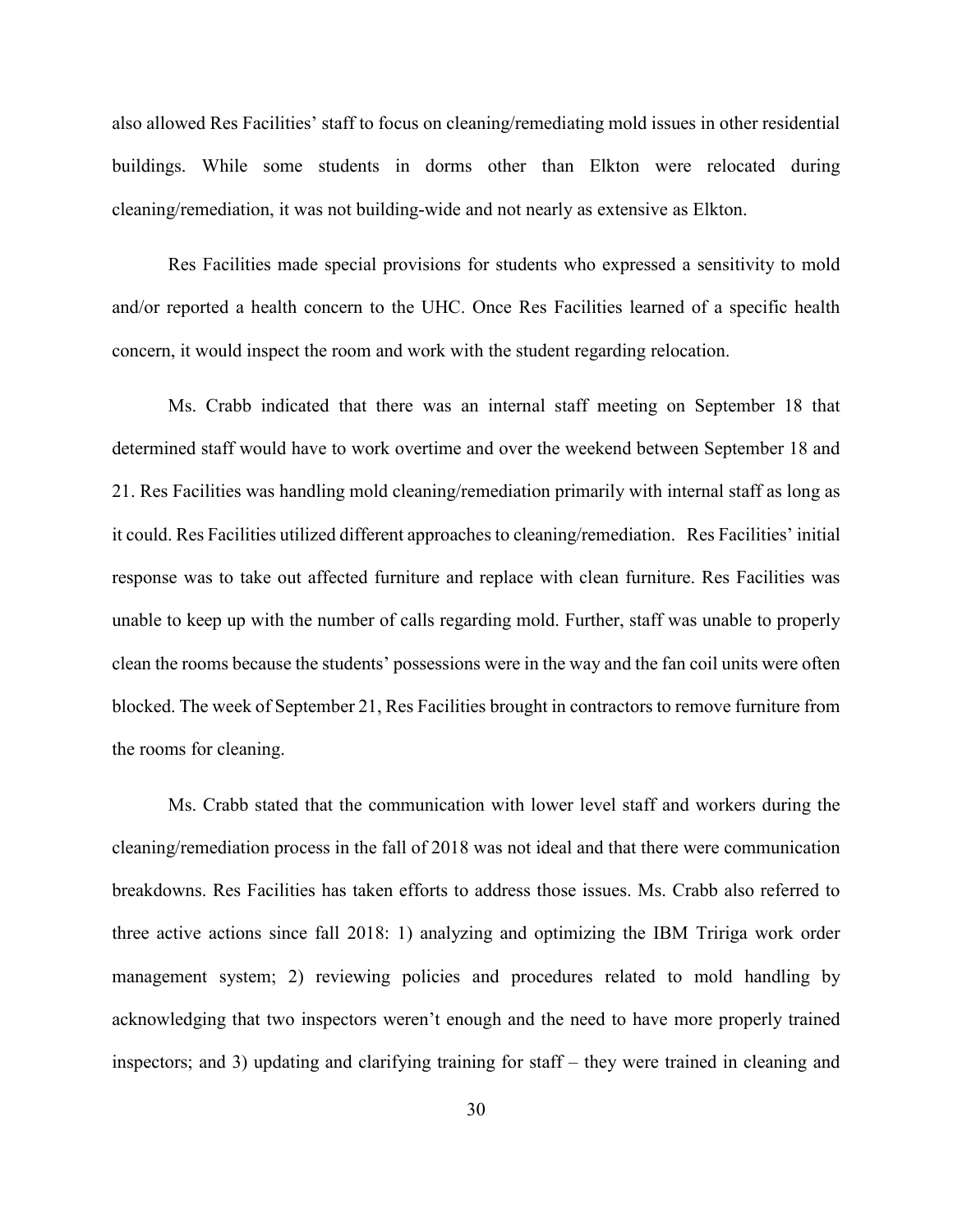also allowed Res Facilities' staff to focus on cleaning/remediating mold issues in other residential buildings. While some students in dorms other than Elkton were relocated during cleaning/remediation, it was not building-wide and not nearly as extensive as Elkton.

Res Facilities made special provisions for students who expressed a sensitivity to mold and/or reported a health concern to the UHC. Once Res Facilities learned of a specific health concern, it would inspect the room and work with the student regarding relocation.

Ms. Crabb indicated that there was an internal staff meeting on September 18 that determined staff would have to work overtime and over the weekend between September 18 and 21. Res Facilities was handling mold cleaning/remediation primarily with internal staff as long as it could. Res Facilities utilized different approaches to cleaning/remediation. Res Facilities' initial response was to take out affected furniture and replace with clean furniture. Res Facilities was unable to keep up with the number of calls regarding mold. Further, staff was unable to properly clean the rooms because the students' possessions were in the way and the fan coil units were often blocked. The week of September 21, Res Facilities brought in contractors to remove furniture from the rooms for cleaning.

Ms. Crabb stated that the communication with lower level staff and workers during the cleaning/remediation process in the fall of 2018 was not ideal and that there were communication breakdowns. Res Facilities has taken efforts to address those issues. Ms. Crabb also referred to three active actions since fall 2018: 1) analyzing and optimizing the IBM Tririga work order management system; 2) reviewing policies and procedures related to mold handling by acknowledging that two inspectors weren't enough and the need to have more properly trained inspectors; and 3) updating and clarifying training for staff – they were trained in cleaning and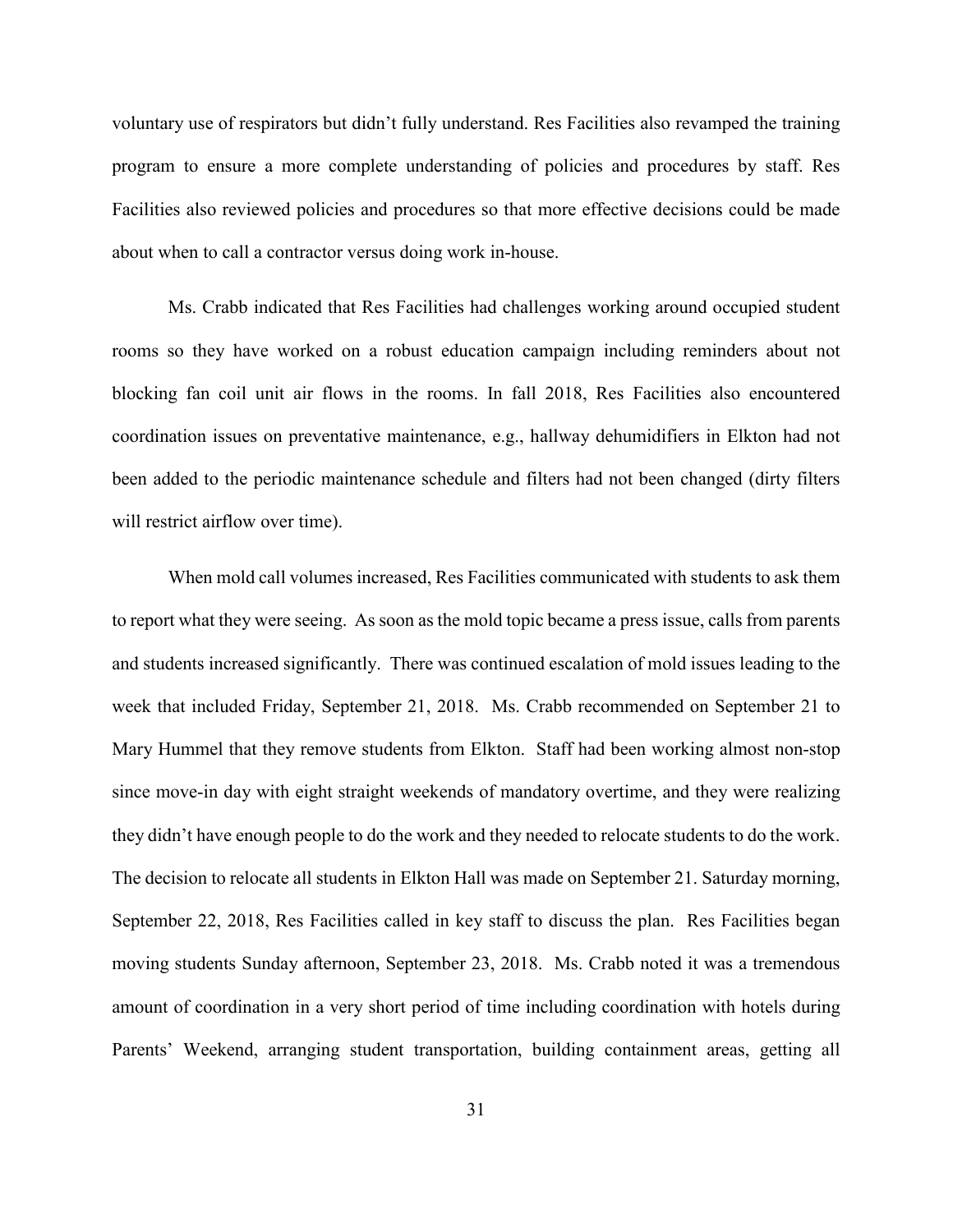voluntary use of respirators but didn't fully understand. Res Facilities also revamped the training program to ensure a more complete understanding of policies and procedures by staff. Res Facilities also reviewed policies and procedures so that more effective decisions could be made about when to call a contractor versus doing work in-house.

Ms. Crabb indicated that Res Facilities had challenges working around occupied student rooms so they have worked on a robust education campaign including reminders about not blocking fan coil unit air flows in the rooms. In fall 2018, Res Facilities also encountered coordination issues on preventative maintenance, e.g., hallway dehumidifiers in Elkton had not been added to the periodic maintenance schedule and filters had not been changed (dirty filters will restrict airflow over time).

When mold call volumes increased, Res Facilities communicated with students to ask them to report what they were seeing. As soon as the mold topic became a press issue, calls from parents and students increased significantly. There was continued escalation of mold issues leading to the week that included Friday, September 21, 2018. Ms. Crabb recommended on September 21 to Mary Hummel that they remove students from Elkton. Staff had been working almost non-stop since move-in day with eight straight weekends of mandatory overtime, and they were realizing they didn't have enough people to do the work and they needed to relocate students to do the work. The decision to relocate all students in Elkton Hall was made on September 21. Saturday morning, September 22, 2018, Res Facilities called in key staff to discuss the plan. Res Facilities began moving students Sunday afternoon, September 23, 2018. Ms. Crabb noted it was a tremendous amount of coordination in a very short period of time including coordination with hotels during Parents' Weekend, arranging student transportation, building containment areas, getting all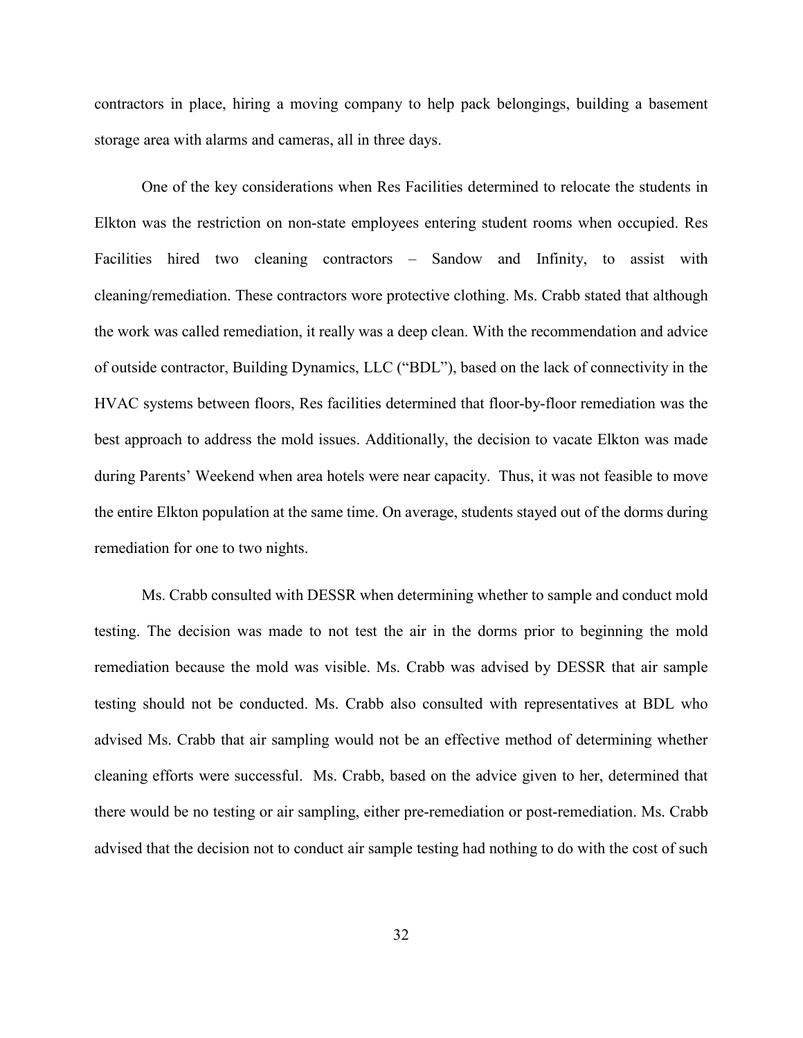contractors in place, hiring a moving company to help pack belongings, building a basement storage area with alarms and cameras, all in three days.

One of the key considerations when Res Facilities determined to relocate the students in Elkton was the restriction on non-state employees entering student rooms when occupied. Res Facilities hired two cleaning contractors – Sandow and Infinity, to assist with cleaning/remediation. These contractors wore protective clothing. Ms. Crabb stated that although the work was called remediation, it really was a deep clean. With the recommendation and advice of outside contractor, Building Dynamics, LLC ("BDL"), based on the lack of connectivity in the HVAC systems between floors, Res facilities determined that floor-by-floor remediation was the best approach to address the mold issues. Additionally, the decision to vacate Elkton was made during Parents' Weekend when area hotels were near capacity. Thus, it was not feasible to move the entire Elkton population at the same time. On average, students stayed out of the dorms during remediation for one to two nights.

Ms. Crabb consulted with DESSR when determining whether to sample and conduct mold testing. The decision was made to not test the air in the dorms prior to beginning the mold remediation because the mold was visible. Ms. Crabb was advised by DESSR that air sample testing should not be conducted. Ms. Crabb also consulted with representatives at BDL who advised Ms. Crabb that air sampling would not be an effective method of determining whether cleaning efforts were successful. Ms. Crabb, based on the advice given to her, determined that there would be no testing or air sampling, either pre-remediation or post-remediation. Ms. Crabb advised that the decision not to conduct air sample testing had nothing to do with the cost of such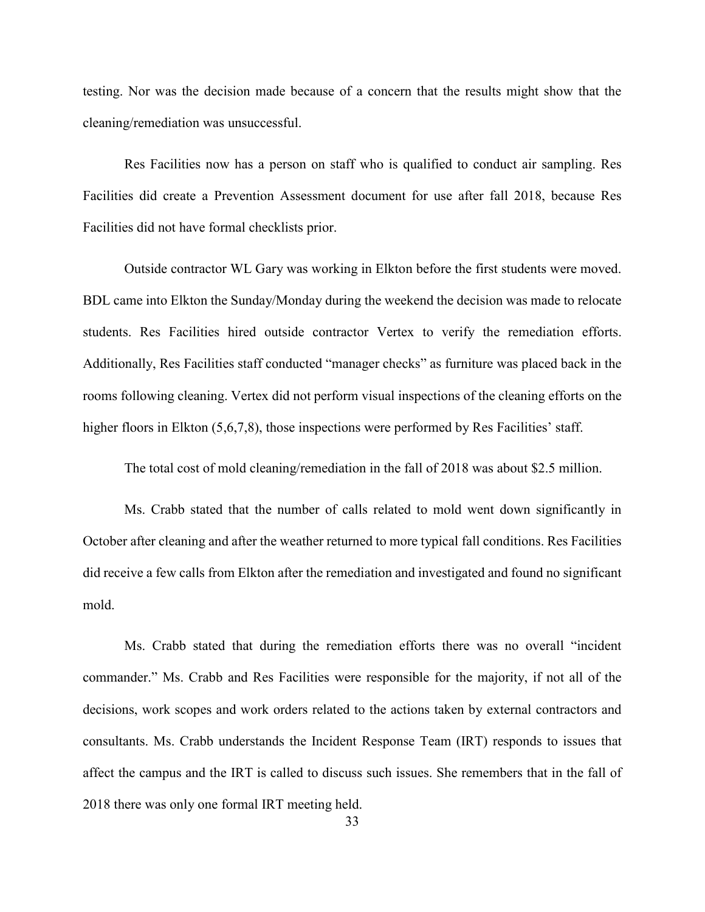testing. Nor was the decision made because of a concern that the results might show that the cleaning/remediation was unsuccessful.

Res Facilities now has a person on staff who is qualified to conduct air sampling. Res Facilities did create a Prevention Assessment document for use after fall 2018, because Res Facilities did not have formal checklists prior.

Outside contractor WL Gary was working in Elkton before the first students were moved. BDL came into Elkton the Sunday/Monday during the weekend the decision was made to relocate students. Res Facilities hired outside contractor Vertex to verify the remediation efforts. Additionally, Res Facilities staff conducted "manager checks" as furniture was placed back in the rooms following cleaning. Vertex did not perform visual inspections of the cleaning efforts on the higher floors in Elkton (5,6,7,8), those inspections were performed by Res Facilities' staff.

The total cost of mold cleaning/remediation in the fall of 2018 was about $2.5 million.

Ms. Crabb stated that the number of calls related to mold went down significantly in October after cleaning and after the weather returned to more typical fall conditions. Res Facilities did receive a few calls from Elkton after the remediation and investigated and found no significant mold.

Ms. Crabb stated that during the remediation efforts there was no overall "incident commander." Ms. Crabb and Res Facilities were responsible for the majority, if not all of the decisions, work scopes and work orders related to the actions taken by external contractors and consultants. Ms. Crabb understands the Incident Response Team (IRT) responds to issues that affect the campus and the IRT is called to discuss such issues. She remembers that in the fall of 2018 there was only one formal IRT meeting held.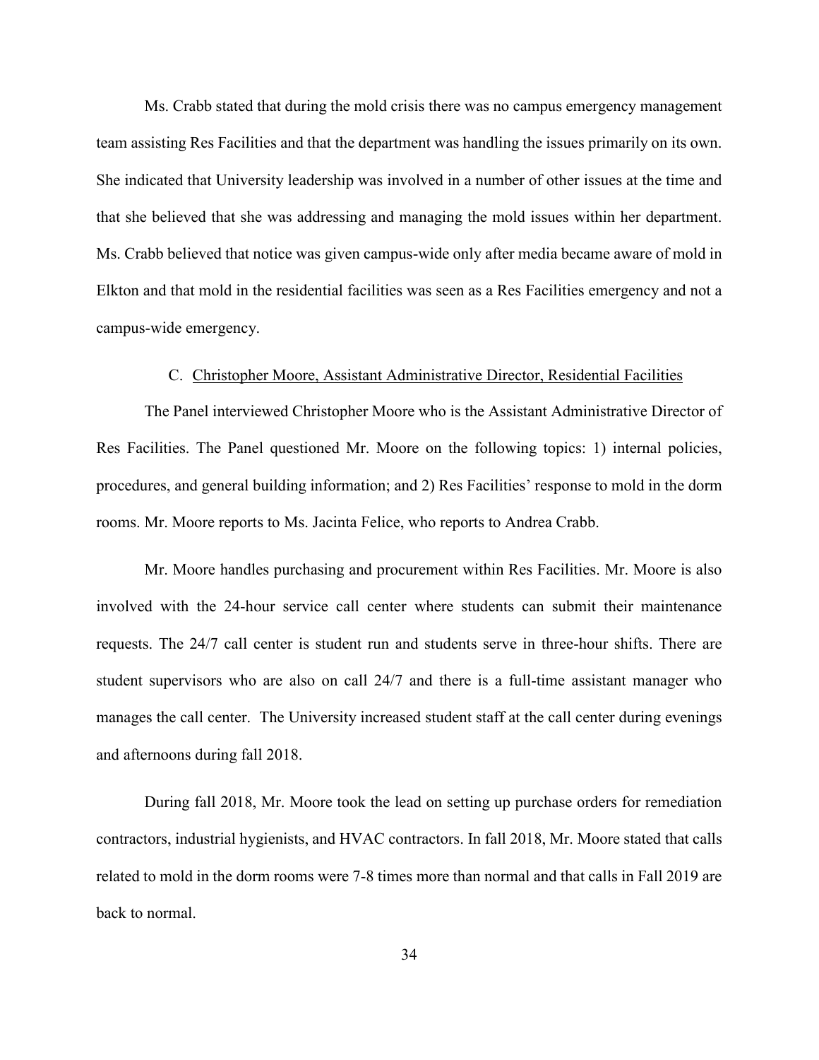Ms. Crabb stated that during the mold crisis there was no campus emergency management team assisting Res Facilities and that the department was handling the issues primarily on its own. She indicated that University leadership was involved in a number of other issues at the time and that she believed that she was addressing and managing the mold issues within her department. Ms. Crabb believed that notice was given campus-wide only after media became aware of mold in Elkton and that mold in the residential facilities was seen as a Res Facilities emergency and not a campus-wide emergency.

### C. Christopher Moore, Assistant Administrative Director, Residential Facilities

The Panel interviewed Christopher Moore who is the Assistant Administrative Director of Res Facilities. The Panel questioned Mr. Moore on the following topics: 1) internal policies, procedures, and general building information; and 2) Res Facilities' response to mold in the dorm rooms. Mr. Moore reports to Ms. Jacinta Felice, who reports to Andrea Crabb.

Mr. Moore handles purchasing and procurement within Res Facilities. Mr. Moore is also involved with the 24-hour service call center where students can submit their maintenance requests. The 24/7 call center is student run and students serve in three-hour shifts. There are student supervisors who are also on call 24/7 and there is a full-time assistant manager who manages the call center. The University increased student staff at the call center during evenings and afternoons during fall 2018.

During fall 2018, Mr. Moore took the lead on setting up purchase orders for remediation contractors, industrial hygienists, and HVAC contractors. In fall 2018, Mr. Moore stated that calls related to mold in the dorm rooms were 7-8 times more than normal and that calls in Fall 2019 are back to normal.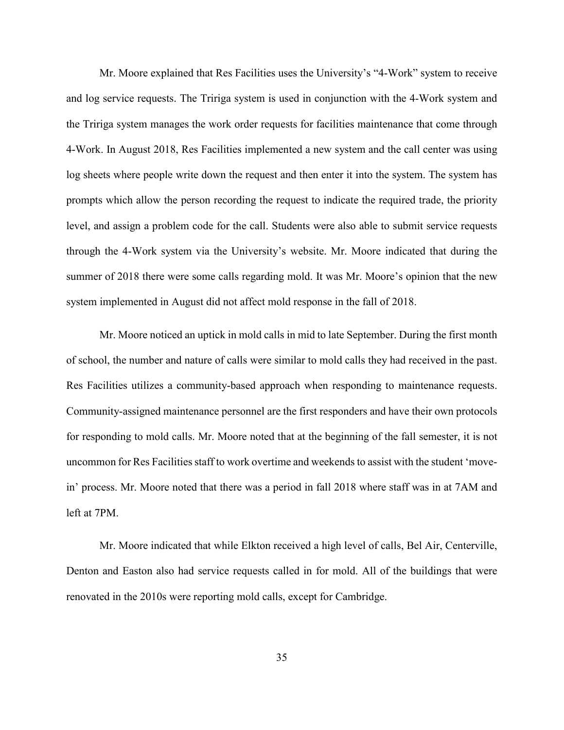Mr. Moore explained that Res Facilities uses the University's "4-Work" system to receive and log service requests. The Tririga system is used in conjunction with the 4-Work system and the Tririga system manages the work order requests for facilities maintenance that come through 4-Work. In August 2018, Res Facilities implemented a new system and the call center was using log sheets where people write down the request and then enter it into the system. The system has prompts which allow the person recording the request to indicate the required trade, the priority level, and assign a problem code for the call. Students were also able to submit service requests through the 4-Work system via the University's website. Mr. Moore indicated that during the summer of 2018 there were some calls regarding mold. It was Mr. Moore's opinion that the new system implemented in August did not affect mold response in the fall of 2018.

Mr. Moore noticed an uptick in mold calls in mid to late September. During the first month of school, the number and nature of calls were similar to mold calls they had received in the past. Res Facilities utilizes a community-based approach when responding to maintenance requests. Community-assigned maintenance personnel are the first responders and have their own protocols for responding to mold calls. Mr. Moore noted that at the beginning of the fall semester, it is not uncommon for Res Facilities staff to work overtime and weekends to assist with the student 'move-in' process. Mr. Moore noted that there was a period in fall 2018 where staff was in at 7AM and left at 7PM.

Mr. Moore indicated that while Elkton received a high level of calls, Bel Air, Centerville, Denton and Easton also had service requests called in for mold. All of the buildings that were renovated in the 2010s were reporting mold calls, except for Cambridge.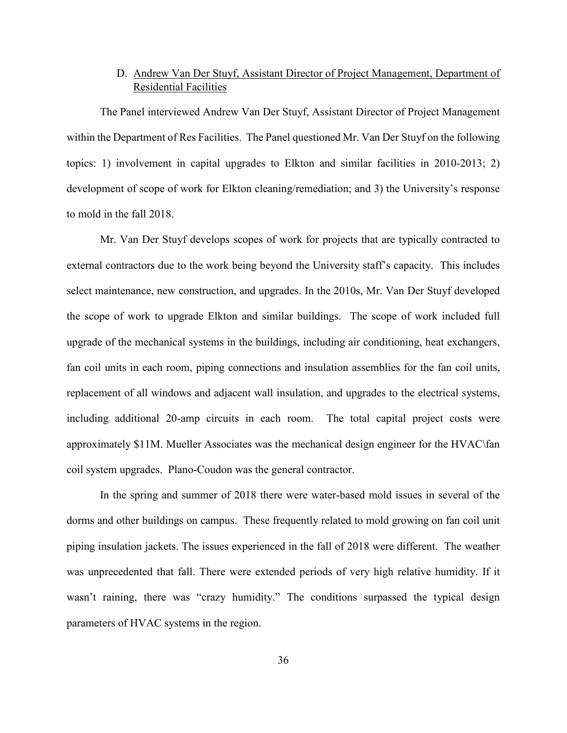### D. Andrew Van Der Stuyf, Assistant Director of Project Management, Department of Residential Facilities

The Panel interviewed Andrew Van Der Stuyf, Assistant Director of Project Management within the Department of Res Facilities. The Panel questioned Mr. Van Der Stuyf on the following topics: 1) involvement in capital upgrades to Elkton and similar facilities in 2010-2013; 2) development of scope of work for Elkton cleaning/remediation; and 3) the University's response to mold in the fall 2018.

Mr. Van Der Stuyf develops scopes of work for projects that are typically contracted to external contractors due to the work being beyond the University staff's capacity. This includes select maintenance, new construction, and upgrades. In the 2010s, Mr. Van Der Stuyf developed the scope of work to upgrade Elkton and similar buildings. The scope of work included full upgrade of the mechanical systems in the buildings, including air conditioning, heat exchangers, fan coil units in each room, piping connections and insulation assemblies for the fan coil units, replacement of all windows and adjacent wall insulation, and upgrades to the electrical systems, including additional 20-amp circuits in each room. The total capital project costs were approximately $11M. Mueller Associates was the mechanical design engineer for the HVAC\fan coil system upgrades. Plano-Coudon was the general contractor.

In the spring and summer of 2018 there were water-based mold issues in several of the dorms and other buildings on campus. These frequently related to mold growing on fan coil unit piping insulation jackets. The issues experienced in the fall of 2018 were different. The weather was unprecedented that fall. There were extended periods of very high relative humidity. If it wasn't raining, there was "crazy humidity." The conditions surpassed the typical design parameters of HVAC systems in the region.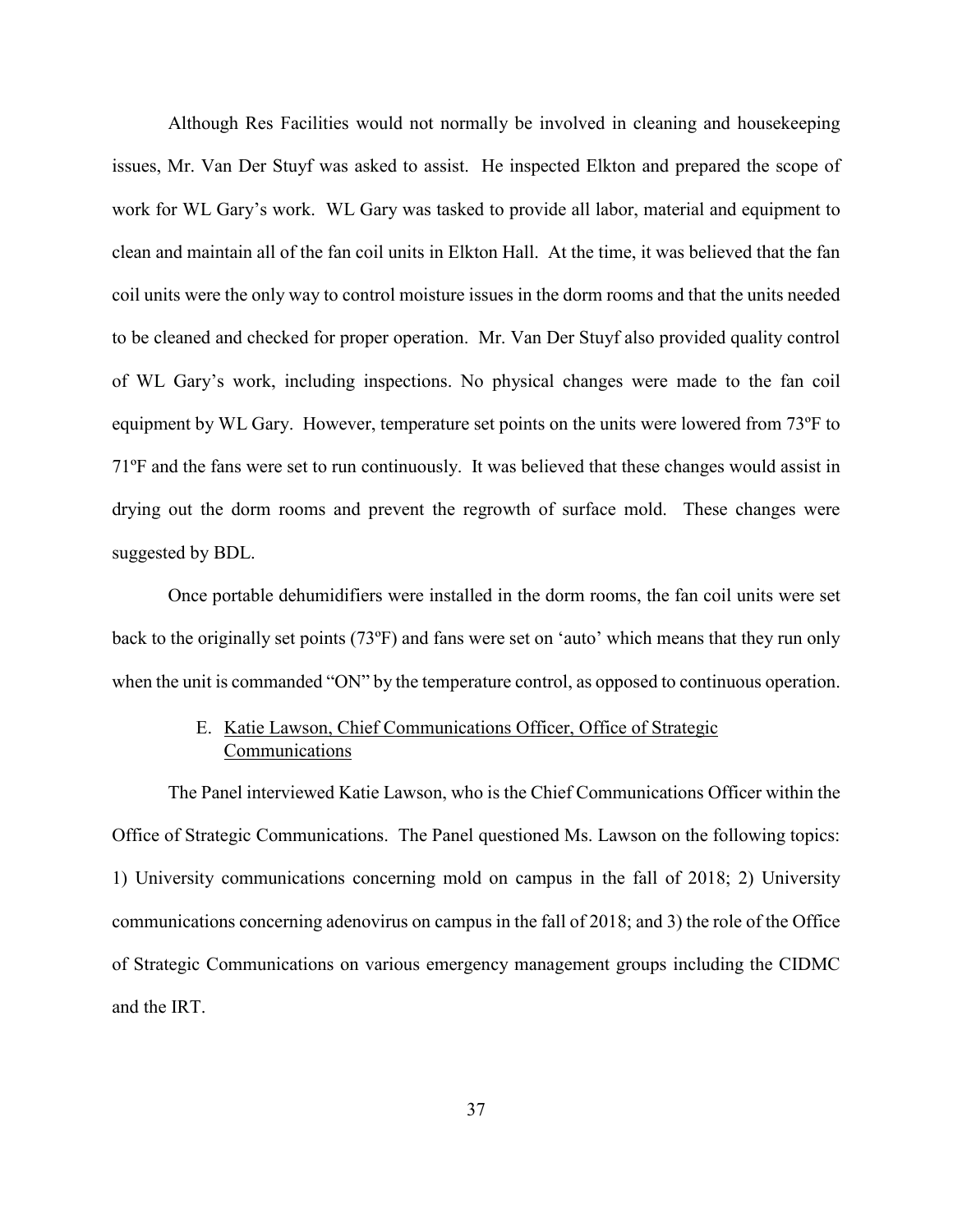Although Res Facilities would not normally be involved in cleaning and housekeeping issues, Mr. Van Der Stuyf was asked to assist. He inspected Elkton and prepared the scope of work for WL Gary's work. WL Gary was tasked to provide all labor, material and equipment to clean and maintain all of the fan coil units in Elkton Hall. At the time, it was believed that the fan coil units were the only way to control moisture issues in the dorm rooms and that the units needed to be cleaned and checked for proper operation. Mr. Van Der Stuyf also provided quality control of WL Gary's work, including inspections. No physical changes were made to the fan coil equipment by WL Gary. However, temperature set points on the units were lowered from 73ºF to 71ºF and the fans were set to run continuously. It was believed that these changes would assist in drying out the dorm rooms and prevent the regrowth of surface mold. These changes were suggested by BDL.

Once portable dehumidifiers were installed in the dorm rooms, the fan coil units were set back to the originally set points (73ºF) and fans were set on 'auto' which means that they run only when the unit is commanded "ON" by the temperature control, as opposed to continuous operation.

### E. Katie Lawson, Chief Communications Officer, Office of Strategic Communications

The Panel interviewed Katie Lawson, who is the Chief Communications Officer within the Office of Strategic Communications. The Panel questioned Ms. Lawson on the following topics: 1) University communications concerning mold on campus in the fall of 2018; 2) University communications concerning adenovirus on campus in the fall of 2018; and 3) the role of the Office of Strategic Communications on various emergency management groups including the CIDMC and the IRT.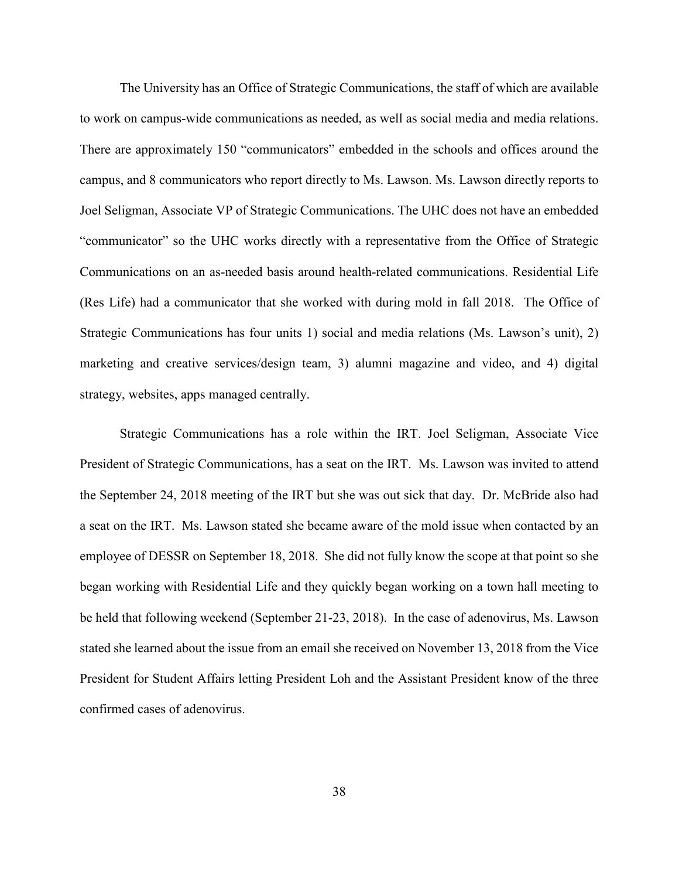The University has an Office of Strategic Communications, the staff of which are available to work on campus-wide communications as needed, as well as social media and media relations. There are approximately 150 "communicators" embedded in the schools and offices around the campus, and 8 communicators who report directly to Ms. Lawson. Ms. Lawson directly reports to Joel Seligman, Associate VP of Strategic Communications. The UHC does not have an embedded "communicator" so the UHC works directly with a representative from the Office of Strategic Communications on an as-needed basis around health-related communications. Residential Life (Res Life) had a communicator that she worked with during mold in fall 2018. The Office of Strategic Communications has four units 1) social and media relations (Ms. Lawson's unit), 2) marketing and creative services/design team, 3) alumni magazine and video, and 4) digital strategy, websites, apps managed centrally.

Strategic Communications has a role within the IRT. Joel Seligman, Associate Vice President of Strategic Communications, has a seat on the IRT. Ms. Lawson was invited to attend the September 24, 2018 meeting of the IRT but she was out sick that day. Dr. McBride also had a seat on the IRT. Ms. Lawson stated she became aware of the mold issue when contacted by an employee of DESSR on September 18, 2018. She did not fully know the scope at that point so she began working with Residential Life and they quickly began working on a town hall meeting to be held that following weekend (September 21-23, 2018). In the case of adenovirus, Ms. Lawson stated she learned about the issue from an email she received on November 13, 2018 from the Vice President for Student Affairs letting President Loh and the Assistant President know of the three confirmed cases of adenovirus.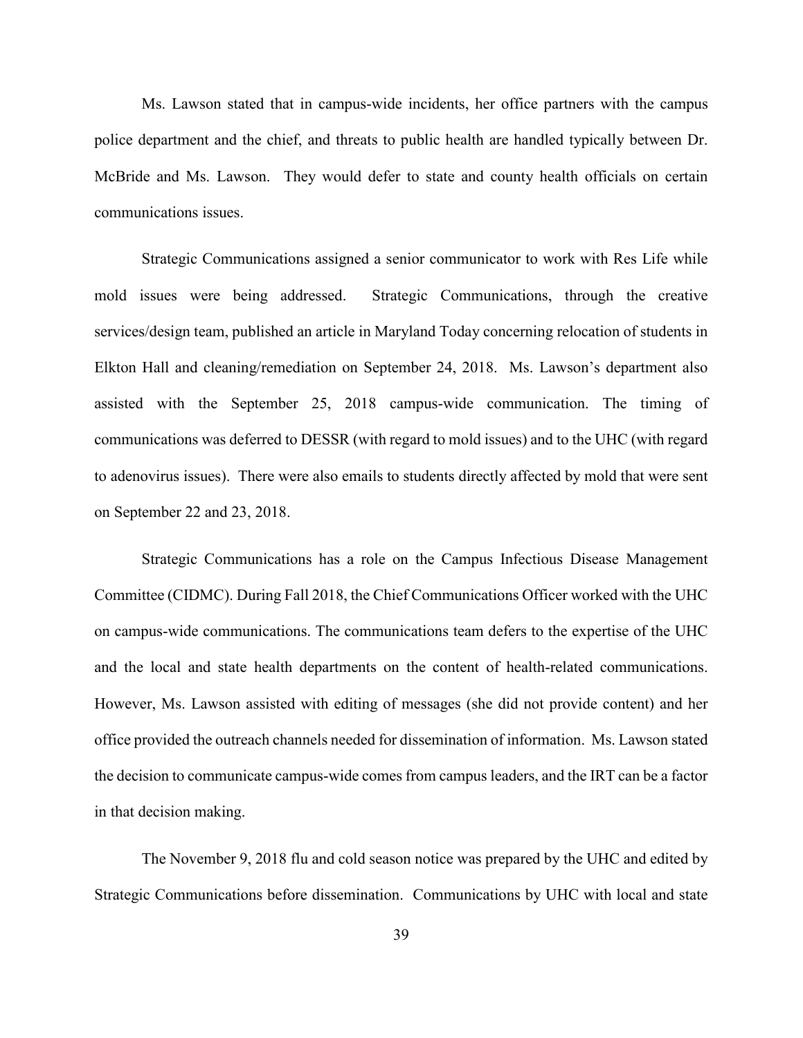Ms. Lawson stated that in campus-wide incidents, her office partners with the campus police department and the chief, and threats to public health are handled typically between Dr. McBride and Ms. Lawson. They would defer to state and county health officials on certain communications issues.

Strategic Communications assigned a senior communicator to work with Res Life while mold issues were being addressed. Strategic Communications, through the creative services/design team, published an article in Maryland Today concerning relocation of students in Elkton Hall and cleaning/remediation on September 24, 2018. Ms. Lawson's department also assisted with the September 25, 2018 campus-wide communication. The timing of communications was deferred to DESSR (with regard to mold issues) and to the UHC (with regard to adenovirus issues). There were also emails to students directly affected by mold that were sent on September 22 and 23, 2018.

Strategic Communications has a role on the Campus Infectious Disease Management Committee (CIDMC). During Fall 2018, the Chief Communications Officer worked with the UHC on campus-wide communications. The communications team defers to the expertise of the UHC and the local and state health departments on the content of health-related communications. However, Ms. Lawson assisted with editing of messages (she did not provide content) and her office provided the outreach channels needed for dissemination of information. Ms. Lawson stated the decision to communicate campus-wide comes from campus leaders, and the IRT can be a factor in that decision making.

The November 9, 2018 flu and cold season notice was prepared by the UHC and edited by Strategic Communications before dissemination. Communications by UHC with local and state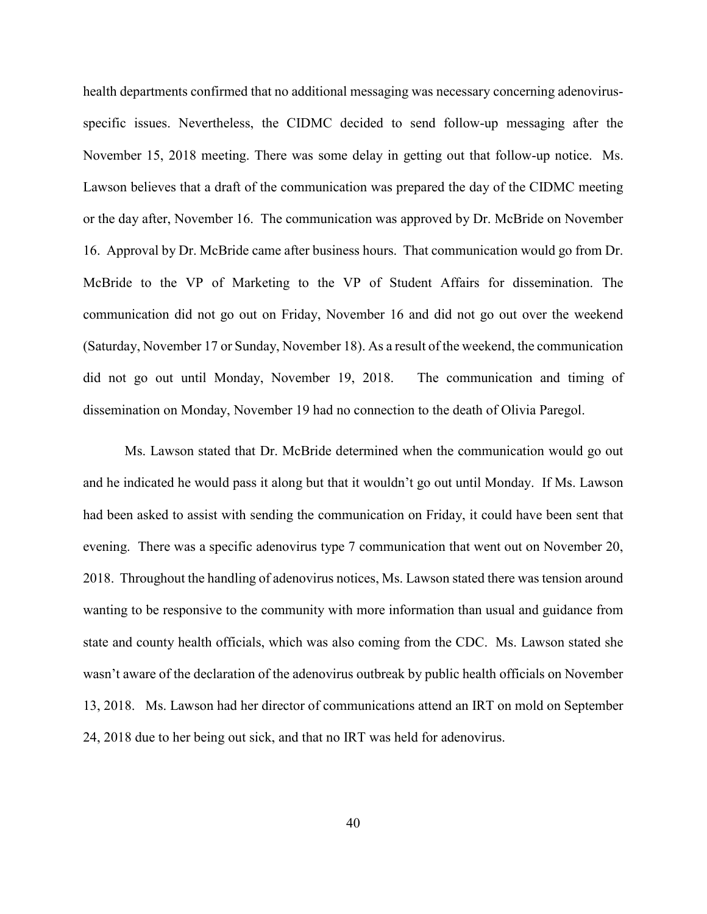health departments confirmed that no additional messaging was necessary concerning adenovirus-specific issues. Nevertheless, the CIDMC decided to send follow-up messaging after the November 15, 2018 meeting. There was some delay in getting out that follow-up notice. Ms. Lawson believes that a draft of the communication was prepared the day of the CIDMC meeting or the day after, November 16. The communication was approved by Dr. McBride on November 16. Approval by Dr. McBride came after business hours. That communication would go from Dr. McBride to the VP of Marketing to the VP of Student Affairs for dissemination. The communication did not go out on Friday, November 16 and did not go out over the weekend (Saturday, November 17 or Sunday, November 18). As a result of the weekend, the communication did not go out until Monday, November 19, 2018. The communication and timing of dissemination on Monday, November 19 had no connection to the death of Olivia Paregol.

Ms. Lawson stated that Dr. McBride determined when the communication would go out and he indicated he would pass it along but that it wouldn't go out until Monday. If Ms. Lawson had been asked to assist with sending the communication on Friday, it could have been sent that evening. There was a specific adenovirus type 7 communication that went out on November 20, 2018. Throughout the handling of adenovirus notices, Ms. Lawson stated there was tension around wanting to be responsive to the community with more information than usual and guidance from state and county health officials, which was also coming from the CDC. Ms. Lawson stated she wasn't aware of the declaration of the adenovirus outbreak by public health officials on November 13, 2018. Ms. Lawson had her director of communications attend an IRT on mold on September 24, 2018 due to her being out sick, and that no IRT was held for adenovirus.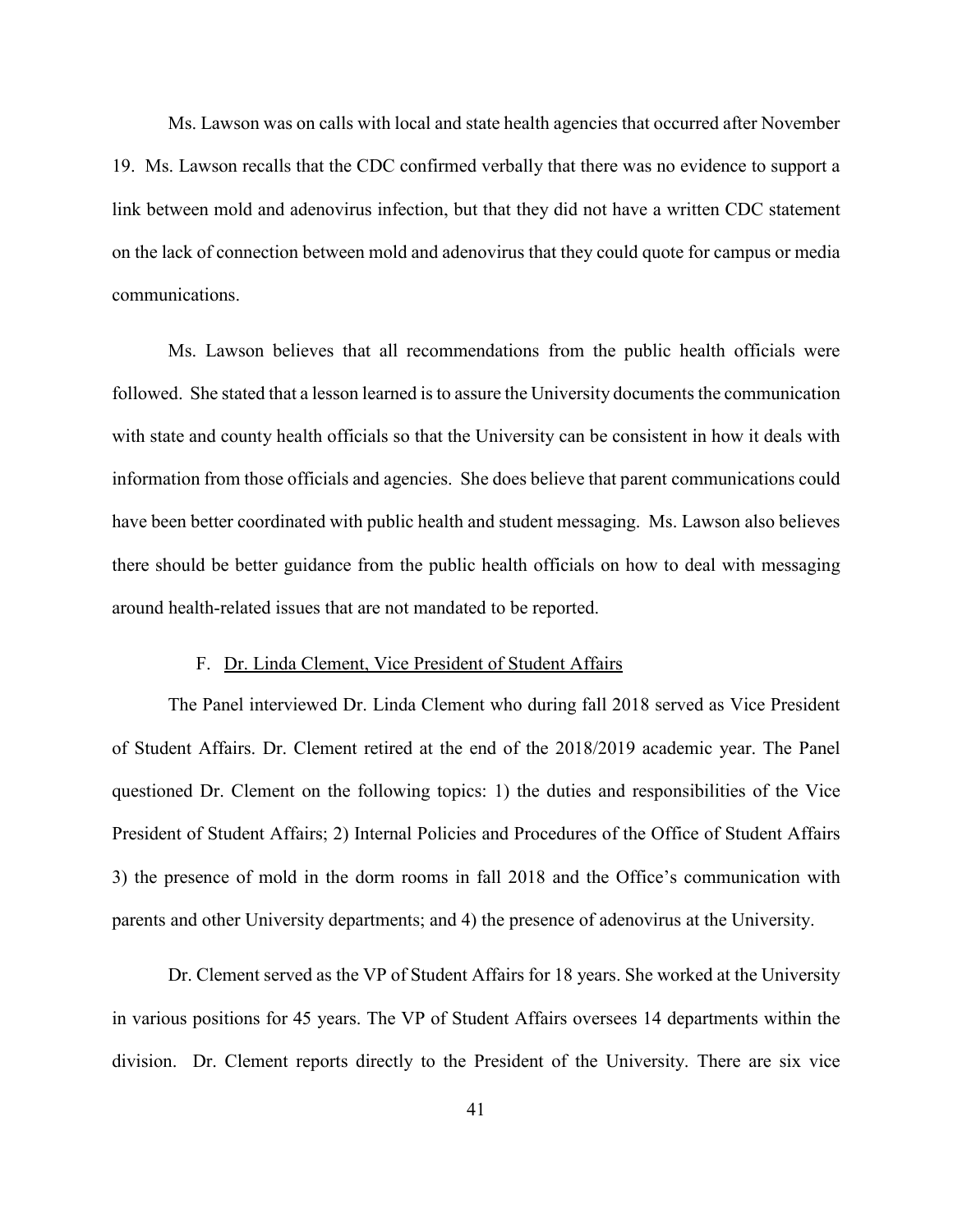Ms. Lawson was on calls with local and state health agencies that occurred after November 19. Ms. Lawson recalls that the CDC confirmed verbally that there was no evidence to support a link between mold and adenovirus infection, but that they did not have a written CDC statement on the lack of connection between mold and adenovirus that they could quote for campus or media communications.

Ms. Lawson believes that all recommendations from the public health officials were followed. She stated that a lesson learned is to assure the University documents the communication with state and county health officials so that the University can be consistent in how it deals with information from those officials and agencies. She does believe that parent communications could have been better coordinated with public health and student messaging. Ms. Lawson also believes there should be better guidance from the public health officials on how to deal with messaging around health-related issues that are not mandated to be reported.

### F. Dr. Linda Clement, Vice President of Student Affairs

The Panel interviewed Dr. Linda Clement who during fall 2018 served as Vice President of Student Affairs. Dr. Clement retired at the end of the 2018/2019 academic year. The Panel questioned Dr. Clement on the following topics: 1) the duties and responsibilities of the Vice President of Student Affairs; 2) Internal Policies and Procedures of the Office of Student Affairs 3) the presence of mold in the dorm rooms in fall 2018 and the Office's communication with parents and other University departments; and 4) the presence of adenovirus at the University.

Dr. Clement served as the VP of Student Affairs for 18 years. She worked at the University in various positions for 45 years. The VP of Student Affairs oversees 14 departments within the division. Dr. Clement reports directly to the President of the University. There are six vice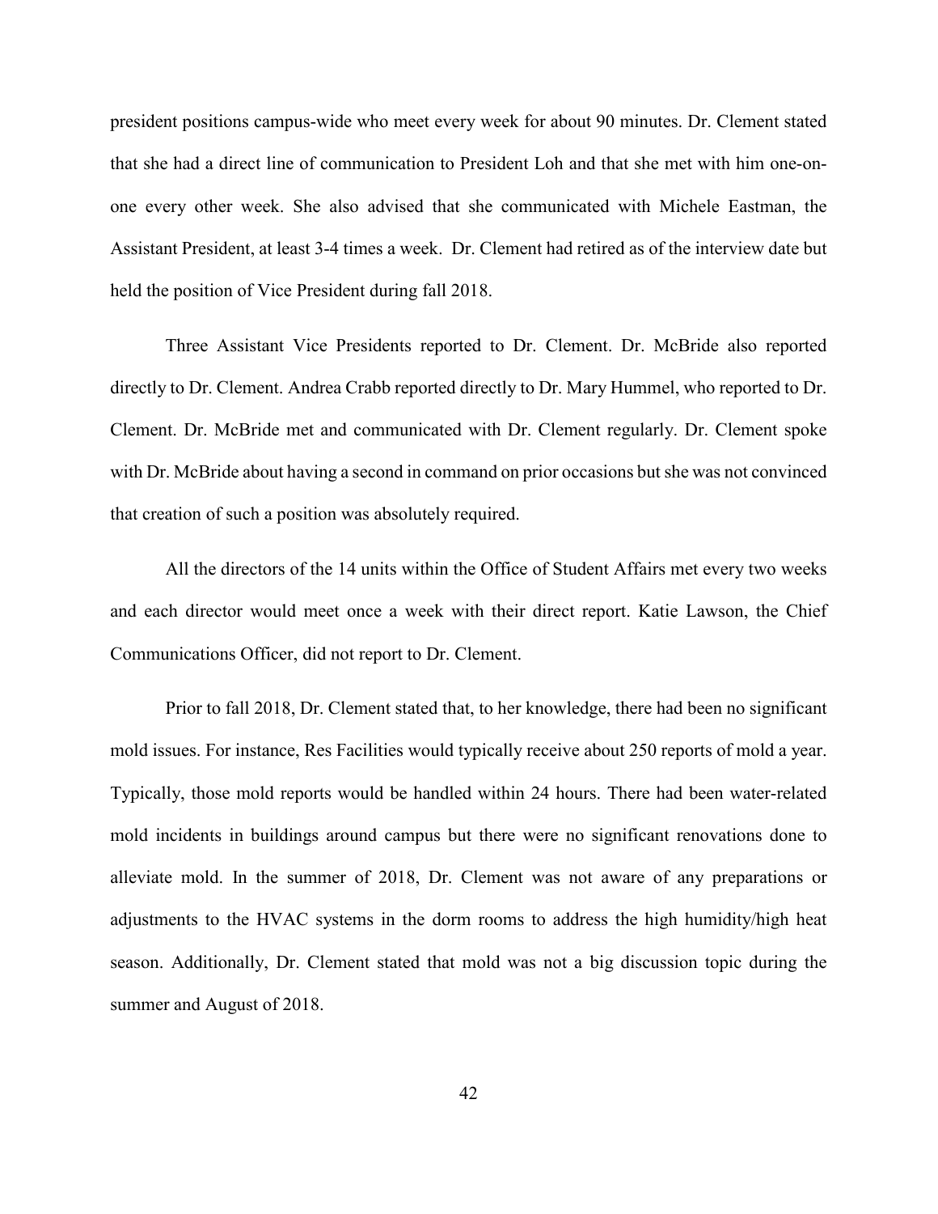president positions campus-wide who meet every week for about 90 minutes. Dr. Clement stated that she had a direct line of communication to President Loh and that she met with him one-on-one every other week. She also advised that she communicated with Michele Eastman, the Assistant President, at least 3-4 times a week. Dr. Clement had retired as of the interview date but held the position of Vice President during fall 2018.

Three Assistant Vice Presidents reported to Dr. Clement. Dr. McBride also reported directly to Dr. Clement. Andrea Crabb reported directly to Dr. Mary Hummel, who reported to Dr. Clement. Dr. McBride met and communicated with Dr. Clement regularly. Dr. Clement spoke with Dr. McBride about having a second in command on prior occasions but she was not convinced that creation of such a position was absolutely required.

All the directors of the 14 units within the Office of Student Affairs met every two weeks and each director would meet once a week with their direct report. Katie Lawson, the Chief Communications Officer, did not report to Dr. Clement.

Prior to fall 2018, Dr. Clement stated that, to her knowledge, there had been no significant mold issues. For instance, Res Facilities would typically receive about 250 reports of mold a year. Typically, those mold reports would be handled within 24 hours. There had been water-related mold incidents in buildings around campus but there were no significant renovations done to alleviate mold. In the summer of 2018, Dr. Clement was not aware of any preparations or adjustments to the HVAC systems in the dorm rooms to address the high humidity/high heat season. Additionally, Dr. Clement stated that mold was not a big discussion topic during the summer and August of 2018.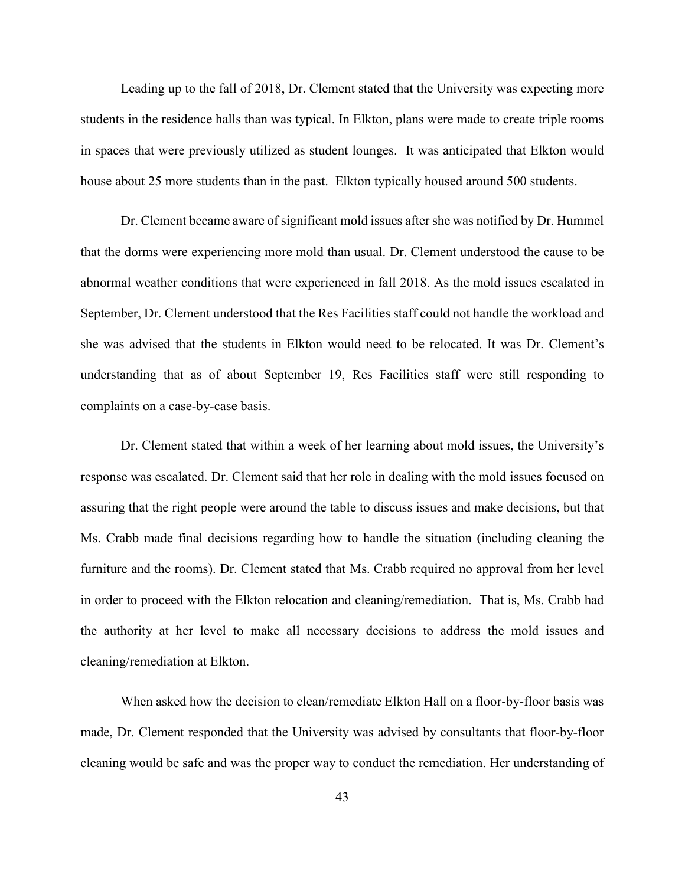Leading up to the fall of 2018, Dr. Clement stated that the University was expecting more students in the residence halls than was typical. In Elkton, plans were made to create triple rooms in spaces that were previously utilized as student lounges. It was anticipated that Elkton would house about 25 more students than in the past. Elkton typically housed around 500 students.

Dr. Clement became aware of significant mold issues after she was notified by Dr. Hummel that the dorms were experiencing more mold than usual. Dr. Clement understood the cause to be abnormal weather conditions that were experienced in fall 2018. As the mold issues escalated in September, Dr. Clement understood that the Res Facilities staff could not handle the workload and she was advised that the students in Elkton would need to be relocated. It was Dr. Clement's understanding that as of about September 19, Res Facilities staff were still responding to complaints on a case-by-case basis.

Dr. Clement stated that within a week of her learning about mold issues, the University's response was escalated. Dr. Clement said that her role in dealing with the mold issues focused on assuring that the right people were around the table to discuss issues and make decisions, but that Ms. Crabb made final decisions regarding how to handle the situation (including cleaning the furniture and the rooms). Dr. Clement stated that Ms. Crabb required no approval from her level in order to proceed with the Elkton relocation and cleaning/remediation. That is, Ms. Crabb had the authority at her level to make all necessary decisions to address the mold issues and cleaning/remediation at Elkton.

When asked how the decision to clean/remediate Elkton Hall on a floor-by-floor basis was made, Dr. Clement responded that the University was advised by consultants that floor-by-floor cleaning would be safe and was the proper way to conduct the remediation. Her understanding of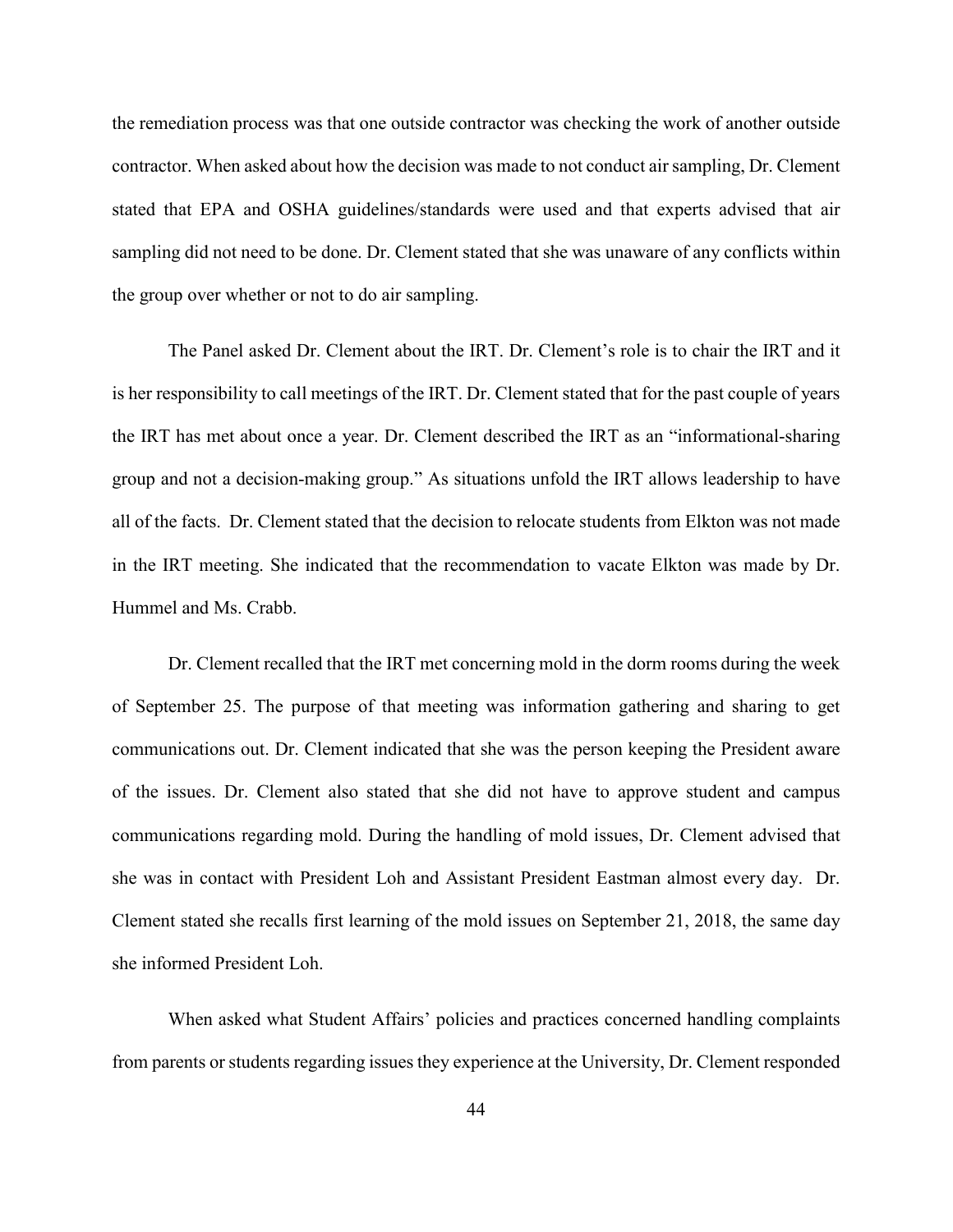the remediation process was that one outside contractor was checking the work of another outside contractor. When asked about how the decision was made to not conduct air sampling, Dr. Clement stated that EPA and OSHA guidelines/standards were used and that experts advised that air sampling did not need to be done. Dr. Clement stated that she was unaware of any conflicts within the group over whether or not to do air sampling.

The Panel asked Dr. Clement about the IRT. Dr. Clement's role is to chair the IRT and it is her responsibility to call meetings of the IRT. Dr. Clement stated that for the past couple of years the IRT has met about once a year. Dr. Clement described the IRT as an "informational-sharing group and not a decision-making group." As situations unfold the IRT allows leadership to have all of the facts. Dr. Clement stated that the decision to relocate students from Elkton was not made in the IRT meeting. She indicated that the recommendation to vacate Elkton was made by Dr. Hummel and Ms. Crabb.

Dr. Clement recalled that the IRT met concerning mold in the dorm rooms during the week of September 25. The purpose of that meeting was information gathering and sharing to get communications out. Dr. Clement indicated that she was the person keeping the President aware of the issues. Dr. Clement also stated that she did not have to approve student and campus communications regarding mold. During the handling of mold issues, Dr. Clement advised that she was in contact with President Loh and Assistant President Eastman almost every day. Dr. Clement stated she recalls first learning of the mold issues on September 21, 2018, the same day she informed President Loh.

When asked what Student Affairs' policies and practices concerned handling complaints from parents or students regarding issues they experience at the University, Dr. Clement responded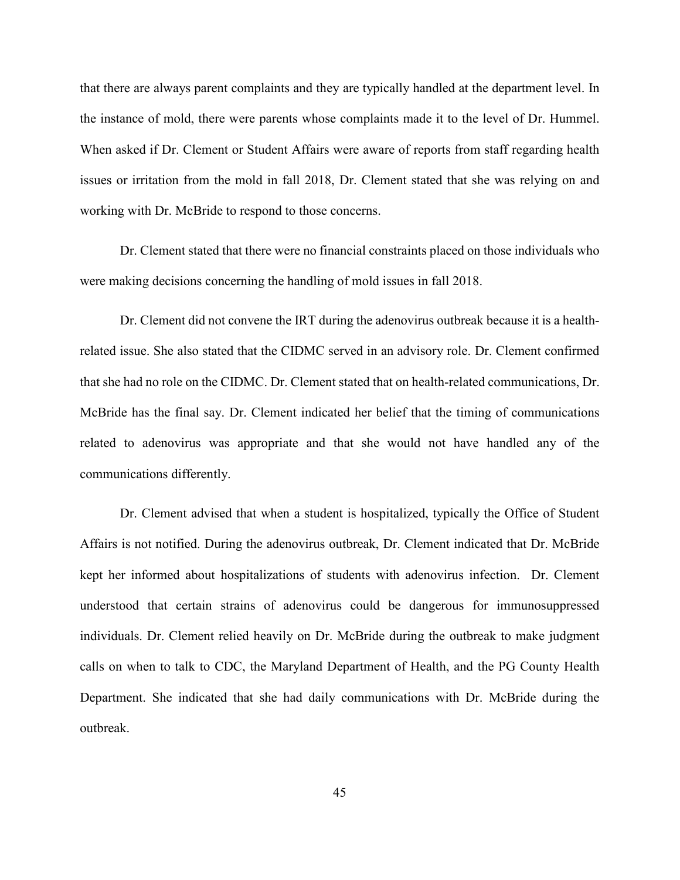that there are always parent complaints and they are typically handled at the department level. In the instance of mold, there were parents whose complaints made it to the level of Dr. Hummel. When asked if Dr. Clement or Student Affairs were aware of reports from staff regarding health issues or irritation from the mold in fall 2018, Dr. Clement stated that she was relying on and working with Dr. McBride to respond to those concerns.

Dr. Clement stated that there were no financial constraints placed on those individuals who were making decisions concerning the handling of mold issues in fall 2018.

Dr. Clement did not convene the IRT during the adenovirus outbreak because it is a health-related issue. She also stated that the CIDMC served in an advisory role. Dr. Clement confirmed that she had no role on the CIDMC. Dr. Clement stated that on health-related communications, Dr. McBride has the final say. Dr. Clement indicated her belief that the timing of communications related to adenovirus was appropriate and that she would not have handled any of the communications differently.

Dr. Clement advised that when a student is hospitalized, typically the Office of Student Affairs is not notified. During the adenovirus outbreak, Dr. Clement indicated that Dr. McBride kept her informed about hospitalizations of students with adenovirus infection. Dr. Clement understood that certain strains of adenovirus could be dangerous for immunosuppressed individuals. Dr. Clement relied heavily on Dr. McBride during the outbreak to make judgment calls on when to talk to CDC, the Maryland Department of Health, and the PG County Health Department. She indicated that she had daily communications with Dr. McBride during the outbreak.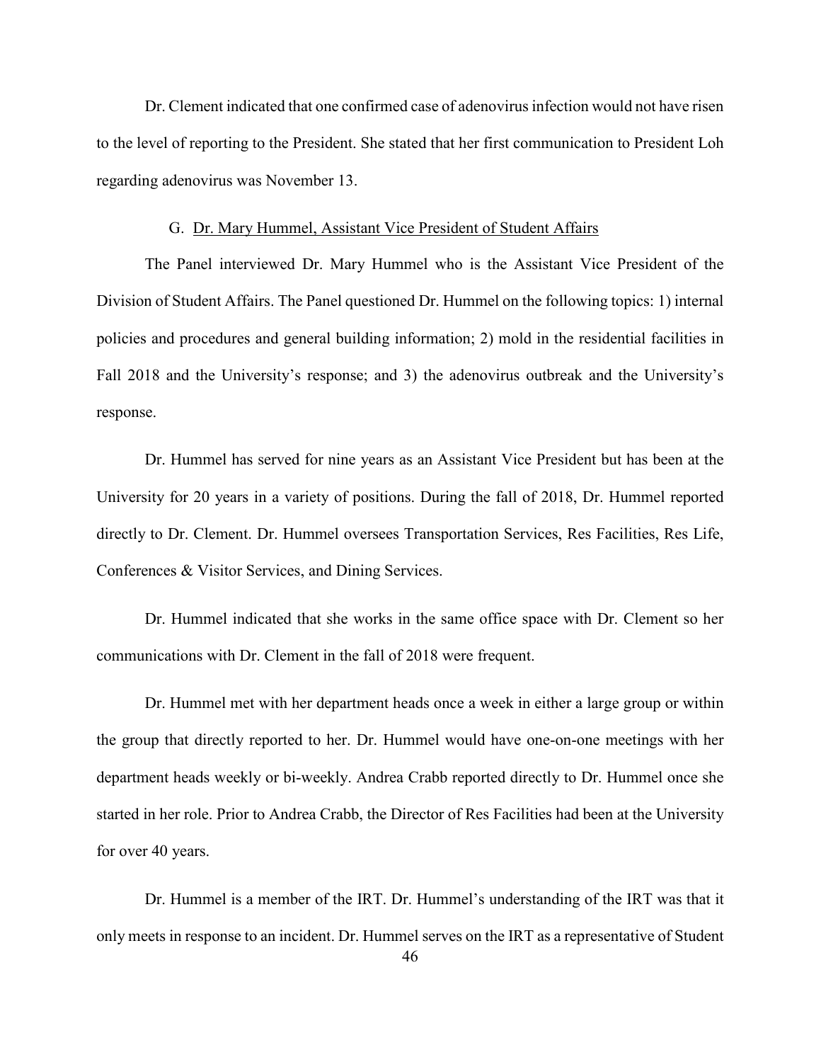Dr. Clement indicated that one confirmed case of adenovirus infection would not have risen to the level of reporting to the President. She stated that her first communication to President Loh regarding adenovirus was November 13.

### G. Dr. Mary Hummel, Assistant Vice President of Student Affairs

The Panel interviewed Dr. Mary Hummel who is the Assistant Vice President of the Division of Student Affairs. The Panel questioned Dr. Hummel on the following topics: 1) internal policies and procedures and general building information; 2) mold in the residential facilities in Fall 2018 and the University's response; and 3) the adenovirus outbreak and the University's response.

Dr. Hummel has served for nine years as an Assistant Vice President but has been at the University for 20 years in a variety of positions. During the fall of 2018, Dr. Hummel reported directly to Dr. Clement. Dr. Hummel oversees Transportation Services, Res Facilities, Res Life, Conferences & Visitor Services, and Dining Services.

Dr. Hummel indicated that she works in the same office space with Dr. Clement so her communications with Dr. Clement in the fall of 2018 were frequent.

Dr. Hummel met with her department heads once a week in either a large group or within the group that directly reported to her. Dr. Hummel would have one-on-one meetings with her department heads weekly or bi-weekly. Andrea Crabb reported directly to Dr. Hummel once she started in her role. Prior to Andrea Crabb, the Director of Res Facilities had been at the University for over 40 years.

Dr. Hummel is a member of the IRT. Dr. Hummel's understanding of the IRT was that it only meets in response to an incident. Dr. Hummel serves on the IRT as a representative of Student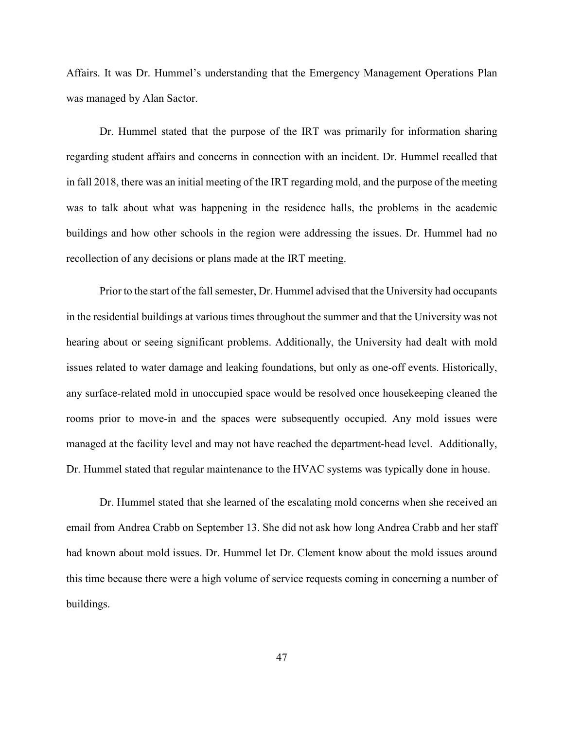Affairs. It was Dr. Hummel's understanding that the Emergency Management Operations Plan was managed by Alan Sactor.

Dr. Hummel stated that the purpose of the IRT was primarily for information sharing regarding student affairs and concerns in connection with an incident. Dr. Hummel recalled that in fall 2018, there was an initial meeting of the IRT regarding mold, and the purpose of the meeting was to talk about what was happening in the residence halls, the problems in the academic buildings and how other schools in the region were addressing the issues. Dr. Hummel had no recollection of any decisions or plans made at the IRT meeting.

Prior to the start of the fall semester, Dr. Hummel advised that the University had occupants in the residential buildings at various times throughout the summer and that the University was not hearing about or seeing significant problems. Additionally, the University had dealt with mold issues related to water damage and leaking foundations, but only as one-off events. Historically, any surface-related mold in unoccupied space would be resolved once housekeeping cleaned the rooms prior to move-in and the spaces were subsequently occupied. Any mold issues were managed at the facility level and may not have reached the department-head level. Additionally, Dr. Hummel stated that regular maintenance to the HVAC systems was typically done in house.

Dr. Hummel stated that she learned of the escalating mold concerns when she received an email from Andrea Crabb on September 13. She did not ask how long Andrea Crabb and her staff had known about mold issues. Dr. Hummel let Dr. Clement know about the mold issues around this time because there were a high volume of service requests coming in concerning a number of buildings.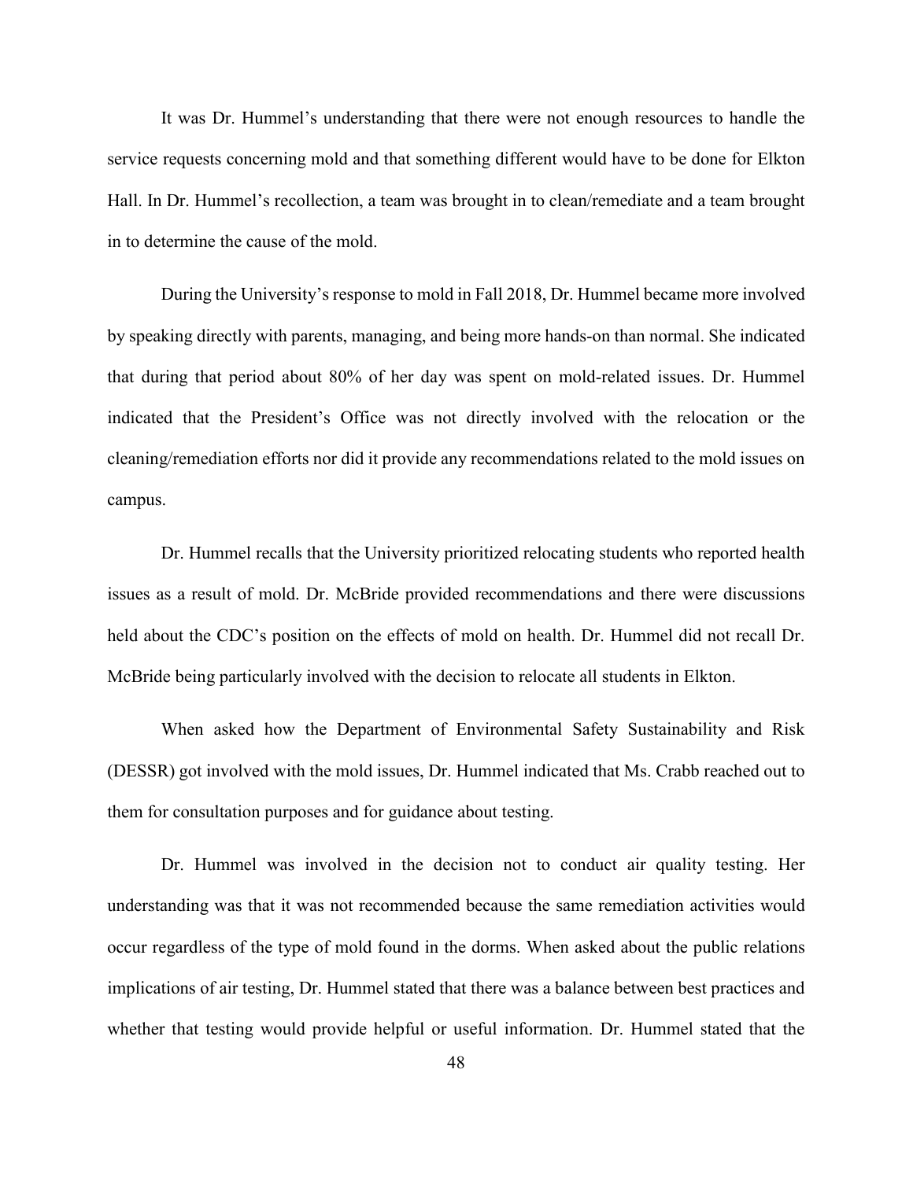It was Dr. Hummel's understanding that there were not enough resources to handle the service requests concerning mold and that something different would have to be done for Elkton Hall. In Dr. Hummel's recollection, a team was brought in to clean/remediate and a team brought in to determine the cause of the mold.

During the University's response to mold in Fall 2018, Dr. Hummel became more involved by speaking directly with parents, managing, and being more hands-on than normal. She indicated that during that period about 80% of her day was spent on mold-related issues. Dr. Hummel indicated that the President's Office was not directly involved with the relocation or the cleaning/remediation efforts nor did it provide any recommendations related to the mold issues on campus.

Dr. Hummel recalls that the University prioritized relocating students who reported health issues as a result of mold. Dr. McBride provided recommendations and there were discussions held about the CDC's position on the effects of mold on health. Dr. Hummel did not recall Dr. McBride being particularly involved with the decision to relocate all students in Elkton.

When asked how the Department of Environmental Safety Sustainability and Risk (DESSR) got involved with the mold issues, Dr. Hummel indicated that Ms. Crabb reached out to them for consultation purposes and for guidance about testing.

Dr. Hummel was involved in the decision not to conduct air quality testing. Her understanding was that it was not recommended because the same remediation activities would occur regardless of the type of mold found in the dorms. When asked about the public relations implications of air testing, Dr. Hummel stated that there was a balance between best practices and whether that testing would provide helpful or useful information. Dr. Hummel stated that the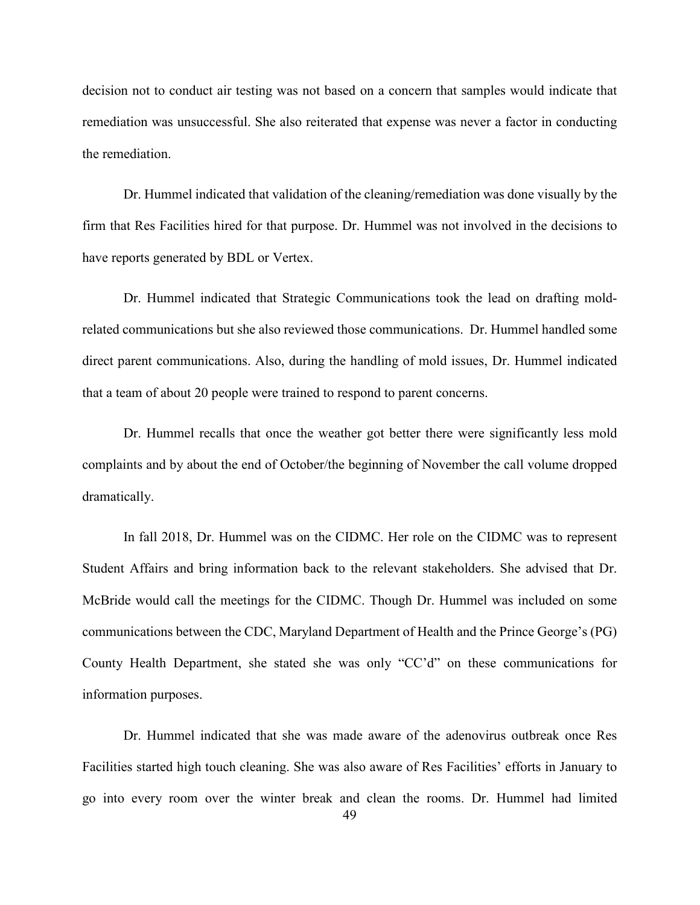decision not to conduct air testing was not based on a concern that samples would indicate that remediation was unsuccessful. She also reiterated that expense was never a factor in conducting the remediation.

Dr. Hummel indicated that validation of the cleaning/remediation was done visually by the firm that Res Facilities hired for that purpose. Dr. Hummel was not involved in the decisions to have reports generated by BDL or Vertex.

Dr. Hummel indicated that Strategic Communications took the lead on drafting mold-related communications but she also reviewed those communications. Dr. Hummel handled some direct parent communications. Also, during the handling of mold issues, Dr. Hummel indicated that a team of about 20 people were trained to respond to parent concerns.

Dr. Hummel recalls that once the weather got better there were significantly less mold complaints and by about the end of October/the beginning of November the call volume dropped dramatically.

In fall 2018, Dr. Hummel was on the CIDMC. Her role on the CIDMC was to represent Student Affairs and bring information back to the relevant stakeholders. She advised that Dr. McBride would call the meetings for the CIDMC. Though Dr. Hummel was included on some communications between the CDC, Maryland Department of Health and the Prince George's (PG) County Health Department, she stated she was only "CC'd" on these communications for information purposes.

Dr. Hummel indicated that she was made aware of the adenovirus outbreak once Res Facilities started high touch cleaning. She was also aware of Res Facilities' efforts in January to go into every room over the winter break and clean the rooms. Dr. Hummel had limited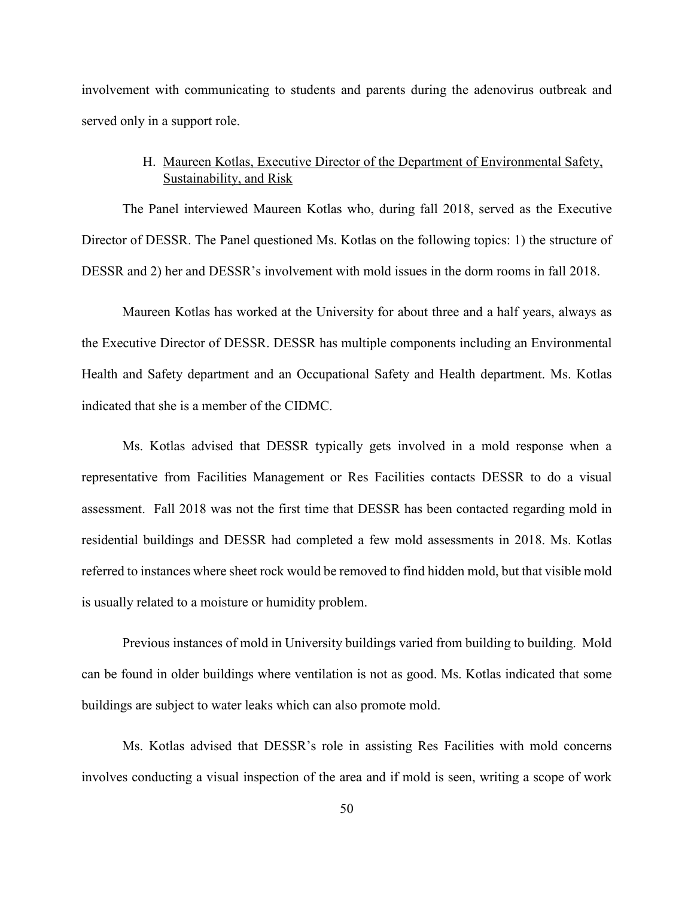involvement with communicating to students and parents during the adenovirus outbreak and served only in a support role.

### H. Maureen Kotlas, Executive Director of the Department of Environmental Safety, Sustainability, and Risk

The Panel interviewed Maureen Kotlas who, during fall 2018, served as the Executive Director of DESSR. The Panel questioned Ms. Kotlas on the following topics: 1) the structure of DESSR and 2) her and DESSR's involvement with mold issues in the dorm rooms in fall 2018.

Maureen Kotlas has worked at the University for about three and a half years, always as the Executive Director of DESSR. DESSR has multiple components including an Environmental Health and Safety department and an Occupational Safety and Health department. Ms. Kotlas indicated that she is a member of the CIDMC.

Ms. Kotlas advised that DESSR typically gets involved in a mold response when a representative from Facilities Management or Res Facilities contacts DESSR to do a visual assessment. Fall 2018 was not the first time that DESSR has been contacted regarding mold in residential buildings and DESSR had completed a few mold assessments in 2018. Ms. Kotlas referred to instances where sheet rock would be removed to find hidden mold, but that visible mold is usually related to a moisture or humidity problem.

Previous instances of mold in University buildings varied from building to building. Mold can be found in older buildings where ventilation is not as good. Ms. Kotlas indicated that some buildings are subject to water leaks which can also promote mold.

Ms. Kotlas advised that DESSR's role in assisting Res Facilities with mold concerns involves conducting a visual inspection of the area and if mold is seen, writing a scope of work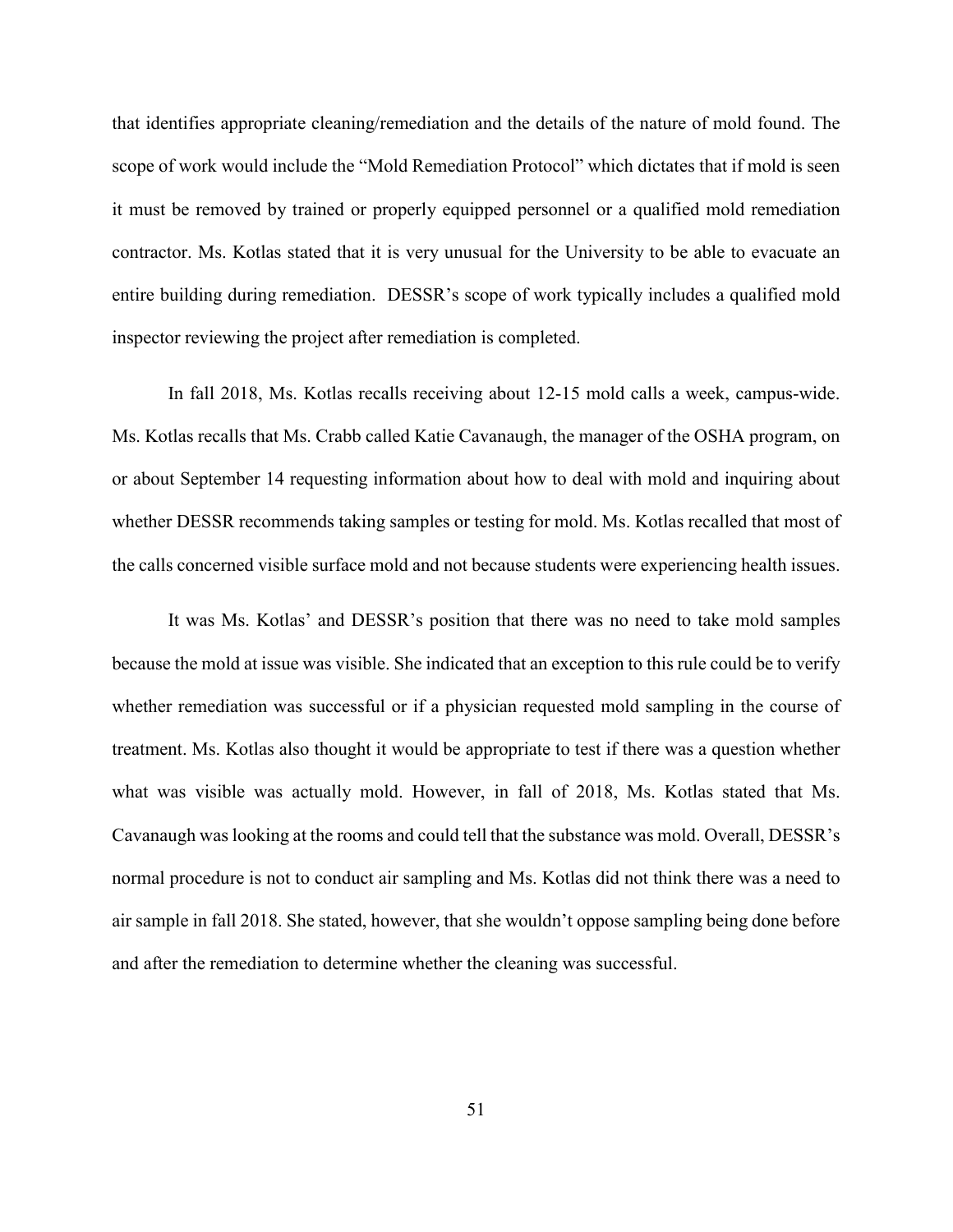that identifies appropriate cleaning/remediation and the details of the nature of mold found. The scope of work would include the "Mold Remediation Protocol" which dictates that if mold is seen it must be removed by trained or properly equipped personnel or a qualified mold remediation contractor. Ms. Kotlas stated that it is very unusual for the University to be able to evacuate an entire building during remediation. DESSR's scope of work typically includes a qualified mold inspector reviewing the project after remediation is completed.

In fall 2018, Ms. Kotlas recalls receiving about 12-15 mold calls a week, campus-wide. Ms. Kotlas recalls that Ms. Crabb called Katie Cavanaugh, the manager of the OSHA program, on or about September 14 requesting information about how to deal with mold and inquiring about whether DESSR recommends taking samples or testing for mold. Ms. Kotlas recalled that most of the calls concerned visible surface mold and not because students were experiencing health issues.

It was Ms. Kotlas' and DESSR's position that there was no need to take mold samples because the mold at issue was visible. She indicated that an exception to this rule could be to verify whether remediation was successful or if a physician requested mold sampling in the course of treatment. Ms. Kotlas also thought it would be appropriate to test if there was a question whether what was visible was actually mold. However, in fall of 2018, Ms. Kotlas stated that Ms. Cavanaugh was looking at the rooms and could tell that the substance was mold. Overall, DESSR's normal procedure is not to conduct air sampling and Ms. Kotlas did not think there was a need to air sample in fall 2018. She stated, however, that she wouldn't oppose sampling being done before and after the remediation to determine whether the cleaning was successful.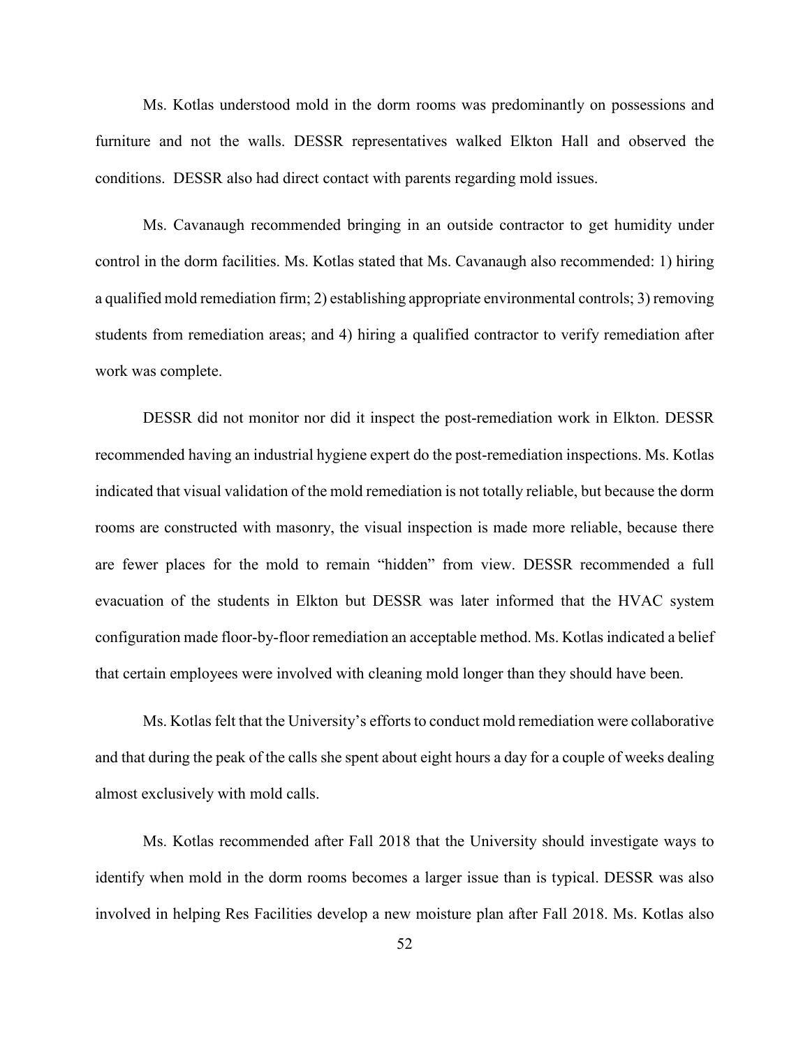Ms. Kotlas understood mold in the dorm rooms was predominantly on possessions and furniture and not the walls. DESSR representatives walked Elkton Hall and observed the conditions. DESSR also had direct contact with parents regarding mold issues.

Ms. Cavanaugh recommended bringing in an outside contractor to get humidity under control in the dorm facilities. Ms. Kotlas stated that Ms. Cavanaugh also recommended: 1) hiring a qualified mold remediation firm; 2) establishing appropriate environmental controls; 3) removing students from remediation areas; and 4) hiring a qualified contractor to verify remediation after work was complete.

DESSR did not monitor nor did it inspect the post-remediation work in Elkton. DESSR recommended having an industrial hygiene expert do the post-remediation inspections. Ms. Kotlas indicated that visual validation of the mold remediation is not totally reliable, but because the dorm rooms are constructed with masonry, the visual inspection is made more reliable, because there are fewer places for the mold to remain "hidden" from view. DESSR recommended a full evacuation of the students in Elkton but DESSR was later informed that the HVAC system configuration made floor-by-floor remediation an acceptable method. Ms. Kotlas indicated a belief that certain employees were involved with cleaning mold longer than they should have been.

Ms. Kotlas felt that the University's efforts to conduct mold remediation were collaborative and that during the peak of the calls she spent about eight hours a day for a couple of weeks dealing almost exclusively with mold calls.

Ms. Kotlas recommended after Fall 2018 that the University should investigate ways to identify when mold in the dorm rooms becomes a larger issue than is typical. DESSR was also involved in helping Res Facilities develop a new moisture plan after Fall 2018. Ms. Kotlas also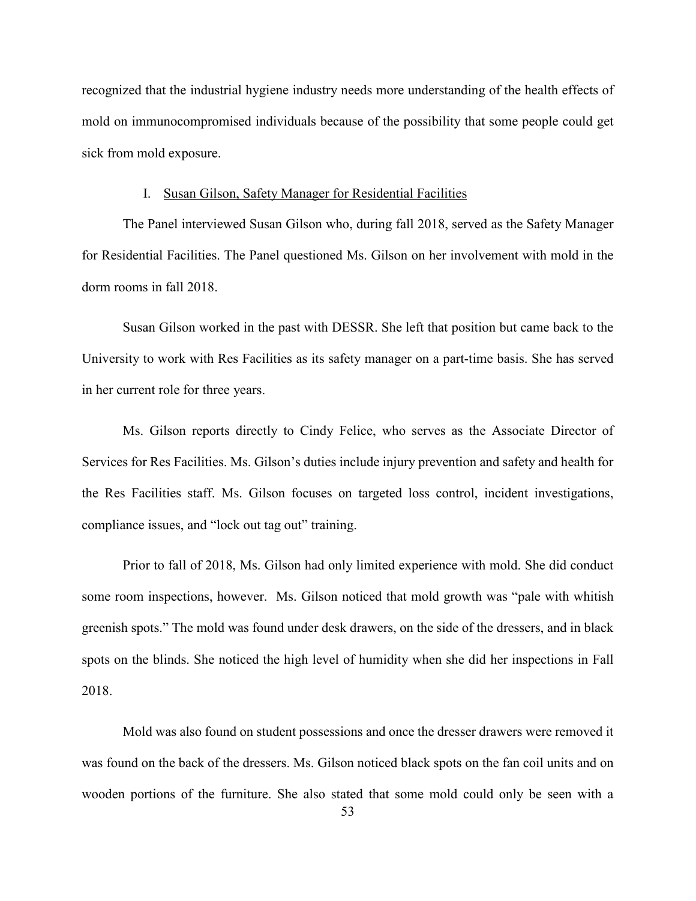recognized that the industrial hygiene industry needs more understanding of the health effects of mold on immunocompromised individuals because of the possibility that some people could get sick from mold exposure.

### I. Susan Gilson, Safety Manager for Residential Facilities

The Panel interviewed Susan Gilson who, during fall 2018, served as the Safety Manager for Residential Facilities. The Panel questioned Ms. Gilson on her involvement with mold in the dorm rooms in fall 2018.

Susan Gilson worked in the past with DESSR. She left that position but came back to the University to work with Res Facilities as its safety manager on a part-time basis. She has served in her current role for three years.

Ms. Gilson reports directly to Cindy Felice, who serves as the Associate Director of Services for Res Facilities. Ms. Gilson's duties include injury prevention and safety and health for the Res Facilities staff. Ms. Gilson focuses on targeted loss control, incident investigations, compliance issues, and "lock out tag out" training.

Prior to fall of 2018, Ms. Gilson had only limited experience with mold. She did conduct some room inspections, however. Ms. Gilson noticed that mold growth was "pale with whitish greenish spots." The mold was found under desk drawers, on the side of the dressers, and in black spots on the blinds. She noticed the high level of humidity when she did her inspections in Fall 2018.

Mold was also found on student possessions and once the dresser drawers were removed it was found on the back of the dressers. Ms. Gilson noticed black spots on the fan coil units and on wooden portions of the furniture. She also stated that some mold could only be seen with a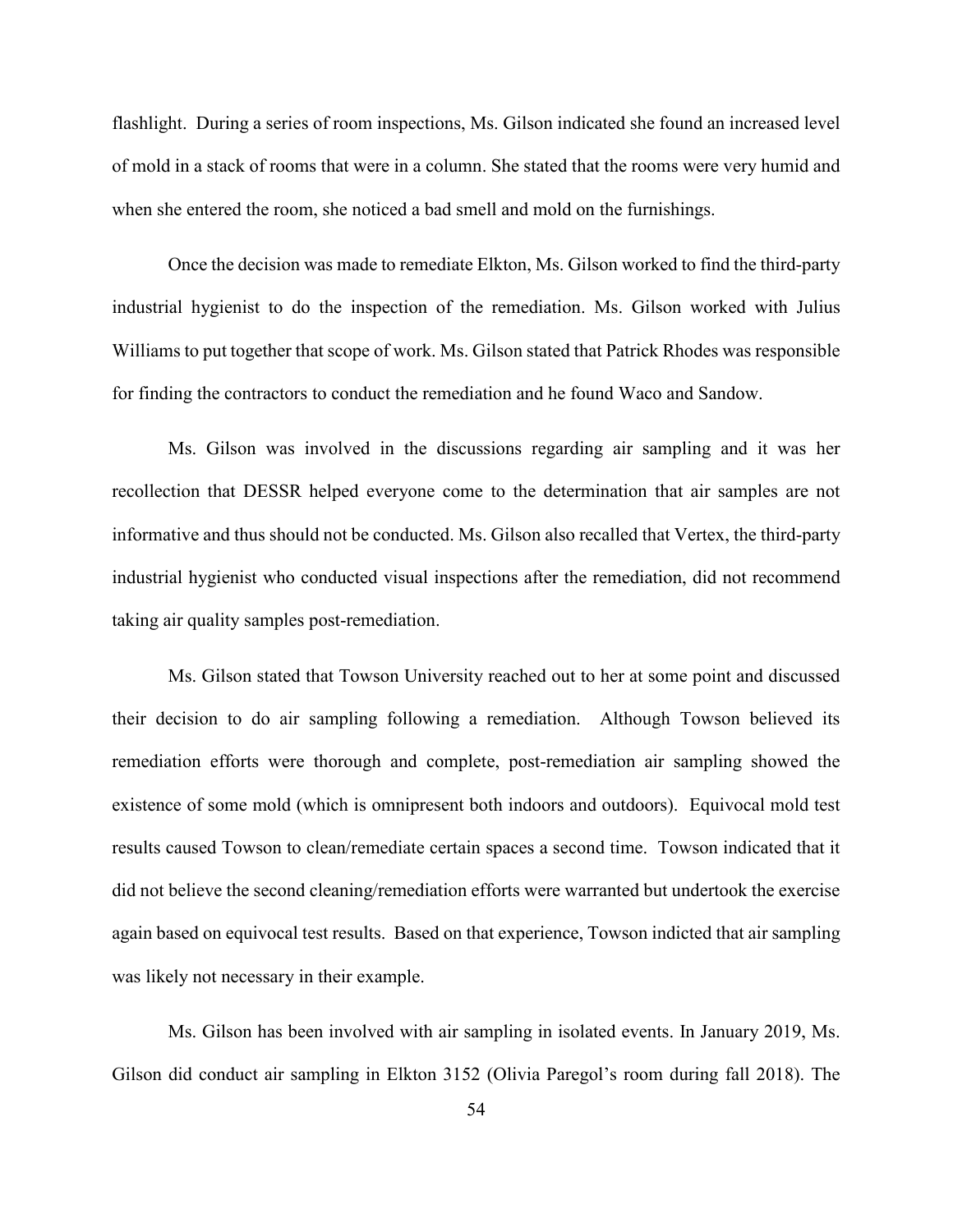flashlight. During a series of room inspections, Ms. Gilson indicated she found an increased level of mold in a stack of rooms that were in a column. She stated that the rooms were very humid and when she entered the room, she noticed a bad smell and mold on the furnishings.

Once the decision was made to remediate Elkton, Ms. Gilson worked to find the third-party industrial hygienist to do the inspection of the remediation. Ms. Gilson worked with Julius Williams to put together that scope of work. Ms. Gilson stated that Patrick Rhodes was responsible for finding the contractors to conduct the remediation and he found Waco and Sandow.

Ms. Gilson was involved in the discussions regarding air sampling and it was her recollection that DESSR helped everyone come to the determination that air samples are not informative and thus should not be conducted. Ms. Gilson also recalled that Vertex, the third-party industrial hygienist who conducted visual inspections after the remediation, did not recommend taking air quality samples post-remediation.

Ms. Gilson stated that Towson University reached out to her at some point and discussed their decision to do air sampling following a remediation. Although Towson believed its remediation efforts were thorough and complete, post-remediation air sampling showed the existence of some mold (which is omnipresent both indoors and outdoors). Equivocal mold test results caused Towson to clean/remediate certain spaces a second time. Towson indicated that it did not believe the second cleaning/remediation efforts were warranted but undertook the exercise again based on equivocal test results. Based on that experience, Towson indicted that air sampling was likely not necessary in their example.

Ms. Gilson has been involved with air sampling in isolated events. In January 2019, Ms. Gilson did conduct air sampling in Elkton 3152 (Olivia Paregol's room during fall 2018). The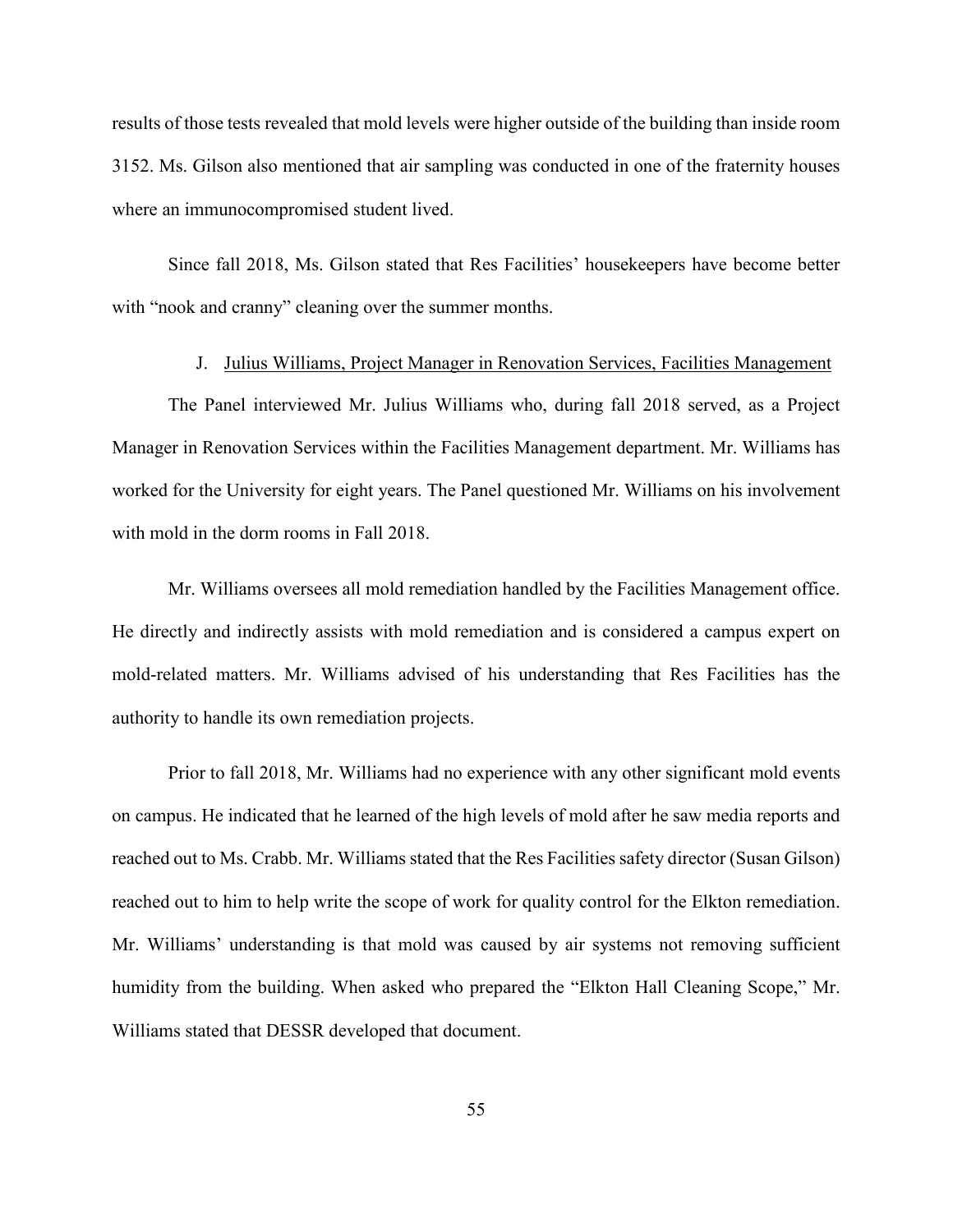results of those tests revealed that mold levels were higher outside of the building than inside room 3152. Ms. Gilson also mentioned that air sampling was conducted in one of the fraternity houses where an immunocompromised student lived.

Since fall 2018, Ms. Gilson stated that Res Facilities' housekeepers have become better with "nook and cranny" cleaning over the summer months.

### J. Julius Williams, Project Manager in Renovation Services, Facilities Management

The Panel interviewed Mr. Julius Williams who, during fall 2018 served, as a Project Manager in Renovation Services within the Facilities Management department. Mr. Williams has worked for the University for eight years. The Panel questioned Mr. Williams on his involvement with mold in the dorm rooms in Fall 2018.

Mr. Williams oversees all mold remediation handled by the Facilities Management office. He directly and indirectly assists with mold remediation and is considered a campus expert on mold-related matters. Mr. Williams advised of his understanding that Res Facilities has the authority to handle its own remediation projects.

Prior to fall 2018, Mr. Williams had no experience with any other significant mold events on campus. He indicated that he learned of the high levels of mold after he saw media reports and reached out to Ms. Crabb. Mr. Williams stated that the Res Facilities safety director (Susan Gilson) reached out to him to help write the scope of work for quality control for the Elkton remediation. Mr. Williams' understanding is that mold was caused by air systems not removing sufficient humidity from the building. When asked who prepared the "Elkton Hall Cleaning Scope," Mr. Williams stated that DESSR developed that document.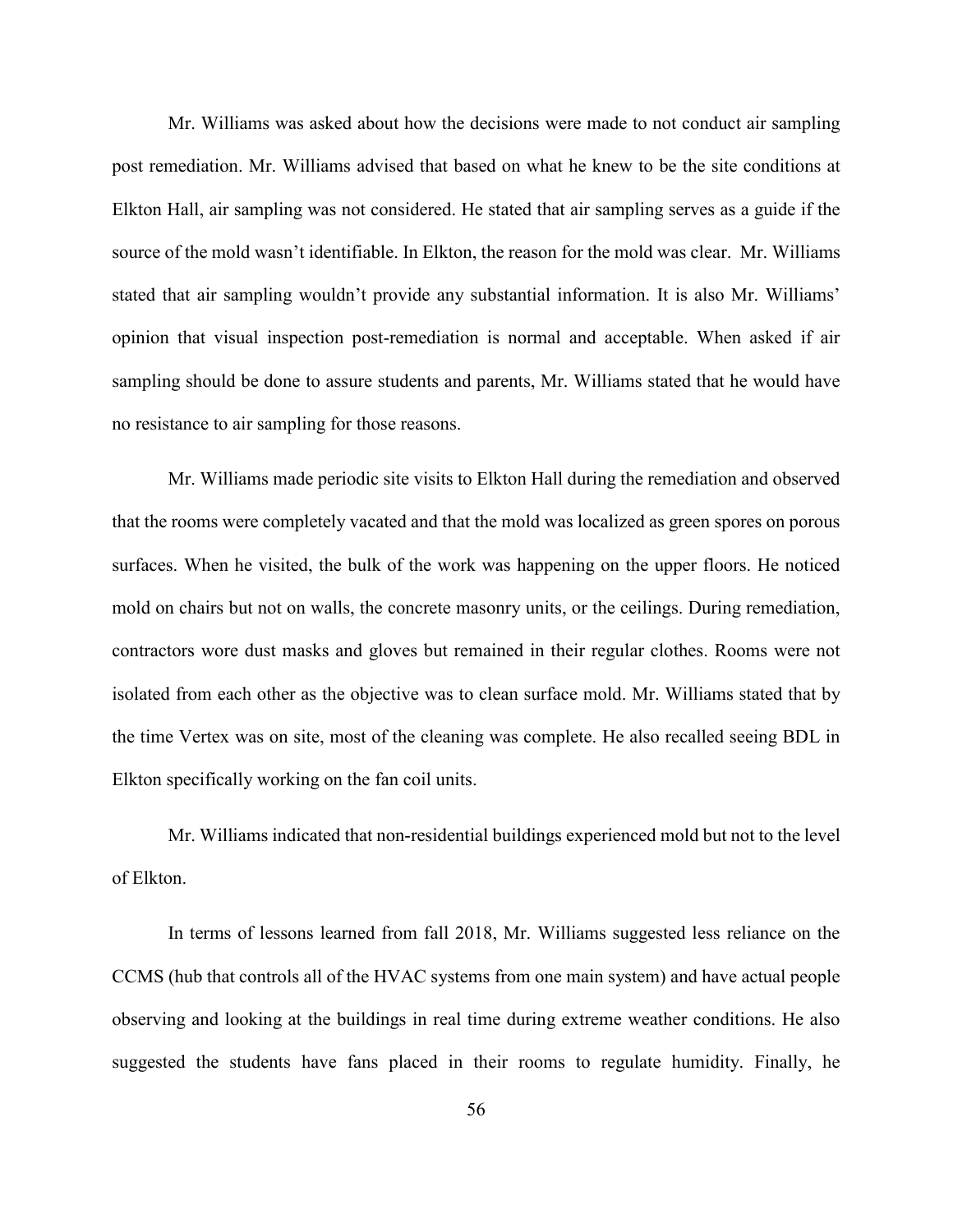Mr. Williams was asked about how the decisions were made to not conduct air sampling post remediation. Mr. Williams advised that based on what he knew to be the site conditions at Elkton Hall, air sampling was not considered. He stated that air sampling serves as a guide if the source of the mold wasn't identifiable. In Elkton, the reason for the mold was clear. Mr. Williams stated that air sampling wouldn't provide any substantial information. It is also Mr. Williams' opinion that visual inspection post-remediation is normal and acceptable. When asked if air sampling should be done to assure students and parents, Mr. Williams stated that he would have no resistance to air sampling for those reasons.

Mr. Williams made periodic site visits to Elkton Hall during the remediation and observed that the rooms were completely vacated and that the mold was localized as green spores on porous surfaces. When he visited, the bulk of the work was happening on the upper floors. He noticed mold on chairs but not on walls, the concrete masonry units, or the ceilings. During remediation, contractors wore dust masks and gloves but remained in their regular clothes. Rooms were not isolated from each other as the objective was to clean surface mold. Mr. Williams stated that by the time Vertex was on site, most of the cleaning was complete. He also recalled seeing BDL in Elkton specifically working on the fan coil units.

Mr. Williams indicated that non-residential buildings experienced mold but not to the level of Elkton.

In terms of lessons learned from fall 2018, Mr. Williams suggested less reliance on the CCMS (hub that controls all of the HVAC systems from one main system) and have actual people observing and looking at the buildings in real time during extreme weather conditions. He also suggested the students have fans placed in their rooms to regulate humidity. Finally, he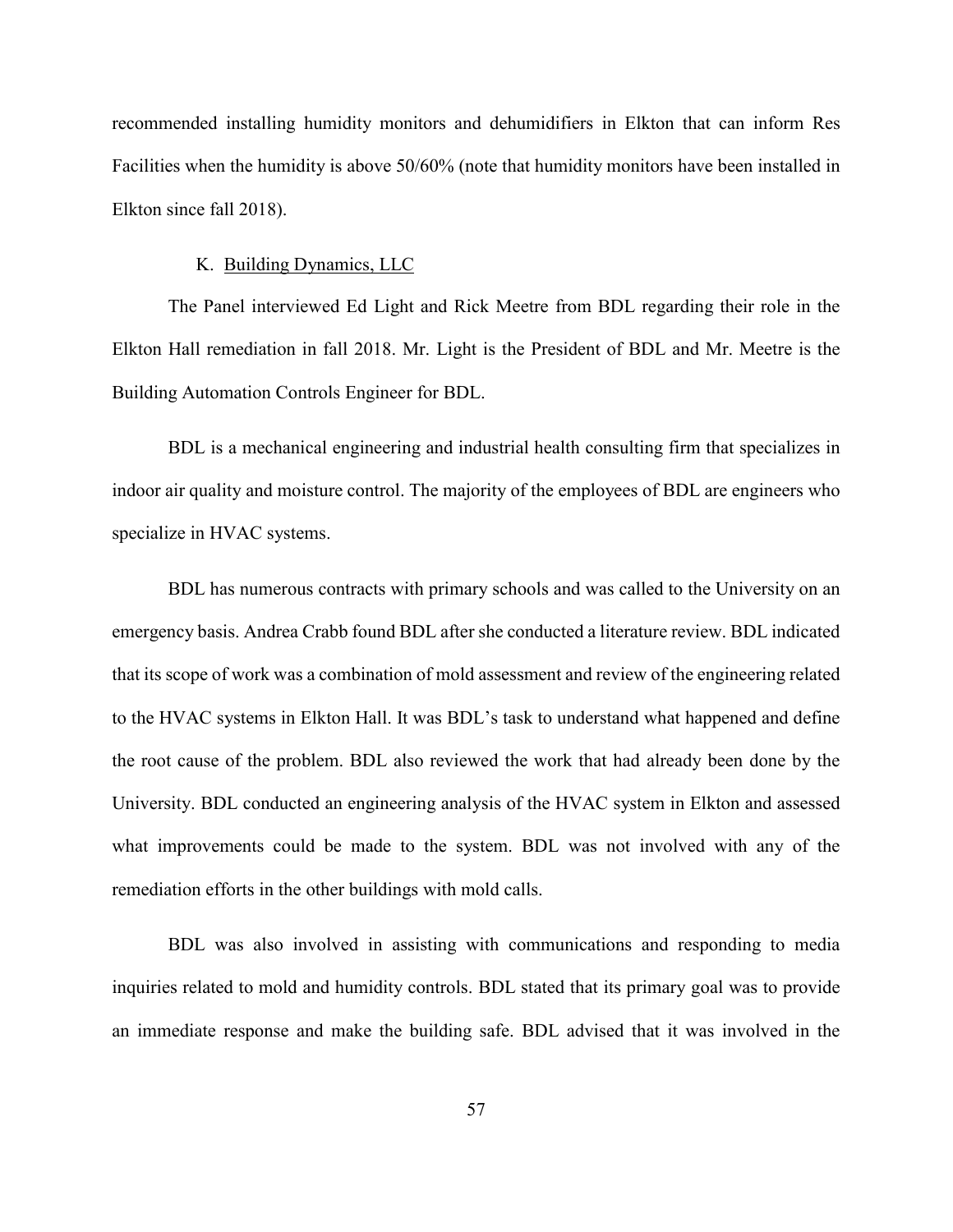recommended installing humidity monitors and dehumidifiers in Elkton that can inform Res Facilities when the humidity is above 50/60% (note that humidity monitors have been installed in Elkton since fall 2018).

### K. Building Dynamics, LLC

The Panel interviewed Ed Light and Rick Meetre from BDL regarding their role in the Elkton Hall remediation in fall 2018. Mr. Light is the President of BDL and Mr. Meetre is the Building Automation Controls Engineer for BDL.

BDL is a mechanical engineering and industrial health consulting firm that specializes in indoor air quality and moisture control. The majority of the employees of BDL are engineers who specialize in HVAC systems.

BDL has numerous contracts with primary schools and was called to the University on an emergency basis. Andrea Crabb found BDL after she conducted a literature review. BDL indicated that its scope of work was a combination of mold assessment and review of the engineering related to the HVAC systems in Elkton Hall. It was BDL's task to understand what happened and define the root cause of the problem. BDL also reviewed the work that had already been done by the University. BDL conducted an engineering analysis of the HVAC system in Elkton and assessed what improvements could be made to the system. BDL was not involved with any of the remediation efforts in the other buildings with mold calls.

BDL was also involved in assisting with communications and responding to media inquiries related to mold and humidity controls. BDL stated that its primary goal was to provide an immediate response and make the building safe. BDL advised that it was involved in the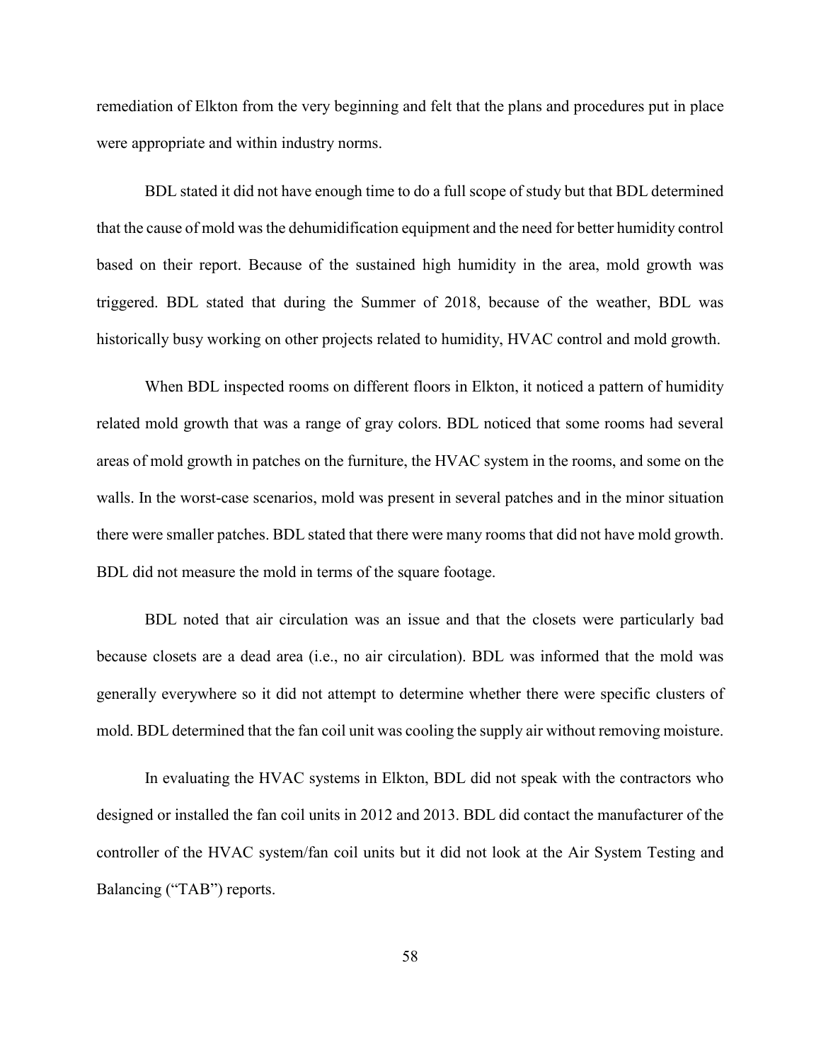remediation of Elkton from the very beginning and felt that the plans and procedures put in place were appropriate and within industry norms.

BDL stated it did not have enough time to do a full scope of study but that BDL determined that the cause of mold was the dehumidification equipment and the need for better humidity control based on their report. Because of the sustained high humidity in the area, mold growth was triggered. BDL stated that during the Summer of 2018, because of the weather, BDL was historically busy working on other projects related to humidity, HVAC control and mold growth.

When BDL inspected rooms on different floors in Elkton, it noticed a pattern of humidity related mold growth that was a range of gray colors. BDL noticed that some rooms had several areas of mold growth in patches on the furniture, the HVAC system in the rooms, and some on the walls. In the worst-case scenarios, mold was present in several patches and in the minor situation there were smaller patches. BDL stated that there were many rooms that did not have mold growth. BDL did not measure the mold in terms of the square footage.

BDL noted that air circulation was an issue and that the closets were particularly bad because closets are a dead area (i.e., no air circulation). BDL was informed that the mold was generally everywhere so it did not attempt to determine whether there were specific clusters of mold. BDL determined that the fan coil unit was cooling the supply air without removing moisture.

In evaluating the HVAC systems in Elkton, BDL did not speak with the contractors who designed or installed the fan coil units in 2012 and 2013. BDL did contact the manufacturer of the controller of the HVAC system/fan coil units but it did not look at the Air System Testing and Balancing ("TAB") reports.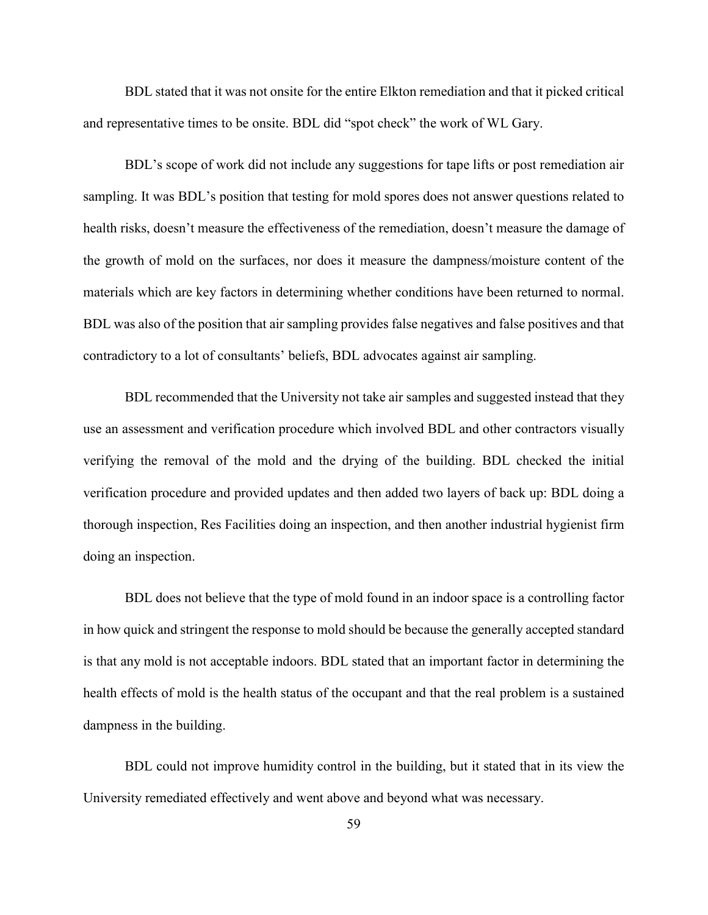BDL stated that it was not onsite for the entire Elkton remediation and that it picked critical and representative times to be onsite. BDL did "spot check" the work of WL Gary.

BDL's scope of work did not include any suggestions for tape lifts or post remediation air sampling. It was BDL's position that testing for mold spores does not answer questions related to health risks, doesn't measure the effectiveness of the remediation, doesn't measure the damage of the growth of mold on the surfaces, nor does it measure the dampness/moisture content of the materials which are key factors in determining whether conditions have been returned to normal. BDL was also of the position that air sampling provides false negatives and false positives and that contradictory to a lot of consultants' beliefs, BDL advocates against air sampling.

BDL recommended that the University not take air samples and suggested instead that they use an assessment and verification procedure which involved BDL and other contractors visually verifying the removal of the mold and the drying of the building. BDL checked the initial verification procedure and provided updates and then added two layers of back up: BDL doing a thorough inspection, Res Facilities doing an inspection, and then another industrial hygienist firm doing an inspection.

BDL does not believe that the type of mold found in an indoor space is a controlling factor in how quick and stringent the response to mold should be because the generally accepted standard is that any mold is not acceptable indoors. BDL stated that an important factor in determining the health effects of mold is the health status of the occupant and that the real problem is a sustained dampness in the building.

BDL could not improve humidity control in the building, but it stated that in its view the University remediated effectively and went above and beyond what was necessary.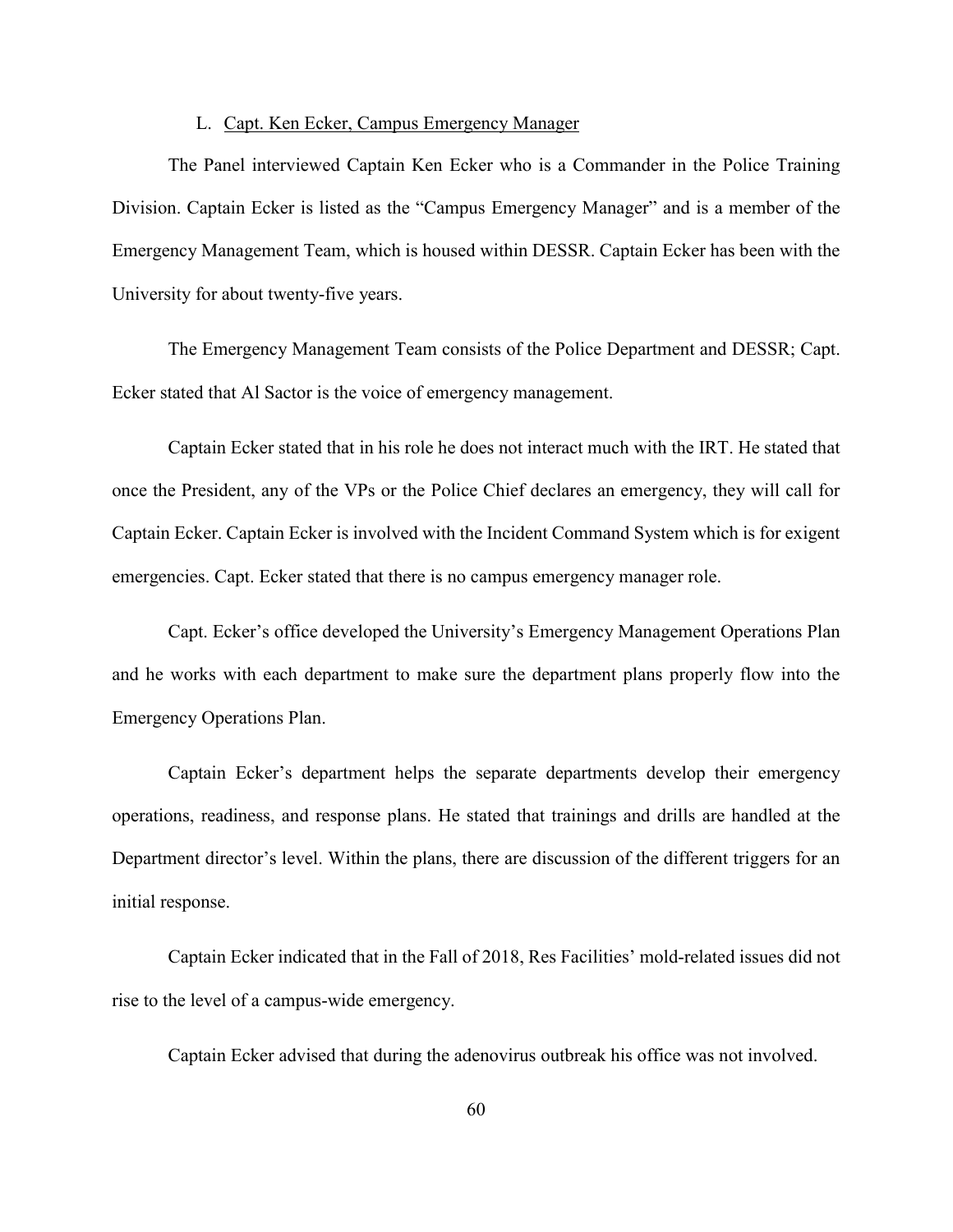### L. Capt. Ken Ecker, Campus Emergency Manager

The Panel interviewed Captain Ken Ecker who is a Commander in the Police Training Division. Captain Ecker is listed as the "Campus Emergency Manager" and is a member of the Emergency Management Team, which is housed within DESSR. Captain Ecker has been with the University for about twenty-five years.

The Emergency Management Team consists of the Police Department and DESSR; Capt. Ecker stated that Al Sactor is the voice of emergency management.

Captain Ecker stated that in his role he does not interact much with the IRT. He stated that once the President, any of the VPs or the Police Chief declares an emergency, they will call for Captain Ecker. Captain Ecker is involved with the Incident Command System which is for exigent emergencies. Capt. Ecker stated that there is no campus emergency manager role.

Capt. Ecker's office developed the University's Emergency Management Operations Plan and he works with each department to make sure the department plans properly flow into the Emergency Operations Plan.

Captain Ecker's department helps the separate departments develop their emergency operations, readiness, and response plans. He stated that trainings and drills are handled at the Department director's level. Within the plans, there are discussion of the different triggers for an initial response.

Captain Ecker indicated that in the Fall of 2018, Res Facilities' mold-related issues did not rise to the level of a campus-wide emergency.

Captain Ecker advised that during the adenovirus outbreak his office was not involved.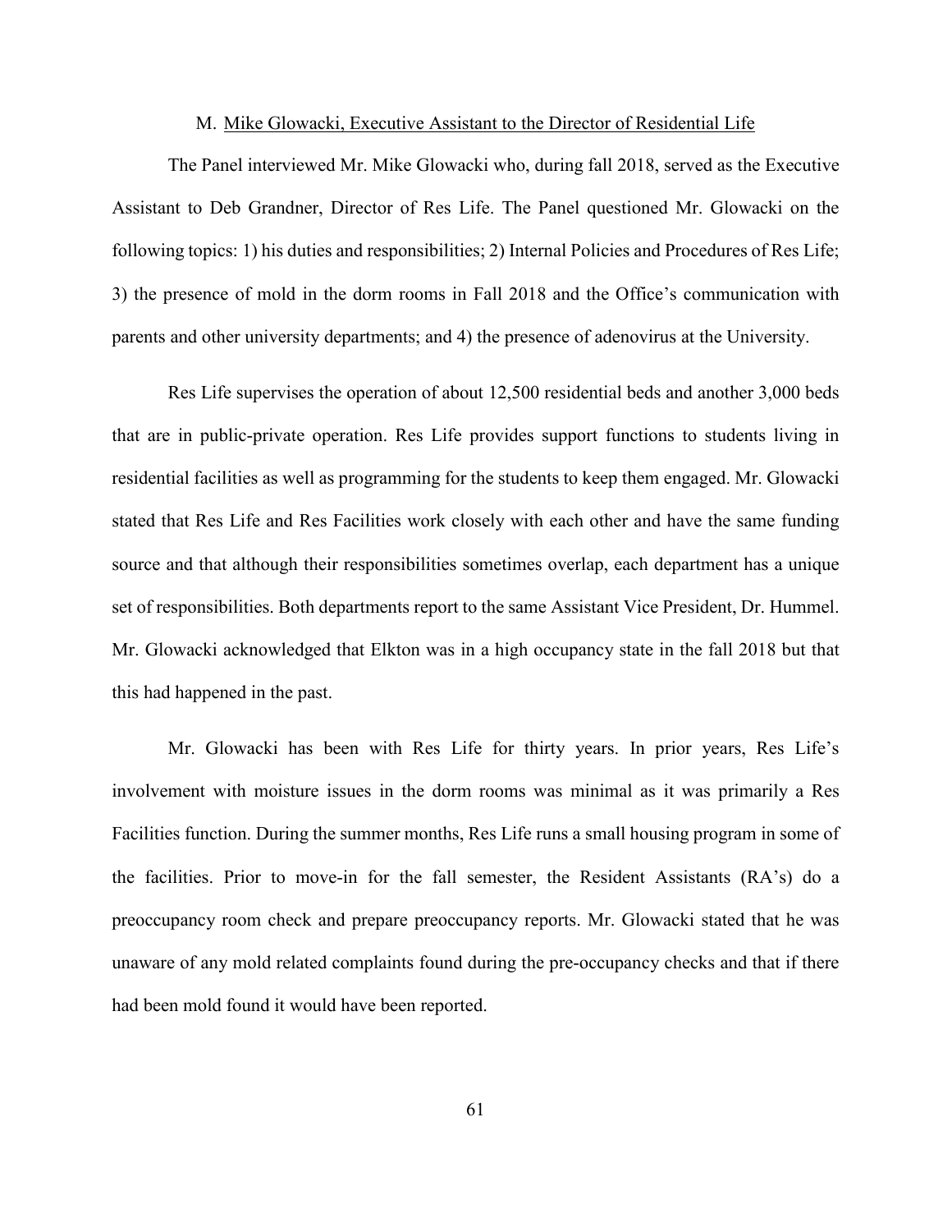### M. Mike Glowacki, Executive Assistant to the Director of Residential Life

The Panel interviewed Mr. Mike Glowacki who, during fall 2018, served as the Executive Assistant to Deb Grandner, Director of Res Life. The Panel questioned Mr. Glowacki on the following topics: 1) his duties and responsibilities; 2) Internal Policies and Procedures of Res Life; 3) the presence of mold in the dorm rooms in Fall 2018 and the Office's communication with parents and other university departments; and 4) the presence of adenovirus at the University.

Res Life supervises the operation of about 12,500 residential beds and another 3,000 beds that are in public-private operation. Res Life provides support functions to students living in residential facilities as well as programming for the students to keep them engaged. Mr. Glowacki stated that Res Life and Res Facilities work closely with each other and have the same funding source and that although their responsibilities sometimes overlap, each department has a unique set of responsibilities. Both departments report to the same Assistant Vice President, Dr. Hummel. Mr. Glowacki acknowledged that Elkton was in a high occupancy state in the fall 2018 but that this had happened in the past.

Mr. Glowacki has been with Res Life for thirty years. In prior years, Res Life's involvement with moisture issues in the dorm rooms was minimal as it was primarily a Res Facilities function. During the summer months, Res Life runs a small housing program in some of the facilities. Prior to move-in for the fall semester, the Resident Assistants (RA's) do a preoccupancy room check and prepare preoccupancy reports. Mr. Glowacki stated that he was unaware of any mold related complaints found during the pre-occupancy checks and that if there had been mold found it would have been reported.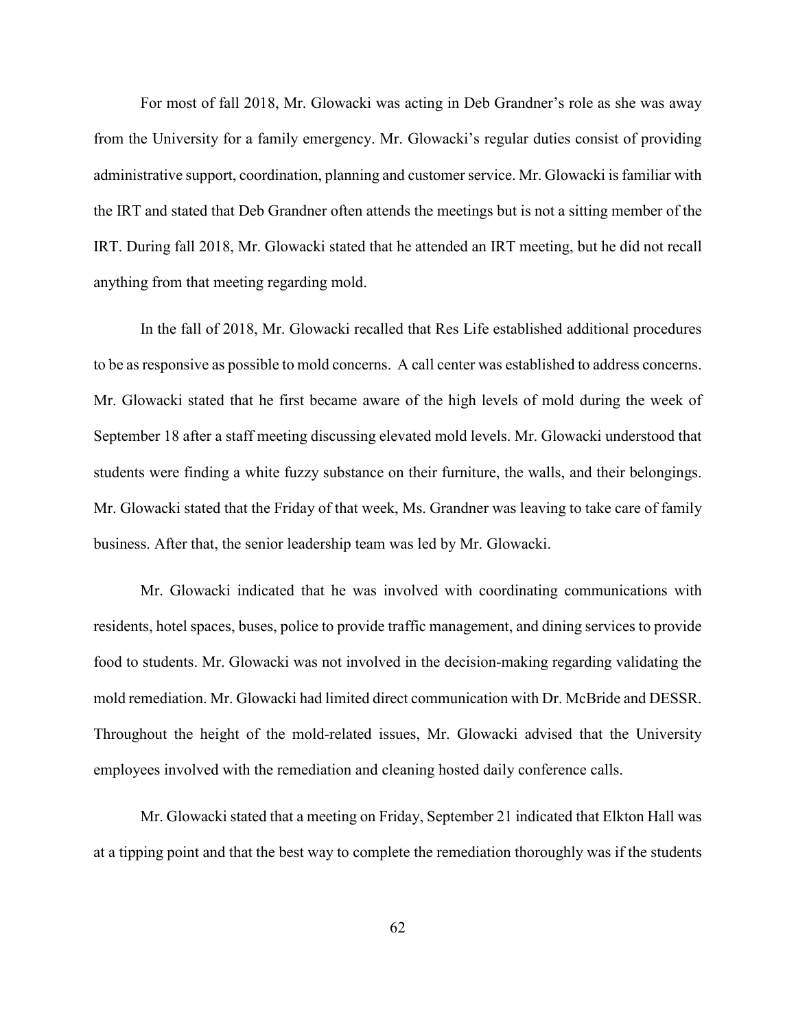For most of fall 2018, Mr. Glowacki was acting in Deb Grandner's role as she was away from the University for a family emergency. Mr. Glowacki's regular duties consist of providing administrative support, coordination, planning and customer service. Mr. Glowacki is familiar with the IRT and stated that Deb Grandner often attends the meetings but is not a sitting member of the IRT. During fall 2018, Mr. Glowacki stated that he attended an IRT meeting, but he did not recall anything from that meeting regarding mold.

In the fall of 2018, Mr. Glowacki recalled that Res Life established additional procedures to be as responsive as possible to mold concerns. A call center was established to address concerns. Mr. Glowacki stated that he first became aware of the high levels of mold during the week of September 18 after a staff meeting discussing elevated mold levels. Mr. Glowacki understood that students were finding a white fuzzy substance on their furniture, the walls, and their belongings. Mr. Glowacki stated that the Friday of that week, Ms. Grandner was leaving to take care of family business. After that, the senior leadership team was led by Mr. Glowacki.

Mr. Glowacki indicated that he was involved with coordinating communications with residents, hotel spaces, buses, police to provide traffic management, and dining services to provide food to students. Mr. Glowacki was not involved in the decision-making regarding validating the mold remediation. Mr. Glowacki had limited direct communication with Dr. McBride and DESSR. Throughout the height of the mold-related issues, Mr. Glowacki advised that the University employees involved with the remediation and cleaning hosted daily conference calls.

Mr. Glowacki stated that a meeting on Friday, September 21 indicated that Elkton Hall was at a tipping point and that the best way to complete the remediation thoroughly was if the students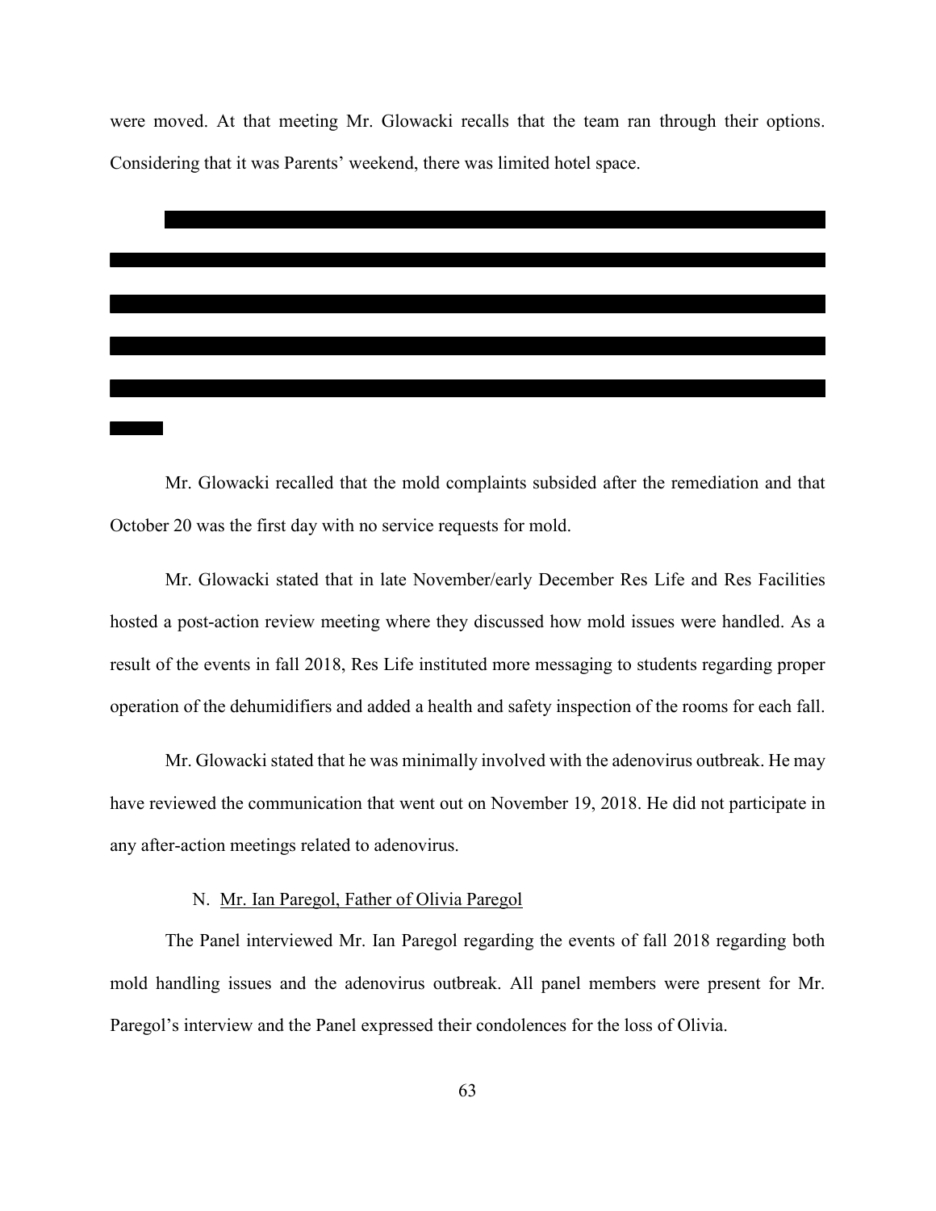were moved. At that meeting Mr. Glowacki recalls that the team ran through their options. Considering that it was Parents' weekend, there was limited hotel space.

Mr. Glowacki recalled that the mold complaints subsided after the remediation and that October 20 was the first day with no service requests for mold.

Mr. Glowacki stated that in late November/early December Res Life and Res Facilities hosted a post-action review meeting where they discussed how mold issues were handled. As a result of the events in fall 2018, Res Life instituted more messaging to students regarding proper operation of the dehumidifiers and added a health and safety inspection of the rooms for each fall.

Mr. Glowacki stated that he was minimally involved with the adenovirus outbreak. He may have reviewed the communication that went out on November 19, 2018. He did not participate in any after-action meetings related to adenovirus.

### N. Mr. Ian Paregol, Father of Olivia Paregol

The Panel interviewed Mr. Ian Paregol regarding the events of fall 2018 regarding both mold handling issues and the adenovirus outbreak. All panel members were present for Mr. Paregol's interview and the Panel expressed their condolences for the loss of Olivia.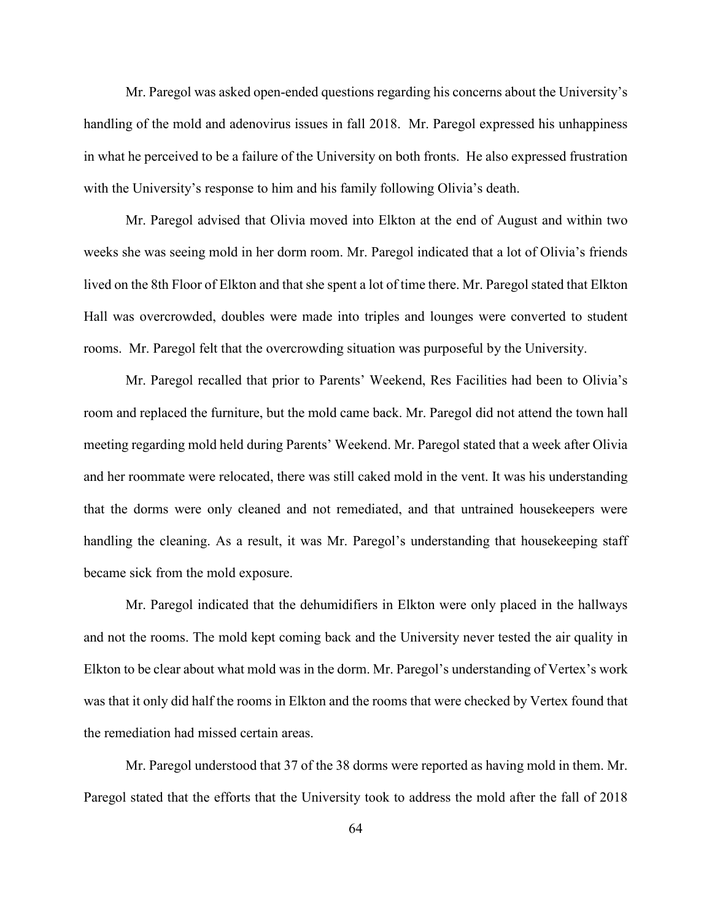Mr. Paregol was asked open-ended questions regarding his concerns about the University's handling of the mold and adenovirus issues in fall 2018. Mr. Paregol expressed his unhappiness in what he perceived to be a failure of the University on both fronts. He also expressed frustration with the University's response to him and his family following Olivia's death.

Mr. Paregol advised that Olivia moved into Elkton at the end of August and within two weeks she was seeing mold in her dorm room. Mr. Paregol indicated that a lot of Olivia's friends lived on the 8th Floor of Elkton and that she spent a lot of time there. Mr. Paregol stated that Elkton Hall was overcrowded, doubles were made into triples and lounges were converted to student rooms. Mr. Paregol felt that the overcrowding situation was purposeful by the University.

Mr. Paregol recalled that prior to Parents' Weekend, Res Facilities had been to Olivia's room and replaced the furniture, but the mold came back. Mr. Paregol did not attend the town hall meeting regarding mold held during Parents' Weekend. Mr. Paregol stated that a week after Olivia and her roommate were relocated, there was still caked mold in the vent. It was his understanding that the dorms were only cleaned and not remediated, and that untrained housekeepers were handling the cleaning. As a result, it was Mr. Paregol's understanding that housekeeping staff became sick from the mold exposure.

Mr. Paregol indicated that the dehumidifiers in Elkton were only placed in the hallways and not the rooms. The mold kept coming back and the University never tested the air quality in Elkton to be clear about what mold was in the dorm. Mr. Paregol's understanding of Vertex's work was that it only did half the rooms in Elkton and the rooms that were checked by Vertex found that the remediation had missed certain areas.

Mr. Paregol understood that 37 of the 38 dorms were reported as having mold in them. Mr. Paregol stated that the efforts that the University took to address the mold after the fall of 2018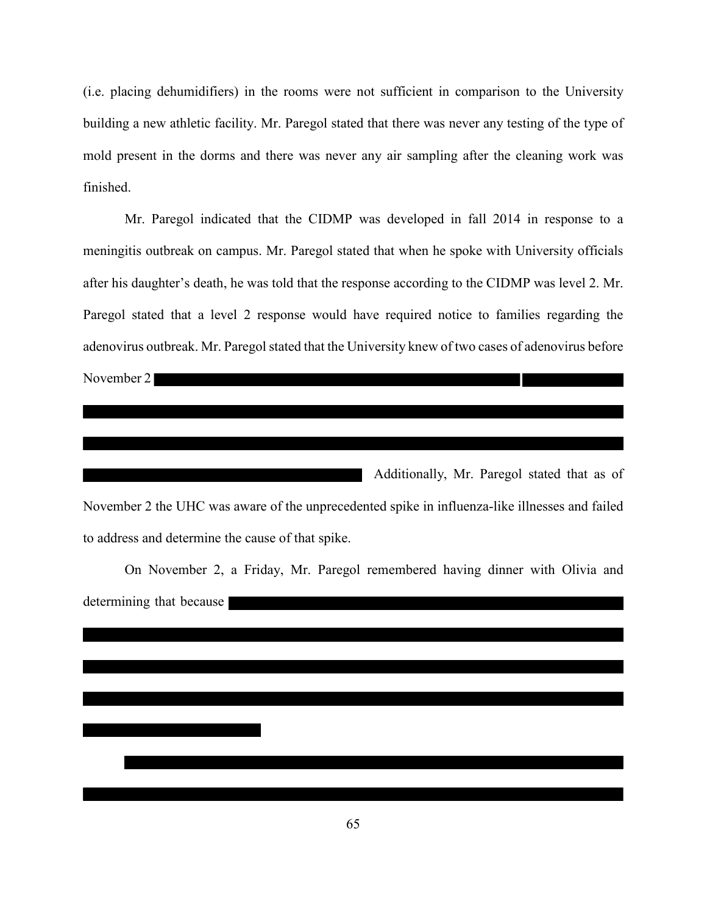(i.e. placing dehumidifiers) in the rooms were not sufficient in comparison to the University building a new athletic facility. Mr. Paregol stated that there was never any testing of the type of mold present in the dorms and there was never any air sampling after the cleaning work was finished.

Mr. Paregol indicated that the CIDMP was developed in fall 2014 in response to a meningitis outbreak on campus. Mr. Paregol stated that when he spoke with University officials after his daughter's death, he was told that the response according to the CIDMP was level 2. Mr. Paregol stated that a level 2 response would have required notice to families regarding the adenovirus outbreak. Mr. Paregol stated that the University knew of two cases of adenovirus before November 2 [REDACTED] Additionally, Mr. Paregol stated that as of November 2 the UHC was aware of the unprecedented spike in influenza-like illnesses and failed to address and determine the cause of that spike.

On November 2, a Friday, Mr. Paregol remembered having dinner with Olivia and determining that because [REDACTED]

[REDACTED]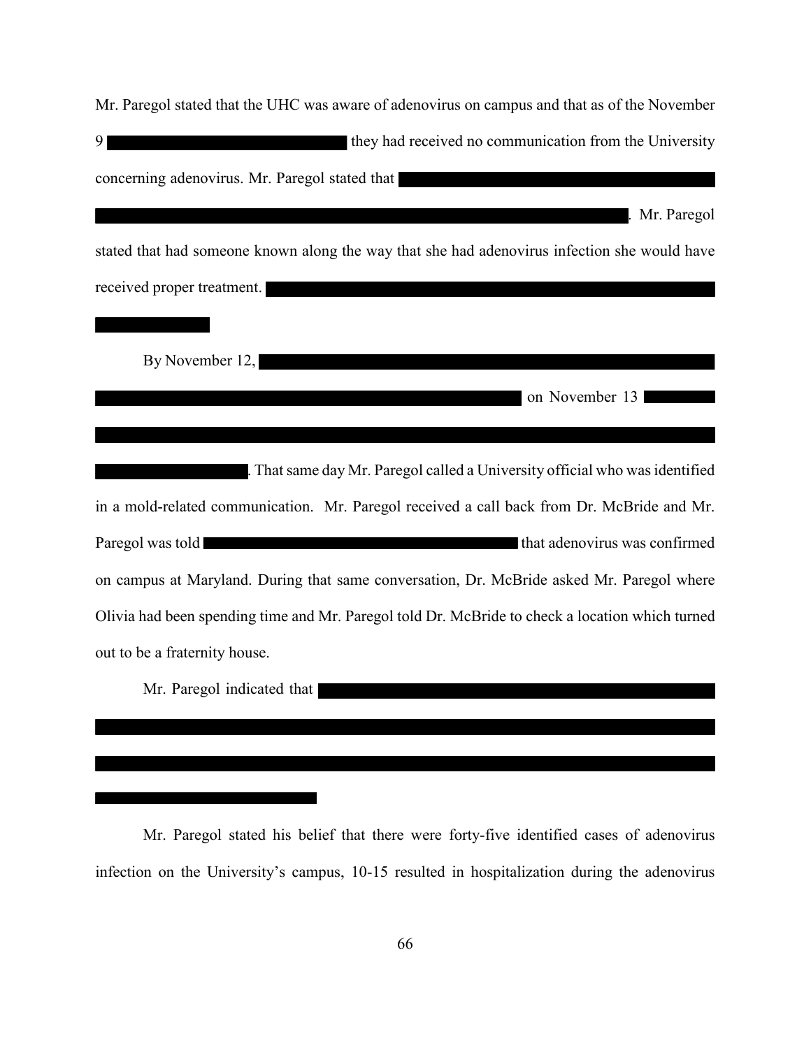Mr. Paregol stated that the UHC was aware of adenovirus on campus and that as of the November 9 [REDACTED] they had received no communication from the University concerning adenovirus. Mr. Paregol stated that [REDACTED]. Mr. Paregol stated that had someone known along the way that she had adenovirus infection she would have received proper treatment. [REDACTED]

By November 12, [REDACTED] on November 13 [REDACTED]. That same day Mr. Paregol called a University official who was identified in a mold-related communication. Mr. Paregol received a call back from Dr. McBride and Mr. Paregol was told [REDACTED] that adenovirus was confirmed on campus at Maryland. During that same conversation, Dr. McBride asked Mr. Paregol where Olivia had been spending time and Mr. Paregol told Dr. McBride to check a location which turned out to be a fraternity house.

Mr. Paregol indicated that [REDACTED]

Mr. Paregol stated his belief that there were forty-five identified cases of adenovirus infection on the University's campus, 10-15 resulted in hospitalization during the adenovirus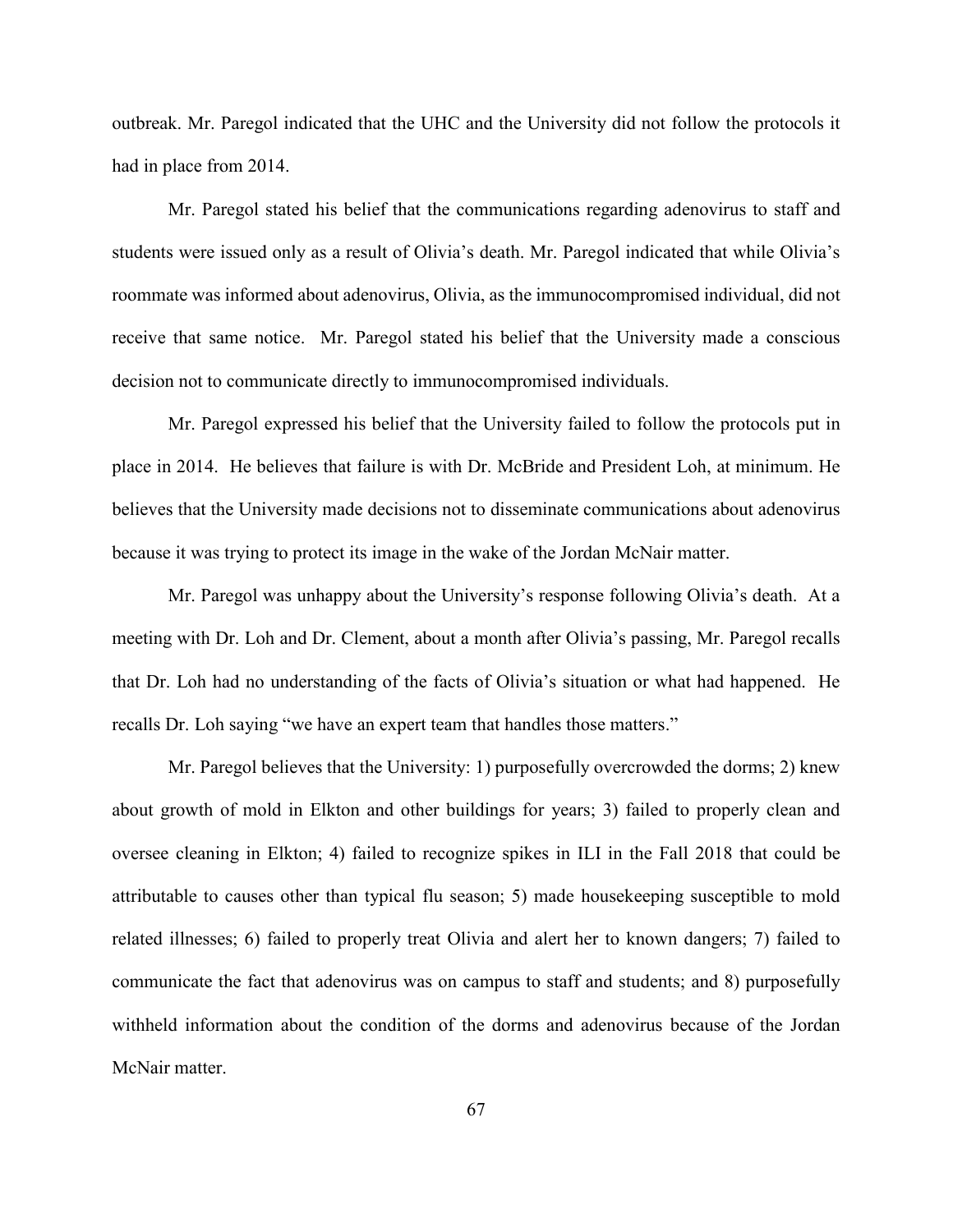outbreak. Mr. Paregol indicated that the UHC and the University did not follow the protocols it had in place from 2014.

Mr. Paregol stated his belief that the communications regarding adenovirus to staff and students were issued only as a result of Olivia's death. Mr. Paregol indicated that while Olivia's roommate was informed about adenovirus, Olivia, as the immunocompromised individual, did not receive that same notice. Mr. Paregol stated his belief that the University made a conscious decision not to communicate directly to immunocompromised individuals.

Mr. Paregol expressed his belief that the University failed to follow the protocols put in place in 2014. He believes that failure is with Dr. McBride and President Loh, at minimum. He believes that the University made decisions not to disseminate communications about adenovirus because it was trying to protect its image in the wake of the Jordan McNair matter.

Mr. Paregol was unhappy about the University's response following Olivia's death. At a meeting with Dr. Loh and Dr. Clement, about a month after Olivia's passing, Mr. Paregol recalls that Dr. Loh had no understanding of the facts of Olivia's situation or what had happened. He recalls Dr. Loh saying "we have an expert team that handles those matters."

Mr. Paregol believes that the University: 1) purposefully overcrowded the dorms; 2) knew about growth of mold in Elkton and other buildings for years; 3) failed to properly clean and oversee cleaning in Elkton; 4) failed to recognize spikes in ILI in the Fall 2018 that could be attributable to causes other than typical flu season; 5) made housekeeping susceptible to mold related illnesses; 6) failed to properly treat Olivia and alert her to known dangers; 7) failed to communicate the fact that adenovirus was on campus to staff and students; and 8) purposefully withheld information about the condition of the dorms and adenovirus because of the Jordan McNair matter.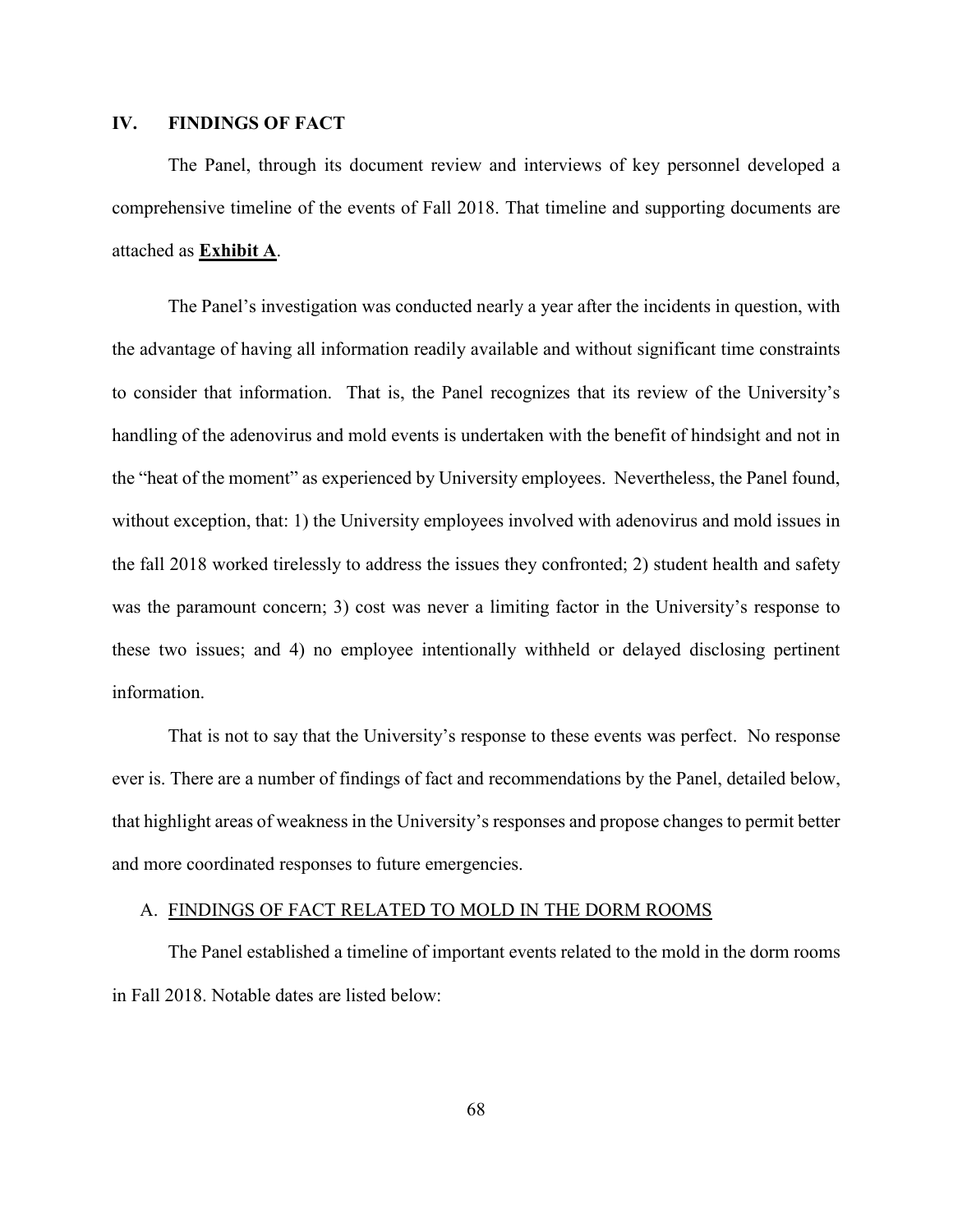## IV. FINDINGS OF FACT

The Panel, through its document review and interviews of key personnel developed a comprehensive timeline of the events of Fall 2018. That timeline and supporting documents are attached as **Exhibit A**.

The Panel's investigation was conducted nearly a year after the incidents in question, with the advantage of having all information readily available and without significant time constraints to consider that information. That is, the Panel recognizes that its review of the University's handling of the adenovirus and mold events is undertaken with the benefit of hindsight and not in the "heat of the moment" as experienced by University employees. Nevertheless, the Panel found, without exception, that: 1) the University employees involved with adenovirus and mold issues in the fall 2018 worked tirelessly to address the issues they confronted; 2) student health and safety was the paramount concern; 3) cost was never a limiting factor in the University's response to these two issues; and 4) no employee intentionally withheld or delayed disclosing pertinent information.

That is not to say that the University's response to these events was perfect. No response ever is. There are a number of findings of fact and recommendations by the Panel, detailed below, that highlight areas of weakness in the University's responses and propose changes to permit better and more coordinated responses to future emergencies.

### A. FINDINGS OF FACT RELATED TO MOLD IN THE DORM ROOMS

The Panel established a timeline of important events related to the mold in the dorm rooms in Fall 2018. Notable dates are listed below: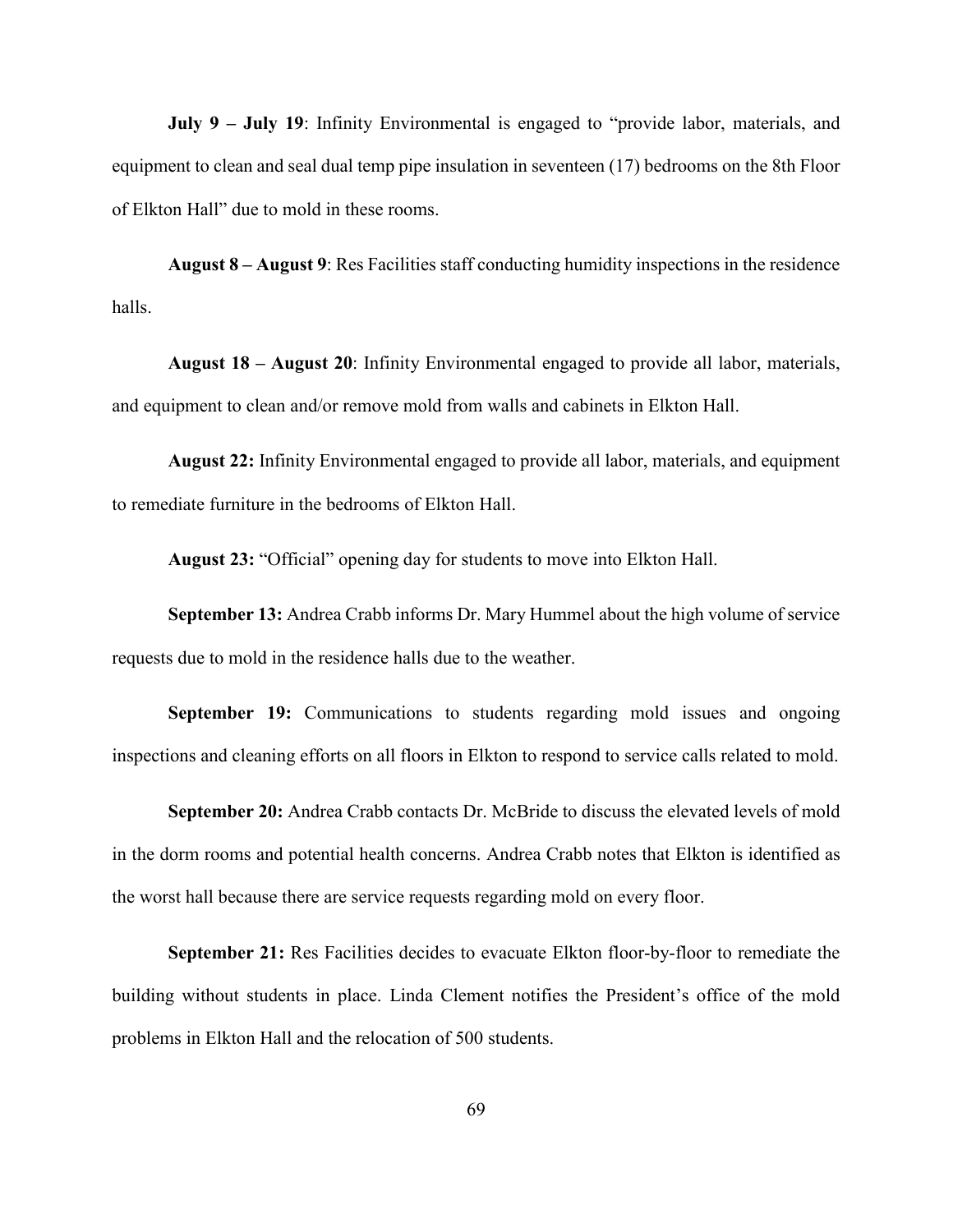**July 9 – July 19**: Infinity Environmental is engaged to "provide labor, materials, and equipment to clean and seal dual temp pipe insulation in seventeen (17) bedrooms on the 8th Floor of Elkton Hall" due to mold in these rooms.

**August 8 – August 9**: Res Facilities staff conducting humidity inspections in the residence halls.

**August 18 – August 20**: Infinity Environmental engaged to provide all labor, materials, and equipment to clean and/or remove mold from walls and cabinets in Elkton Hall.

**August 22:** Infinity Environmental engaged to provide all labor, materials, and equipment to remediate furniture in the bedrooms of Elkton Hall.

**August 23:** "Official" opening day for students to move into Elkton Hall.

**September 13:** Andrea Crabb informs Dr. Mary Hummel about the high volume of service requests due to mold in the residence halls due to the weather.

**September 19:** Communications to students regarding mold issues and ongoing inspections and cleaning efforts on all floors in Elkton to respond to service calls related to mold.

**September 20:** Andrea Crabb contacts Dr. McBride to discuss the elevated levels of mold in the dorm rooms and potential health concerns. Andrea Crabb notes that Elkton is identified as the worst hall because there are service requests regarding mold on every floor.

**September 21:** Res Facilities decides to evacuate Elkton floor-by-floor to remediate the building without students in place. Linda Clement notifies the President's office of the mold problems in Elkton Hall and the relocation of 500 students.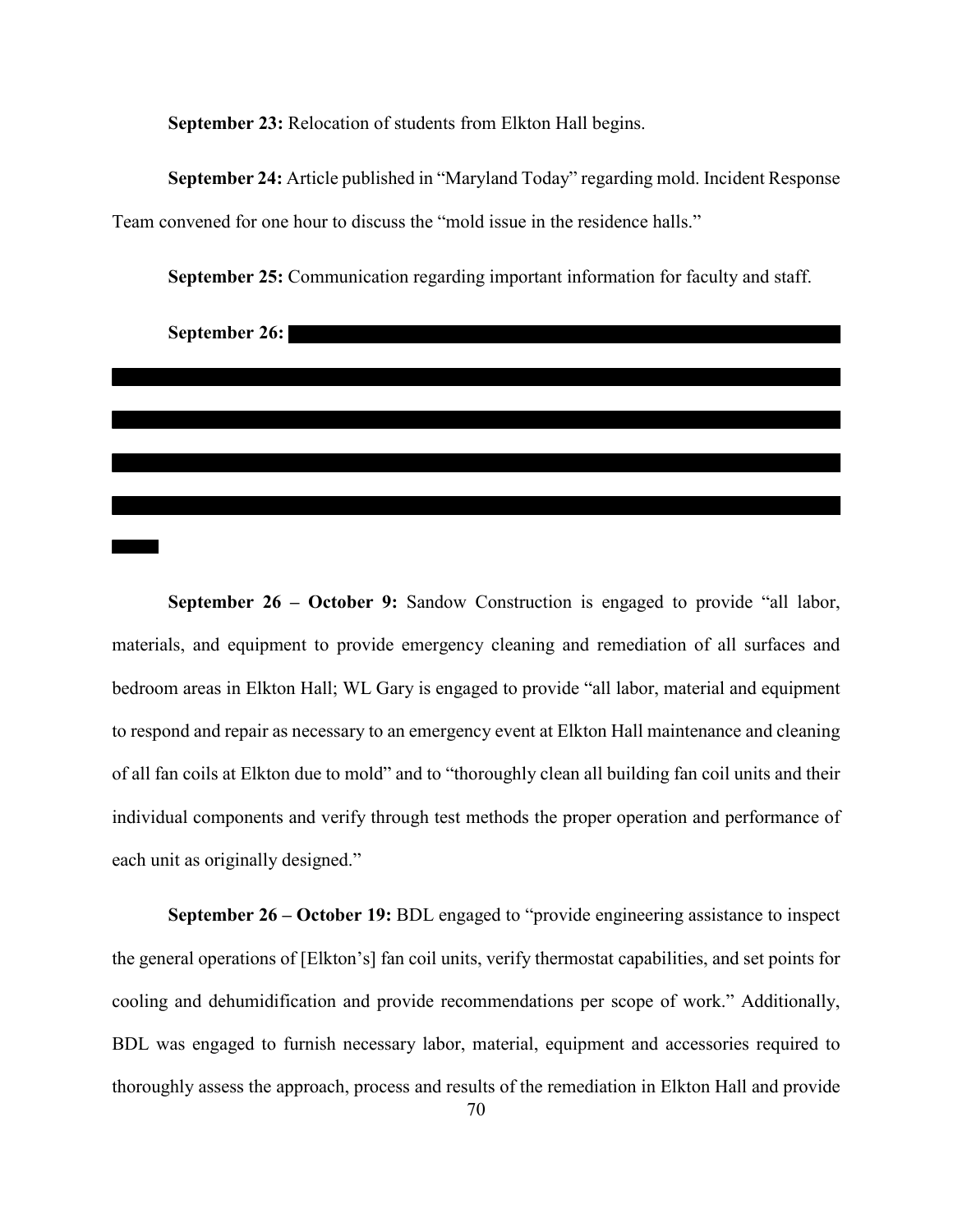**September 23:** Relocation of students from Elkton Hall begins.

**September 24:** Article published in "Maryland Today" regarding mold. Incident Response Team convened for one hour to discuss the "mold issue in the residence halls."

**September 25:** Communication regarding important information for faculty and staff.

**September 26:** [REDACTED]

**September 26 – October 9:** Sandow Construction is engaged to provide "all labor, materials, and equipment to provide emergency cleaning and remediation of all surfaces and bedroom areas in Elkton Hall; WL Gary is engaged to provide "all labor, material and equipment to respond and repair as necessary to an emergency event at Elkton Hall maintenance and cleaning of all fan coils at Elkton due to mold" and to "thoroughly clean all building fan coil units and their individual components and verify through test methods the proper operation and performance of each unit as originally designed."

**September 26 – October 19:** BDL engaged to "provide engineering assistance to inspect the general operations of [Elkton's] fan coil units, verify thermostat capabilities, and set points for cooling and dehumidification and provide recommendations per scope of work." Additionally, BDL was engaged to furnish necessary labor, material, equipment and accessories required to thoroughly assess the approach, process and results of the remediation in Elkton Hall and provide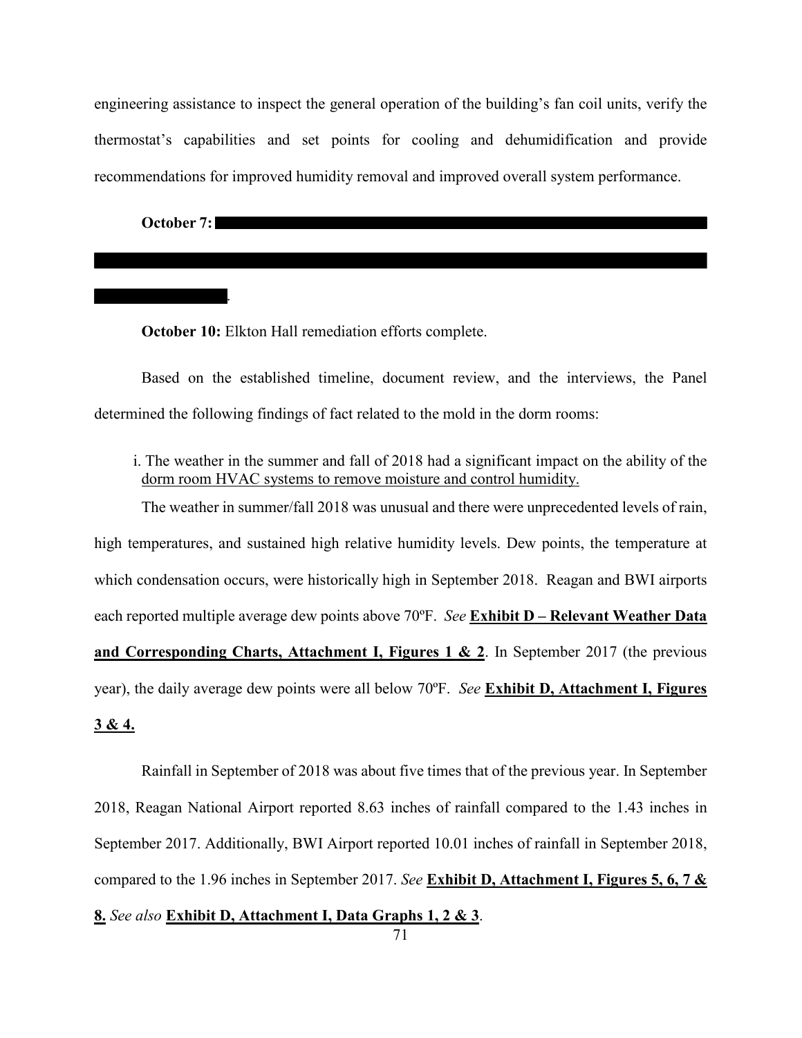engineering assistance to inspect the general operation of the building's fan coil units, verify the thermostat's capabilities and set points for cooling and dehumidification and provide recommendations for improved humidity removal and improved overall system performance.

**October 7:** [REDACTED].

**October 10:** Elkton Hall remediation efforts complete.

Based on the established timeline, document review, and the interviews, the Panel determined the following findings of fact related to the mold in the dorm rooms:

i. The weather in the summer and fall of 2018 had a significant impact on the ability of the <u>dorm room HVAC systems to remove moisture and control humidity.</u>

The weather in summer/fall 2018 was unusual and there were unprecedented levels of rain, high temperatures, and sustained high relative humidity levels. Dew points, the temperature at which condensation occurs, were historically high in September 2018. Reagan and BWI airports each reported multiple average dew points above 70ºF. *See* **<u>Exhibit D – Relevant Weather Data and Corresponding Charts, Attachment I, Figures 1 & 2</u>**. In September 2017 (the previous year), the daily average dew points were all below 70ºF. *See* **<u>Exhibit D, Attachment I, Figures 3 & 4.</u>**

Rainfall in September of 2018 was about five times that of the previous year. In September 2018, Reagan National Airport reported 8.63 inches of rainfall compared to the 1.43 inches in September 2017. Additionally, BWI Airport reported 10.01 inches of rainfall in September 2018, compared to the 1.96 inches in September 2017. *See* **<u>Exhibit D, Attachment I, Figures 5, 6, 7 & 8.</u>** *See also* **<u>Exhibit D, Attachment I, Data Graphs 1, 2 & 3</u>**.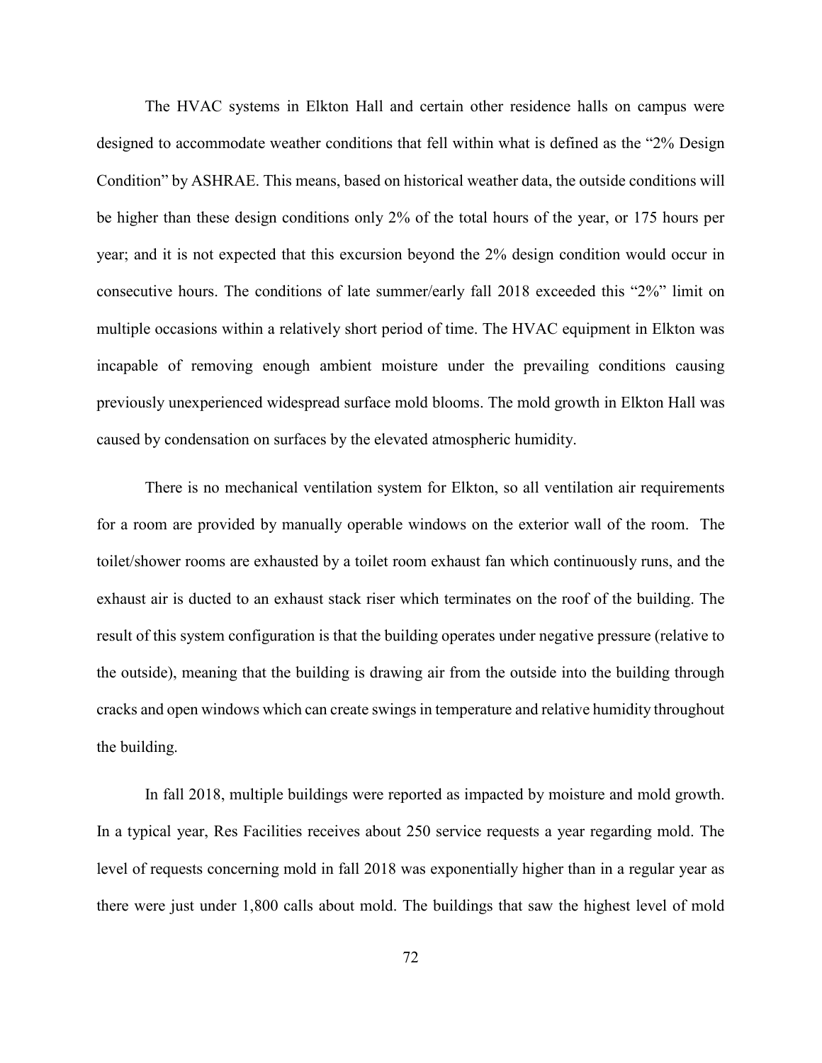The HVAC systems in Elkton Hall and certain other residence halls on campus were designed to accommodate weather conditions that fell within what is defined as the "2% Design Condition" by ASHRAE. This means, based on historical weather data, the outside conditions will be higher than these design conditions only 2% of the total hours of the year, or 175 hours per year; and it is not expected that this excursion beyond the 2% design condition would occur in consecutive hours. The conditions of late summer/early fall 2018 exceeded this "2%" limit on multiple occasions within a relatively short period of time. The HVAC equipment in Elkton was incapable of removing enough ambient moisture under the prevailing conditions causing previously unexperienced widespread surface mold blooms. The mold growth in Elkton Hall was caused by condensation on surfaces by the elevated atmospheric humidity.

There is no mechanical ventilation system for Elkton, so all ventilation air requirements for a room are provided by manually operable windows on the exterior wall of the room. The toilet/shower rooms are exhausted by a toilet room exhaust fan which continuously runs, and the exhaust air is ducted to an exhaust stack riser which terminates on the roof of the building. The result of this system configuration is that the building operates under negative pressure (relative to the outside), meaning that the building is drawing air from the outside into the building through cracks and open windows which can create swings in temperature and relative humidity throughout the building.

In fall 2018, multiple buildings were reported as impacted by moisture and mold growth. In a typical year, Res Facilities receives about 250 service requests a year regarding mold. The level of requests concerning mold in fall 2018 was exponentially higher than in a regular year as there were just under 1,800 calls about mold. The buildings that saw the highest level of mold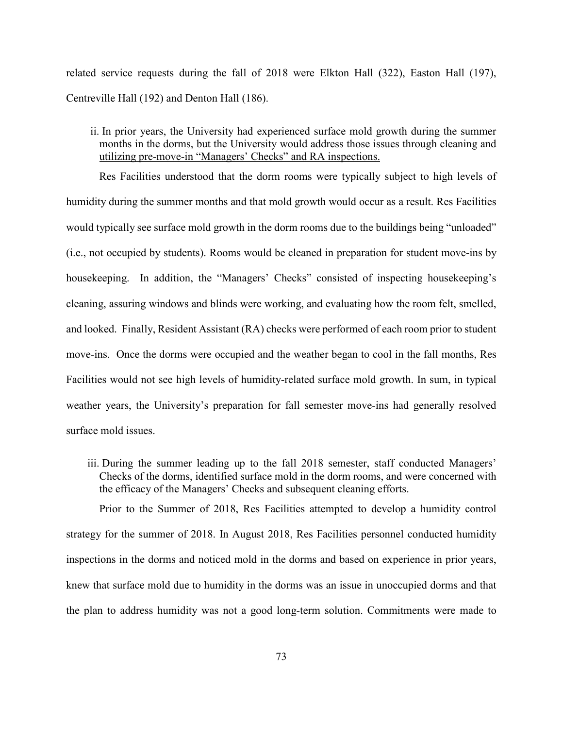related service requests during the fall of 2018 were Elkton Hall (322), Easton Hall (197), Centreville Hall (192) and Denton Hall (186).

ii. In prior years, the University had experienced surface mold growth during the summer months in the dorms, but the University would address those issues through cleaning and utilizing pre-move-in "Managers' Checks" and RA inspections.

Res Facilities understood that the dorm rooms were typically subject to high levels of humidity during the summer months and that mold growth would occur as a result. Res Facilities would typically see surface mold growth in the dorm rooms due to the buildings being "unloaded" (i.e., not occupied by students). Rooms would be cleaned in preparation for student move-ins by housekeeping. In addition, the "Managers' Checks" consisted of inspecting housekeeping's cleaning, assuring windows and blinds were working, and evaluating how the room felt, smelled, and looked. Finally, Resident Assistant (RA) checks were performed of each room prior to student move-ins. Once the dorms were occupied and the weather began to cool in the fall months, Res Facilities would not see high levels of humidity-related surface mold growth. In sum, in typical weather years, the University's preparation for fall semester move-ins had generally resolved surface mold issues.

iii. During the summer leading up to the fall 2018 semester, staff conducted Managers' Checks of the dorms, identified surface mold in the dorm rooms, and were concerned with the efficacy of the Managers' Checks and subsequent cleaning efforts.

Prior to the Summer of 2018, Res Facilities attempted to develop a humidity control strategy for the summer of 2018. In August 2018, Res Facilities personnel conducted humidity inspections in the dorms and noticed mold in the dorms and based on experience in prior years, knew that surface mold due to humidity in the dorms was an issue in unoccupied dorms and that the plan to address humidity was not a good long-term solution. Commitments were made to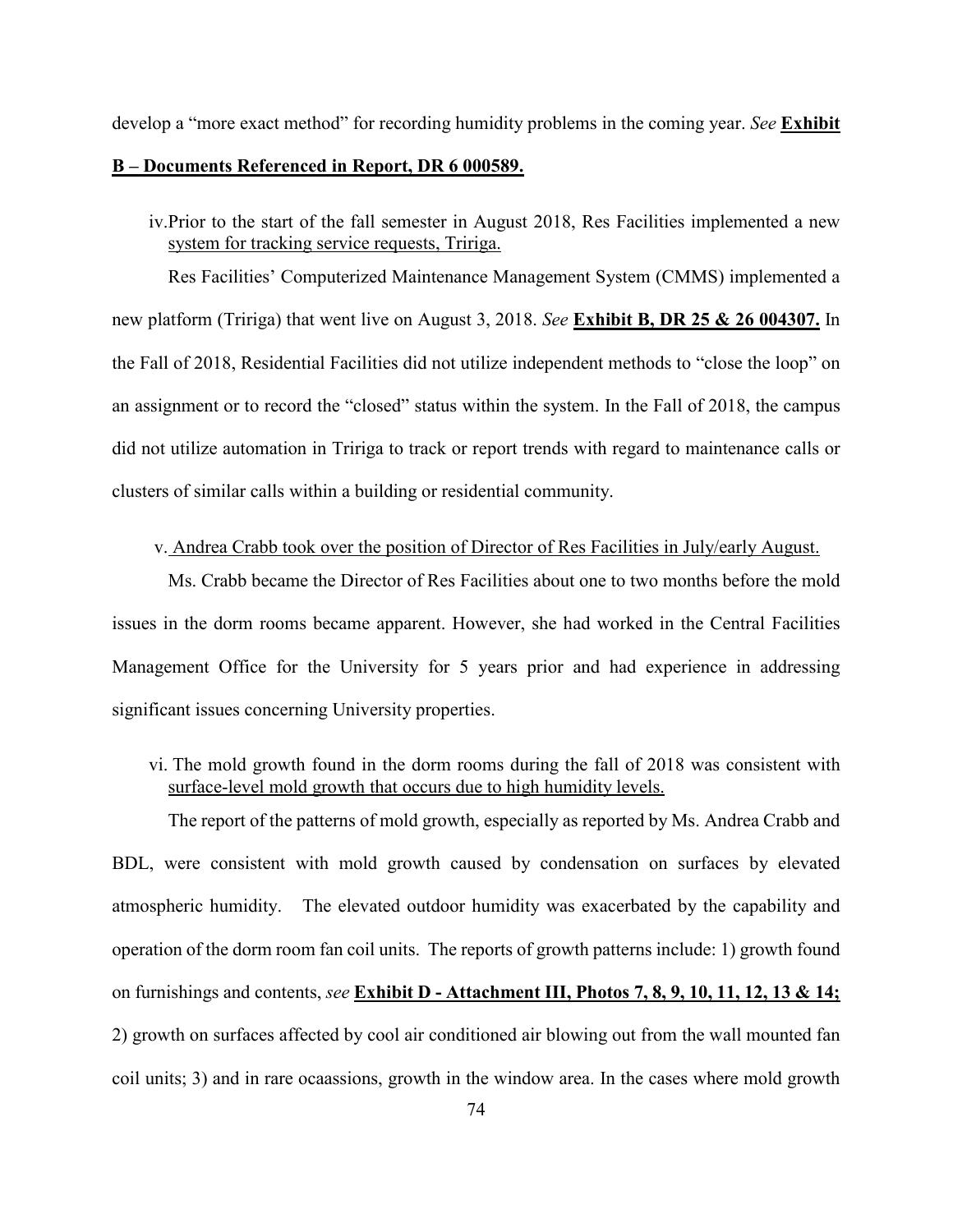develop a "more exact method" for recording humidity problems in the coming year. *See* **<u>Exhibit B – Documents Referenced in Report, DR 6 000589.</u>**

iv. <u>Prior to the start of the fall semester in August 2018, Res Facilities implemented a new system for tracking service requests, Tririga.</u>

Res Facilities' Computerized Maintenance Management System (CMMS) implemented a new platform (Tririga) that went live on August 3, 2018. *See* **<u>Exhibit B, DR 25 & 26 004307.</u>** In the Fall of 2018, Residential Facilities did not utilize independent methods to "close the loop" on an assignment or to record the "closed" status within the system. In the Fall of 2018, the campus did not utilize automation in Tririga to track or report trends with regard to maintenance calls or clusters of similar calls within a building or residential community.

v. <u>Andrea Crabb took over the position of Director of Res Facilities in July/early August.</u>

Ms. Crabb became the Director of Res Facilities about one to two months before the mold issues in the dorm rooms became apparent. However, she had worked in the Central Facilities Management Office for the University for 5 years prior and had experience in addressing significant issues concerning University properties.

vi. <u>The mold growth found in the dorm rooms during the fall of 2018 was consistent with surface-level mold growth that occurs due to high humidity levels.</u>

The report of the patterns of mold growth, especially as reported by Ms. Andrea Crabb and BDL, were consistent with mold growth caused by condensation on surfaces by elevated atmospheric humidity. The elevated outdoor humidity was exacerbated by the capability and operation of the dorm room fan coil units. The reports of growth patterns include: 1) growth found on furnishings and contents, *see* **<u>Exhibit D - Attachment III, Photos 7, 8, 9, 10, 11, 12, 13 & 14;</u>** 2) growth on surfaces affected by cool air conditioned air blowing out from the wall mounted fan coil units; 3) and in rare ocaassions, growth in the window area. In the cases where mold growth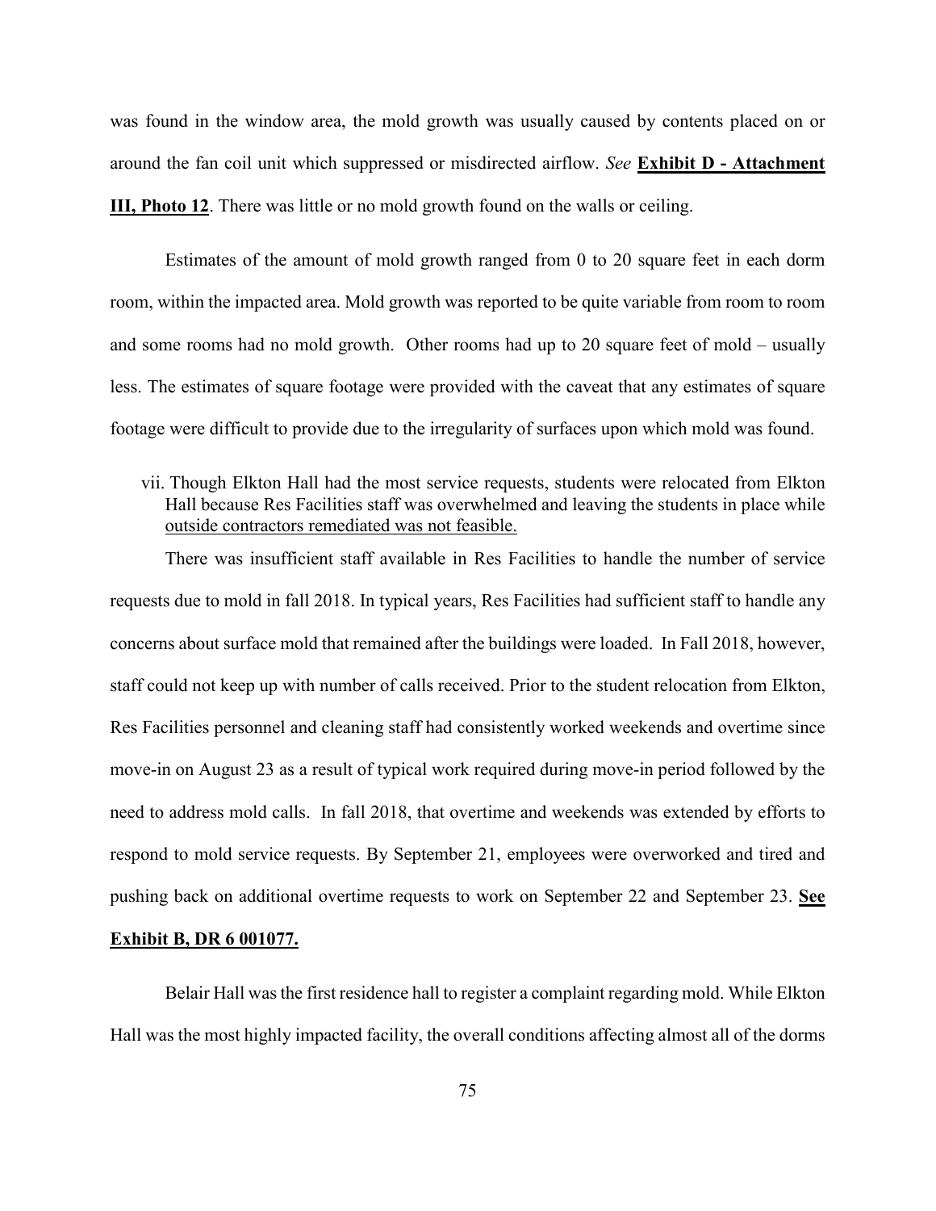was found in the window area, the mold growth was usually caused by contents placed on or around the fan coil unit which suppressed or misdirected airflow. *See* **<u>Exhibit D - Attachment III, Photo 12</u>**. There was little or no mold growth found on the walls or ceiling.

Estimates of the amount of mold growth ranged from 0 to 20 square feet in each dorm room, within the impacted area. Mold growth was reported to be quite variable from room to room and some rooms had no mold growth. Other rooms had up to 20 square feet of mold – usually less. The estimates of square footage were provided with the caveat that any estimates of square footage were difficult to provide due to the irregularity of surfaces upon which mold was found.

vii. <u>Though Elkton Hall had the most service requests, students were relocated from Elkton Hall because Res Facilities staff was overwhelmed and leaving the students in place while outside contractors remediated was not feasible.</u>

There was insufficient staff available in Res Facilities to handle the number of service requests due to mold in fall 2018. In typical years, Res Facilities had sufficient staff to handle any concerns about surface mold that remained after the buildings were loaded. In Fall 2018, however, staff could not keep up with number of calls received. Prior to the student relocation from Elkton, Res Facilities personnel and cleaning staff had consistently worked weekends and overtime since move-in on August 23 as a result of typical work required during move-in period followed by the need to address mold calls. In fall 2018, that overtime and weekends was extended by efforts to respond to mold service requests. By September 21, employees were overworked and tired and pushing back on additional overtime requests to work on September 22 and September 23. **<u>See Exhibit B, DR 6 001077.</u>**

Belair Hall was the first residence hall to register a complaint regarding mold. While Elkton Hall was the most highly impacted facility, the overall conditions affecting almost all of the dorms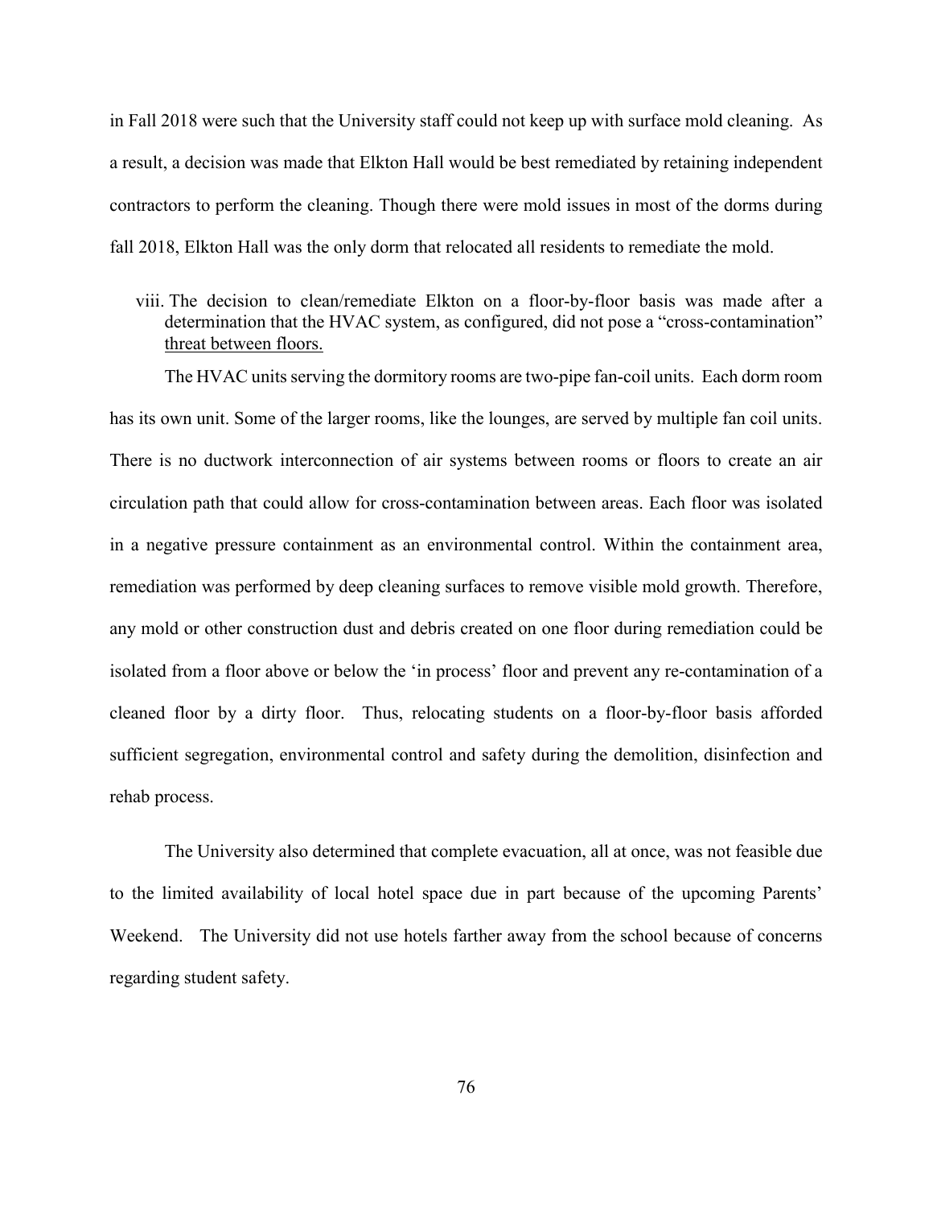in Fall 2018 were such that the University staff could not keep up with surface mold cleaning. As a result, a decision was made that Elkton Hall would be best remediated by retaining independent contractors to perform the cleaning. Though there were mold issues in most of the dorms during fall 2018, Elkton Hall was the only dorm that relocated all residents to remediate the mold.

viii. The decision to clean/remediate Elkton on a floor-by-floor basis was made after a determination that the HVAC system, as configured, did not pose a "cross-contamination" threat between floors.

The HVAC units serving the dormitory rooms are two-pipe fan-coil units. Each dorm room has its own unit. Some of the larger rooms, like the lounges, are served by multiple fan coil units. There is no ductwork interconnection of air systems between rooms or floors to create an air circulation path that could allow for cross-contamination between areas. Each floor was isolated in a negative pressure containment as an environmental control. Within the containment area, remediation was performed by deep cleaning surfaces to remove visible mold growth. Therefore, any mold or other construction dust and debris created on one floor during remediation could be isolated from a floor above or below the 'in process' floor and prevent any re-contamination of a cleaned floor by a dirty floor. Thus, relocating students on a floor-by-floor basis afforded sufficient segregation, environmental control and safety during the demolition, disinfection and rehab process.

The University also determined that complete evacuation, all at once, was not feasible due to the limited availability of local hotel space due in part because of the upcoming Parents' Weekend. The University did not use hotels farther away from the school because of concerns regarding student safety.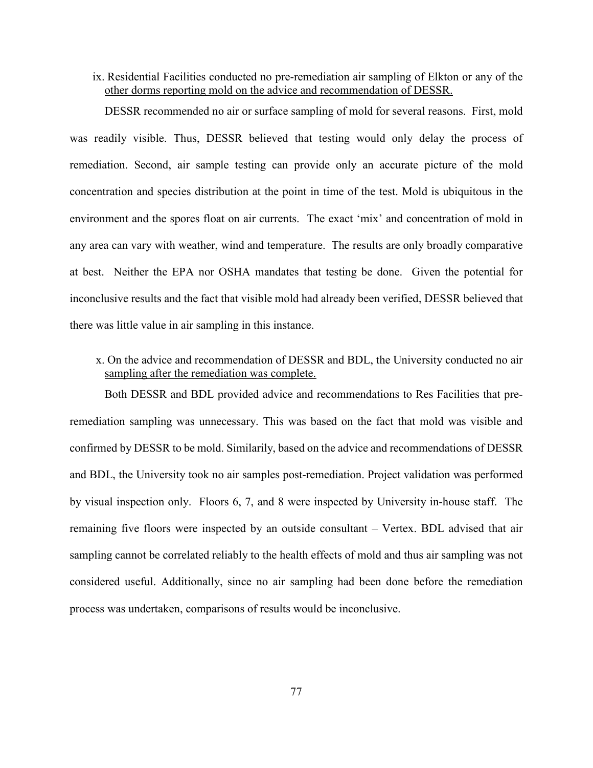ix. Residential Facilities conducted no pre-remediation air sampling of Elkton or any of the <u>other dorms reporting mold on the advice and recommendation of DESSR.</u>

DESSR recommended no air or surface sampling of mold for several reasons. First, mold was readily visible. Thus, DESSR believed that testing would only delay the process of remediation. Second, air sample testing can provide only an accurate picture of the mold concentration and species distribution at the point in time of the test. Mold is ubiquitous in the environment and the spores float on air currents. The exact 'mix' and concentration of mold in any area can vary with weather, wind and temperature. The results are only broadly comparative at best. Neither the EPA nor OSHA mandates that testing be done. Given the potential for inconclusive results and the fact that visible mold had already been verified, DESSR believed that there was little value in air sampling in this instance.

x. On the advice and recommendation of DESSR and BDL, the University conducted no air <u>sampling after the remediation was complete.</u>

Both DESSR and BDL provided advice and recommendations to Res Facilities that pre-remediation sampling was unnecessary. This was based on the fact that mold was visible and confirmed by DESSR to be mold. Similarily, based on the advice and recommendations of DESSR and BDL, the University took no air samples post-remediation. Project validation was performed by visual inspection only. Floors 6, 7, and 8 were inspected by University in-house staff. The remaining five floors were inspected by an outside consultant – Vertex. BDL advised that air sampling cannot be correlated reliably to the health effects of mold and thus air sampling was not considered useful. Additionally, since no air sampling had been done before the remediation process was undertaken, comparisons of results would be inconclusive.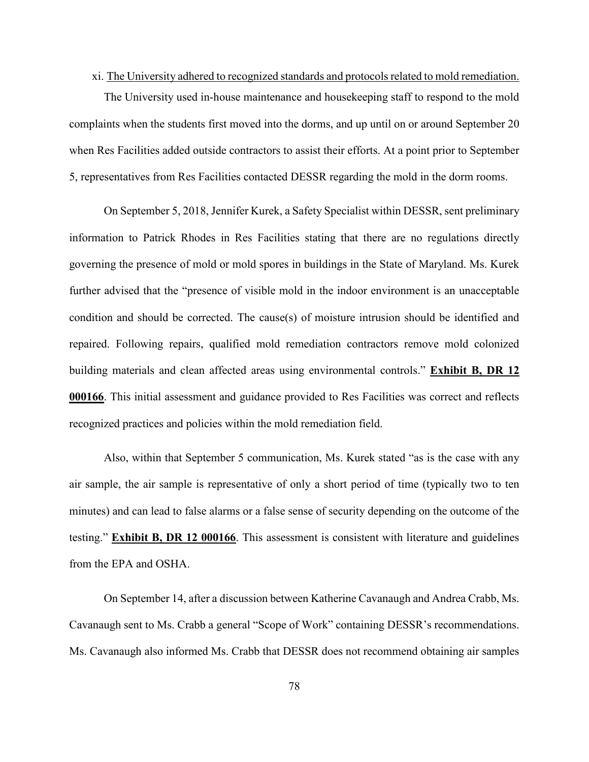xi. <u>The University adhered to recognized standards and protocols related to mold remediation.</u>

The University used in-house maintenance and housekeeping staff to respond to the mold complaints when the students first moved into the dorms, and up until on or around September 20 when Res Facilities added outside contractors to assist their efforts. At a point prior to September 5, representatives from Res Facilities contacted DESSR regarding the mold in the dorm rooms.

On September 5, 2018, Jennifer Kurek, a Safety Specialist within DESSR, sent preliminary information to Patrick Rhodes in Res Facilities stating that there are no regulations directly governing the presence of mold or mold spores in buildings in the State of Maryland. Ms. Kurek further advised that the "presence of visible mold in the indoor environment is an unacceptable condition and should be corrected. The cause(s) of moisture intrusion should be identified and repaired. Following repairs, qualified mold remediation contractors remove mold colonized building materials and clean affected areas using environmental controls." **<u>Exhibit B, DR 12 000166</u>**. This initial assessment and guidance provided to Res Facilities was correct and reflects recognized practices and policies within the mold remediation field.

Also, within that September 5 communication, Ms. Kurek stated "as is the case with any air sample, the air sample is representative of only a short period of time (typically two to ten minutes) and can lead to false alarms or a false sense of security depending on the outcome of the testing." **<u>Exhibit B, DR 12 000166</u>**. This assessment is consistent with literature and guidelines from the EPA and OSHA.

On September 14, after a discussion between Katherine Cavanaugh and Andrea Crabb, Ms. Cavanaugh sent to Ms. Crabb a general "Scope of Work" containing DESSR's recommendations. Ms. Cavanaugh also informed Ms. Crabb that DESSR does not recommend obtaining air samples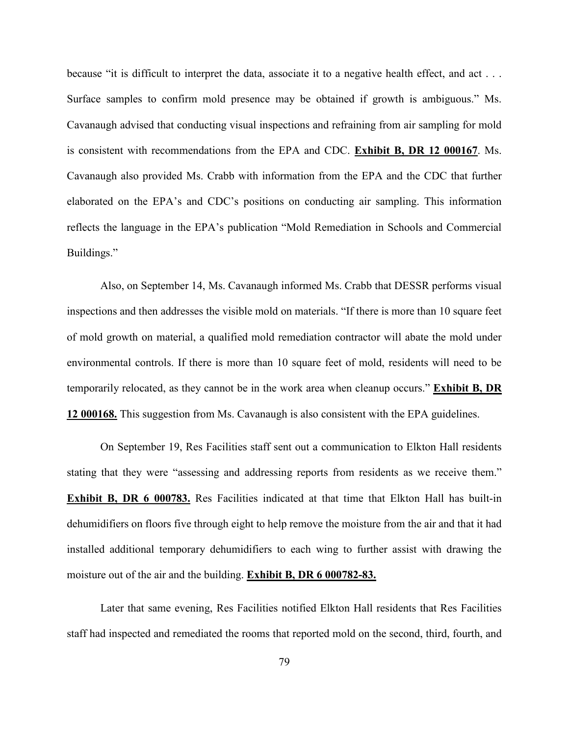because "it is difficult to interpret the data, associate it to a negative health effect, and act . . . Surface samples to confirm mold presence may be obtained if growth is ambiguous." Ms. Cavanaugh advised that conducting visual inspections and refraining from air sampling for mold is consistent with recommendations from the EPA and CDC. **Exhibit B, DR 12 000167**. Ms. Cavanaugh also provided Ms. Crabb with information from the EPA and the CDC that further elaborated on the EPA's and CDC's positions on conducting air sampling. This information reflects the language in the EPA's publication "Mold Remediation in Schools and Commercial Buildings."

Also, on September 14, Ms. Cavanaugh informed Ms. Crabb that DESSR performs visual inspections and then addresses the visible mold on materials. "If there is more than 10 square feet of mold growth on material, a qualified mold remediation contractor will abate the mold under environmental controls. If there is more than 10 square feet of mold, residents will need to be temporarily relocated, as they cannot be in the work area when cleanup occurs." **Exhibit B, DR 12 000168.** This suggestion from Ms. Cavanaugh is also consistent with the EPA guidelines.

On September 19, Res Facilities staff sent out a communication to Elkton Hall residents stating that they were "assessing and addressing reports from residents as we receive them." **Exhibit B, DR 6 000783.** Res Facilities indicated at that time that Elkton Hall has built-in dehumidifiers on floors five through eight to help remove the moisture from the air and that it had installed additional temporary dehumidifiers to each wing to further assist with drawing the moisture out of the air and the building. **Exhibit B, DR 6 000782-83.**

Later that same evening, Res Facilities notified Elkton Hall residents that Res Facilities staff had inspected and remediated the rooms that reported mold on the second, third, fourth, and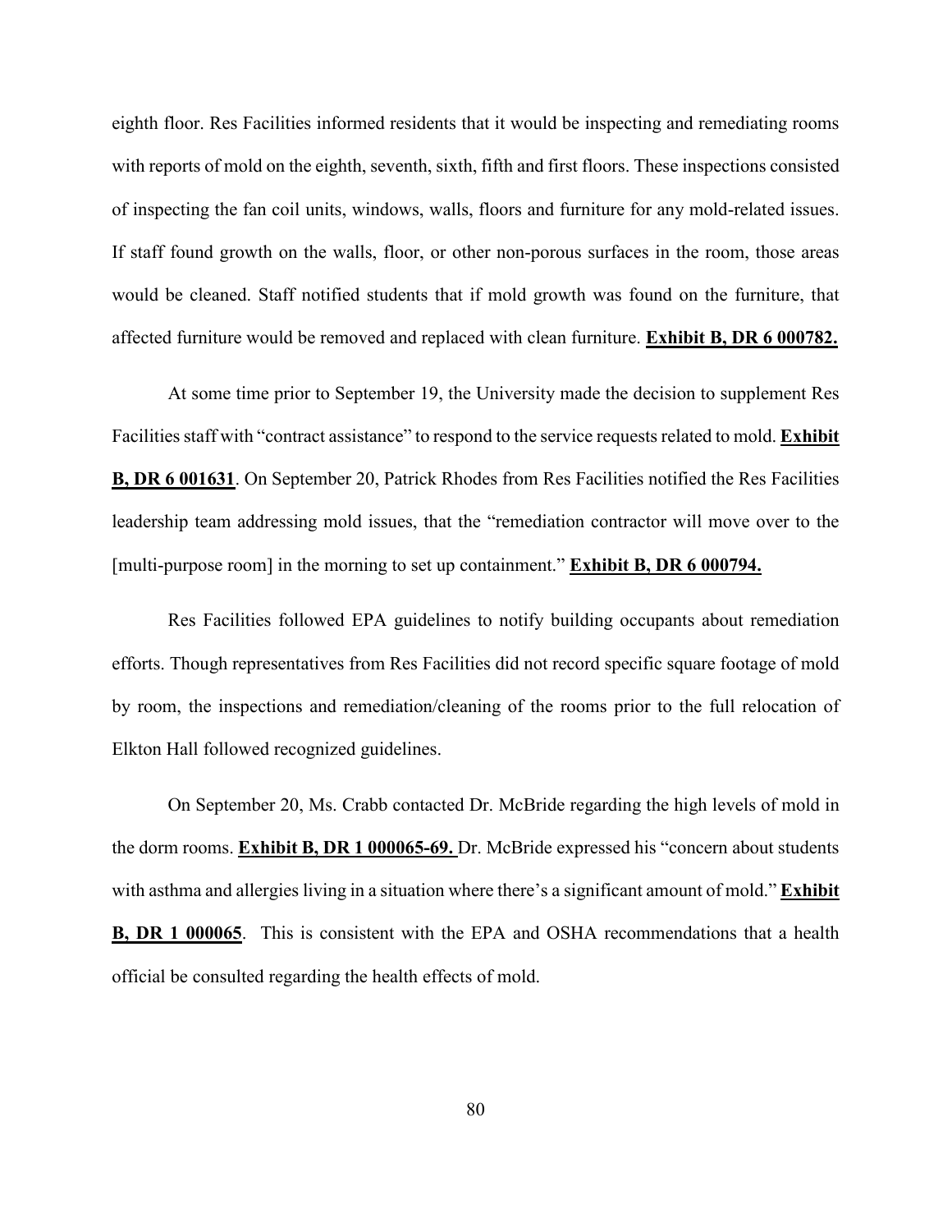eighth floor. Res Facilities informed residents that it would be inspecting and remediating rooms with reports of mold on the eighth, seventh, sixth, fifth and first floors. These inspections consisted of inspecting the fan coil units, windows, walls, floors and furniture for any mold-related issues. If staff found growth on the walls, floor, or other non-porous surfaces in the room, those areas would be cleaned. Staff notified students that if mold growth was found on the furniture, that affected furniture would be removed and replaced with clean furniture. **Exhibit B, DR 6 000782.**

At some time prior to September 19, the University made the decision to supplement Res Facilities staff with "contract assistance" to respond to the service requests related to mold. **Exhibit B, DR 6 001631**. On September 20, Patrick Rhodes from Res Facilities notified the Res Facilities leadership team addressing mold issues, that the "remediation contractor will move over to the [multi-purpose room] in the morning to set up containment." **Exhibit B, DR 6 000794.**

Res Facilities followed EPA guidelines to notify building occupants about remediation efforts. Though representatives from Res Facilities did not record specific square footage of mold by room, the inspections and remediation/cleaning of the rooms prior to the full relocation of Elkton Hall followed recognized guidelines.

On September 20, Ms. Crabb contacted Dr. McBride regarding the high levels of mold in the dorm rooms. **Exhibit B, DR 1 000065-69.** Dr. McBride expressed his "concern about students with asthma and allergies living in a situation where there's a significant amount of mold." **Exhibit B, DR 1 000065**. This is consistent with the EPA and OSHA recommendations that a health official be consulted regarding the health effects of mold.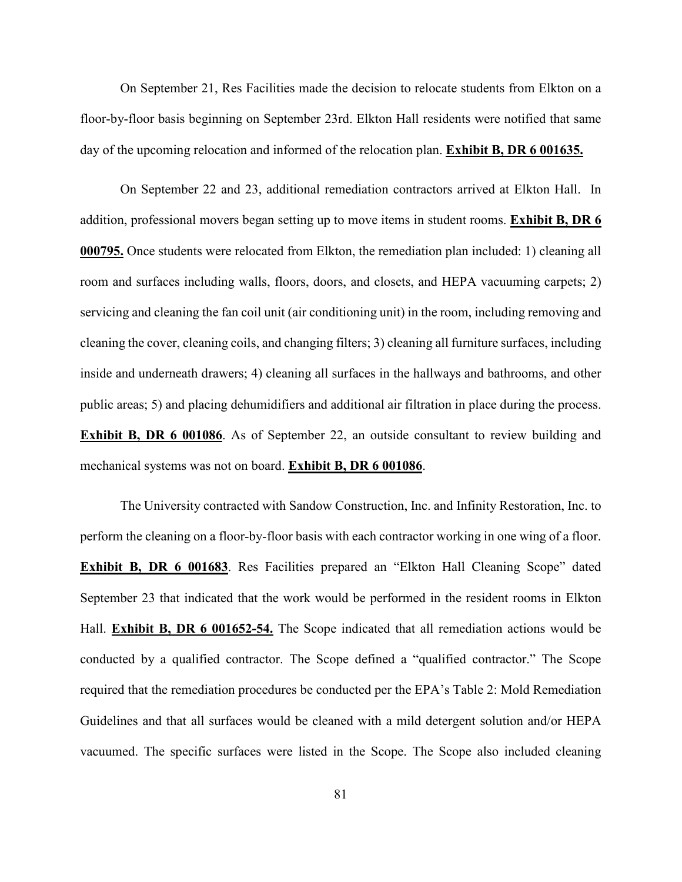On September 21, Res Facilities made the decision to relocate students from Elkton on a floor-by-floor basis beginning on September 23rd. Elkton Hall residents were notified that same day of the upcoming relocation and informed of the relocation plan. **Exhibit B, DR 6 001635.**

On September 22 and 23, additional remediation contractors arrived at Elkton Hall. In addition, professional movers began setting up to move items in student rooms. **Exhibit B, DR 6 000795.** Once students were relocated from Elkton, the remediation plan included: 1) cleaning all room and surfaces including walls, floors, doors, and closets, and HEPA vacuuming carpets; 2) servicing and cleaning the fan coil unit (air conditioning unit) in the room, including removing and cleaning the cover, cleaning coils, and changing filters; 3) cleaning all furniture surfaces, including inside and underneath drawers; 4) cleaning all surfaces in the hallways and bathrooms, and other public areas; 5) and placing dehumidifiers and additional air filtration in place during the process. **Exhibit B, DR 6 001086**. As of September 22, an outside consultant to review building and mechanical systems was not on board. **Exhibit B, DR 6 001086**.

The University contracted with Sandow Construction, Inc. and Infinity Restoration, Inc. to perform the cleaning on a floor-by-floor basis with each contractor working in one wing of a floor. **Exhibit B, DR 6 001683**. Res Facilities prepared an "Elkton Hall Cleaning Scope" dated September 23 that indicated that the work would be performed in the resident rooms in Elkton Hall. **Exhibit B, DR 6 001652-54.** The Scope indicated that all remediation actions would be conducted by a qualified contractor. The Scope defined a "qualified contractor." The Scope required that the remediation procedures be conducted per the EPA's Table 2: Mold Remediation Guidelines and that all surfaces would be cleaned with a mild detergent solution and/or HEPA vacuumed. The specific surfaces were listed in the Scope. The Scope also included cleaning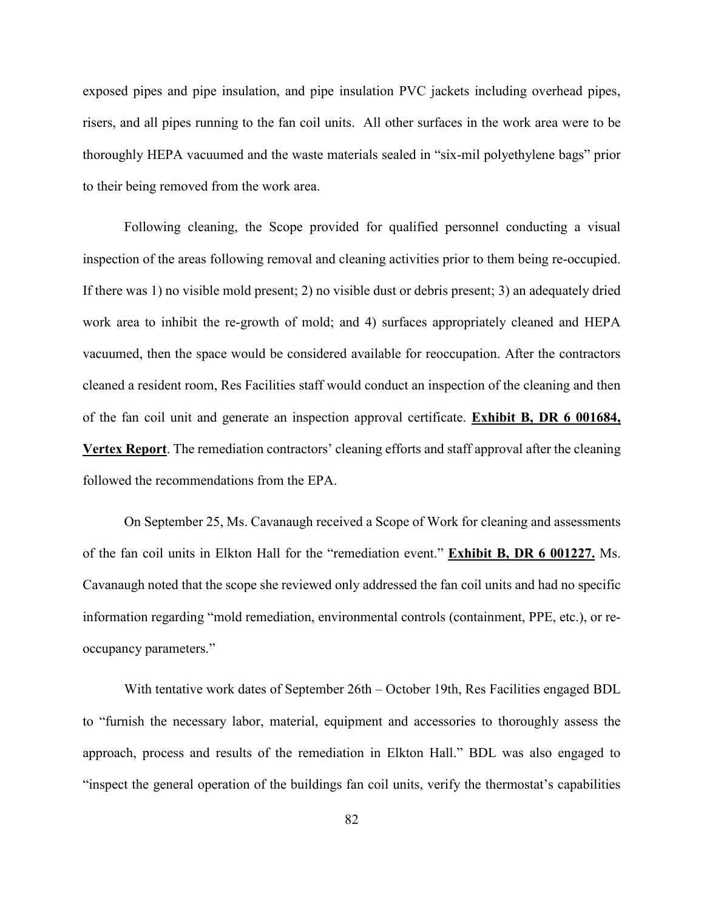exposed pipes and pipe insulation, and pipe insulation PVC jackets including overhead pipes, risers, and all pipes running to the fan coil units. All other surfaces in the work area were to be thoroughly HEPA vacuumed and the waste materials sealed in "six-mil polyethylene bags" prior to their being removed from the work area.

Following cleaning, the Scope provided for qualified personnel conducting a visual inspection of the areas following removal and cleaning activities prior to them being re-occupied. If there was 1) no visible mold present; 2) no visible dust or debris present; 3) an adequately dried work area to inhibit the re-growth of mold; and 4) surfaces appropriately cleaned and HEPA vacuumed, then the space would be considered available for reoccupation. After the contractors cleaned a resident room, Res Facilities staff would conduct an inspection of the cleaning and then of the fan coil unit and generate an inspection approval certificate. **Exhibit B, DR 6 001684, Vertex Report**. The remediation contractors' cleaning efforts and staff approval after the cleaning followed the recommendations from the EPA.

On September 25, Ms. Cavanaugh received a Scope of Work for cleaning and assessments of the fan coil units in Elkton Hall for the "remediation event." **Exhibit B, DR 6 001227.** Ms. Cavanaugh noted that the scope she reviewed only addressed the fan coil units and had no specific information regarding "mold remediation, environmental controls (containment, PPE, etc.), or re-occupancy parameters."

With tentative work dates of September 26th – October 19th, Res Facilities engaged BDL to "furnish the necessary labor, material, equipment and accessories to thoroughly assess the approach, process and results of the remediation in Elkton Hall." BDL was also engaged to "inspect the general operation of the buildings fan coil units, verify the thermostat's capabilities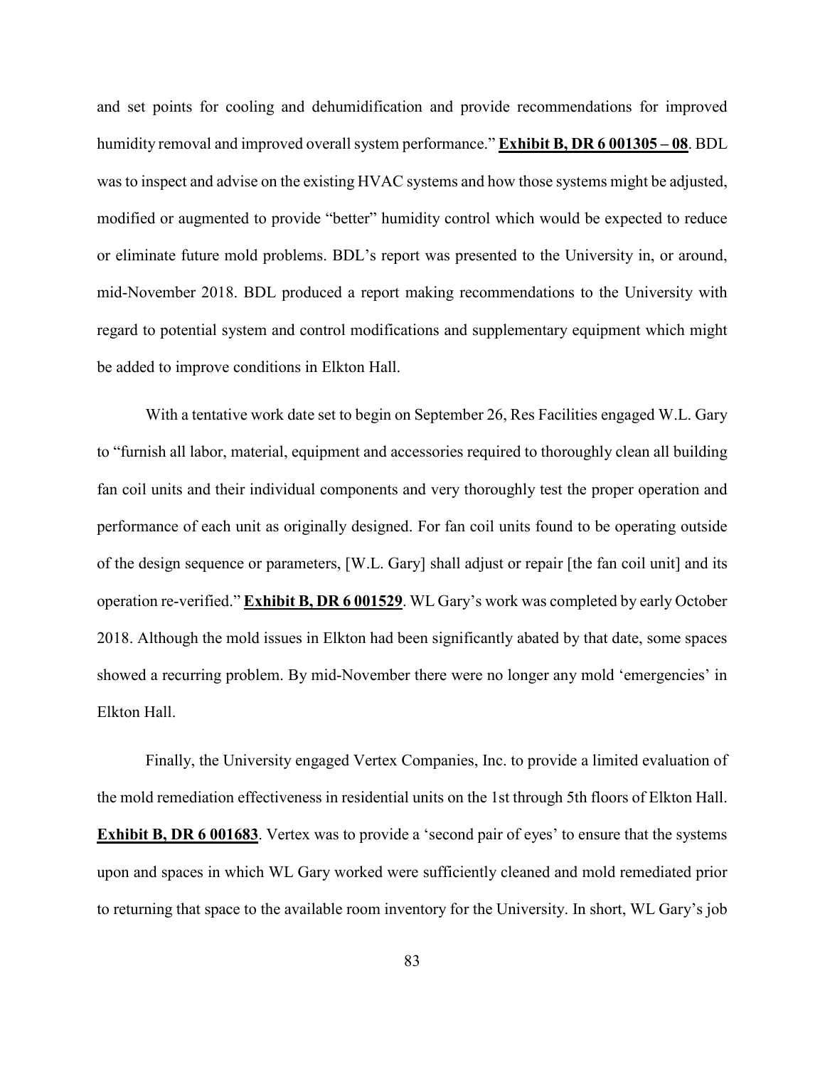and set points for cooling and dehumidification and provide recommendations for improved humidity removal and improved overall system performance." **Exhibit B, DR 6 001305 – 08**. BDL was to inspect and advise on the existing HVAC systems and how those systems might be adjusted, modified or augmented to provide "better" humidity control which would be expected to reduce or eliminate future mold problems. BDL's report was presented to the University in, or around, mid-November 2018. BDL produced a report making recommendations to the University with regard to potential system and control modifications and supplementary equipment which might be added to improve conditions in Elkton Hall.

With a tentative work date set to begin on September 26, Res Facilities engaged W.L. Gary to "furnish all labor, material, equipment and accessories required to thoroughly clean all building fan coil units and their individual components and very thoroughly test the proper operation and performance of each unit as originally designed. For fan coil units found to be operating outside of the design sequence or parameters, [W.L. Gary] shall adjust or repair [the fan coil unit] and its operation re-verified." **Exhibit B, DR 6 001529**. WL Gary's work was completed by early October 2018. Although the mold issues in Elkton had been significantly abated by that date, some spaces showed a recurring problem. By mid-November there were no longer any mold 'emergencies' in Elkton Hall.

Finally, the University engaged Vertex Companies, Inc. to provide a limited evaluation of the mold remediation effectiveness in residential units on the 1st through 5th floors of Elkton Hall. **Exhibit B, DR 6 001683**. Vertex was to provide a 'second pair of eyes' to ensure that the systems upon and spaces in which WL Gary worked were sufficiently cleaned and mold remediated prior to returning that space to the available room inventory for the University. In short, WL Gary's job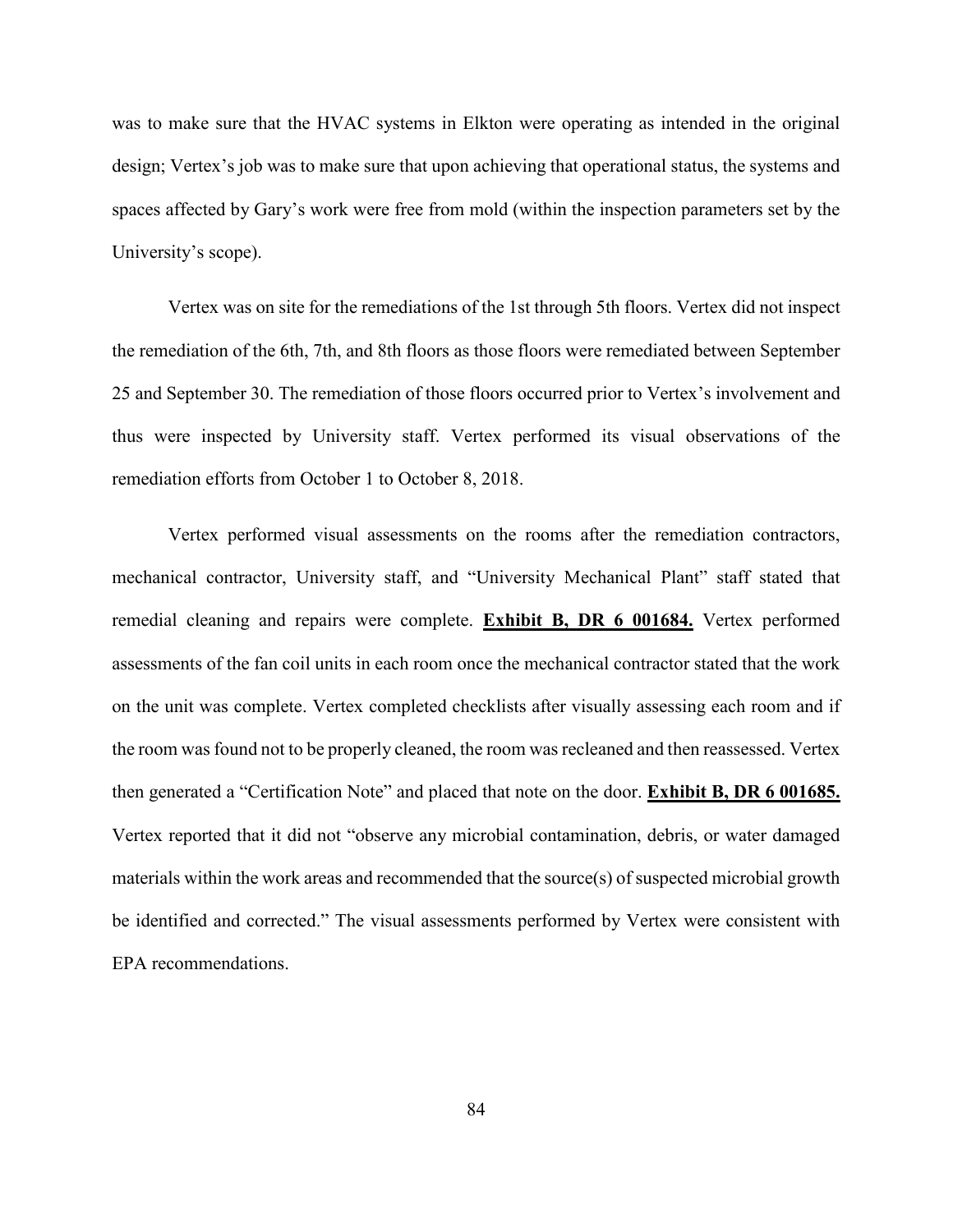was to make sure that the HVAC systems in Elkton were operating as intended in the original design; Vertex's job was to make sure that upon achieving that operational status, the systems and spaces affected by Gary's work were free from mold (within the inspection parameters set by the University's scope).

Vertex was on site for the remediations of the 1st through 5th floors. Vertex did not inspect the remediation of the 6th, 7th, and 8th floors as those floors were remediated between September 25 and September 30. The remediation of those floors occurred prior to Vertex's involvement and thus were inspected by University staff. Vertex performed its visual observations of the remediation efforts from October 1 to October 8, 2018.

Vertex performed visual assessments on the rooms after the remediation contractors, mechanical contractor, University staff, and "University Mechanical Plant" staff stated that remedial cleaning and repairs were complete. **Exhibit B, DR 6 001684.** Vertex performed assessments of the fan coil units in each room once the mechanical contractor stated that the work on the unit was complete. Vertex completed checklists after visually assessing each room and if the room was found not to be properly cleaned, the room was recleaned and then reassessed. Vertex then generated a "Certification Note" and placed that note on the door. **Exhibit B, DR 6 001685.** Vertex reported that it did not "observe any microbial contamination, debris, or water damaged materials within the work areas and recommended that the source(s) of suspected microbial growth be identified and corrected." The visual assessments performed by Vertex were consistent with EPA recommendations.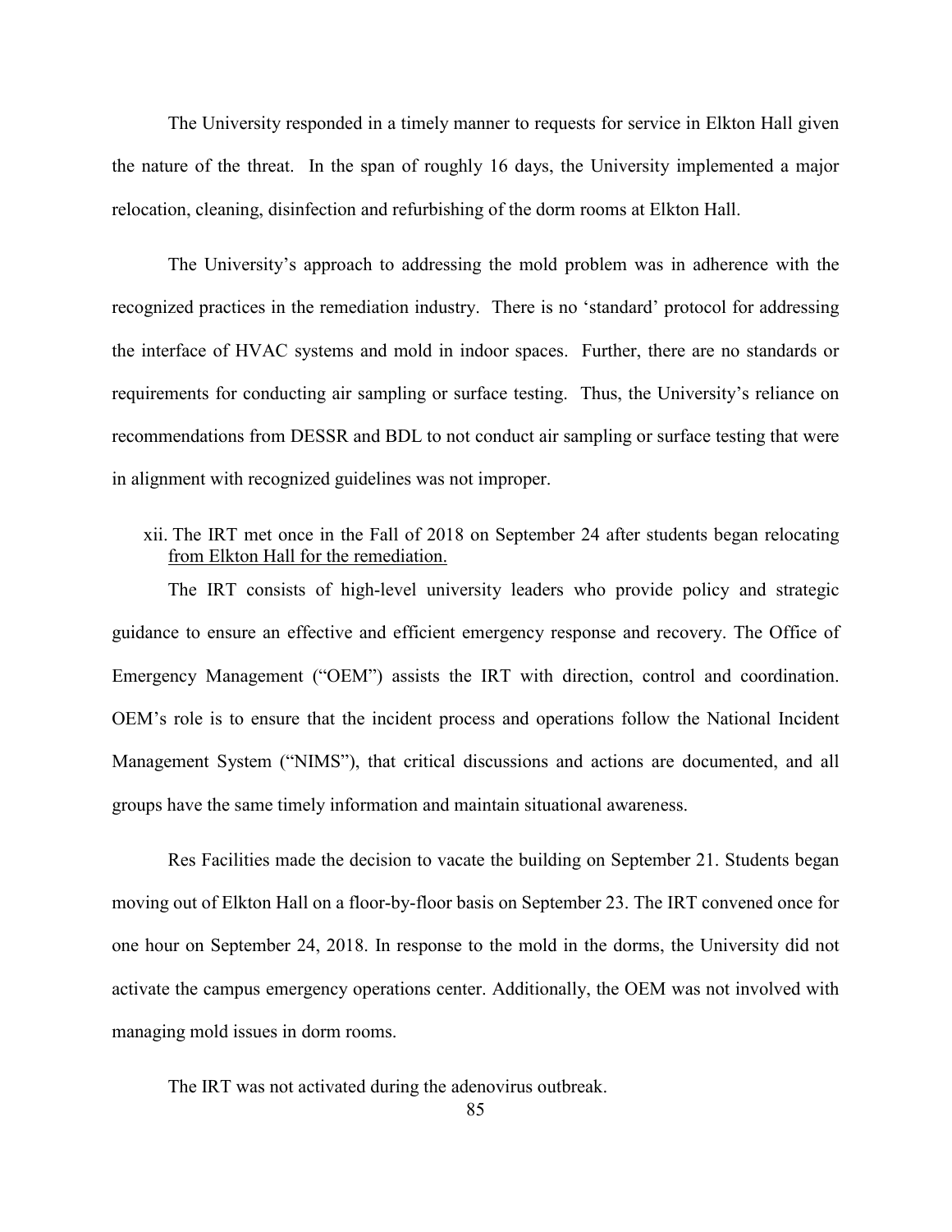The University responded in a timely manner to requests for service in Elkton Hall given the nature of the threat. In the span of roughly 16 days, the University implemented a major relocation, cleaning, disinfection and refurbishing of the dorm rooms at Elkton Hall.

The University's approach to addressing the mold problem was in adherence with the recognized practices in the remediation industry. There is no 'standard' protocol for addressing the interface of HVAC systems and mold in indoor spaces. Further, there are no standards or requirements for conducting air sampling or surface testing. Thus, the University's reliance on recommendations from DESSR and BDL to not conduct air sampling or surface testing that were in alignment with recognized guidelines was not improper.

xii. The IRT met once in the Fall of 2018 on September 24 after students began relocating <u>from Elkton Hall for the remediation.</u>

The IRT consists of high-level university leaders who provide policy and strategic guidance to ensure an effective and efficient emergency response and recovery. The Office of Emergency Management ("OEM") assists the IRT with direction, control and coordination. OEM's role is to ensure that the incident process and operations follow the National Incident Management System ("NIMS"), that critical discussions and actions are documented, and all groups have the same timely information and maintain situational awareness.

Res Facilities made the decision to vacate the building on September 21. Students began moving out of Elkton Hall on a floor-by-floor basis on September 23. The IRT convened once for one hour on September 24, 2018. In response to the mold in the dorms, the University did not activate the campus emergency operations center. Additionally, the OEM was not involved with managing mold issues in dorm rooms.

The IRT was not activated during the adenovirus outbreak.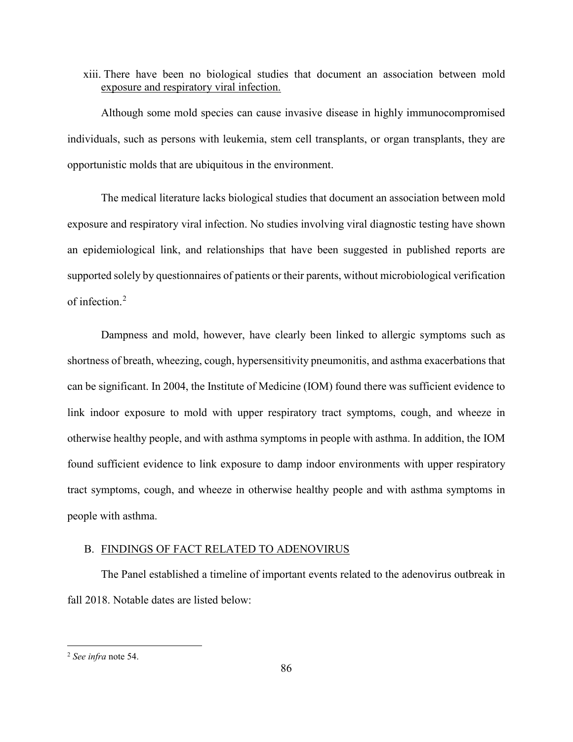xiii. There have been no biological studies that document an association between mold exposure and respiratory viral infection.

Although some mold species can cause invasive disease in highly immunocompromised individuals, such as persons with leukemia, stem cell transplants, or organ transplants, they are opportunistic molds that are ubiquitous in the environment.

The medical literature lacks biological studies that document an association between mold exposure and respiratory viral infection. No studies involving viral diagnostic testing have shown an epidemiological link, and relationships that have been suggested in published reports are supported solely by questionnaires of patients or their parents, without microbiological verification of infection.[2]

Dampness and mold, however, have clearly been linked to allergic symptoms such as shortness of breath, wheezing, cough, hypersensitivity pneumonitis, and asthma exacerbations that can be significant. In 2004, the Institute of Medicine (IOM) found there was sufficient evidence to link indoor exposure to mold with upper respiratory tract symptoms, cough, and wheeze in otherwise healthy people, and with asthma symptoms in people with asthma. In addition, the IOM found sufficient evidence to link exposure to damp indoor environments with upper respiratory tract symptoms, cough, and wheeze in otherwise healthy people and with asthma symptoms in people with asthma.

## B. FINDINGS OF FACT RELATED TO ADENOVIRUS

The Panel established a timeline of important events related to the adenovirus outbreak in fall 2018. Notable dates are listed below:

---

[2] *See infra* note 54.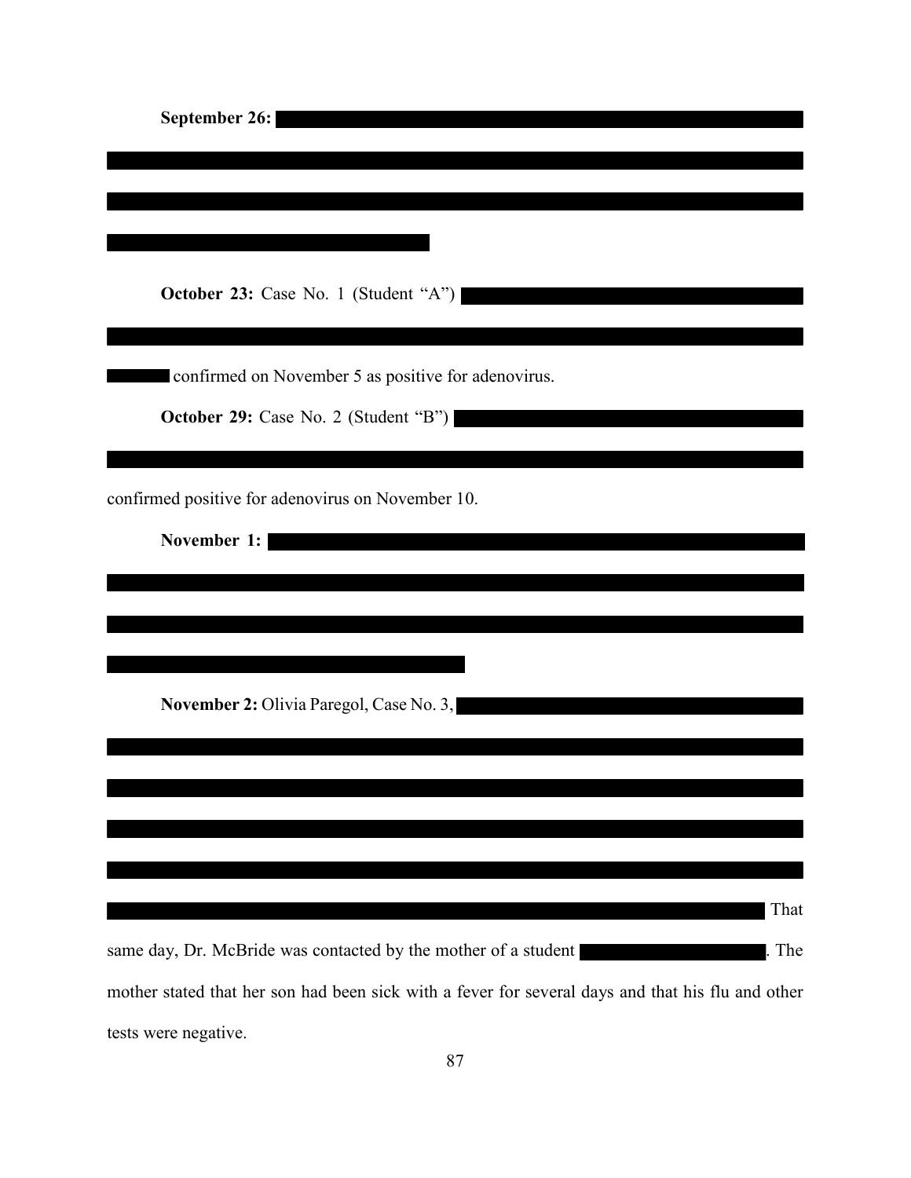**September 26:**

**October 23:** Case No. 1 (Student "A") confirmed on November 5 as positive for adenovirus.

**October 29:** Case No. 2 (Student "B") confirmed positive for adenovirus on November 10.

**November 1:**

**November 2:** Olivia Paregol, Case No. 3, That same day, Dr. McBride was contacted by the mother of a student . The mother stated that her son had been sick with a fever for several days and that his flu and other tests were negative.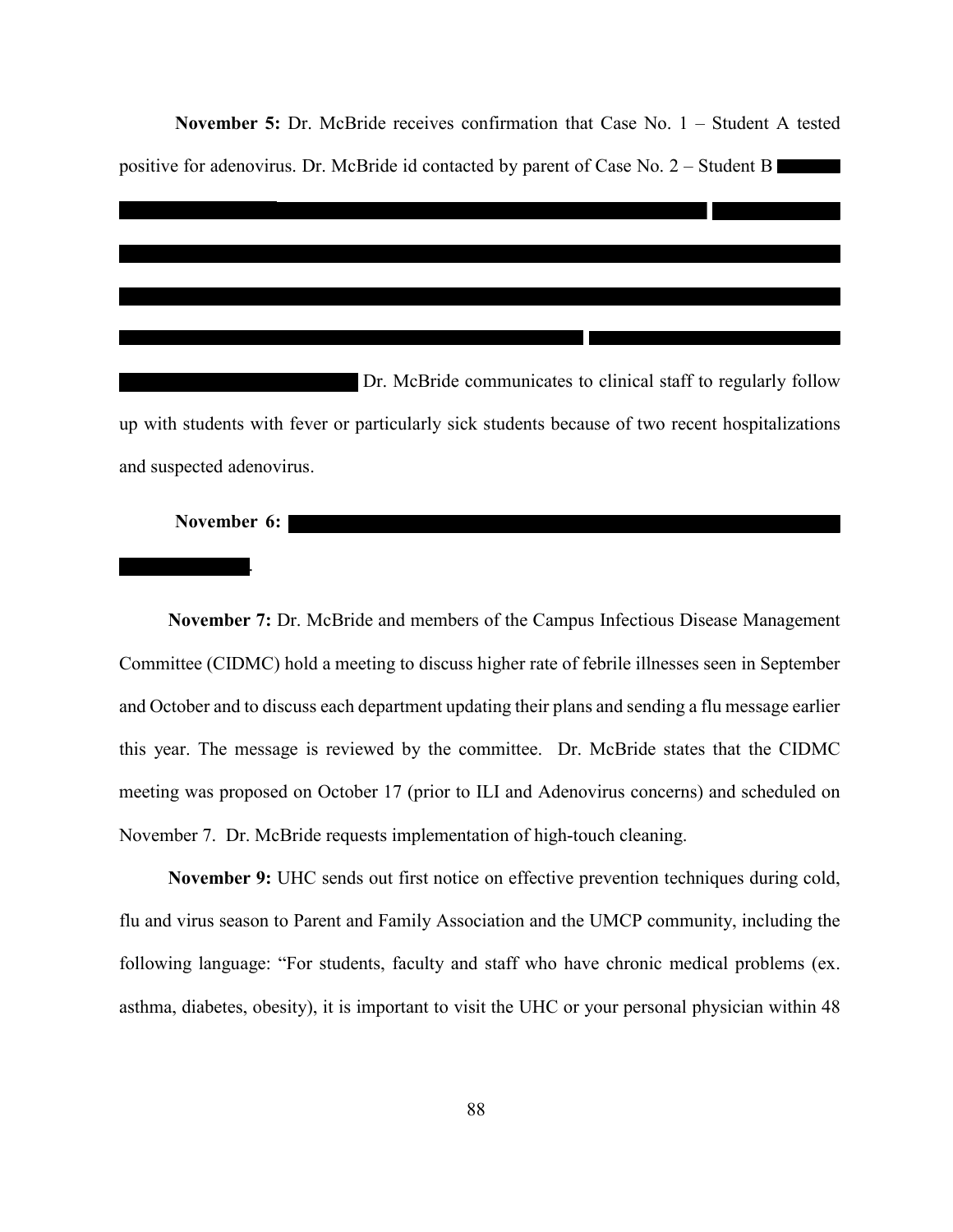**November 5:** Dr. McBride receives confirmation that Case No. 1 – Student A tested positive for adenovirus. Dr. McBride id contacted by parent of Case No. 2 – Student B Dr. McBride communicates to clinical staff to regularly follow up with students with fever or particularly sick students because of two recent hospitalizations and suspected adenovirus.

**November 6:** .

**November 7:** Dr. McBride and members of the Campus Infectious Disease Management Committee (CIDMC) hold a meeting to discuss higher rate of febrile illnesses seen in September and October and to discuss each department updating their plans and sending a flu message earlier this year. The message is reviewed by the committee. Dr. McBride states that the CIDMC meeting was proposed on October 17 (prior to ILI and Adenovirus concerns) and scheduled on November 7. Dr. McBride requests implementation of high-touch cleaning.

**November 9:** UHC sends out first notice on effective prevention techniques during cold, flu and virus season to Parent and Family Association and the UMCP community, including the following language: "For students, faculty and staff who have chronic medical problems (ex. asthma, diabetes, obesity), it is important to visit the UHC or your personal physician within 48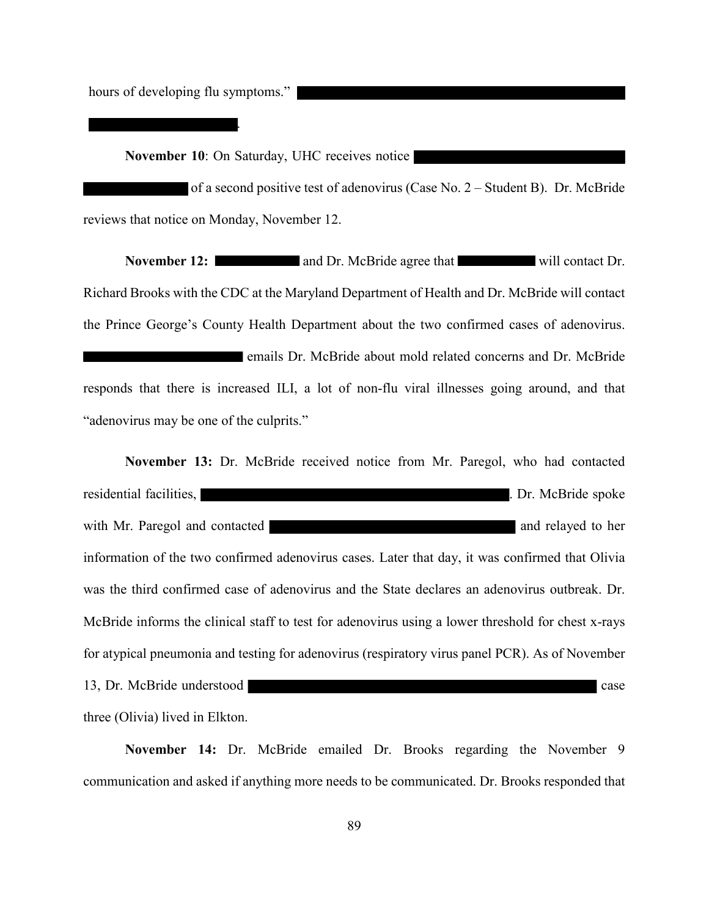hours of developing flu symptoms." ████████████████████████████████████████ ██████████████████.

**November 10**: On Saturday, UHC receives notice ████████████████████████ ████████████ of a second positive test of adenovirus (Case No. 2 – Student B). Dr. McBride reviews that notice on Monday, November 12.

**November 12:** ██████████ and Dr. McBride agree that ██████████ will contact Dr. Richard Brooks with the CDC at the Maryland Department of Health and Dr. McBride will contact the Prince George's County Health Department about the two confirmed cases of adenovirus. ████████████████████ emails Dr. McBride about mold related concerns and Dr. McBride responds that there is increased ILI, a lot of non-flu viral illnesses going around, and that "adenovirus may be one of the culprits."

**November 13:** Dr. McBride received notice from Mr. Paregol, who had contacted residential facilities, ████████████████████████████████████████. Dr. McBride spoke with Mr. Paregol and contacted ████████████████████████████████ and relayed to her information of the two confirmed adenovirus cases. Later that day, it was confirmed that Olivia was the third confirmed case of adenovirus and the State declares an adenovirus outbreak. Dr. McBride informs the clinical staff to test for adenovirus using a lower threshold for chest x-rays for atypical pneumonia and testing for adenovirus (respiratory virus panel PCR). As of November 13, Dr. McBride understood ████████████████████████████████████████████ case three (Olivia) lived in Elkton.

**November 14:** Dr. McBride emailed Dr. Brooks regarding the November 9 communication and asked if anything more needs to be communicated. Dr. Brooks responded that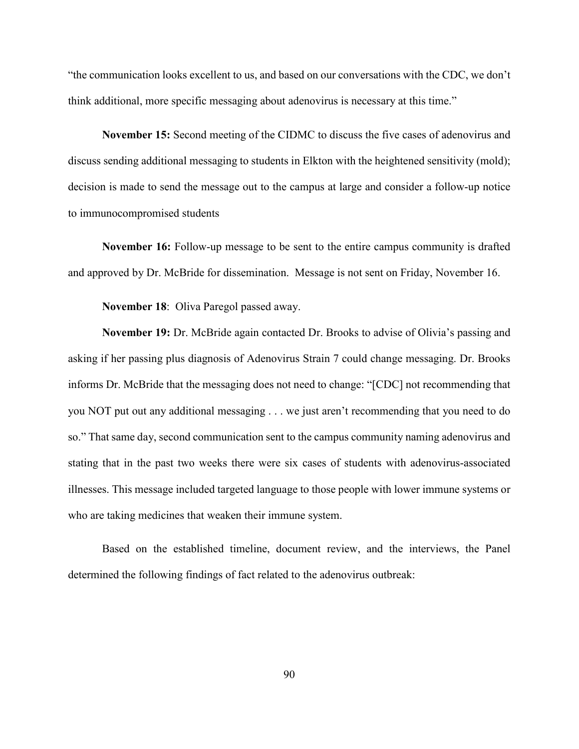"the communication looks excellent to us, and based on our conversations with the CDC, we don't think additional, more specific messaging about adenovirus is necessary at this time."

**November 15:** Second meeting of the CIDMC to discuss the five cases of adenovirus and discuss sending additional messaging to students in Elkton with the heightened sensitivity (mold); decision is made to send the message out to the campus at large and consider a follow-up notice to immunocompromised students

**November 16:** Follow-up message to be sent to the entire campus community is drafted and approved by Dr. McBride for dissemination. Message is not sent on Friday, November 16.

**November 18**: Oliva Paregol passed away.

**November 19:** Dr. McBride again contacted Dr. Brooks to advise of Olivia's passing and asking if her passing plus diagnosis of Adenovirus Strain 7 could change messaging. Dr. Brooks informs Dr. McBride that the messaging does not need to change: "[CDC] not recommending that you NOT put out any additional messaging . . . we just aren't recommending that you need to do so." That same day, second communication sent to the campus community naming adenovirus and stating that in the past two weeks there were six cases of students with adenovirus-associated illnesses. This message included targeted language to those people with lower immune systems or who are taking medicines that weaken their immune system.

Based on the established timeline, document review, and the interviews, the Panel determined the following findings of fact related to the adenovirus outbreak: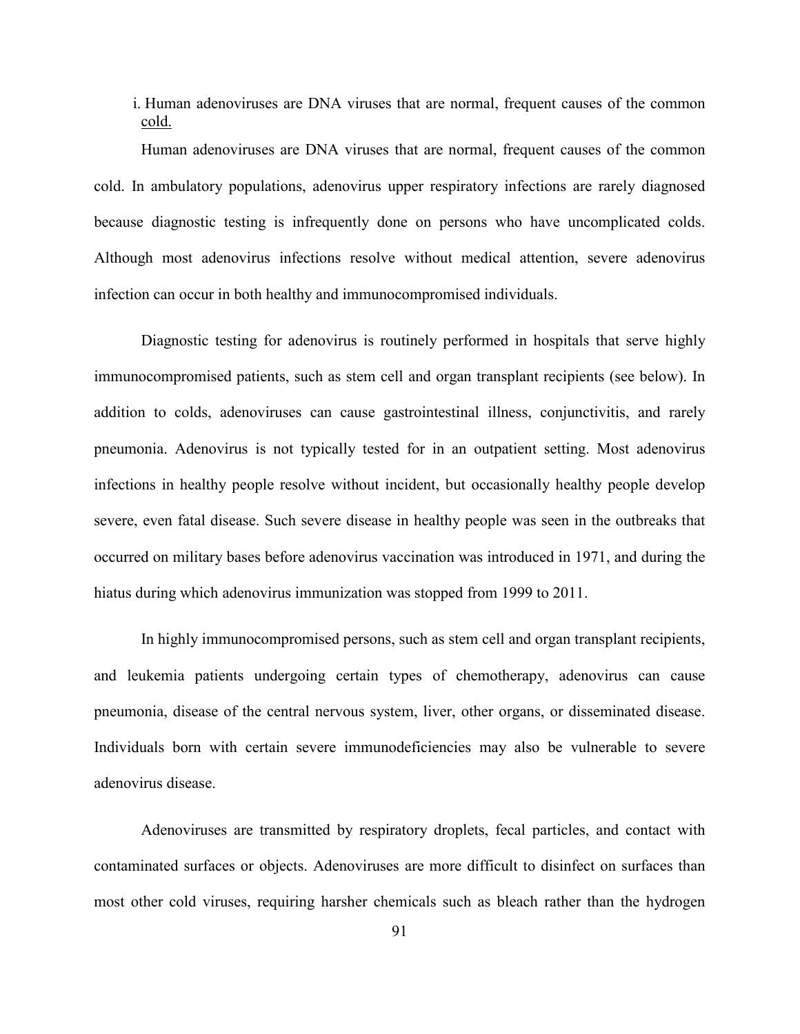i. Human adenoviruses are DNA viruses that are normal, frequent causes of the common cold.

Human adenoviruses are DNA viruses that are normal, frequent causes of the common cold. In ambulatory populations, adenovirus upper respiratory infections are rarely diagnosed because diagnostic testing is infrequently done on persons who have uncomplicated colds. Although most adenovirus infections resolve without medical attention, severe adenovirus infection can occur in both healthy and immunocompromised individuals.

Diagnostic testing for adenovirus is routinely performed in hospitals that serve highly immunocompromised patients, such as stem cell and organ transplant recipients (see below). In addition to colds, adenoviruses can cause gastrointestinal illness, conjunctivitis, and rarely pneumonia. Adenovirus is not typically tested for in an outpatient setting. Most adenovirus infections in healthy people resolve without incident, but occasionally healthy people develop severe, even fatal disease. Such severe disease in healthy people was seen in the outbreaks that occurred on military bases before adenovirus vaccination was introduced in 1971, and during the hiatus during which adenovirus immunization was stopped from 1999 to 2011.

In highly immunocompromised persons, such as stem cell and organ transplant recipients, and leukemia patients undergoing certain types of chemotherapy, adenovirus can cause pneumonia, disease of the central nervous system, liver, other organs, or disseminated disease. Individuals born with certain severe immunodeficiencies may also be vulnerable to severe adenovirus disease.

Adenoviruses are transmitted by respiratory droplets, fecal particles, and contact with contaminated surfaces or objects. Adenoviruses are more difficult to disinfect on surfaces than most other cold viruses, requiring harsher chemicals such as bleach rather than the hydrogen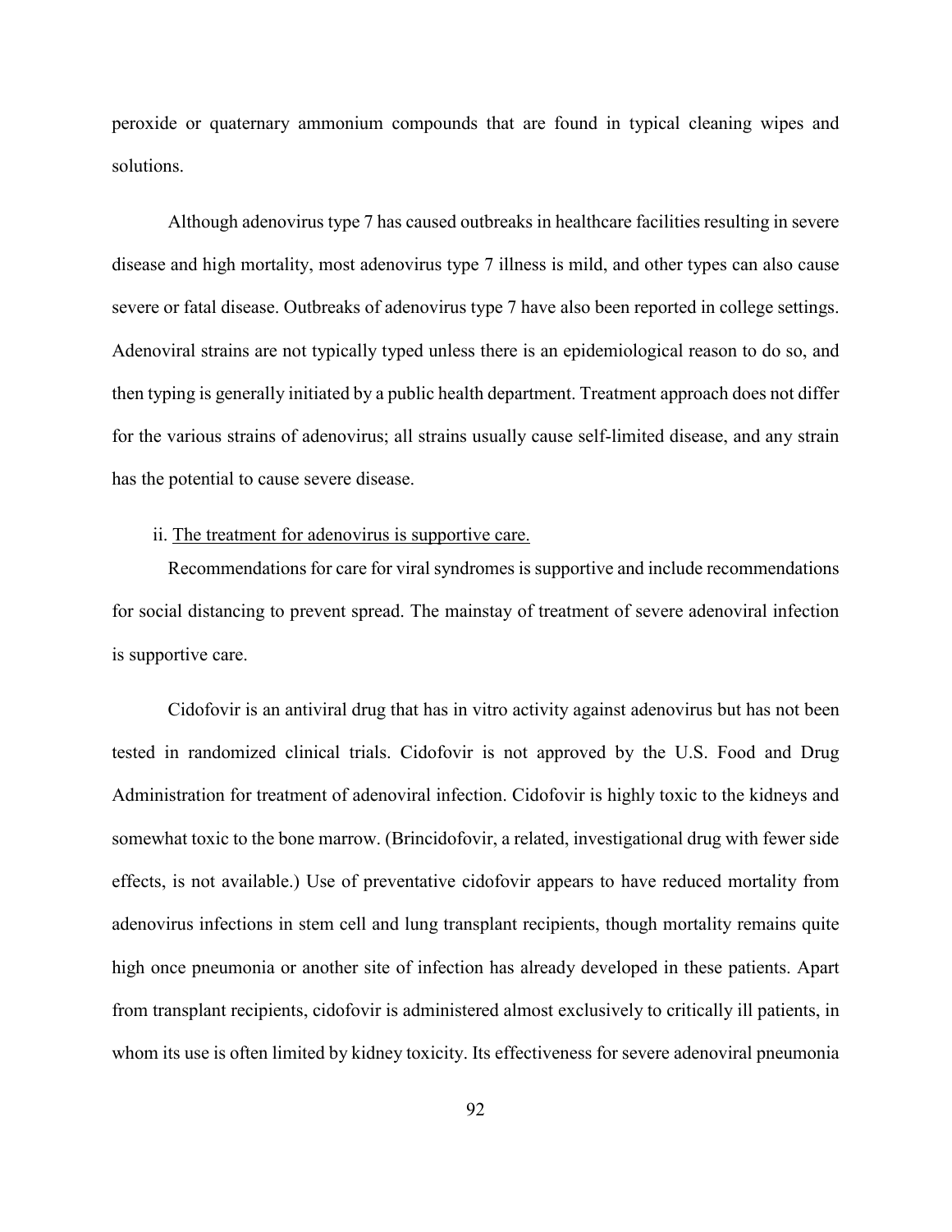peroxide or quaternary ammonium compounds that are found in typical cleaning wipes and solutions.

Although adenovirus type 7 has caused outbreaks in healthcare facilities resulting in severe disease and high mortality, most adenovirus type 7 illness is mild, and other types can also cause severe or fatal disease. Outbreaks of adenovirus type 7 have also been reported in college settings. Adenoviral strains are not typically typed unless there is an epidemiological reason to do so, and then typing is generally initiated by a public health department. Treatment approach does not differ for the various strains of adenovirus; all strains usually cause self-limited disease, and any strain has the potential to cause severe disease.

ii. The treatment for adenovirus is supportive care.

Recommendations for care for viral syndromes is supportive and include recommendations for social distancing to prevent spread. The mainstay of treatment of severe adenoviral infection is supportive care.

Cidofovir is an antiviral drug that has in vitro activity against adenovirus but has not been tested in randomized clinical trials. Cidofovir is not approved by the U.S. Food and Drug Administration for treatment of adenoviral infection. Cidofovir is highly toxic to the kidneys and somewhat toxic to the bone marrow. (Brincidofovir, a related, investigational drug with fewer side effects, is not available.) Use of preventative cidofovir appears to have reduced mortality from adenovirus infections in stem cell and lung transplant recipients, though mortality remains quite high once pneumonia or another site of infection has already developed in these patients. Apart from transplant recipients, cidofovir is administered almost exclusively to critically ill patients, in whom its use is often limited by kidney toxicity. Its effectiveness for severe adenoviral pneumonia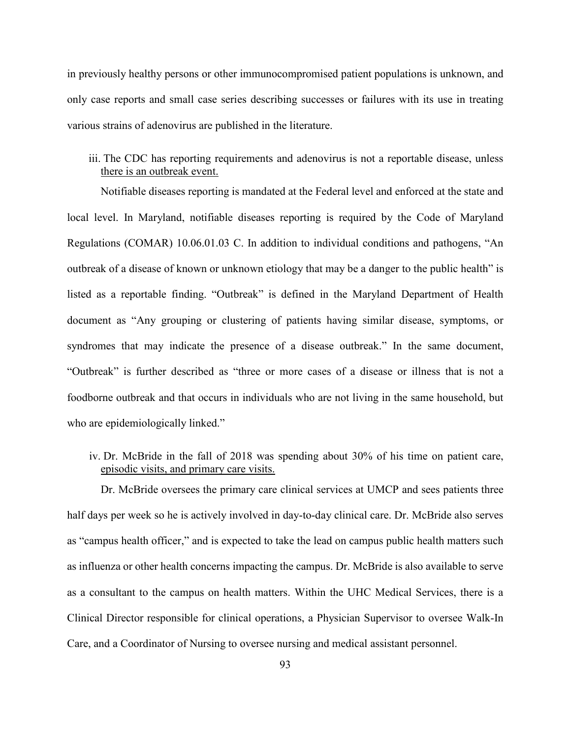in previously healthy persons or other immunocompromised patient populations is unknown, and only case reports and small case series describing successes or failures with its use in treating various strains of adenovirus are published in the literature.

iii. The CDC has reporting requirements and adenovirus is not a reportable disease, unless <u>there is an outbreak event.</u>

Notifiable diseases reporting is mandated at the Federal level and enforced at the state and local level. In Maryland, notifiable diseases reporting is required by the Code of Maryland Regulations (COMAR) 10.06.01.03 C. In addition to individual conditions and pathogens, "An outbreak of a disease of known or unknown etiology that may be a danger to the public health" is listed as a reportable finding. "Outbreak" is defined in the Maryland Department of Health document as "Any grouping or clustering of patients having similar disease, symptoms, or syndromes that may indicate the presence of a disease outbreak." In the same document, "Outbreak" is further described as "three or more cases of a disease or illness that is not a foodborne outbreak and that occurs in individuals who are not living in the same household, but who are epidemiologically linked."

iv. Dr. McBride in the fall of 2018 was spending about 30% of his time on patient care, <u>episodic visits, and primary care visits.</u>

Dr. McBride oversees the primary care clinical services at UMCP and sees patients three half days per week so he is actively involved in day-to-day clinical care. Dr. McBride also serves as "campus health officer," and is expected to take the lead on campus public health matters such as influenza or other health concerns impacting the campus. Dr. McBride is also available to serve as a consultant to the campus on health matters. Within the UHC Medical Services, there is a Clinical Director responsible for clinical operations, a Physician Supervisor to oversee Walk-In Care, and a Coordinator of Nursing to oversee nursing and medical assistant personnel.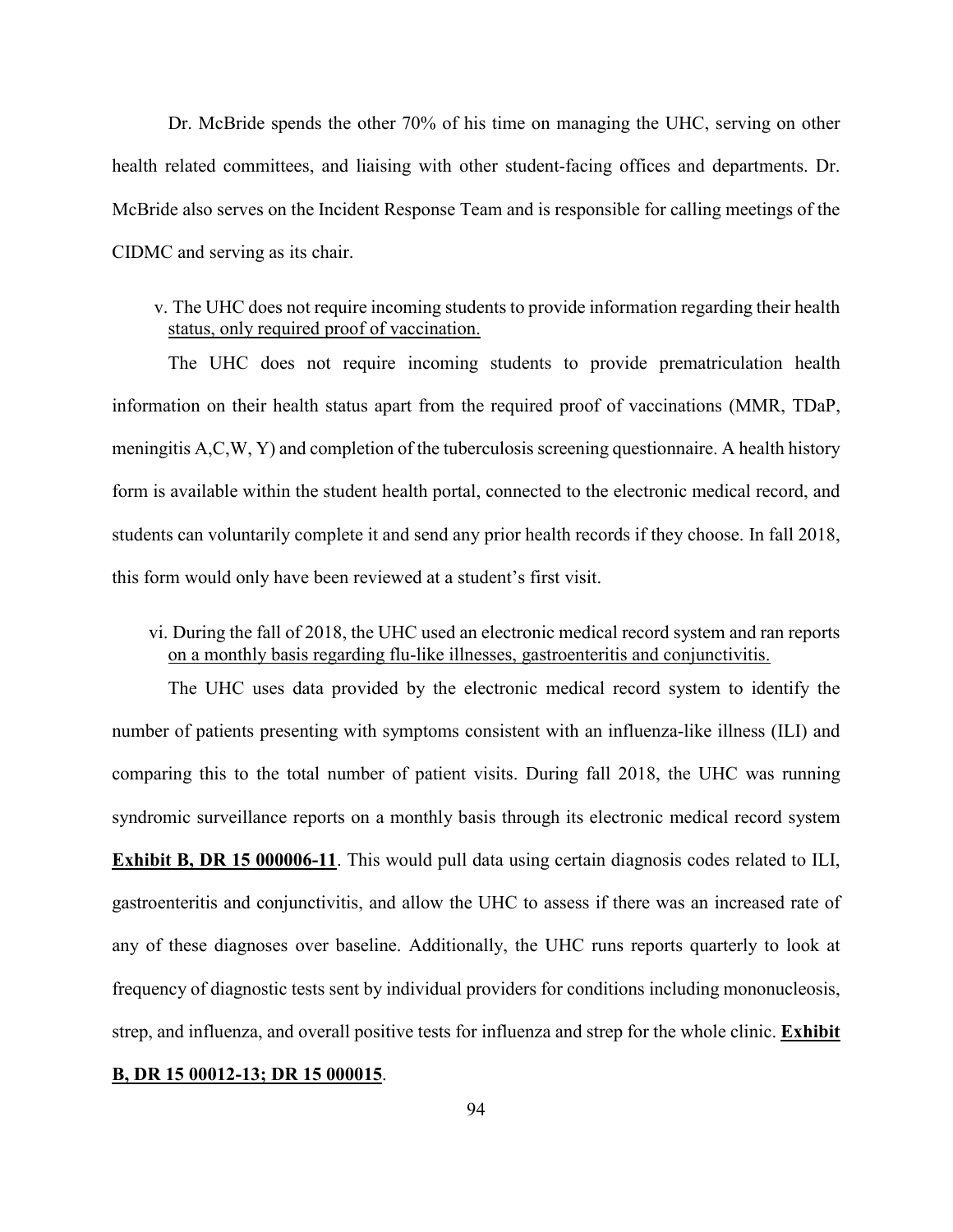Dr. McBride spends the other 70% of his time on managing the UHC, serving on other health related committees, and liaising with other student-facing offices and departments. Dr. McBride also serves on the Incident Response Team and is responsible for calling meetings of the CIDMC and serving as its chair.

v. The UHC does not require incoming students to provide information regarding their health status, only required proof of vaccination.

The UHC does not require incoming students to provide prematriculation health information on their health status apart from the required proof of vaccinations (MMR, TDaP, meningitis A,C,W, Y) and completion of the tuberculosis screening questionnaire. A health history form is available within the student health portal, connected to the electronic medical record, and students can voluntarily complete it and send any prior health records if they choose. In fall 2018, this form would only have been reviewed at a student's first visit.

vi. During the fall of 2018, the UHC used an electronic medical record system and ran reports on a monthly basis regarding flu-like illnesses, gastroenteritis and conjunctivitis.

The UHC uses data provided by the electronic medical record system to identify the number of patients presenting with symptoms consistent with an influenza-like illness (ILI) and comparing this to the total number of patient visits. During fall 2018, the UHC was running syndromic surveillance reports on a monthly basis through its electronic medical record system **Exhibit B, DR 15 000006-11**. This would pull data using certain diagnosis codes related to ILI, gastroenteritis and conjunctivitis, and allow the UHC to assess if there was an increased rate of any of these diagnoses over baseline. Additionally, the UHC runs reports quarterly to look at frequency of diagnostic tests sent by individual providers for conditions including mononucleosis, strep, and influenza, and overall positive tests for influenza and strep for the whole clinic. **Exhibit B, DR 15 00012-13; DR 15 000015**.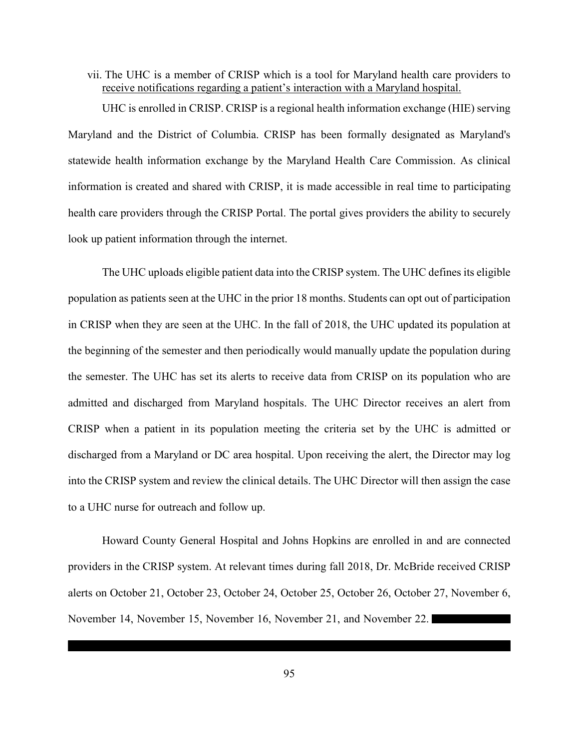vii. The UHC is a member of CRISP which is a tool for Maryland health care providers to <u>receive notifications regarding a patient's interaction with a Maryland hospital.</u>

UHC is enrolled in CRISP. CRISP is a regional health information exchange (HIE) serving Maryland and the District of Columbia. CRISP has been formally designated as Maryland's statewide health information exchange by the Maryland Health Care Commission. As clinical information is created and shared with CRISP, it is made accessible in real time to participating health care providers through the CRISP Portal. The portal gives providers the ability to securely look up patient information through the internet.

The UHC uploads eligible patient data into the CRISP system. The UHC defines its eligible population as patients seen at the UHC in the prior 18 months. Students can opt out of participation in CRISP when they are seen at the UHC. In the fall of 2018, the UHC updated its population at the beginning of the semester and then periodically would manually update the population during the semester. The UHC has set its alerts to receive data from CRISP on its population who are admitted and discharged from Maryland hospitals. The UHC Director receives an alert from CRISP when a patient in its population meeting the criteria set by the UHC is admitted or discharged from a Maryland or DC area hospital. Upon receiving the alert, the Director may log into the CRISP system and review the clinical details. The UHC Director will then assign the case to a UHC nurse for outreach and follow up.

Howard County General Hospital and Johns Hopkins are enrolled in and are connected providers in the CRISP system. At relevant times during fall 2018, Dr. McBride received CRISP alerts on October 21, October 23, October 24, October 25, October 26, October 27, November 6, November 14, November 15, November 16, November 21, and November 22.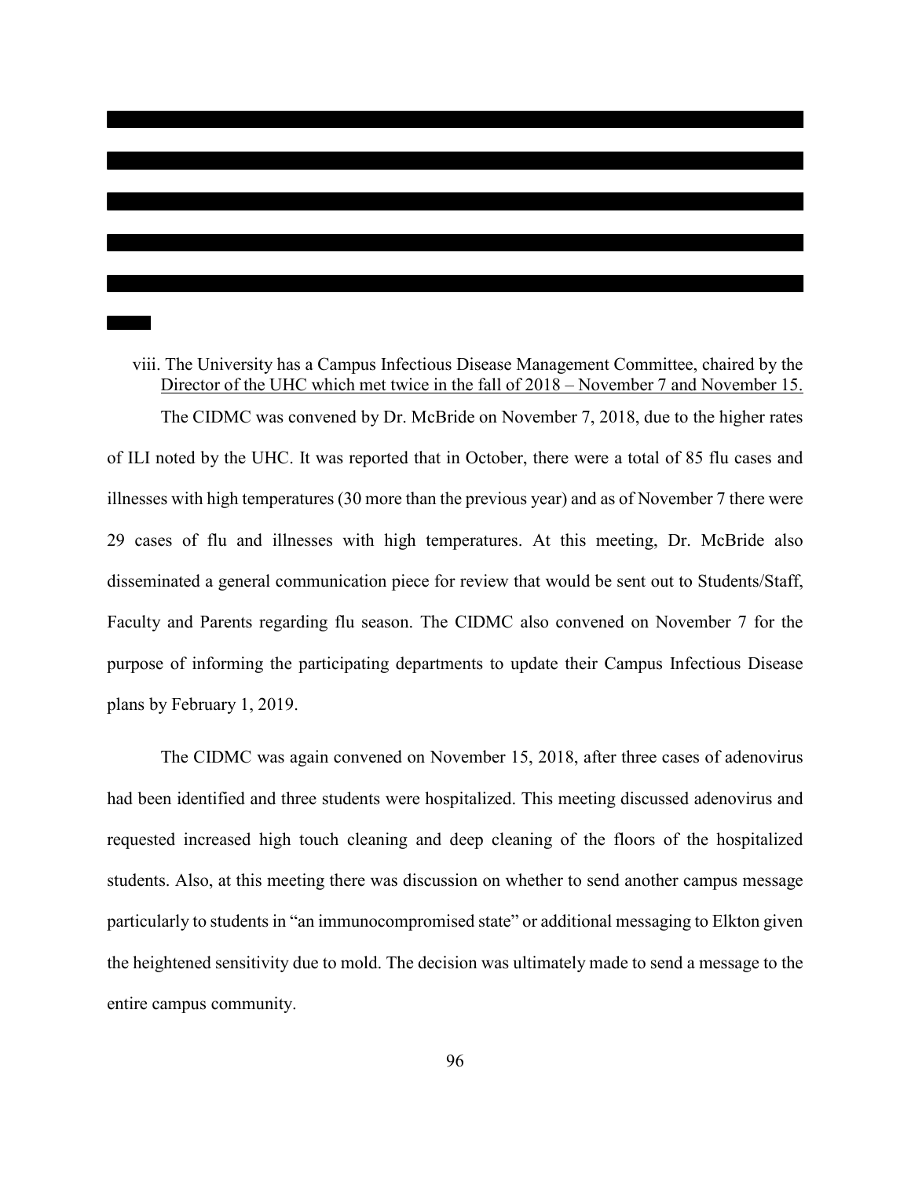viii. The University has a Campus Infectious Disease Management Committee, chaired by the <u>Director of the UHC which met twice in the fall of 2018 – November 7 and November 15.</u>

The CIDMC was convened by Dr. McBride on November 7, 2018, due to the higher rates of ILI noted by the UHC. It was reported that in October, there were a total of 85 flu cases and illnesses with high temperatures (30 more than the previous year) and as of November 7 there were 29 cases of flu and illnesses with high temperatures. At this meeting, Dr. McBride also disseminated a general communication piece for review that would be sent out to Students/Staff, Faculty and Parents regarding flu season. The CIDMC also convened on November 7 for the purpose of informing the participating departments to update their Campus Infectious Disease plans by February 1, 2019.

The CIDMC was again convened on November 15, 2018, after three cases of adenovirus had been identified and three students were hospitalized. This meeting discussed adenovirus and requested increased high touch cleaning and deep cleaning of the floors of the hospitalized students. Also, at this meeting there was discussion on whether to send another campus message particularly to students in "an immunocompromised state" or additional messaging to Elkton given the heightened sensitivity due to mold. The decision was ultimately made to send a message to the entire campus community.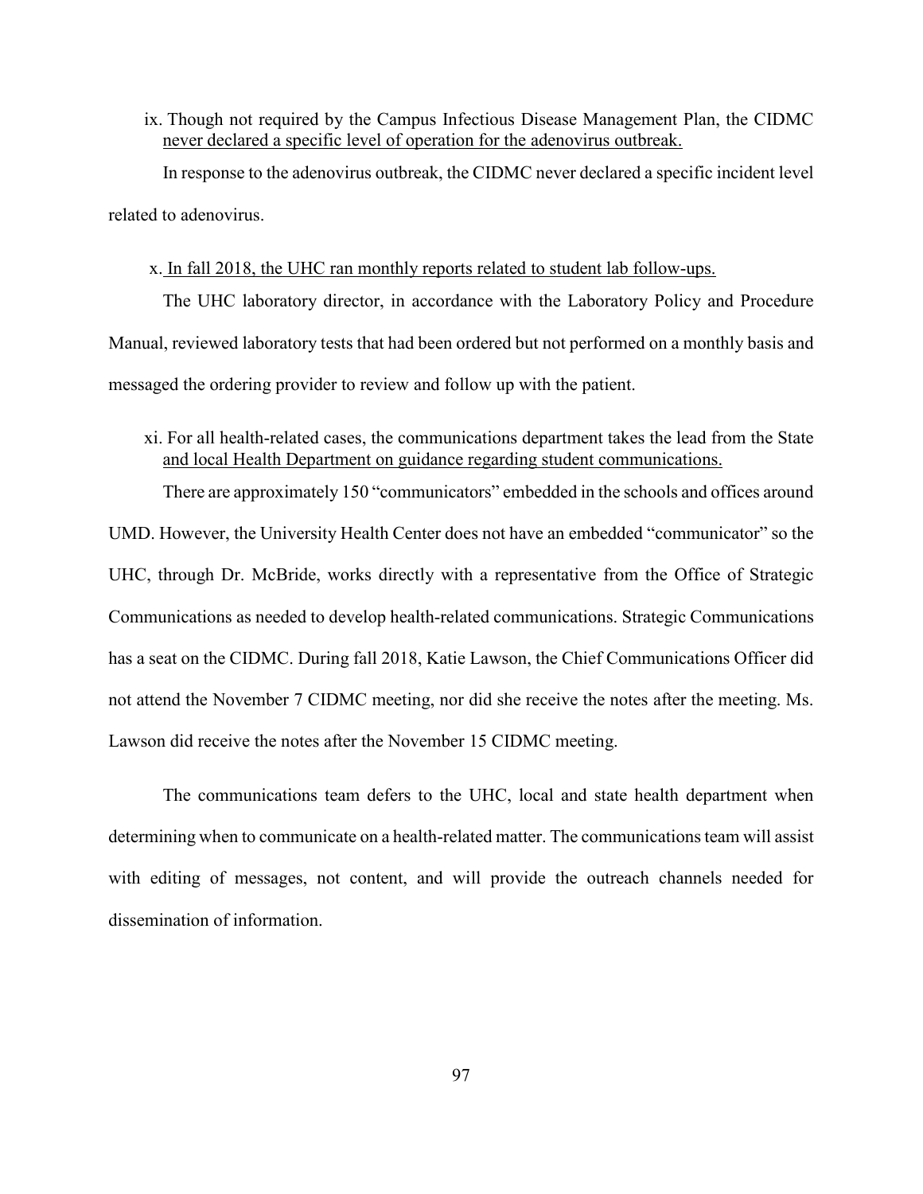ix. <u>Though not required by the Campus Infectious Disease Management Plan, the CIDMC never declared a specific level of operation for the adenovirus outbreak.</u>

In response to the adenovirus outbreak, the CIDMC never declared a specific incident level related to adenovirus.

x. <u>In fall 2018, the UHC ran monthly reports related to student lab follow-ups.</u>

The UHC laboratory director, in accordance with the Laboratory Policy and Procedure Manual, reviewed laboratory tests that had been ordered but not performed on a monthly basis and messaged the ordering provider to review and follow up with the patient.

xi. <u>For all health-related cases, the communications department takes the lead from the State and local Health Department on guidance regarding student communications.</u>

There are approximately 150 "communicators" embedded in the schools and offices around UMD. However, the University Health Center does not have an embedded "communicator" so the UHC, through Dr. McBride, works directly with a representative from the Office of Strategic Communications as needed to develop health-related communications. Strategic Communications has a seat on the CIDMC. During fall 2018, Katie Lawson, the Chief Communications Officer did not attend the November 7 CIDMC meeting, nor did she receive the notes after the meeting. Ms. Lawson did receive the notes after the November 15 CIDMC meeting.

The communications team defers to the UHC, local and state health department when determining when to communicate on a health-related matter. The communications team will assist with editing of messages, not content, and will provide the outreach channels needed for dissemination of information.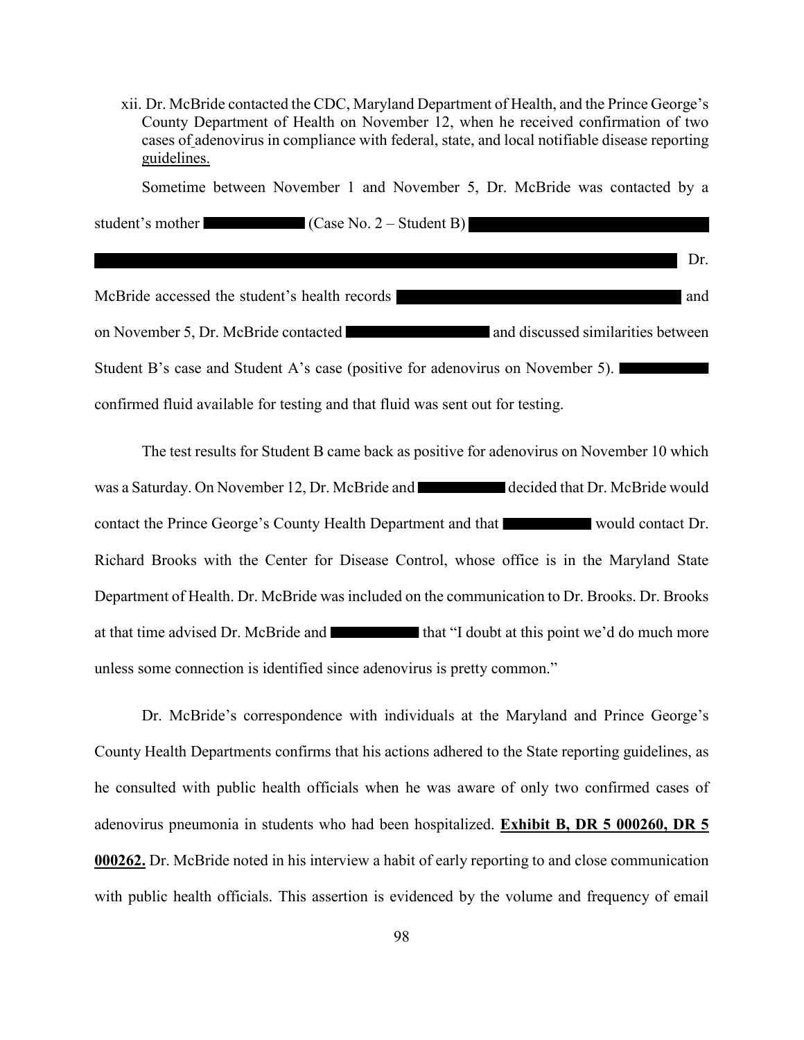xii. Dr. McBride contacted the CDC, Maryland Department of Health, and the Prince George's County Department of Health on November 12, when he received confirmation of two cases of adenovirus in compliance with federal, state, and local notifiable disease reporting guidelines.

Sometime between November 1 and November 5, Dr. McBride was contacted by a student's mother ██████████ (Case No. 2 – Student B) ████████████████████████████ ████████████████████████████████████████████████████████████ Dr. McBride accessed the student's health records ████████████████████████████ and on November 5, Dr. McBride contacted ██████████████ and discussed similarities between Student B's case and Student A's case (positive for adenovirus on November 5). ████████ confirmed fluid available for testing and that fluid was sent out for testing.

The test results for Student B came back as positive for adenovirus on November 10 which was a Saturday. On November 12, Dr. McBride and ████████ decided that Dr. McBride would contact the Prince George's County Health Department and that ████████ would contact Dr. Richard Brooks with the Center for Disease Control, whose office is in the Maryland State Department of Health. Dr. McBride was included on the communication to Dr. Brooks. Dr. Brooks at that time advised Dr. McBride and ████████ that "I doubt at this point we'd do much more unless some connection is identified since adenovirus is pretty common."

Dr. McBride's correspondence with individuals at the Maryland and Prince George's County Health Departments confirms that his actions adhered to the State reporting guidelines, as he consulted with public health officials when he was aware of only two confirmed cases of adenovirus pneumonia in students who had been hospitalized. **Exhibit B, DR 5 000260, DR 5 000262.** Dr. McBride noted in his interview a habit of early reporting to and close communication with public health officials. This assertion is evidenced by the volume and frequency of email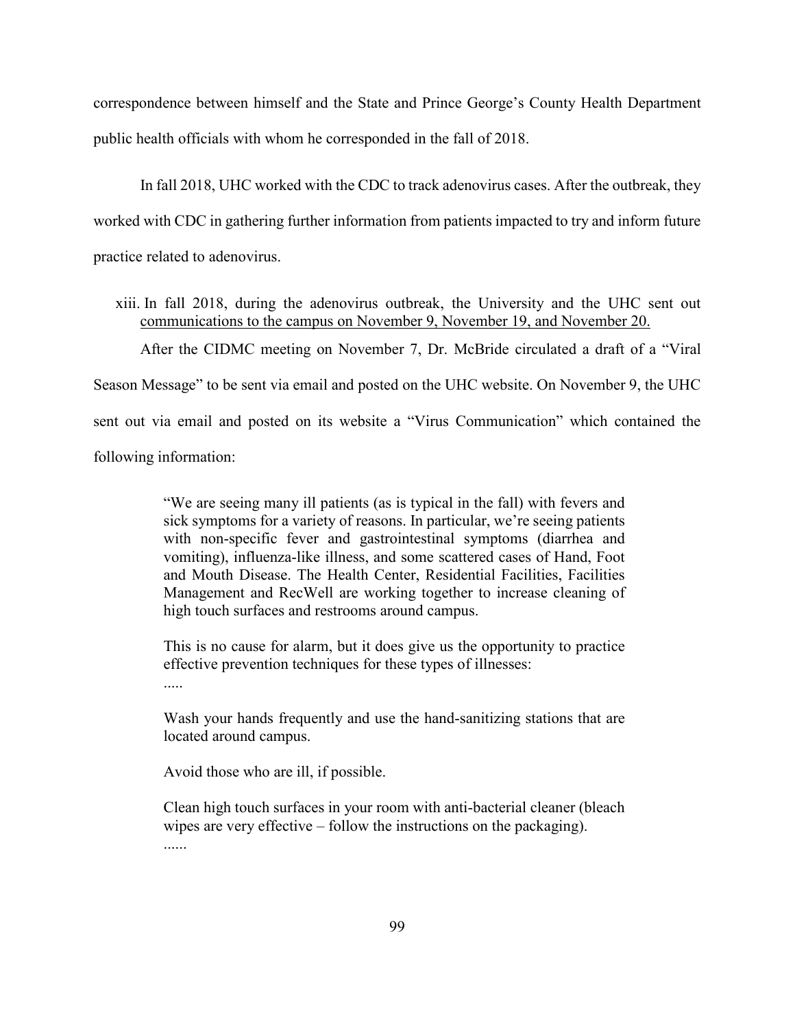correspondence between himself and the State and Prince George's County Health Department public health officials with whom he corresponded in the fall of 2018.

In fall 2018, UHC worked with the CDC to track adenovirus cases. After the outbreak, they worked with CDC in gathering further information from patients impacted to try and inform future practice related to adenovirus.

xiii. In fall 2018, during the adenovirus outbreak, the University and the UHC sent out <u>communications to the campus on November 9, November 19, and November 20.</u>

After the CIDMC meeting on November 7, Dr. McBride circulated a draft of a "Viral Season Message" to be sent via email and posted on the UHC website. On November 9, the UHC sent out via email and posted on its website a "Virus Communication" which contained the following information:

> "We are seeing many ill patients (as is typical in the fall) with fevers and sick symptoms for a variety of reasons. In particular, we're seeing patients with non-specific fever and gastrointestinal symptoms (diarrhea and vomiting), influenza-like illness, and some scattered cases of Hand, Foot and Mouth Disease. The Health Center, Residential Facilities, Facilities Management and RecWell are working together to increase cleaning of high touch surfaces and restrooms around campus.
>
> This is no cause for alarm, but it does give us the opportunity to practice effective prevention techniques for these types of illnesses:
>
> .....
>
> Wash your hands frequently and use the hand-sanitizing stations that are located around campus.
>
> Avoid those who are ill, if possible.
>
> Clean high touch surfaces in your room with anti-bacterial cleaner (bleach wipes are very effective – follow the instructions on the packaging).
>
> ......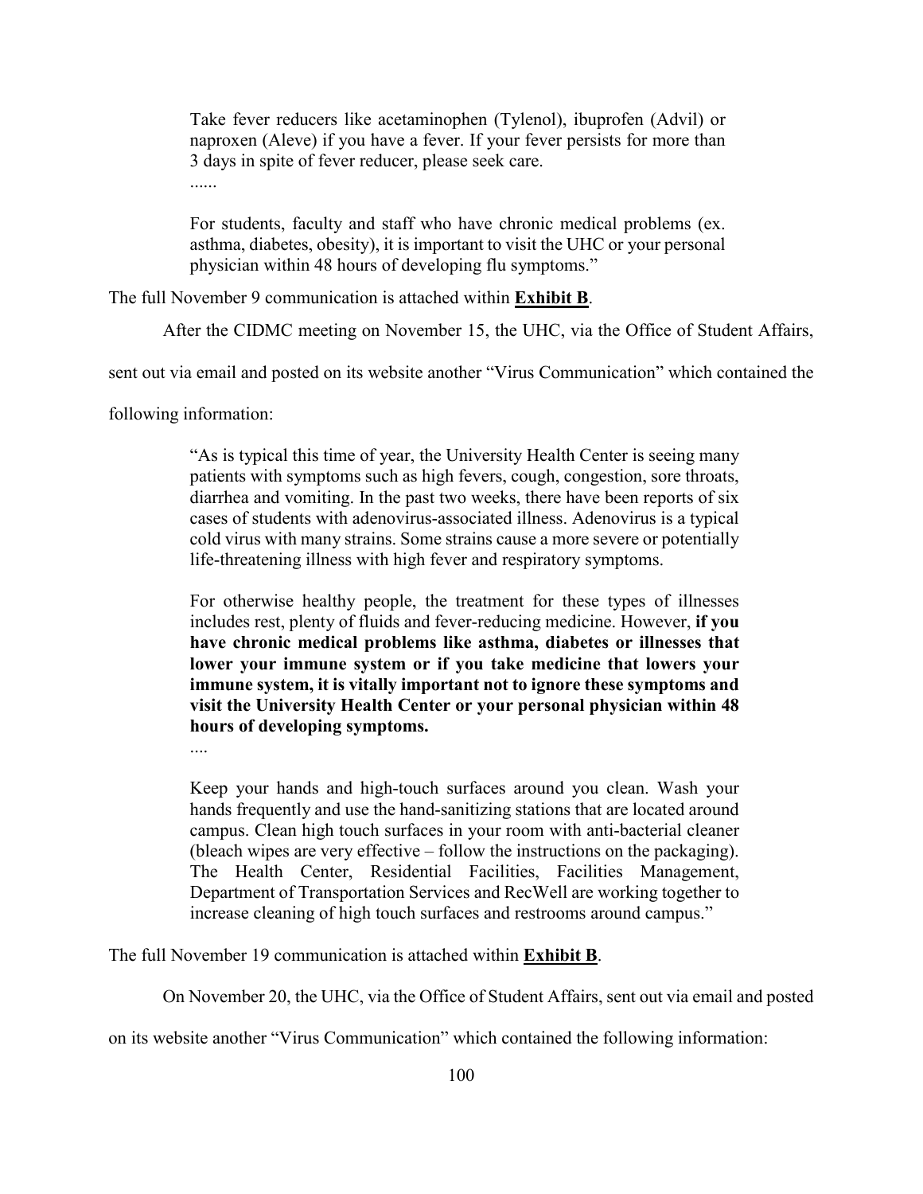> Take fever reducers like acetaminophen (Tylenol), ibuprofen (Advil) or naproxen (Aleve) if you have a fever. If your fever persists for more than 3 days in spite of fever reducer, please seek care.
>
> ......
>
> For students, faculty and staff who have chronic medical problems (ex. asthma, diabetes, obesity), it is important to visit the UHC or your personal physician within 48 hours of developing flu symptoms."

The full November 9 communication is attached within **Exhibit B**.

After the CIDMC meeting on November 15, the UHC, via the Office of Student Affairs, sent out via email and posted on its website another "Virus Communication" which contained the following information:

> "As is typical this time of year, the University Health Center is seeing many patients with symptoms such as high fevers, cough, congestion, sore throats, diarrhea and vomiting. In the past two weeks, there have been reports of six cases of students with adenovirus-associated illness. Adenovirus is a typical cold virus with many strains. Some strains cause a more severe or potentially life-threatening illness with high fever and respiratory symptoms.
>
> For otherwise healthy people, the treatment for these types of illnesses includes rest, plenty of fluids and fever-reducing medicine. However, **if you have chronic medical problems like asthma, diabetes or illnesses that lower your immune system or if you take medicine that lowers your immune system, it is vitally important not to ignore these symptoms and visit the University Health Center or your personal physician within 48 hours of developing symptoms.**
>
> ....
>
> Keep your hands and high-touch surfaces around you clean. Wash your hands frequently and use the hand-sanitizing stations that are located around campus. Clean high touch surfaces in your room with anti-bacterial cleaner (bleach wipes are very effective – follow the instructions on the packaging). The Health Center, Residential Facilities, Facilities Management, Department of Transportation Services and RecWell are working together to increase cleaning of high touch surfaces and restrooms around campus."

The full November 19 communication is attached within **Exhibit B**.

On November 20, the UHC, via the Office of Student Affairs, sent out via email and posted on its website another "Virus Communication" which contained the following information: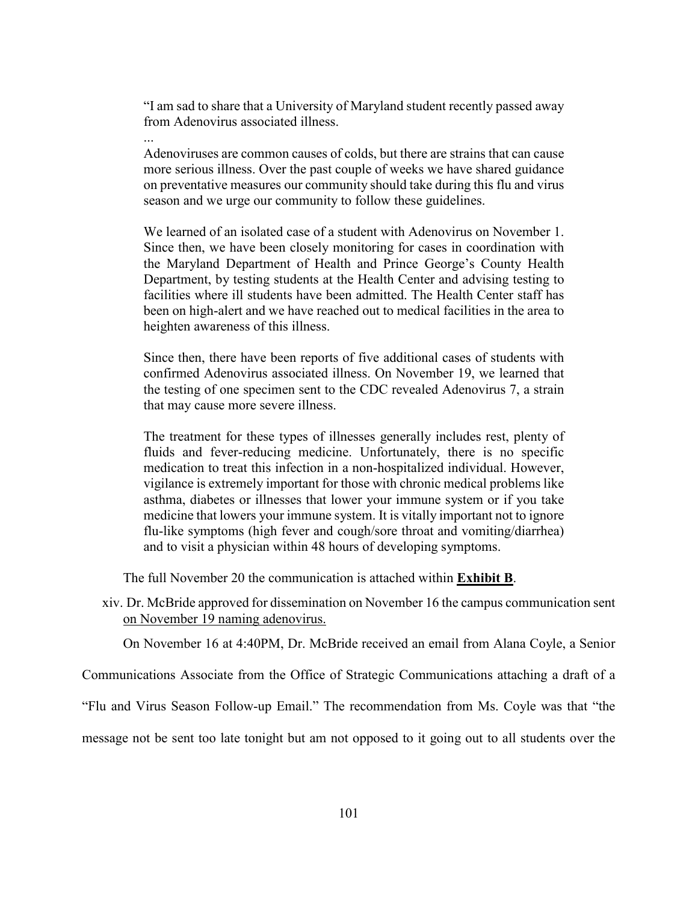> "I am sad to share that a University of Maryland student recently passed away from Adenovirus associated illness.
>
> ...
>
> Adenoviruses are common causes of colds, but there are strains that can cause more serious illness. Over the past couple of weeks we have shared guidance on preventative measures our community should take during this flu and virus season and we urge our community to follow these guidelines.
>
> We learned of an isolated case of a student with Adenovirus on November 1. Since then, we have been closely monitoring for cases in coordination with the Maryland Department of Health and Prince George's County Health Department, by testing students at the Health Center and advising testing to facilities where ill students have been admitted. The Health Center staff has been on high-alert and we have reached out to medical facilities in the area to heighten awareness of this illness.
>
> Since then, there have been reports of five additional cases of students with confirmed Adenovirus associated illness. On November 19, we learned that the testing of one specimen sent to the CDC revealed Adenovirus 7, a strain that may cause more severe illness.
>
> The treatment for these types of illnesses generally includes rest, plenty of fluids and fever-reducing medicine. Unfortunately, there is no specific medication to treat this infection in a non-hospitalized individual. However, vigilance is extremely important for those with chronic medical problems like asthma, diabetes or illnesses that lower your immune system or if you take medicine that lowers your immune system. It is vitally important not to ignore flu-like symptoms (high fever and cough/sore throat and vomiting/diarrhea) and to visit a physician within 48 hours of developing symptoms.

The full November 20 the communication is attached within **Exhibit B**.

xiv. Dr. McBride approved for dissemination on November 16 the campus communication sent <u>on November 19 naming adenovirus.</u>

On November 16 at 4:40PM, Dr. McBride received an email from Alana Coyle, a Senior Communications Associate from the Office of Strategic Communications attaching a draft of a "Flu and Virus Season Follow-up Email." The recommendation from Ms. Coyle was that "the message not be sent too late tonight but am not opposed to it going out to all students over the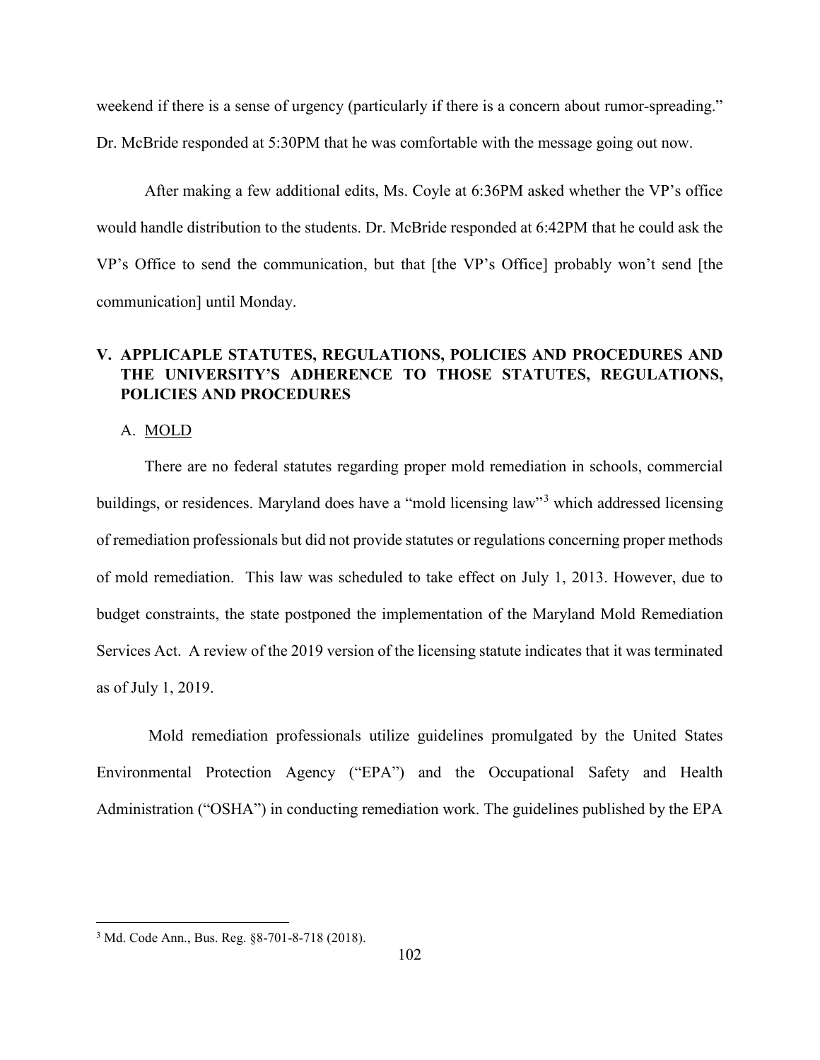weekend if there is a sense of urgency (particularly if there is a concern about rumor-spreading." Dr. McBride responded at 5:30PM that he was comfortable with the message going out now.

After making a few additional edits, Ms. Coyle at 6:36PM asked whether the VP's office would handle distribution to the students. Dr. McBride responded at 6:42PM that he could ask the VP's Office to send the communication, but that [the VP's Office] probably won't send [the communication] until Monday.

## V. APPLICAPLE STATUTES, REGULATIONS, POLICIES AND PROCEDURES AND THE UNIVERSITY'S ADHERENCE TO THOSE STATUTES, REGULATIONS, POLICIES AND PROCEDURES

### A. MOLD

There are no federal statutes regarding proper mold remediation in schools, commercial buildings, or residences. Maryland does have a "mold licensing law"[3] which addressed licensing of remediation professionals but did not provide statutes or regulations concerning proper methods of mold remediation. This law was scheduled to take effect on July 1, 2013. However, due to budget constraints, the state postponed the implementation of the Maryland Mold Remediation Services Act. A review of the 2019 version of the licensing statute indicates that it was terminated as of July 1, 2019.

Mold remediation professionals utilize guidelines promulgated by the United States Environmental Protection Agency ("EPA") and the Occupational Safety and Health Administration ("OSHA") in conducting remediation work. The guidelines published by the EPA

---

[3] Md. Code Ann., Bus. Reg. §8-701-8-718 (2018).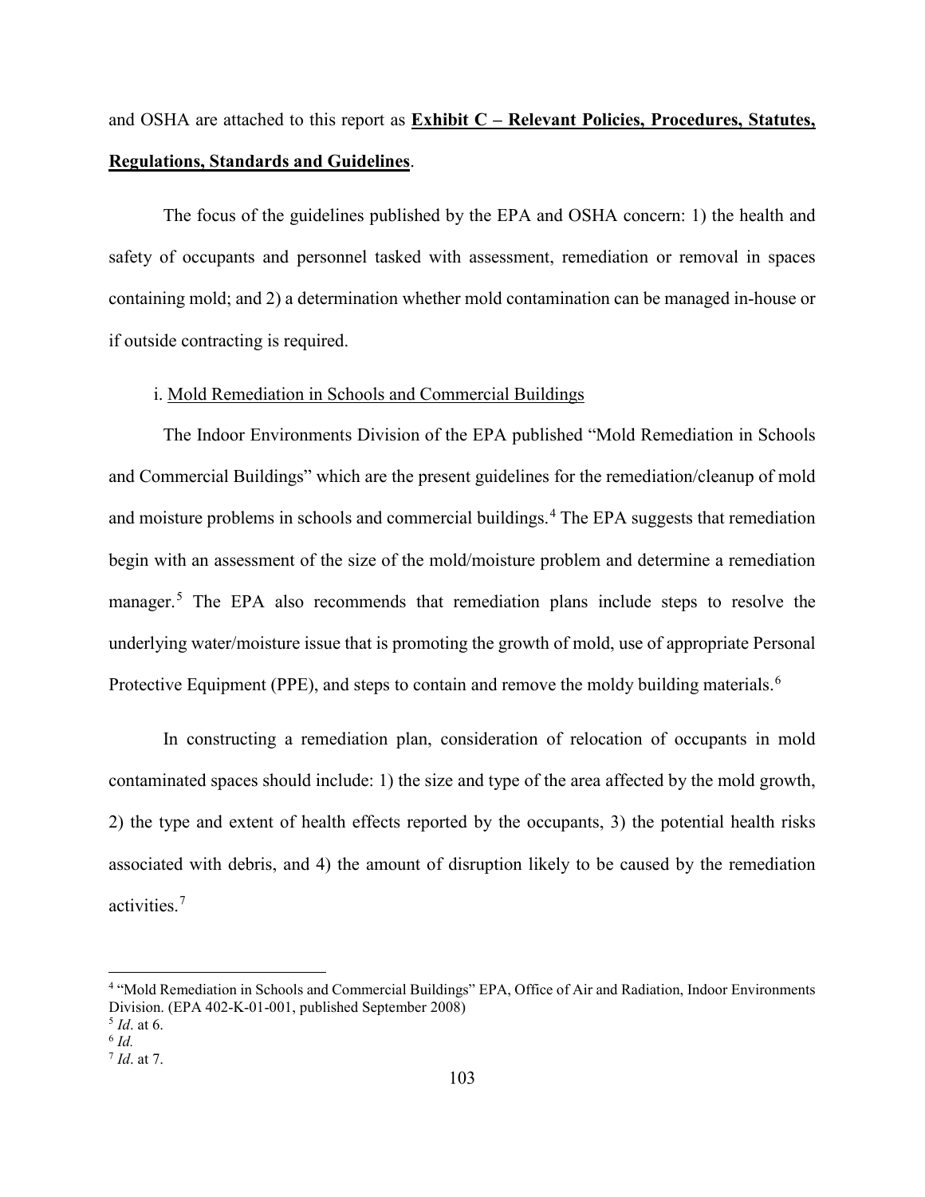and OSHA are attached to this report as **Exhibit C – Relevant Policies, Procedures, Statutes, Regulations, Standards and Guidelines**.

The focus of the guidelines published by the EPA and OSHA concern: 1) the health and safety of occupants and personnel tasked with assessment, remediation or removal in spaces containing mold; and 2) a determination whether mold contamination can be managed in-house or if outside contracting is required.

i. Mold Remediation in Schools and Commercial Buildings

The Indoor Environments Division of the EPA published "Mold Remediation in Schools and Commercial Buildings" which are the present guidelines for the remediation/cleanup of mold and moisture problems in schools and commercial buildings.[4] The EPA suggests that remediation begin with an assessment of the size of the mold/moisture problem and determine a remediation manager.[5] The EPA also recommends that remediation plans include steps to resolve the underlying water/moisture issue that is promoting the growth of mold, use of appropriate Personal Protective Equipment (PPE), and steps to contain and remove the moldy building materials.[6]

In constructing a remediation plan, consideration of relocation of occupants in mold contaminated spaces should include: 1) the size and type of the area affected by the mold growth, 2) the type and extent of health effects reported by the occupants, 3) the potential health risks associated with debris, and 4) the amount of disruption likely to be caused by the remediation activities.[7]

---

[4] "Mold Remediation in Schools and Commercial Buildings" EPA, Office of Air and Radiation, Indoor Environments Division. (EPA 402-K-01-001, published September 2008)

[5] *Id*. at 6.

[6] *Id.*

[7] *Id*. at 7.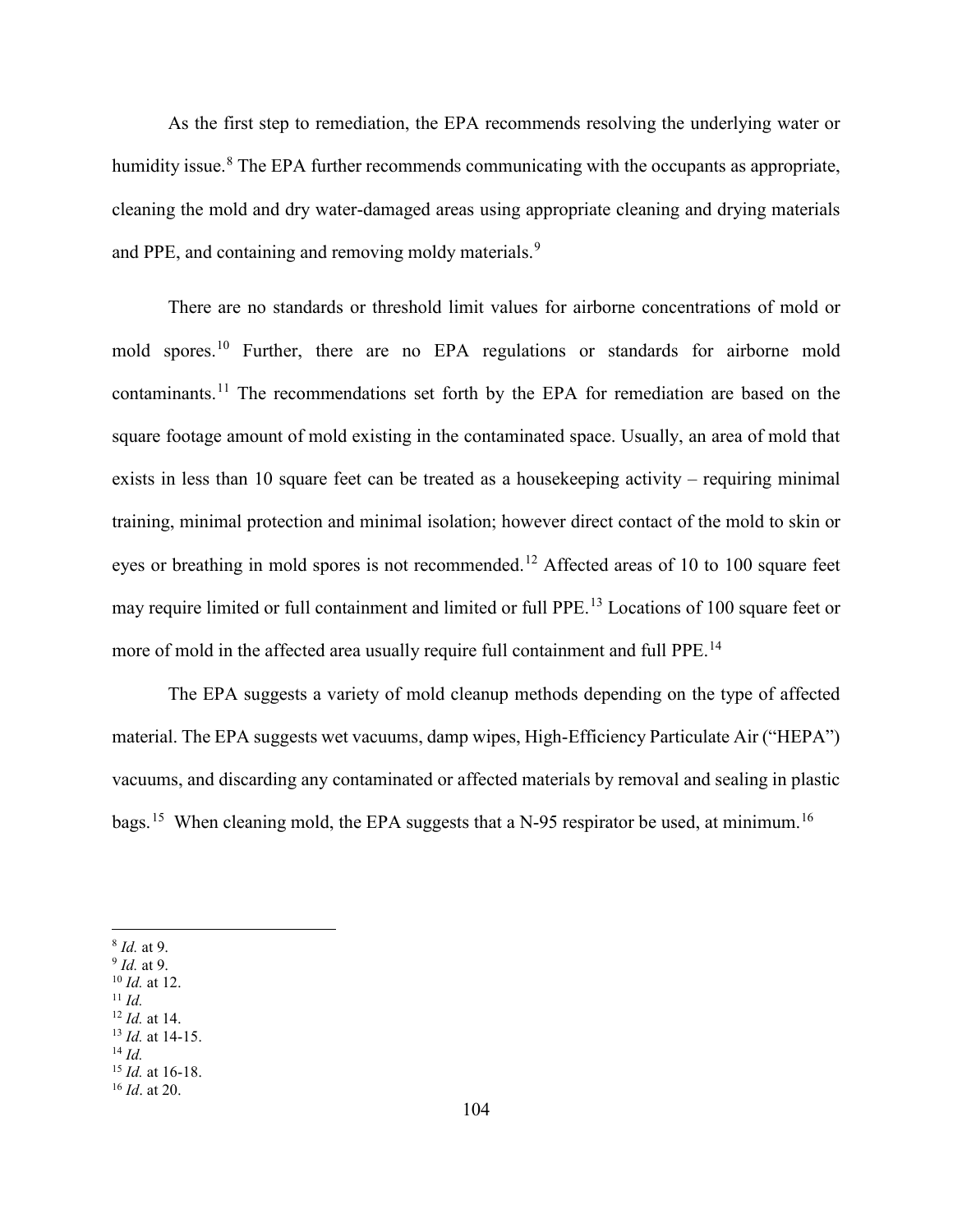As the first step to remediation, the EPA recommends resolving the underlying water or humidity issue.[8] The EPA further recommends communicating with the occupants as appropriate, cleaning the mold and dry water-damaged areas using appropriate cleaning and drying materials and PPE, and containing and removing moldy materials.[9]

There are no standards or threshold limit values for airborne concentrations of mold or mold spores.[10] Further, there are no EPA regulations or standards for airborne mold contaminants.[11] The recommendations set forth by the EPA for remediation are based on the square footage amount of mold existing in the contaminated space. Usually, an area of mold that exists in less than 10 square feet can be treated as a housekeeping activity – requiring minimal training, minimal protection and minimal isolation; however direct contact of the mold to skin or eyes or breathing in mold spores is not recommended.[12] Affected areas of 10 to 100 square feet may require limited or full containment and limited or full PPE.[13] Locations of 100 square feet or more of mold in the affected area usually require full containment and full PPE.[14]

The EPA suggests a variety of mold cleanup methods depending on the type of affected material. The EPA suggests wet vacuums, damp wipes, High-Efficiency Particulate Air ("HEPA") vacuums, and discarding any contaminated or affected materials by removal and sealing in plastic bags.[15] When cleaning mold, the EPA suggests that a N-95 respirator be used, at minimum.[16]

---

[8] *Id.* at 9.
[9] *Id.* at 9.
[10] *Id.* at 12.
[11] *Id.*
[12] *Id.* at 14.
[13] *Id.* at 14-15.
[14] *Id.*
[15] *Id.* at 16-18.
[16] *Id*. at 20.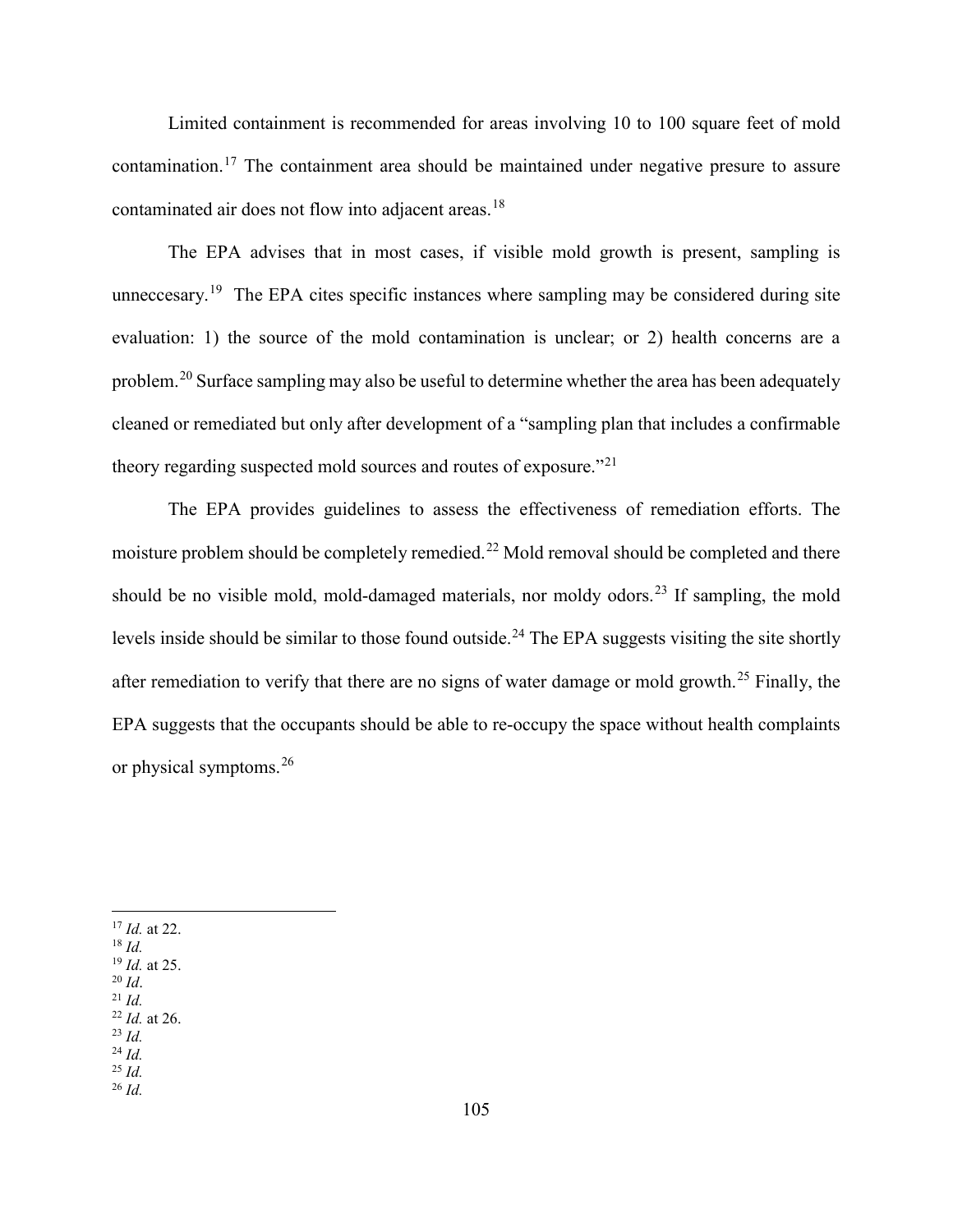Limited containment is recommended for areas involving 10 to 100 square feet of mold contamination.[17] The containment area should be maintained under negative presure to assure contaminated air does not flow into adjacent areas.[18]

The EPA advises that in most cases, if visible mold growth is present, sampling is unneccesary.[19] The EPA cites specific instances where sampling may be considered during site evaluation: 1) the source of the mold contamination is unclear; or 2) health concerns are a problem.[20] Surface sampling may also be useful to determine whether the area has been adequately cleaned or remediated but only after development of a "sampling plan that includes a confirmable theory regarding suspected mold sources and routes of exposure."[21]

The EPA provides guidelines to assess the effectiveness of remediation efforts. The moisture problem should be completely remedied.[22] Mold removal should be completed and there should be no visible mold, mold-damaged materials, nor moldy odors.[23] If sampling, the mold levels inside should be similar to those found outside.[24] The EPA suggests visiting the site shortly after remediation to verify that there are no signs of water damage or mold growth.[25] Finally, the EPA suggests that the occupants should be able to re-occupy the space without health complaints or physical symptoms.[26]

---

[17] *Id.* at 22.
[18] *Id.*
[19] *Id.* at 25.
[20] *Id*.
[21] *Id.*
[22] *Id.* at 26.
[23] *Id.*
[24] *Id.*
[25] *Id.*
[26] *Id.*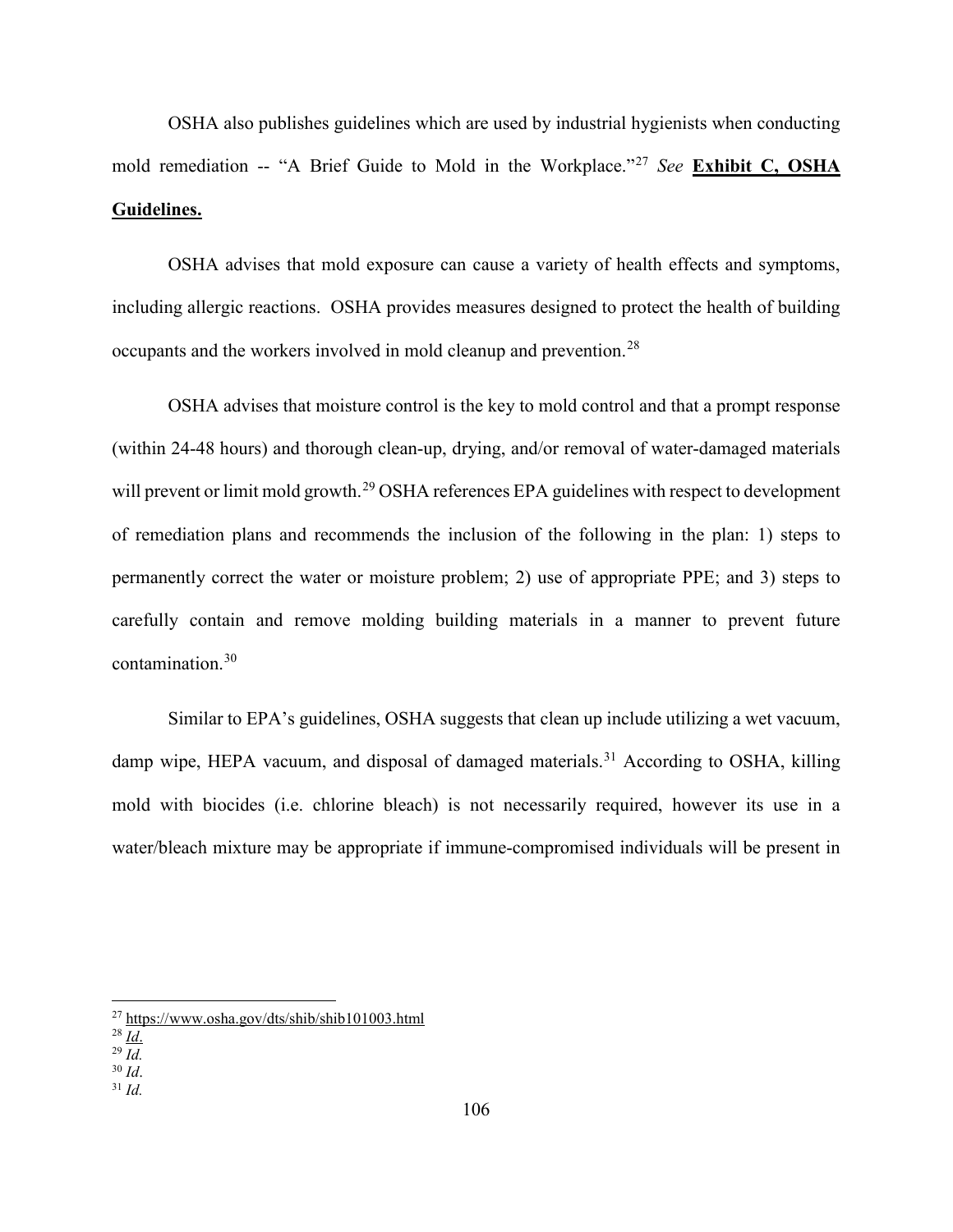OSHA also publishes guidelines which are used by industrial hygienists when conducting mold remediation -- "A Brief Guide to Mold in the Workplace."[27] *See* **<u>Exhibit C, OSHA Guidelines.</u>**

OSHA advises that mold exposure can cause a variety of health effects and symptoms, including allergic reactions. OSHA provides measures designed to protect the health of building occupants and the workers involved in mold cleanup and prevention.[28]

OSHA advises that moisture control is the key to mold control and that a prompt response (within 24-48 hours) and thorough clean-up, drying, and/or removal of water-damaged materials will prevent or limit mold growth.[29] OSHA references EPA guidelines with respect to development of remediation plans and recommends the inclusion of the following in the plan: 1) steps to permanently correct the water or moisture problem; 2) use of appropriate PPE; and 3) steps to carefully contain and remove molding building materials in a manner to prevent future contamination.[30]

Similar to EPA's guidelines, OSHA suggests that clean up include utilizing a wet vacuum, damp wipe, HEPA vacuum, and disposal of damaged materials.[31] According to OSHA, killing mold with biocides (i.e. chlorine bleach) is not necessarily required, however its use in a water/bleach mixture may be appropriate if immune-compromised individuals will be present in

---

[27] https://www.osha.gov/dts/shib/shib101003.html

[28] *Id.*

[29] *Id.*

[30] *Id*.

[31] *Id.*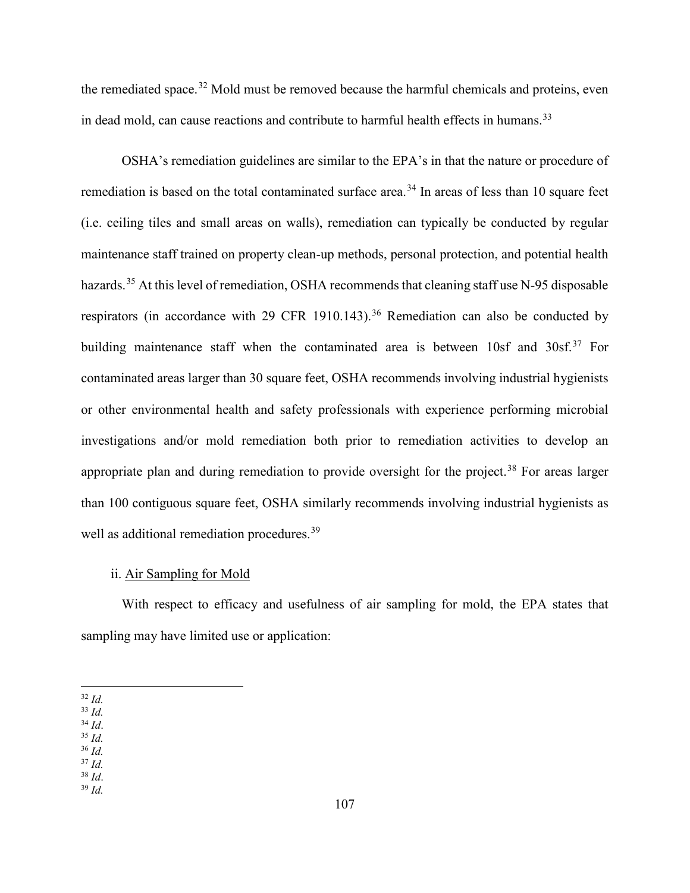the remediated space.[32] Mold must be removed because the harmful chemicals and proteins, even in dead mold, can cause reactions and contribute to harmful health effects in humans.[33]

OSHA's remediation guidelines are similar to the EPA's in that the nature or procedure of remediation is based on the total contaminated surface area.[34] In areas of less than 10 square feet (i.e. ceiling tiles and small areas on walls), remediation can typically be conducted by regular maintenance staff trained on property clean-up methods, personal protection, and potential health hazards.[35] At this level of remediation, OSHA recommends that cleaning staff use N-95 disposable respirators (in accordance with 29 CFR 1910.143).[36] Remediation can also be conducted by building maintenance staff when the contaminated area is between 10sf and 30sf.[37] For contaminated areas larger than 30 square feet, OSHA recommends involving industrial hygienists or other environmental health and safety professionals with experience performing microbial investigations and/or mold remediation both prior to remediation activities to develop an appropriate plan and during remediation to provide oversight for the project.[38] For areas larger than 100 contiguous square feet, OSHA similarly recommends involving industrial hygienists as well as additional remediation procedures.[39]

ii. <u>Air Sampling for Mold</u>

With respect to efficacy and usefulness of air sampling for mold, the EPA states that sampling may have limited use or application:

---

[32] *Id.*
[33] *Id.*
[34] *Id*.
[35] *Id.*
[36] *Id.*
[37] *Id.*
[38] *Id*.
[39] *Id.*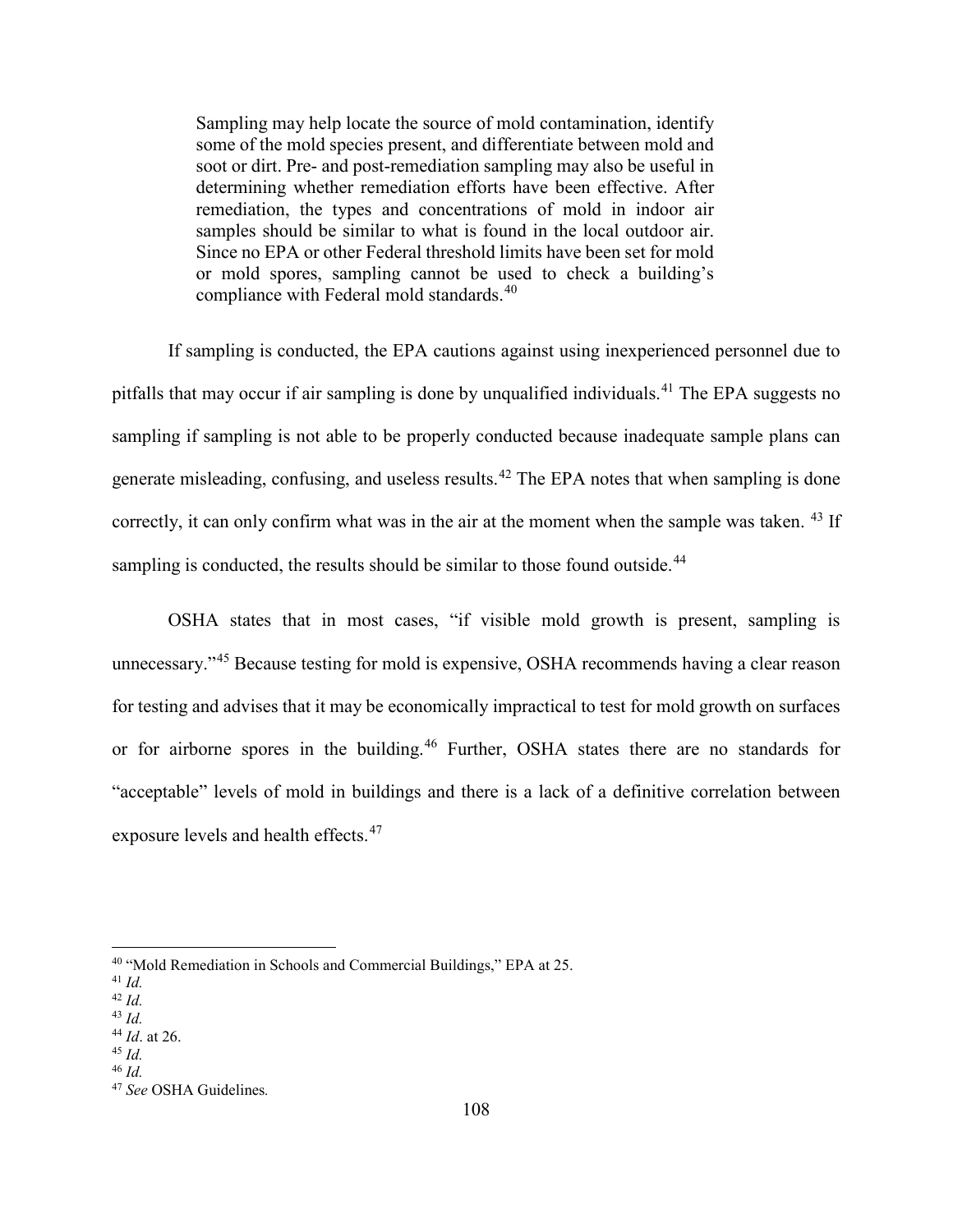> Sampling may help locate the source of mold contamination, identify some of the mold species present, and differentiate between mold and soot or dirt. Pre- and post-remediation sampling may also be useful in determining whether remediation efforts have been effective. After remediation, the types and concentrations of mold in indoor air samples should be similar to what is found in the local outdoor air. Since no EPA or other Federal threshold limits have been set for mold or mold spores, sampling cannot be used to check a building's compliance with Federal mold standards.[40]

If sampling is conducted, the EPA cautions against using inexperienced personnel due to pitfalls that may occur if air sampling is done by unqualified individuals.[41] The EPA suggests no sampling if sampling is not able to be properly conducted because inadequate sample plans can generate misleading, confusing, and useless results.[42] The EPA notes that when sampling is done correctly, it can only confirm what was in the air at the moment when the sample was taken.[43] If sampling is conducted, the results should be similar to those found outside.[44]

OSHA states that in most cases, "if visible mold growth is present, sampling is unnecessary."[45] Because testing for mold is expensive, OSHA recommends having a clear reason for testing and advises that it may be economically impractical to test for mold growth on surfaces or for airborne spores in the building.[46] Further, OSHA states there are no standards for "acceptable" levels of mold in buildings and there is a lack of a definitive correlation between exposure levels and health effects.[47]

---

[40] "Mold Remediation in Schools and Commercial Buildings," EPA at 25.
[41] *Id.*
[42] *Id.*
[43] *Id.*
[44] *Id*. at 26.
[45] *Id.*
[46] *Id.*
[47] *See* OSHA Guidelines*.*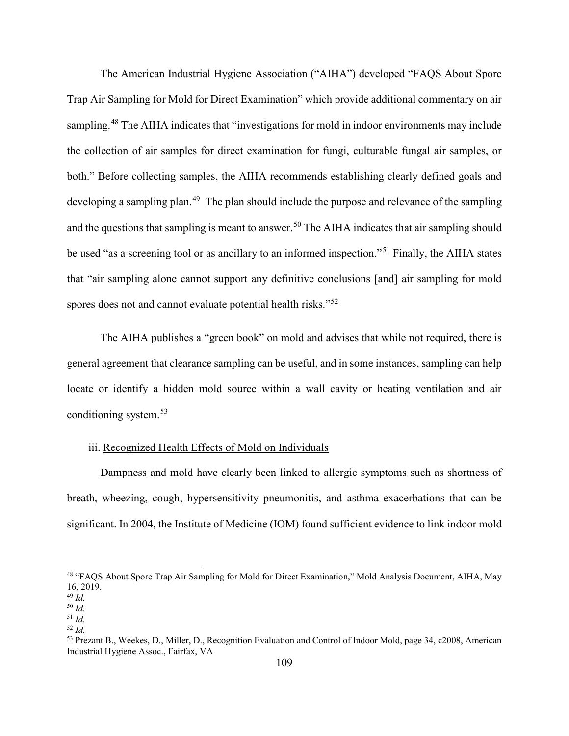The American Industrial Hygiene Association ("AIHA") developed "FAQS About Spore Trap Air Sampling for Mold for Direct Examination" which provide additional commentary on air sampling.[48] The AIHA indicates that "investigations for mold in indoor environments may include the collection of air samples for direct examination for fungi, culturable fungal air samples, or both." Before collecting samples, the AIHA recommends establishing clearly defined goals and developing a sampling plan.[49] The plan should include the purpose and relevance of the sampling and the questions that sampling is meant to answer.[50] The AIHA indicates that air sampling should be used "as a screening tool or as ancillary to an informed inspection."[51] Finally, the AIHA states that "air sampling alone cannot support any definitive conclusions [and] air sampling for mold spores does not and cannot evaluate potential health risks."[52]

The AIHA publishes a "green book" on mold and advises that while not required, there is general agreement that clearance sampling can be useful, and in some instances, sampling can help locate or identify a hidden mold source within a wall cavity or heating ventilation and air conditioning system.[53]

iii. <u>Recognized Health Effects of Mold on Individuals</u>

Dampness and mold have clearly been linked to allergic symptoms such as shortness of breath, wheezing, cough, hypersensitivity pneumonitis, and asthma exacerbations that can be significant. In 2004, the Institute of Medicine (IOM) found sufficient evidence to link indoor mold

---

[48] "FAQS About Spore Trap Air Sampling for Mold for Direct Examination," Mold Analysis Document, AIHA, May 16, 2019.

[49] *Id.*

[50] *Id.*

[51] *Id.*

[52] *Id.*

[53] Prezant B., Weekes, D., Miller, D., Recognition Evaluation and Control of Indoor Mold, page 34, c2008, American Industrial Hygiene Assoc., Fairfax, VA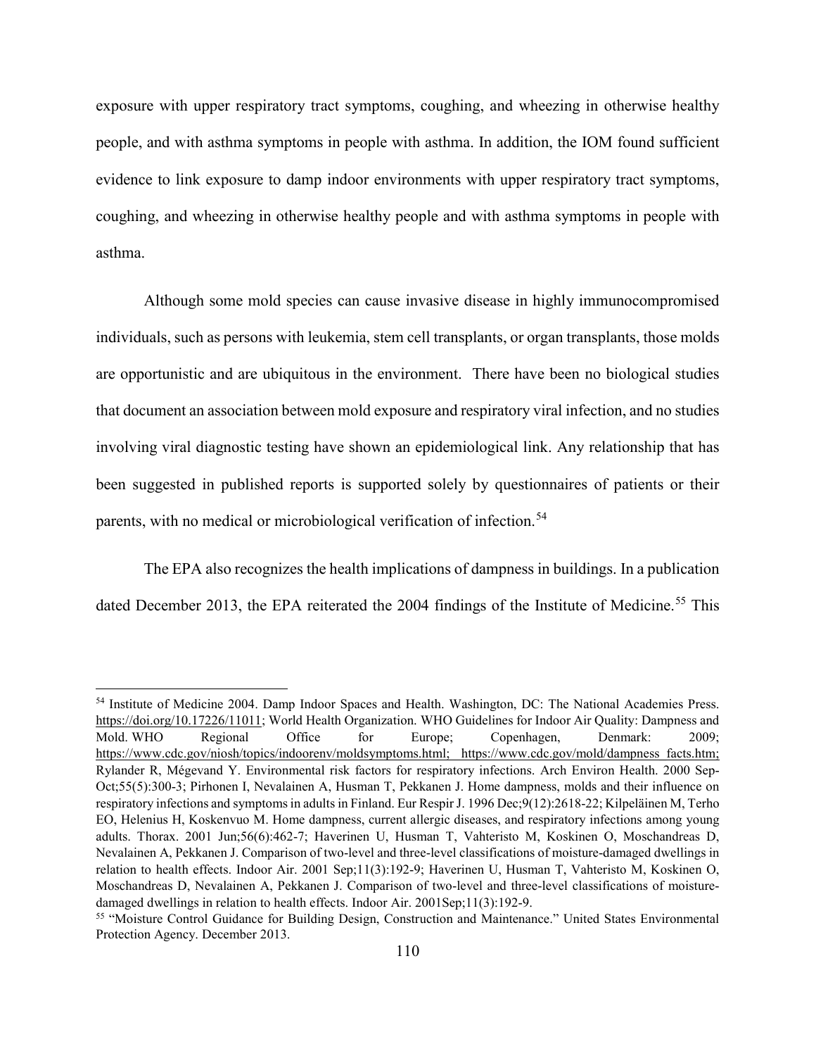exposure with upper respiratory tract symptoms, coughing, and wheezing in otherwise healthy people, and with asthma symptoms in people with asthma. In addition, the IOM found sufficient evidence to link exposure to damp indoor environments with upper respiratory tract symptoms, coughing, and wheezing in otherwise healthy people and with asthma symptoms in people with asthma.

Although some mold species can cause invasive disease in highly immunocompromised individuals, such as persons with leukemia, stem cell transplants, or organ transplants, those molds are opportunistic and are ubiquitous in the environment. There have been no biological studies that document an association between mold exposure and respiratory viral infection, and no studies involving viral diagnostic testing have shown an epidemiological link. Any relationship that has been suggested in published reports is supported solely by questionnaires of patients or their parents, with no medical or microbiological verification of infection.[54]

The EPA also recognizes the health implications of dampness in buildings. In a publication dated December 2013, the EPA reiterated the 2004 findings of the Institute of Medicine.[55] This

---

[54] Institute of Medicine 2004. Damp Indoor Spaces and Health. Washington, DC: The National Academies Press. https://doi.org/10.17226/11011; World Health Organization. WHO Guidelines for Indoor Air Quality: Dampness and Mold. WHO Regional Office for Europe; Copenhagen, Denmark: 2009; https://www.cdc.gov/niosh/topics/indoorenv/moldsymptoms.html; https://www.cdc.gov/mold/dampness_facts.htm; Rylander R, Mégevand Y. Environmental risk factors for respiratory infections. Arch Environ Health. 2000 Sep-Oct;55(5):300-3; Pirhonen I, Nevalainen A, Husman T, Pekkanen J. Home dampness, molds and their influence on respiratory infections and symptoms in adults in Finland. Eur Respir J. 1996 Dec;9(12):2618-22; Kilpeläinen M, Terho EO, Helenius H, Koskenvuo M. Home dampness, current allergic diseases, and respiratory infections among young adults. Thorax. 2001 Jun;56(6):462-7; Haverinen U, Husman T, Vahteristo M, Koskinen O, Moschandreas D, Nevalainen A, Pekkanen J. Comparison of two-level and three-level classifications of moisture-damaged dwellings in relation to health effects. Indoor Air. 2001 Sep;11(3):192-9; Haverinen U, Husman T, Vahteristo M, Koskinen O, Moschandreas D, Nevalainen A, Pekkanen J. Comparison of two-level and three-level classifications of moisture-damaged dwellings in relation to health effects. Indoor Air. 2001Sep;11(3):192-9.

[55] "Moisture Control Guidance for Building Design, Construction and Maintenance." United States Environmental Protection Agency. December 2013.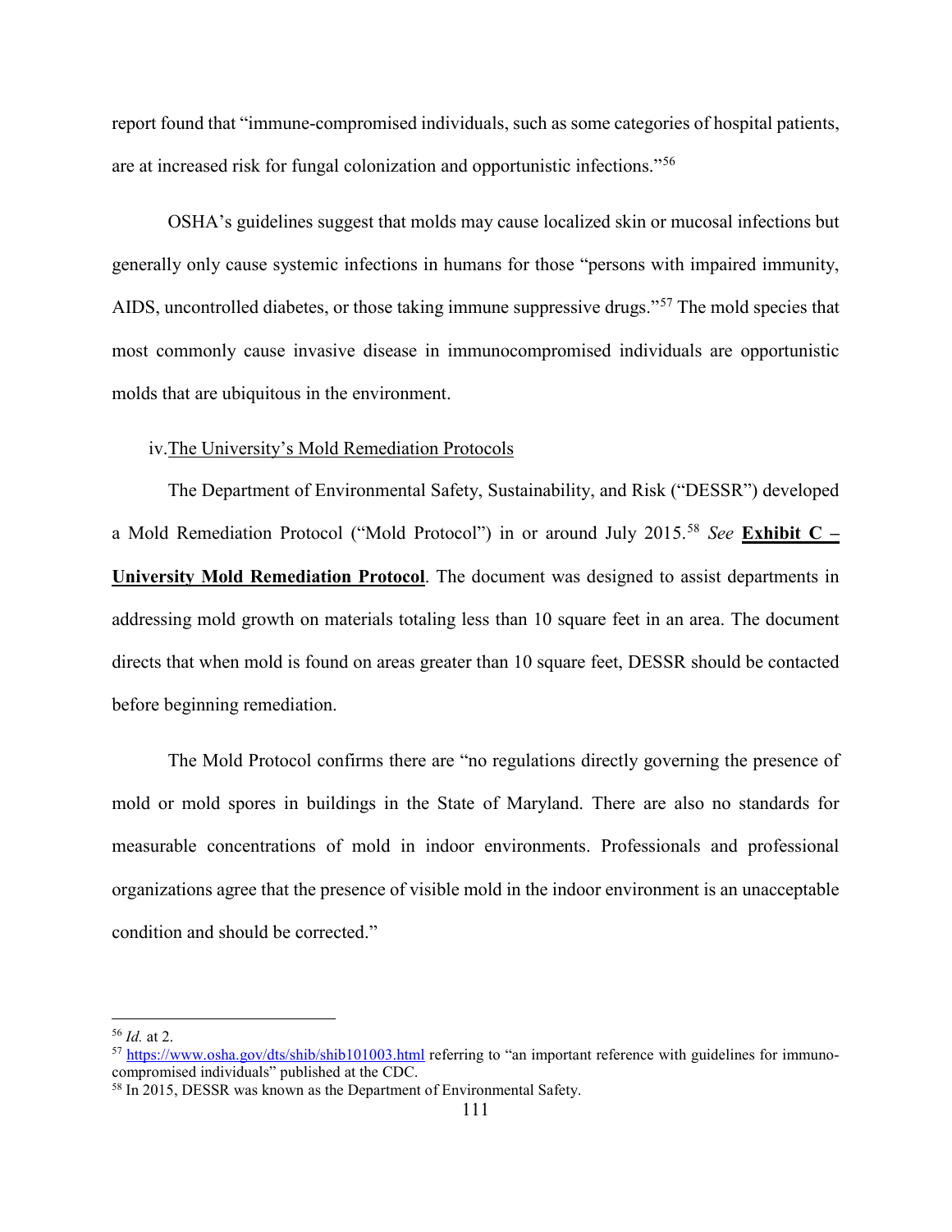report found that "immune-compromised individuals, such as some categories of hospital patients, are at increased risk for fungal colonization and opportunistic infections."[56]

OSHA's guidelines suggest that molds may cause localized skin or mucosal infections but generally only cause systemic infections in humans for those "persons with impaired immunity, AIDS, uncontrolled diabetes, or those taking immune suppressive drugs."[57] The mold species that most commonly cause invasive disease in immunocompromised individuals are opportunistic molds that are ubiquitous in the environment.

iv. The University's Mold Remediation Protocols

The Department of Environmental Safety, Sustainability, and Risk ("DESSR") developed a Mold Remediation Protocol ("Mold Protocol") in or around July 2015.[58] *See* **Exhibit C – University Mold Remediation Protocol**. The document was designed to assist departments in addressing mold growth on materials totaling less than 10 square feet in an area. The document directs that when mold is found on areas greater than 10 square feet, DESSR should be contacted before beginning remediation.

The Mold Protocol confirms there are "no regulations directly governing the presence of mold or mold spores in buildings in the State of Maryland. There are also no standards for measurable concentrations of mold in indoor environments. Professionals and professional organizations agree that the presence of visible mold in the indoor environment is an unacceptable condition and should be corrected."

---

[56] *Id.* at 2.

[57] https://www.osha.gov/dts/shib/shib101003.html referring to "an important reference with guidelines for immuno-compromised individuals" published at the CDC.

[58] In 2015, DESSR was known as the Department of Environmental Safety.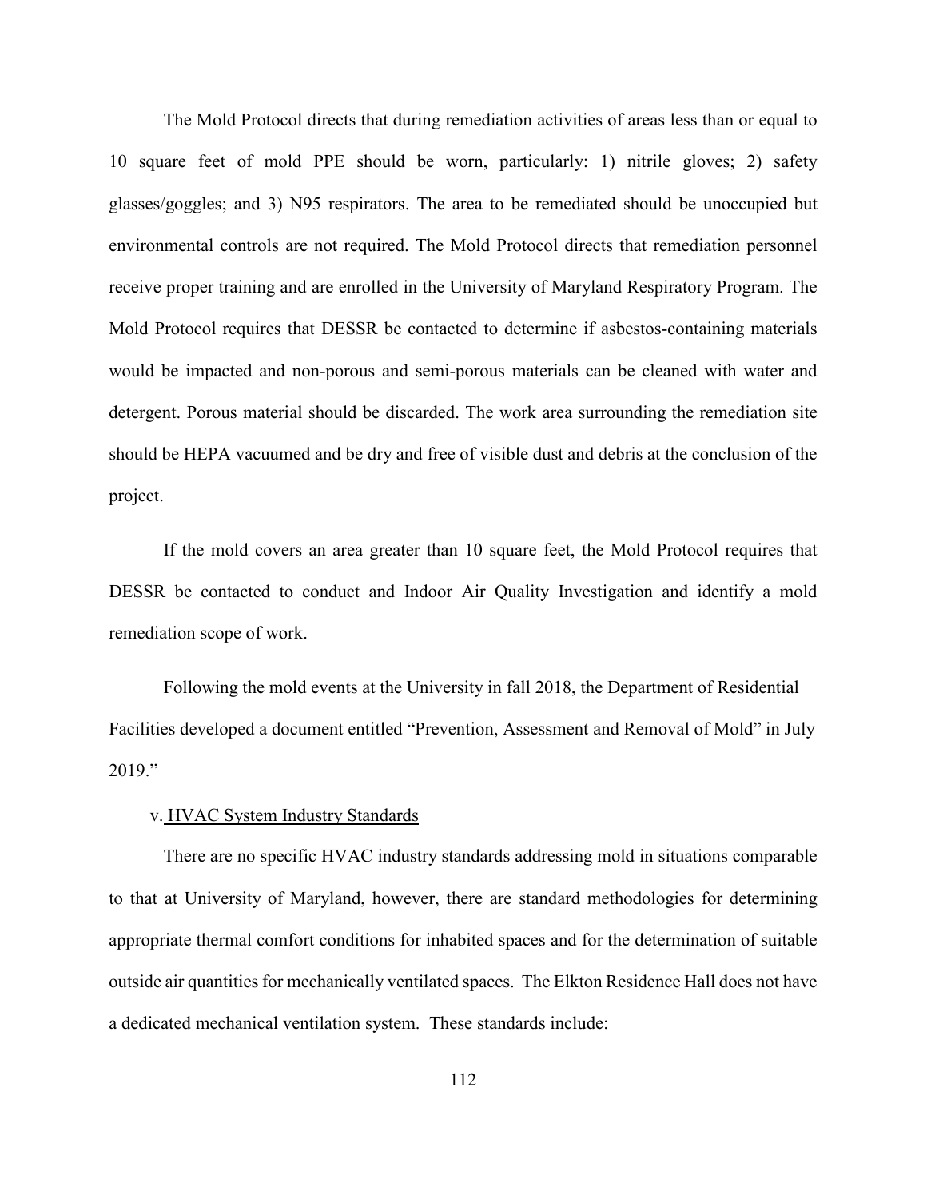The Mold Protocol directs that during remediation activities of areas less than or equal to 10 square feet of mold PPE should be worn, particularly: 1) nitrile gloves; 2) safety glasses/goggles; and 3) N95 respirators. The area to be remediated should be unoccupied but environmental controls are not required. The Mold Protocol directs that remediation personnel receive proper training and are enrolled in the University of Maryland Respiratory Program. The Mold Protocol requires that DESSR be contacted to determine if asbestos-containing materials would be impacted and non-porous and semi-porous materials can be cleaned with water and detergent. Porous material should be discarded. The work area surrounding the remediation site should be HEPA vacuumed and be dry and free of visible dust and debris at the conclusion of the project.

If the mold covers an area greater than 10 square feet, the Mold Protocol requires that DESSR be contacted to conduct and Indoor Air Quality Investigation and identify a mold remediation scope of work.

Following the mold events at the University in fall 2018, the Department of Residential Facilities developed a document entitled "Prevention, Assessment and Removal of Mold" in July 2019."

v. HVAC System Industry Standards

There are no specific HVAC industry standards addressing mold in situations comparable to that at University of Maryland, however, there are standard methodologies for determining appropriate thermal comfort conditions for inhabited spaces and for the determination of suitable outside air quantities for mechanically ventilated spaces. The Elkton Residence Hall does not have a dedicated mechanical ventilation system. These standards include: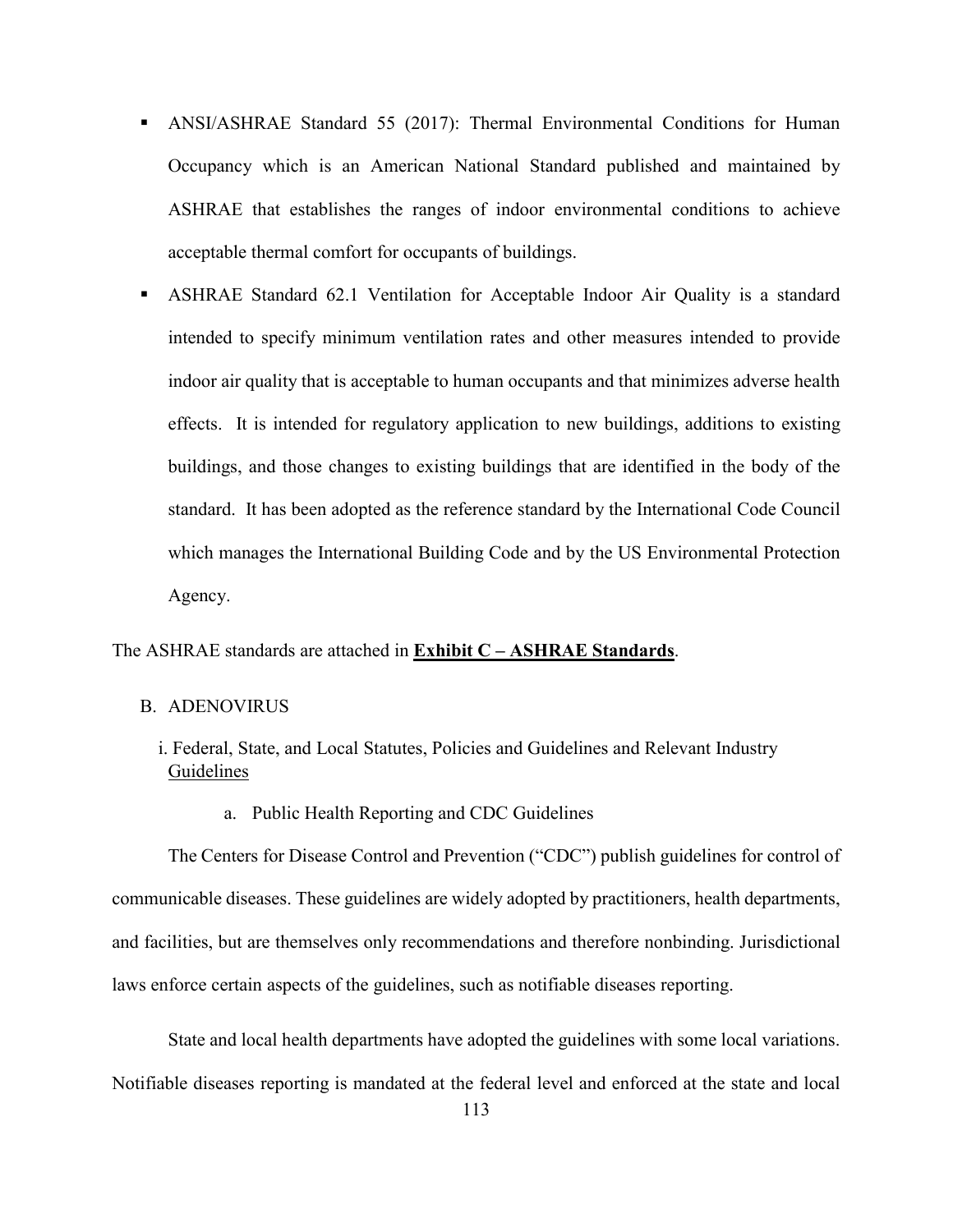- ANSI/ASHRAE Standard 55 (2017): Thermal Environmental Conditions for Human Occupancy which is an American National Standard published and maintained by ASHRAE that establishes the ranges of indoor environmental conditions to achieve acceptable thermal comfort for occupants of buildings.
- ASHRAE Standard 62.1 Ventilation for Acceptable Indoor Air Quality is a standard intended to specify minimum ventilation rates and other measures intended to provide indoor air quality that is acceptable to human occupants and that minimizes adverse health effects. It is intended for regulatory application to new buildings, additions to existing buildings, and those changes to existing buildings that are identified in the body of the standard. It has been adopted as the reference standard by the International Code Council which manages the International Building Code and by the US Environmental Protection Agency.

The ASHRAE standards are attached in **<u>Exhibit C – ASHRAE Standards</u>**.

B. ADENOVIRUS

i. Federal, State, and Local Statutes, Policies and Guidelines and Relevant Industry <u>Guidelines</u>

a. Public Health Reporting and CDC Guidelines

The Centers for Disease Control and Prevention ("CDC") publish guidelines for control of communicable diseases. These guidelines are widely adopted by practitioners, health departments, and facilities, but are themselves only recommendations and therefore nonbinding. Jurisdictional laws enforce certain aspects of the guidelines, such as notifiable diseases reporting.

State and local health departments have adopted the guidelines with some local variations. Notifiable diseases reporting is mandated at the federal level and enforced at the state and local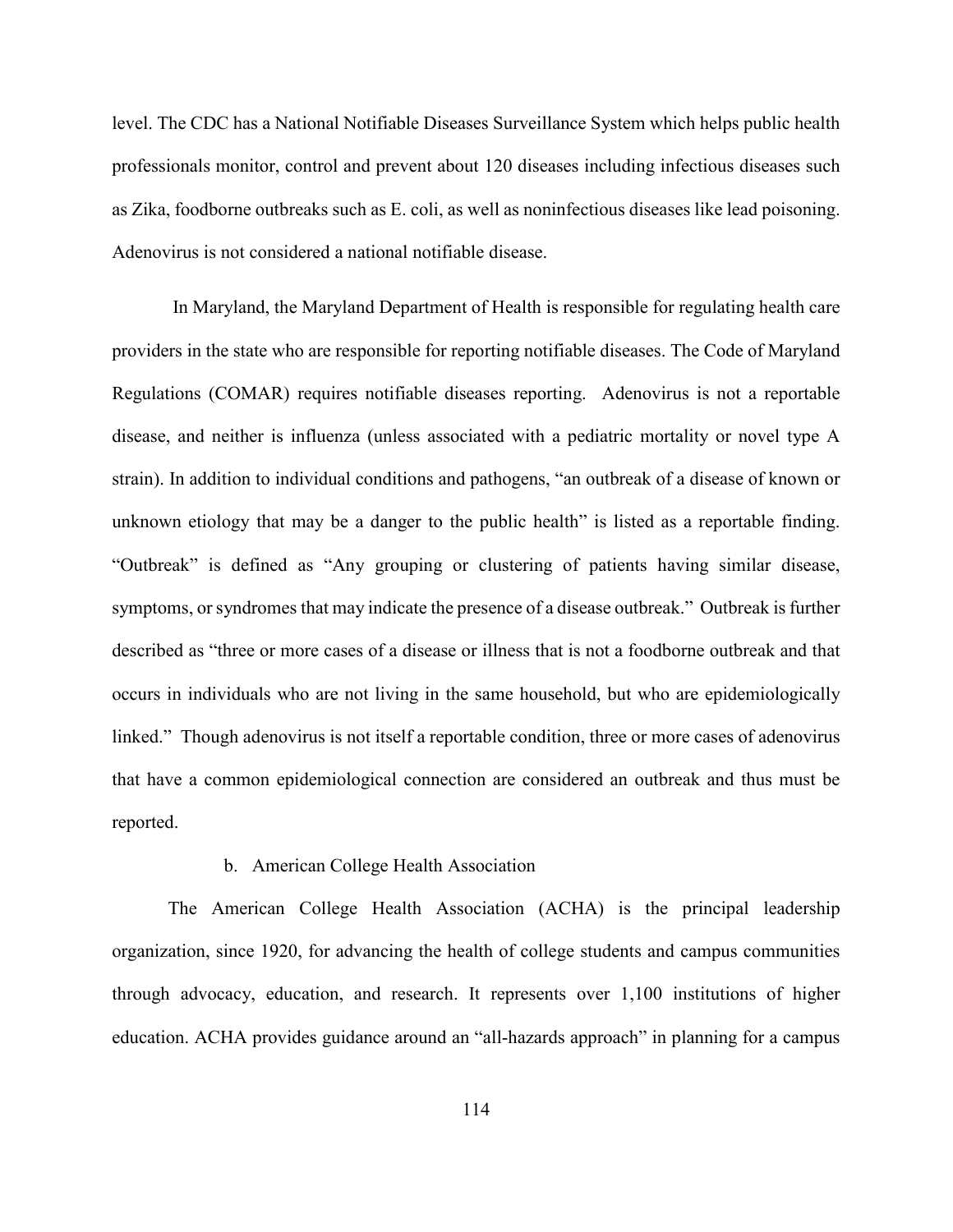level. The CDC has a National Notifiable Diseases Surveillance System which helps public health professionals monitor, control and prevent about 120 diseases including infectious diseases such as Zika, foodborne outbreaks such as E. coli, as well as noninfectious diseases like lead poisoning. Adenovirus is not considered a national notifiable disease.

In Maryland, the Maryland Department of Health is responsible for regulating health care providers in the state who are responsible for reporting notifiable diseases. The Code of Maryland Regulations (COMAR) requires notifiable diseases reporting. Adenovirus is not a reportable disease, and neither is influenza (unless associated with a pediatric mortality or novel type A strain). In addition to individual conditions and pathogens, "an outbreak of a disease of known or unknown etiology that may be a danger to the public health" is listed as a reportable finding. "Outbreak" is defined as "Any grouping or clustering of patients having similar disease, symptoms, or syndromes that may indicate the presence of a disease outbreak." Outbreak is further described as "three or more cases of a disease or illness that is not a foodborne outbreak and that occurs in individuals who are not living in the same household, but who are epidemiologically linked." Though adenovirus is not itself a reportable condition, three or more cases of adenovirus that have a common epidemiological connection are considered an outbreak and thus must be reported.

b. American College Health Association

The American College Health Association (ACHA) is the principal leadership organization, since 1920, for advancing the health of college students and campus communities through advocacy, education, and research. It represents over 1,100 institutions of higher education. ACHA provides guidance around an "all-hazards approach" in planning for a campus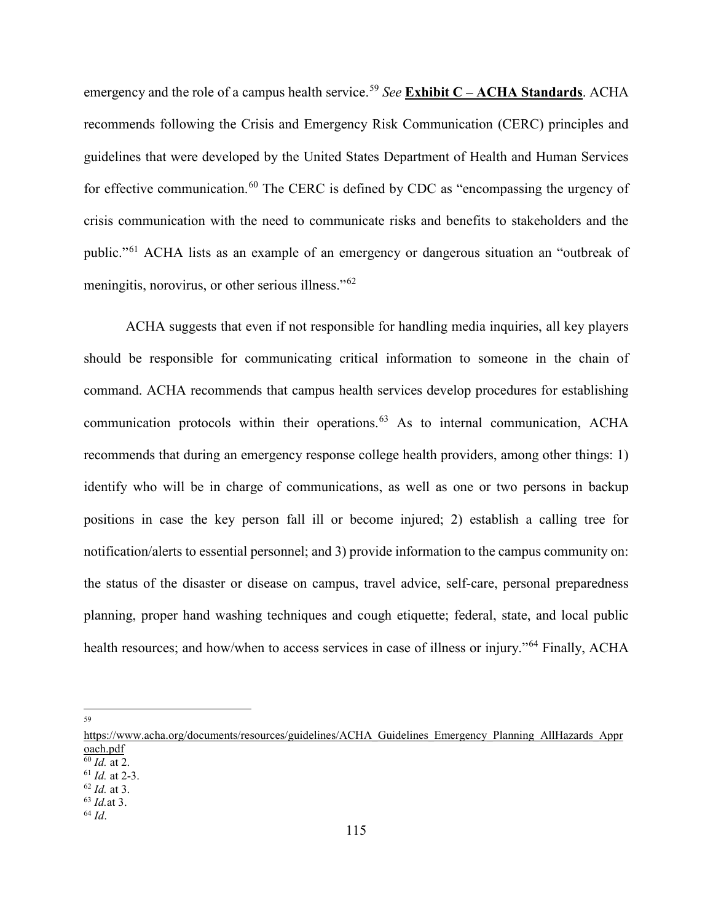emergency and the role of a campus health service.[59] *See* **<u>Exhibit C – ACHA Standards</u>**. ACHA recommends following the Crisis and Emergency Risk Communication (CERC) principles and guidelines that were developed by the United States Department of Health and Human Services for effective communication.[60] The CERC is defined by CDC as "encompassing the urgency of crisis communication with the need to communicate risks and benefits to stakeholders and the public."[61] ACHA lists as an example of an emergency or dangerous situation an "outbreak of meningitis, norovirus, or other serious illness."[62]

ACHA suggests that even if not responsible for handling media inquiries, all key players should be responsible for communicating critical information to someone in the chain of command. ACHA recommends that campus health services develop procedures for establishing communication protocols within their operations.[63] As to internal communication, ACHA recommends that during an emergency response college health providers, among other things: 1) identify who will be in charge of communications, as well as one or two persons in backup positions in case the key person fall ill or become injured; 2) establish a calling tree for notification/alerts to essential personnel; and 3) provide information to the campus community on: the status of the disaster or disease on campus, travel advice, self-care, personal preparedness planning, proper hand washing techniques and cough etiquette; federal, state, and local public health resources; and how/when to access services in case of illness or injury."[64] Finally, ACHA

---

[59] https://www.acha.org/documents/resources/guidelines/ACHA_Guidelines_Emergency_Planning_AllHazards_Approach.pdf

[60] *Id.* at 2.

[61] *Id.* at 2-3.

[62] *Id.* at 3.

[63] *Id.*at 3.

[64] *Id*.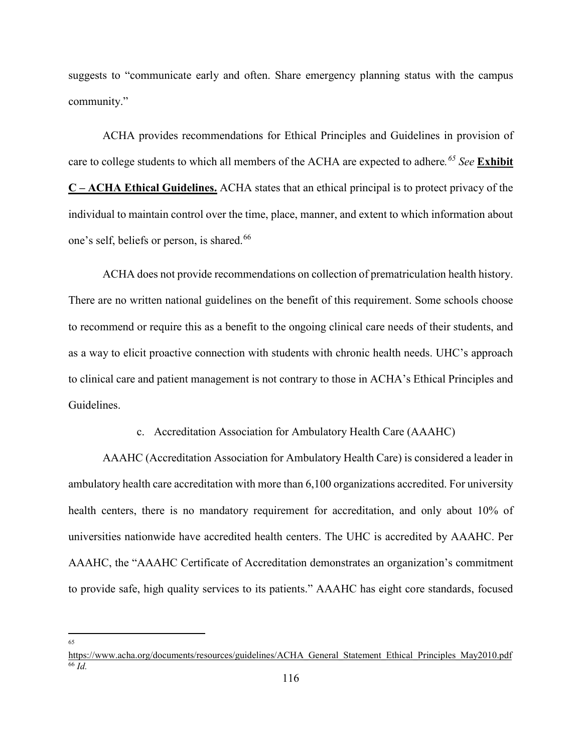suggests to "communicate early and often. Share emergency planning status with the campus community."

ACHA provides recommendations for Ethical Principles and Guidelines in provision of care to college students to which all members of the ACHA are expected to adhere.[65] *See* **Exhibit C – ACHA Ethical Guidelines.** ACHA states that an ethical principal is to protect privacy of the individual to maintain control over the time, place, manner, and extent to which information about one's self, beliefs or person, is shared.[66]

ACHA does not provide recommendations on collection of prematriculation health history. There are no written national guidelines on the benefit of this requirement. Some schools choose to recommend or require this as a benefit to the ongoing clinical care needs of their students, and as a way to elicit proactive connection with students with chronic health needs. UHC's approach to clinical care and patient management is not contrary to those in ACHA's Ethical Principles and Guidelines.

c. Accreditation Association for Ambulatory Health Care (AAAHC)

AAAHC (Accreditation Association for Ambulatory Health Care) is considered a leader in ambulatory health care accreditation with more than 6,100 organizations accredited. For university health centers, there is no mandatory requirement for accreditation, and only about 10% of universities nationwide have accredited health centers. The UHC is accredited by AAAHC. Per AAAHC, the "AAAHC Certificate of Accreditation demonstrates an organization's commitment to provide safe, high quality services to its patients." AAAHC has eight core standards, focused

---

[65] https://www.acha.org/documents/resources/guidelines/ACHA_General_Statement_Ethical_Principles_May2010.pdf

[66] *Id.*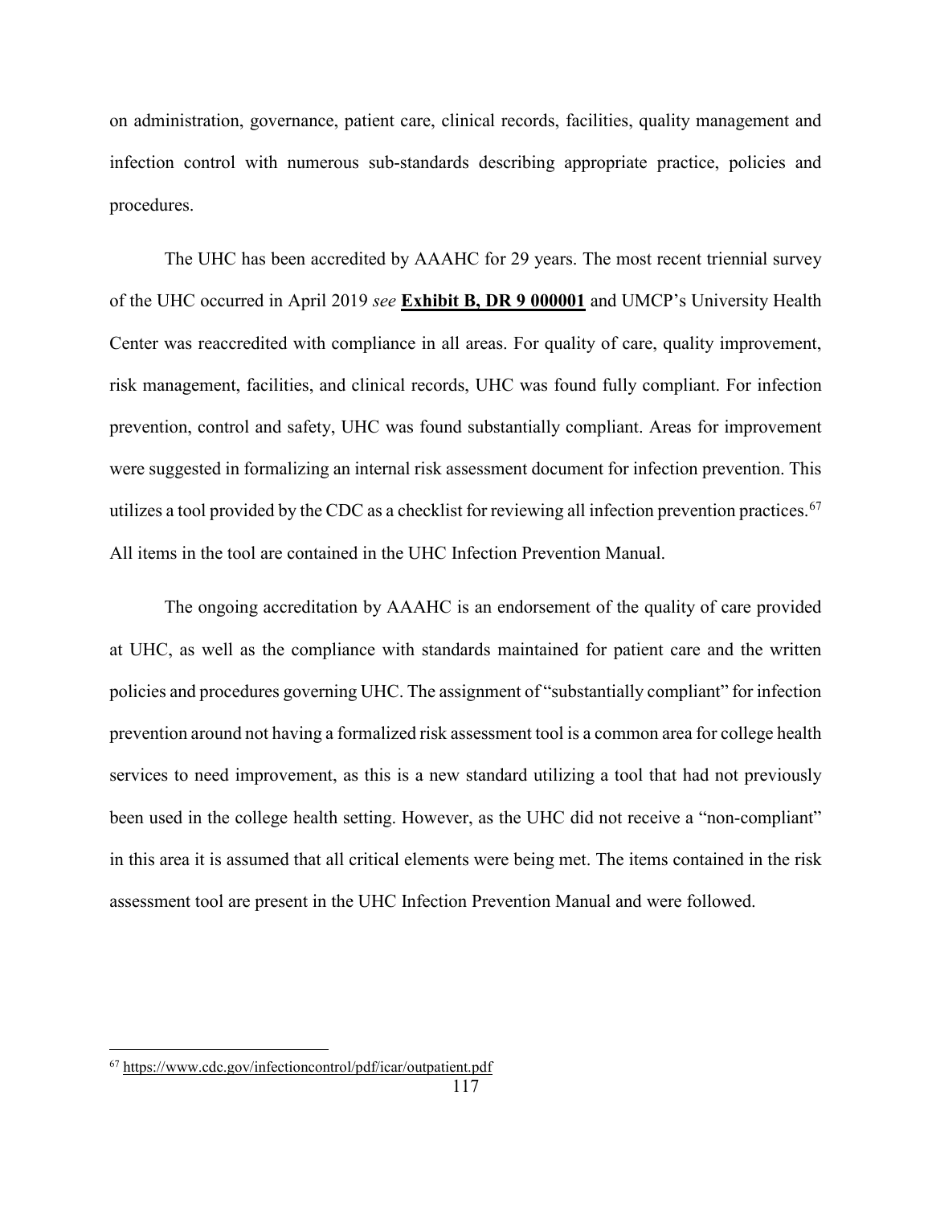on administration, governance, patient care, clinical records, facilities, quality management and infection control with numerous sub-standards describing appropriate practice, policies and procedures.

The UHC has been accredited by AAAHC for 29 years. The most recent triennial survey of the UHC occurred in April 2019 *see* **Exhibit B, DR 9 000001** and UMCP's University Health Center was reaccredited with compliance in all areas. For quality of care, quality improvement, risk management, facilities, and clinical records, UHC was found fully compliant. For infection prevention, control and safety, UHC was found substantially compliant. Areas for improvement were suggested in formalizing an internal risk assessment document for infection prevention. This utilizes a tool provided by the CDC as a checklist for reviewing all infection prevention practices.[67] All items in the tool are contained in the UHC Infection Prevention Manual.

The ongoing accreditation by AAAHC is an endorsement of the quality of care provided at UHC, as well as the compliance with standards maintained for patient care and the written policies and procedures governing UHC. The assignment of "substantially compliant" for infection prevention around not having a formalized risk assessment tool is a common area for college health services to need improvement, as this is a new standard utilizing a tool that had not previously been used in the college health setting. However, as the UHC did not receive a "non-compliant" in this area it is assumed that all critical elements were being met. The items contained in the risk assessment tool are present in the UHC Infection Prevention Manual and were followed.

---

[67] https://www.cdc.gov/infectioncontrol/pdf/icar/outpatient.pdf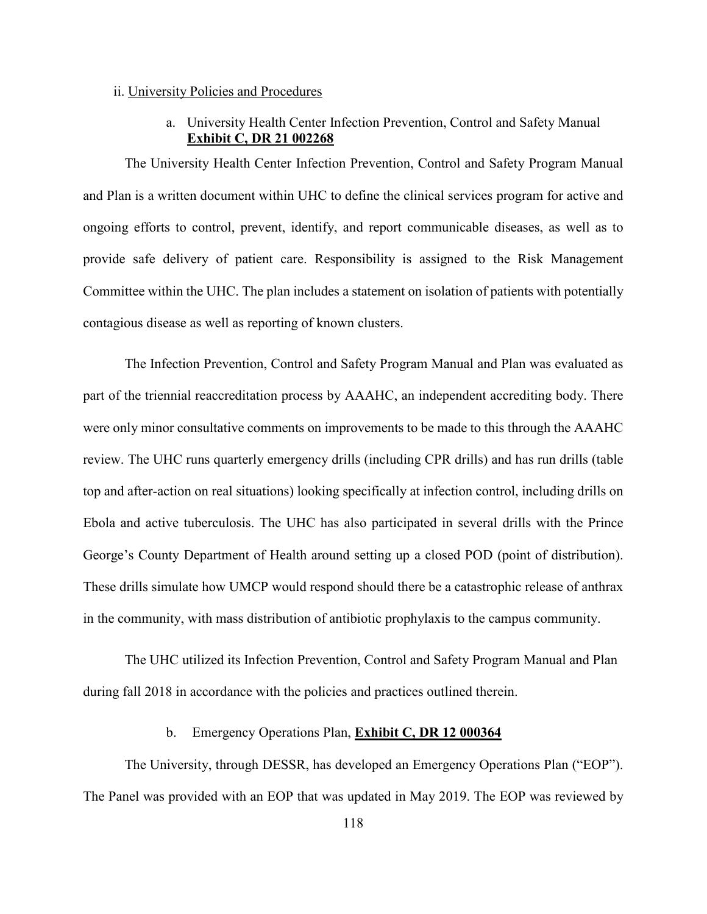ii. <u>University Policies and Procedures</u>

a. University Health Center Infection Prevention, Control and Safety Manual **<u>Exhibit C, DR 21 002268</u>**

The University Health Center Infection Prevention, Control and Safety Program Manual and Plan is a written document within UHC to define the clinical services program for active and ongoing efforts to control, prevent, identify, and report communicable diseases, as well as to provide safe delivery of patient care. Responsibility is assigned to the Risk Management Committee within the UHC. The plan includes a statement on isolation of patients with potentially contagious disease as well as reporting of known clusters.

The Infection Prevention, Control and Safety Program Manual and Plan was evaluated as part of the triennial reaccreditation process by AAAHC, an independent accrediting body. There were only minor consultative comments on improvements to be made to this through the AAAHC review. The UHC runs quarterly emergency drills (including CPR drills) and has run drills (table top and after-action on real situations) looking specifically at infection control, including drills on Ebola and active tuberculosis. The UHC has also participated in several drills with the Prince George's County Department of Health around setting up a closed POD (point of distribution). These drills simulate how UMCP would respond should there be a catastrophic release of anthrax in the community, with mass distribution of antibiotic prophylaxis to the campus community.

The UHC utilized its Infection Prevention, Control and Safety Program Manual and Plan during fall 2018 in accordance with the policies and practices outlined therein.

b. Emergency Operations Plan, **<u>Exhibit C, DR 12 000364</u>**

The University, through DESSR, has developed an Emergency Operations Plan ("EOP"). The Panel was provided with an EOP that was updated in May 2019. The EOP was reviewed by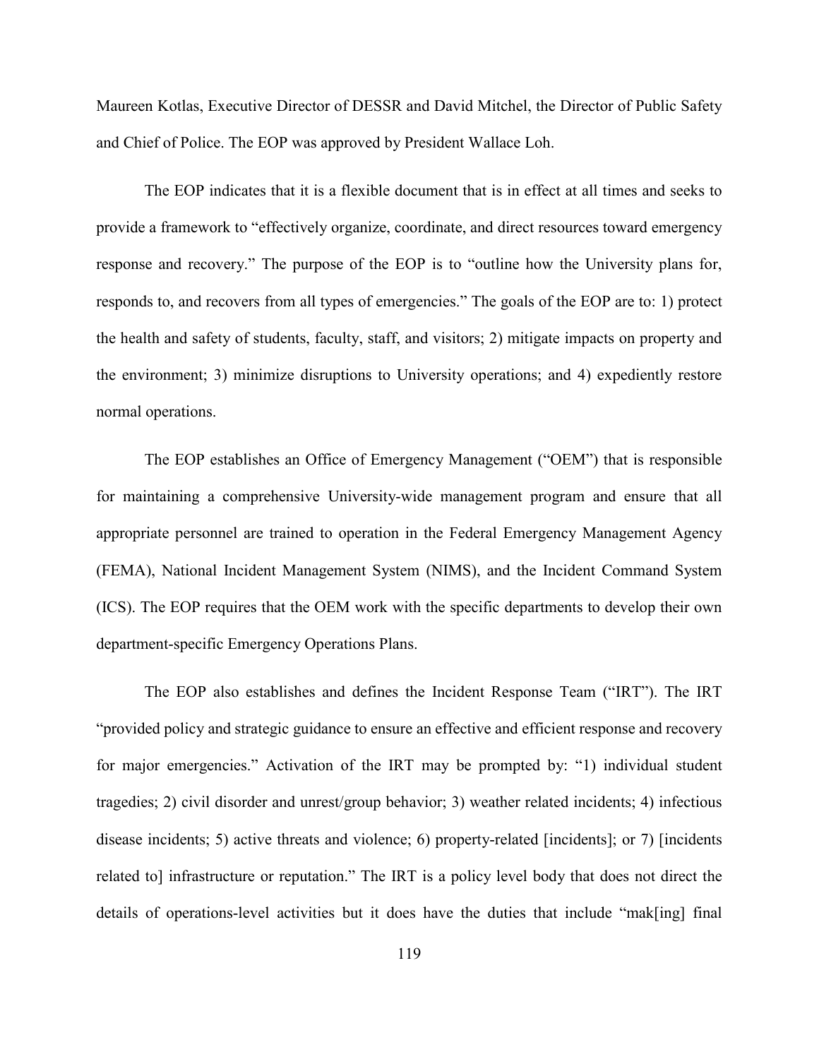Maureen Kotlas, Executive Director of DESSR and David Mitchel, the Director of Public Safety and Chief of Police. The EOP was approved by President Wallace Loh.

The EOP indicates that it is a flexible document that is in effect at all times and seeks to provide a framework to "effectively organize, coordinate, and direct resources toward emergency response and recovery." The purpose of the EOP is to "outline how the University plans for, responds to, and recovers from all types of emergencies." The goals of the EOP are to: 1) protect the health and safety of students, faculty, staff, and visitors; 2) mitigate impacts on property and the environment; 3) minimize disruptions to University operations; and 4) expediently restore normal operations.

The EOP establishes an Office of Emergency Management ("OEM") that is responsible for maintaining a comprehensive University-wide management program and ensure that all appropriate personnel are trained to operation in the Federal Emergency Management Agency (FEMA), National Incident Management System (NIMS), and the Incident Command System (ICS). The EOP requires that the OEM work with the specific departments to develop their own department-specific Emergency Operations Plans.

The EOP also establishes and defines the Incident Response Team ("IRT"). The IRT "provided policy and strategic guidance to ensure an effective and efficient response and recovery for major emergencies." Activation of the IRT may be prompted by: "1) individual student tragedies; 2) civil disorder and unrest/group behavior; 3) weather related incidents; 4) infectious disease incidents; 5) active threats and violence; 6) property-related [incidents]; or 7) [incidents related to] infrastructure or reputation." The IRT is a policy level body that does not direct the details of operations-level activities but it does have the duties that include "mak[ing] final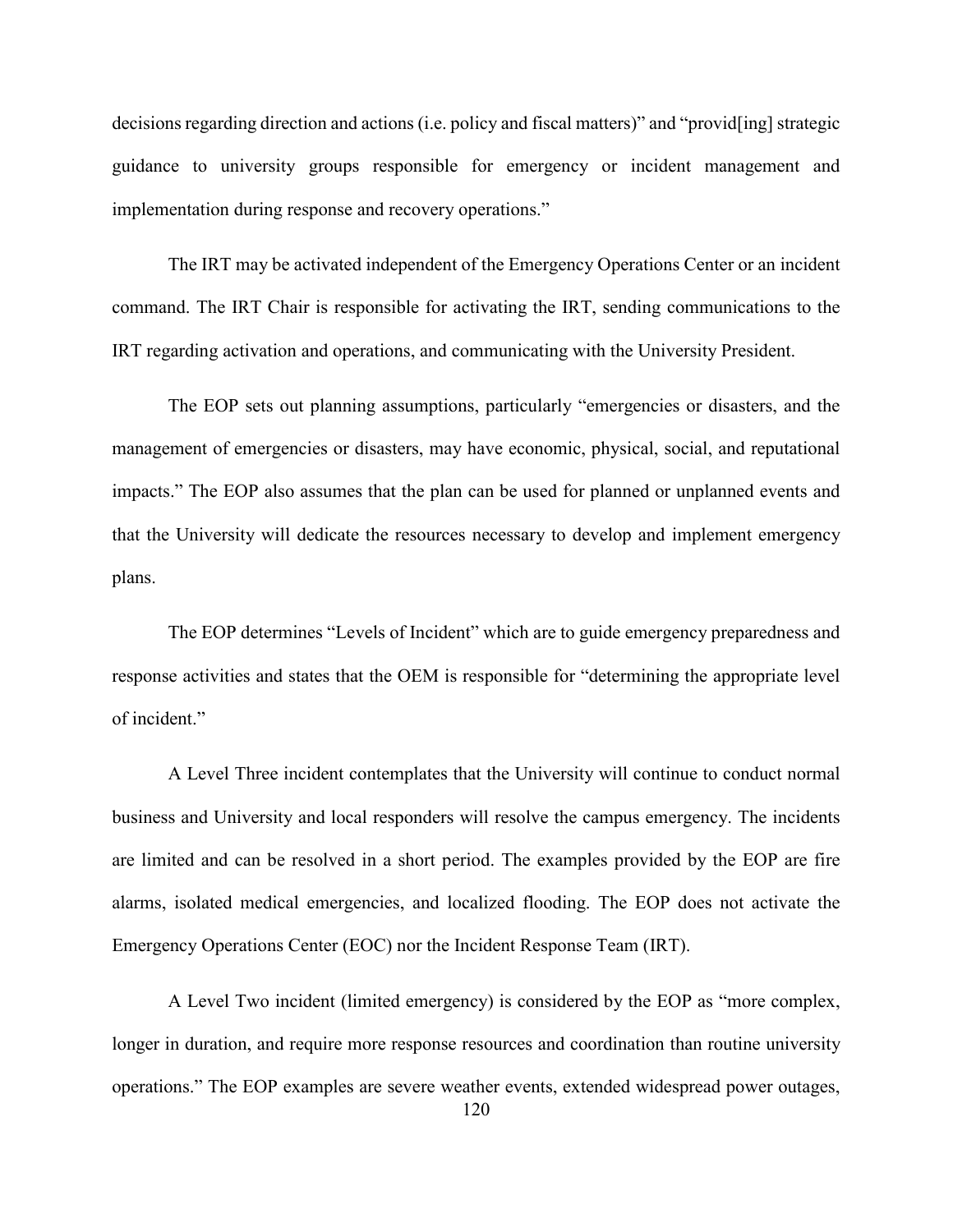decisions regarding direction and actions (i.e. policy and fiscal matters)" and "provid[ing] strategic guidance to university groups responsible for emergency or incident management and implementation during response and recovery operations."

The IRT may be activated independent of the Emergency Operations Center or an incident command. The IRT Chair is responsible for activating the IRT, sending communications to the IRT regarding activation and operations, and communicating with the University President.

The EOP sets out planning assumptions, particularly "emergencies or disasters, and the management of emergencies or disasters, may have economic, physical, social, and reputational impacts." The EOP also assumes that the plan can be used for planned or unplanned events and that the University will dedicate the resources necessary to develop and implement emergency plans.

The EOP determines "Levels of Incident" which are to guide emergency preparedness and response activities and states that the OEM is responsible for "determining the appropriate level of incident."

A Level Three incident contemplates that the University will continue to conduct normal business and University and local responders will resolve the campus emergency. The incidents are limited and can be resolved in a short period. The examples provided by the EOP are fire alarms, isolated medical emergencies, and localized flooding. The EOP does not activate the Emergency Operations Center (EOC) nor the Incident Response Team (IRT).

A Level Two incident (limited emergency) is considered by the EOP as "more complex, longer in duration, and require more response resources and coordination than routine university operations." The EOP examples are severe weather events, extended widespread power outages,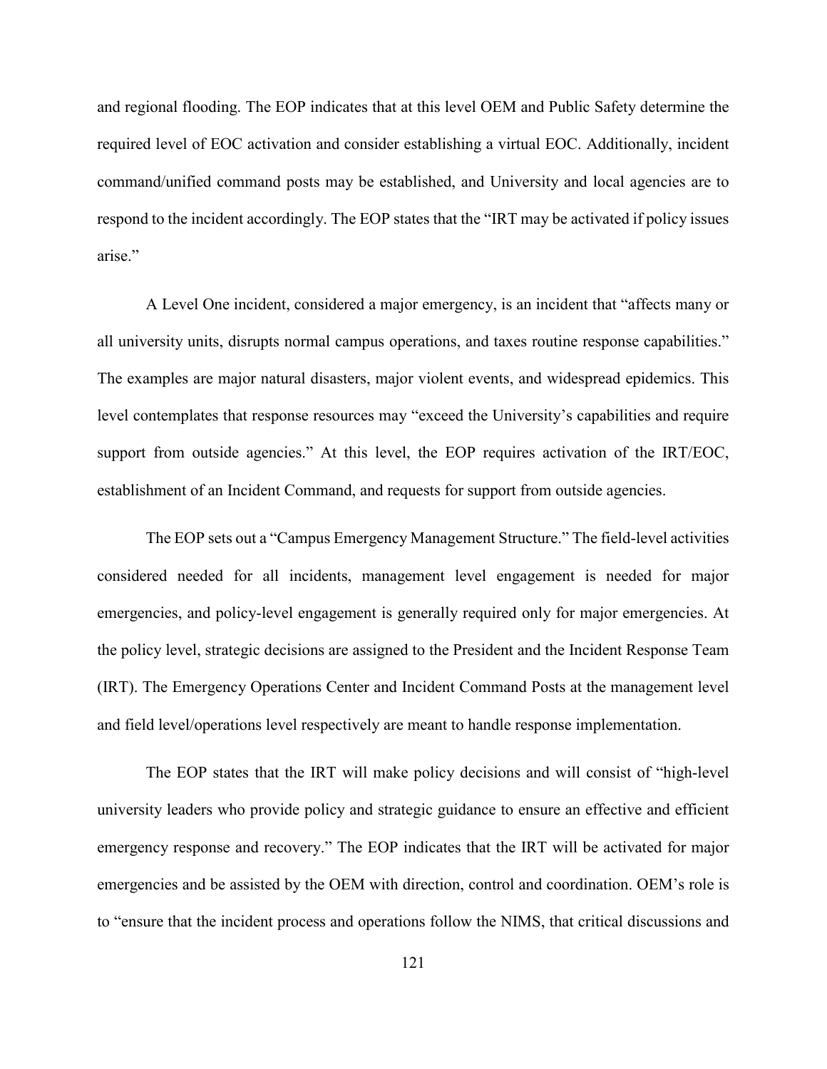and regional flooding. The EOP indicates that at this level OEM and Public Safety determine the required level of EOC activation and consider establishing a virtual EOC. Additionally, incident command/unified command posts may be established, and University and local agencies are to respond to the incident accordingly. The EOP states that the "IRT may be activated if policy issues arise."

A Level One incident, considered a major emergency, is an incident that "affects many or all university units, disrupts normal campus operations, and taxes routine response capabilities." The examples are major natural disasters, major violent events, and widespread epidemics. This level contemplates that response resources may "exceed the University's capabilities and require support from outside agencies." At this level, the EOP requires activation of the IRT/EOC, establishment of an Incident Command, and requests for support from outside agencies.

The EOP sets out a "Campus Emergency Management Structure." The field-level activities considered needed for all incidents, management level engagement is needed for major emergencies, and policy-level engagement is generally required only for major emergencies. At the policy level, strategic decisions are assigned to the President and the Incident Response Team (IRT). The Emergency Operations Center and Incident Command Posts at the management level and field level/operations level respectively are meant to handle response implementation.

The EOP states that the IRT will make policy decisions and will consist of "high-level university leaders who provide policy and strategic guidance to ensure an effective and efficient emergency response and recovery." The EOP indicates that the IRT will be activated for major emergencies and be assisted by the OEM with direction, control and coordination. OEM's role is to "ensure that the incident process and operations follow the NIMS, that critical discussions and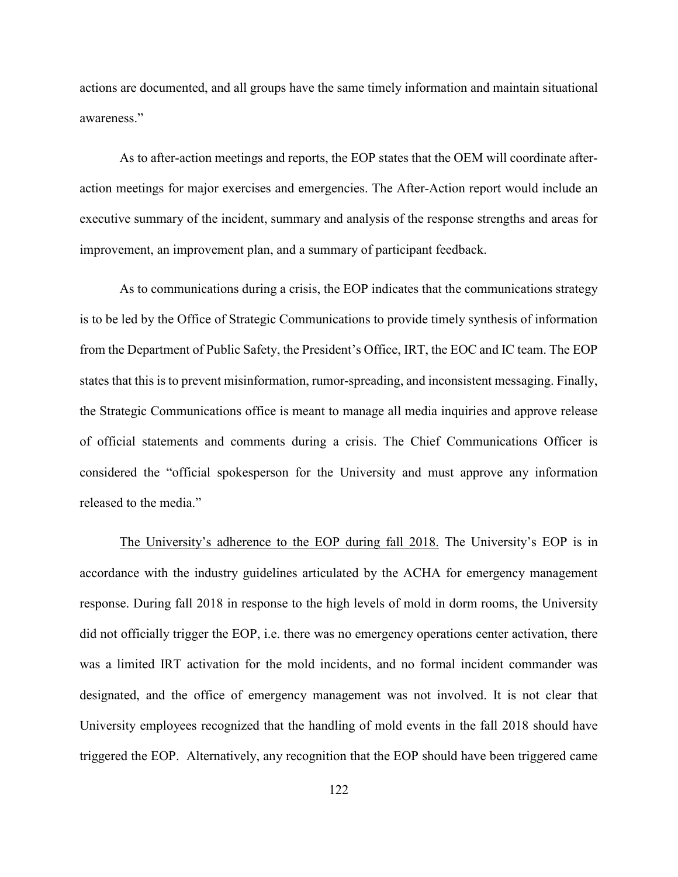actions are documented, and all groups have the same timely information and maintain situational awareness."

As to after-action meetings and reports, the EOP states that the OEM will coordinate after-action meetings for major exercises and emergencies. The After-Action report would include an executive summary of the incident, summary and analysis of the response strengths and areas for improvement, an improvement plan, and a summary of participant feedback.

As to communications during a crisis, the EOP indicates that the communications strategy is to be led by the Office of Strategic Communications to provide timely synthesis of information from the Department of Public Safety, the President's Office, IRT, the EOC and IC team. The EOP states that this is to prevent misinformation, rumor-spreading, and inconsistent messaging. Finally, the Strategic Communications office is meant to manage all media inquiries and approve release of official statements and comments during a crisis. The Chief Communications Officer is considered the "official spokesperson for the University and must approve any information released to the media."

<u>The University's adherence to the EOP during fall 2018.</u> The University's EOP is in accordance with the industry guidelines articulated by the ACHA for emergency management response. During fall 2018 in response to the high levels of mold in dorm rooms, the University did not officially trigger the EOP, i.e. there was no emergency operations center activation, there was a limited IRT activation for the mold incidents, and no formal incident commander was designated, and the office of emergency management was not involved. It is not clear that University employees recognized that the handling of mold events in the fall 2018 should have triggered the EOP. Alternatively, any recognition that the EOP should have been triggered came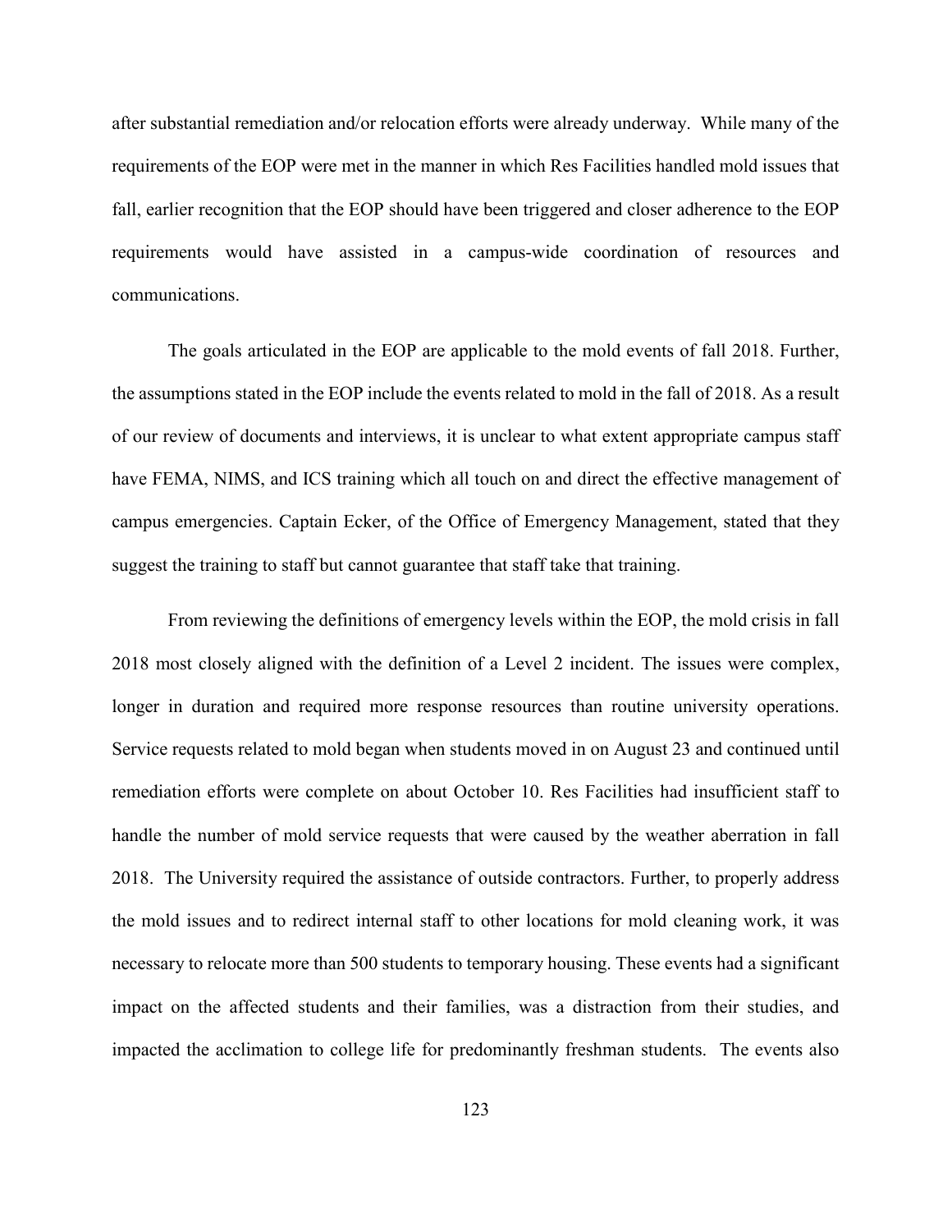after substantial remediation and/or relocation efforts were already underway. While many of the requirements of the EOP were met in the manner in which Res Facilities handled mold issues that fall, earlier recognition that the EOP should have been triggered and closer adherence to the EOP requirements would have assisted in a campus-wide coordination of resources and communications.

The goals articulated in the EOP are applicable to the mold events of fall 2018. Further, the assumptions stated in the EOP include the events related to mold in the fall of 2018. As a result of our review of documents and interviews, it is unclear to what extent appropriate campus staff have FEMA, NIMS, and ICS training which all touch on and direct the effective management of campus emergencies. Captain Ecker, of the Office of Emergency Management, stated that they suggest the training to staff but cannot guarantee that staff take that training.

From reviewing the definitions of emergency levels within the EOP, the mold crisis in fall 2018 most closely aligned with the definition of a Level 2 incident. The issues were complex, longer in duration and required more response resources than routine university operations. Service requests related to mold began when students moved in on August 23 and continued until remediation efforts were complete on about October 10. Res Facilities had insufficient staff to handle the number of mold service requests that were caused by the weather aberration in fall 2018. The University required the assistance of outside contractors. Further, to properly address the mold issues and to redirect internal staff to other locations for mold cleaning work, it was necessary to relocate more than 500 students to temporary housing. These events had a significant impact on the affected students and their families, was a distraction from their studies, and impacted the acclimation to college life for predominantly freshman students. The events also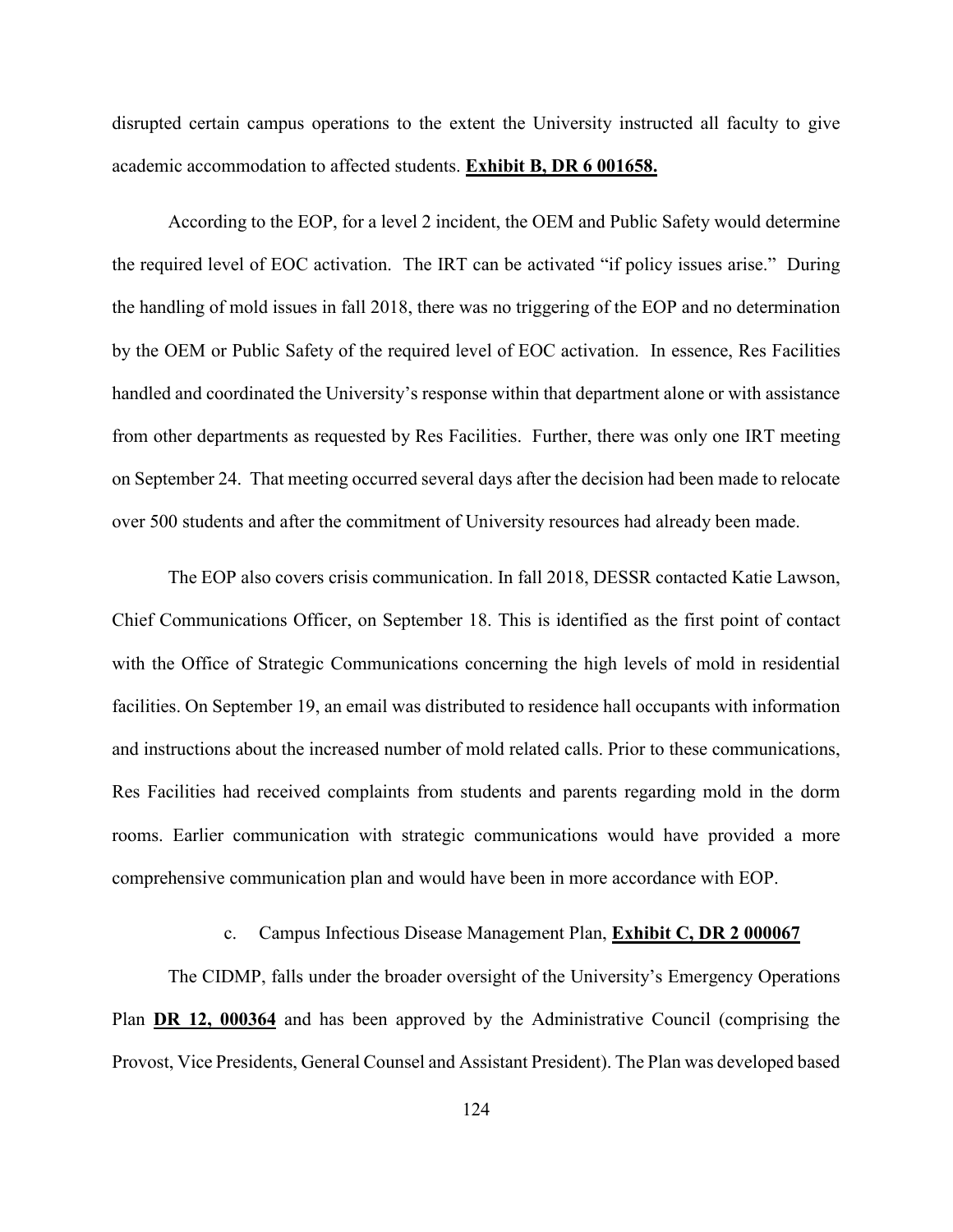disrupted certain campus operations to the extent the University instructed all faculty to give academic accommodation to affected students. **Exhibit B, DR 6 001658.**

According to the EOP, for a level 2 incident, the OEM and Public Safety would determine the required level of EOC activation. The IRT can be activated "if policy issues arise." During the handling of mold issues in fall 2018, there was no triggering of the EOP and no determination by the OEM or Public Safety of the required level of EOC activation. In essence, Res Facilities handled and coordinated the University's response within that department alone or with assistance from other departments as requested by Res Facilities. Further, there was only one IRT meeting on September 24. That meeting occurred several days after the decision had been made to relocate over 500 students and after the commitment of University resources had already been made.

The EOP also covers crisis communication. In fall 2018, DESSR contacted Katie Lawson, Chief Communications Officer, on September 18. This is identified as the first point of contact with the Office of Strategic Communications concerning the high levels of mold in residential facilities. On September 19, an email was distributed to residence hall occupants with information and instructions about the increased number of mold related calls. Prior to these communications, Res Facilities had received complaints from students and parents regarding mold in the dorm rooms. Earlier communication with strategic communications would have provided a more comprehensive communication plan and would have been in more accordance with EOP.

c. Campus Infectious Disease Management Plan, **Exhibit C, DR 2 000067**

The CIDMP, falls under the broader oversight of the University's Emergency Operations Plan **DR 12, 000364** and has been approved by the Administrative Council (comprising the Provost, Vice Presidents, General Counsel and Assistant President). The Plan was developed based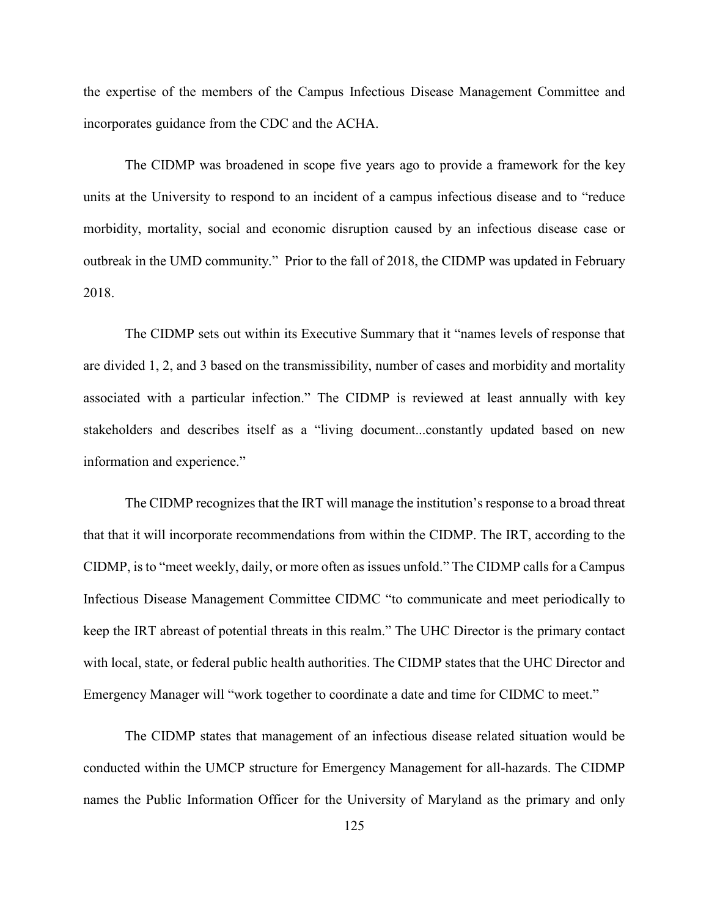the expertise of the members of the Campus Infectious Disease Management Committee and incorporates guidance from the CDC and the ACHA.

The CIDMP was broadened in scope five years ago to provide a framework for the key units at the University to respond to an incident of a campus infectious disease and to "reduce morbidity, mortality, social and economic disruption caused by an infectious disease case or outbreak in the UMD community." Prior to the fall of 2018, the CIDMP was updated in February 2018.

The CIDMP sets out within its Executive Summary that it "names levels of response that are divided 1, 2, and 3 based on the transmissibility, number of cases and morbidity and mortality associated with a particular infection." The CIDMP is reviewed at least annually with key stakeholders and describes itself as a "living document...constantly updated based on new information and experience."

The CIDMP recognizes that the IRT will manage the institution's response to a broad threat that that it will incorporate recommendations from within the CIDMP. The IRT, according to the CIDMP, is to "meet weekly, daily, or more often as issues unfold." The CIDMP calls for a Campus Infectious Disease Management Committee CIDMC "to communicate and meet periodically to keep the IRT abreast of potential threats in this realm." The UHC Director is the primary contact with local, state, or federal public health authorities. The CIDMP states that the UHC Director and Emergency Manager will "work together to coordinate a date and time for CIDMC to meet."

The CIDMP states that management of an infectious disease related situation would be conducted within the UMCP structure for Emergency Management for all-hazards. The CIDMP names the Public Information Officer for the University of Maryland as the primary and only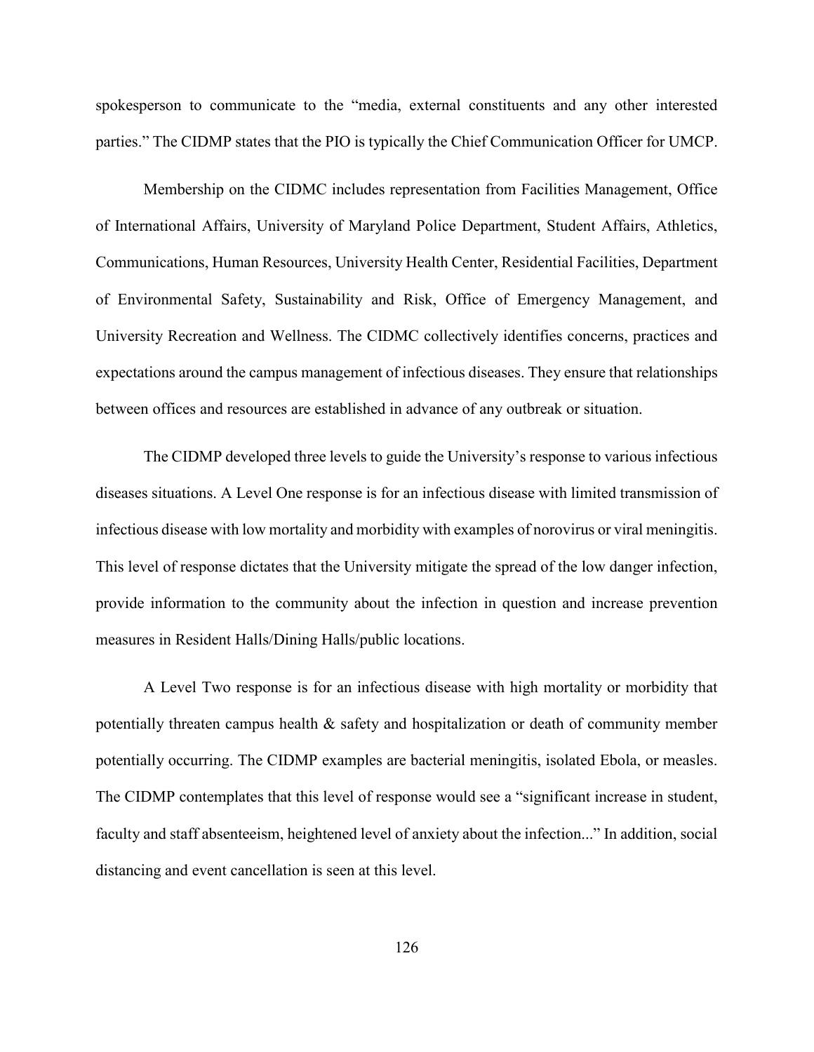spokesperson to communicate to the "media, external constituents and any other interested parties." The CIDMP states that the PIO is typically the Chief Communication Officer for UMCP.

Membership on the CIDMC includes representation from Facilities Management, Office of International Affairs, University of Maryland Police Department, Student Affairs, Athletics, Communications, Human Resources, University Health Center, Residential Facilities, Department of Environmental Safety, Sustainability and Risk, Office of Emergency Management, and University Recreation and Wellness. The CIDMC collectively identifies concerns, practices and expectations around the campus management of infectious diseases. They ensure that relationships between offices and resources are established in advance of any outbreak or situation.

The CIDMP developed three levels to guide the University's response to various infectious diseases situations. A Level One response is for an infectious disease with limited transmission of infectious disease with low mortality and morbidity with examples of norovirus or viral meningitis. This level of response dictates that the University mitigate the spread of the low danger infection, provide information to the community about the infection in question and increase prevention measures in Resident Halls/Dining Halls/public locations.

A Level Two response is for an infectious disease with high mortality or morbidity that potentially threaten campus health & safety and hospitalization or death of community member potentially occurring. The CIDMP examples are bacterial meningitis, isolated Ebola, or measles. The CIDMP contemplates that this level of response would see a "significant increase in student, faculty and staff absenteeism, heightened level of anxiety about the infection..." In addition, social distancing and event cancellation is seen at this level.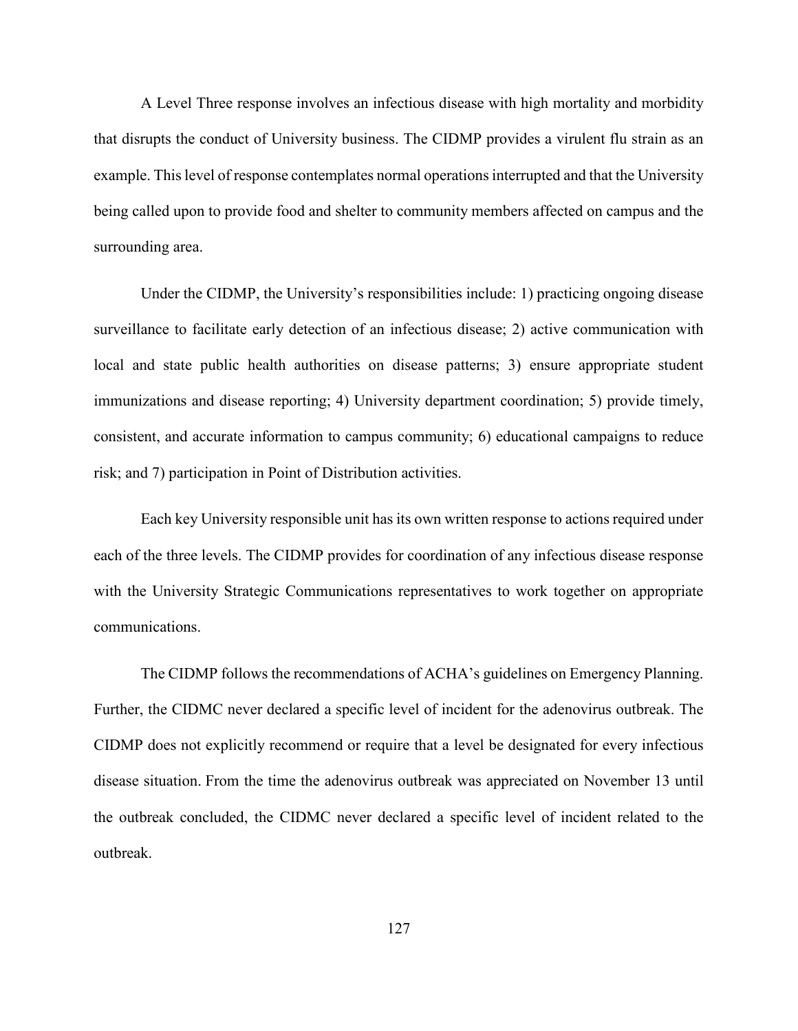A Level Three response involves an infectious disease with high mortality and morbidity that disrupts the conduct of University business. The CIDMP provides a virulent flu strain as an example. This level of response contemplates normal operations interrupted and that the University being called upon to provide food and shelter to community members affected on campus and the surrounding area.

Under the CIDMP, the University's responsibilities include: 1) practicing ongoing disease surveillance to facilitate early detection of an infectious disease; 2) active communication with local and state public health authorities on disease patterns; 3) ensure appropriate student immunizations and disease reporting; 4) University department coordination; 5) provide timely, consistent, and accurate information to campus community; 6) educational campaigns to reduce risk; and 7) participation in Point of Distribution activities.

Each key University responsible unit has its own written response to actions required under each of the three levels. The CIDMP provides for coordination of any infectious disease response with the University Strategic Communications representatives to work together on appropriate communications.

The CIDMP follows the recommendations of ACHA's guidelines on Emergency Planning. Further, the CIDMC never declared a specific level of incident for the adenovirus outbreak. The CIDMP does not explicitly recommend or require that a level be designated for every infectious disease situation. From the time the adenovirus outbreak was appreciated on November 13 until the outbreak concluded, the CIDMC never declared a specific level of incident related to the outbreak.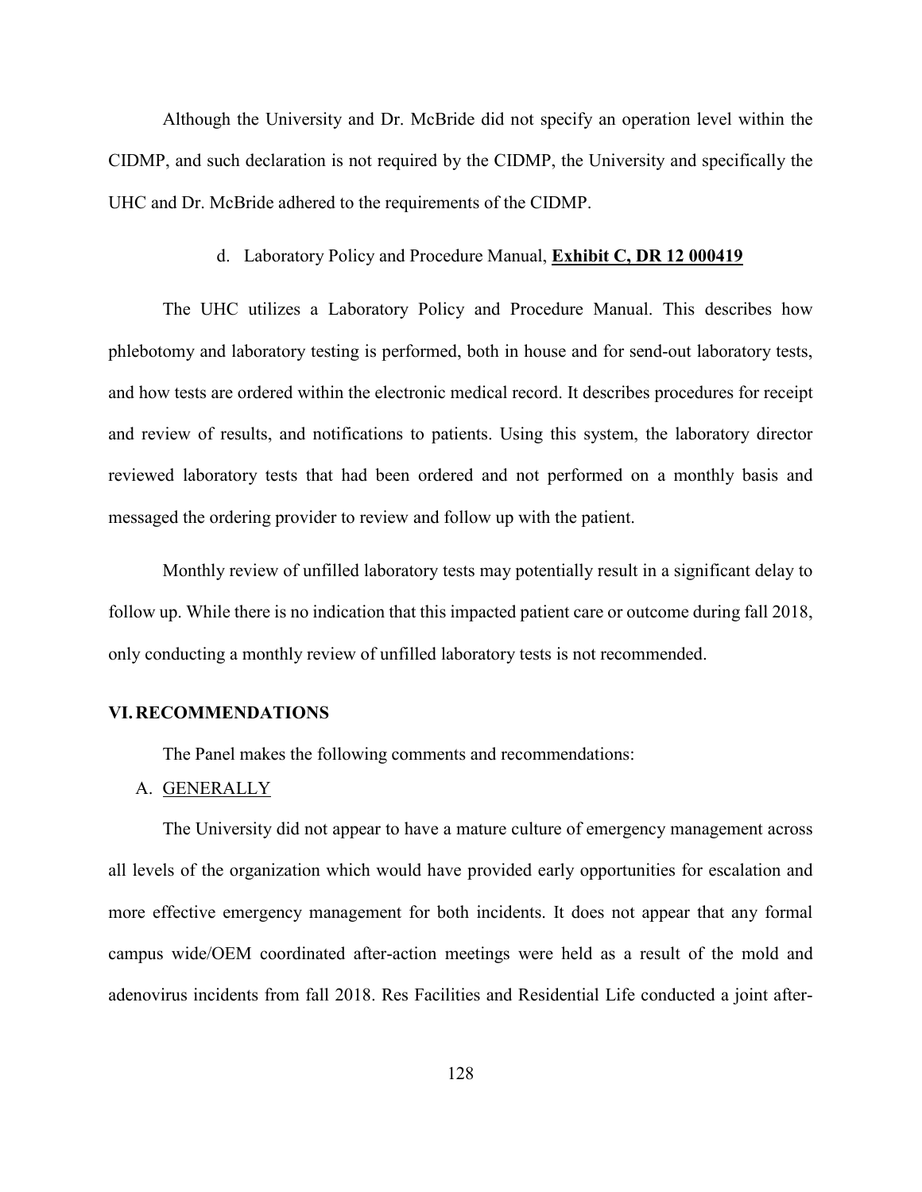Although the University and Dr. McBride did not specify an operation level within the CIDMP, and such declaration is not required by the CIDMP, the University and specifically the UHC and Dr. McBride adhered to the requirements of the CIDMP.

#### d. Laboratory Policy and Procedure Manual, **Exhibit C, DR 12 000419**

The UHC utilizes a Laboratory Policy and Procedure Manual. This describes how phlebotomy and laboratory testing is performed, both in house and for send-out laboratory tests, and how tests are ordered within the electronic medical record. It describes procedures for receipt and review of results, and notifications to patients. Using this system, the laboratory director reviewed laboratory tests that had been ordered and not performed on a monthly basis and messaged the ordering provider to review and follow up with the patient.

Monthly review of unfilled laboratory tests may potentially result in a significant delay to follow up. While there is no indication that this impacted patient care or outcome during fall 2018, only conducting a monthly review of unfilled laboratory tests is not recommended.

## VI. RECOMMENDATIONS

The Panel makes the following comments and recommendations:

### A. GENERALLY

The University did not appear to have a mature culture of emergency management across all levels of the organization which would have provided early opportunities for escalation and more effective emergency management for both incidents. It does not appear that any formal campus wide/OEM coordinated after-action meetings were held as a result of the mold and adenovirus incidents from fall 2018. Res Facilities and Residential Life conducted a joint after-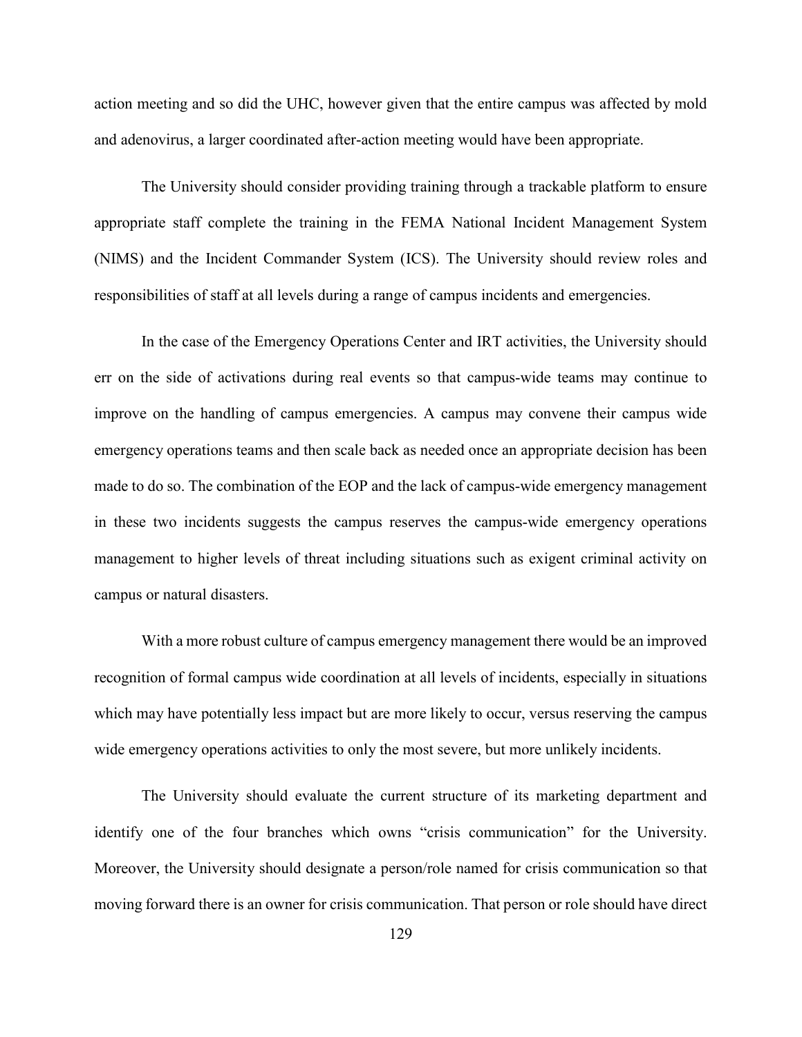action meeting and so did the UHC, however given that the entire campus was affected by mold and adenovirus, a larger coordinated after-action meeting would have been appropriate.

The University should consider providing training through a trackable platform to ensure appropriate staff complete the training in the FEMA National Incident Management System (NIMS) and the Incident Commander System (ICS). The University should review roles and responsibilities of staff at all levels during a range of campus incidents and emergencies.

In the case of the Emergency Operations Center and IRT activities, the University should err on the side of activations during real events so that campus-wide teams may continue to improve on the handling of campus emergencies. A campus may convene their campus wide emergency operations teams and then scale back as needed once an appropriate decision has been made to do so. The combination of the EOP and the lack of campus-wide emergency management in these two incidents suggests the campus reserves the campus-wide emergency operations management to higher levels of threat including situations such as exigent criminal activity on campus or natural disasters.

With a more robust culture of campus emergency management there would be an improved recognition of formal campus wide coordination at all levels of incidents, especially in situations which may have potentially less impact but are more likely to occur, versus reserving the campus wide emergency operations activities to only the most severe, but more unlikely incidents.

The University should evaluate the current structure of its marketing department and identify one of the four branches which owns "crisis communication" for the University. Moreover, the University should designate a person/role named for crisis communication so that moving forward there is an owner for crisis communication. That person or role should have direct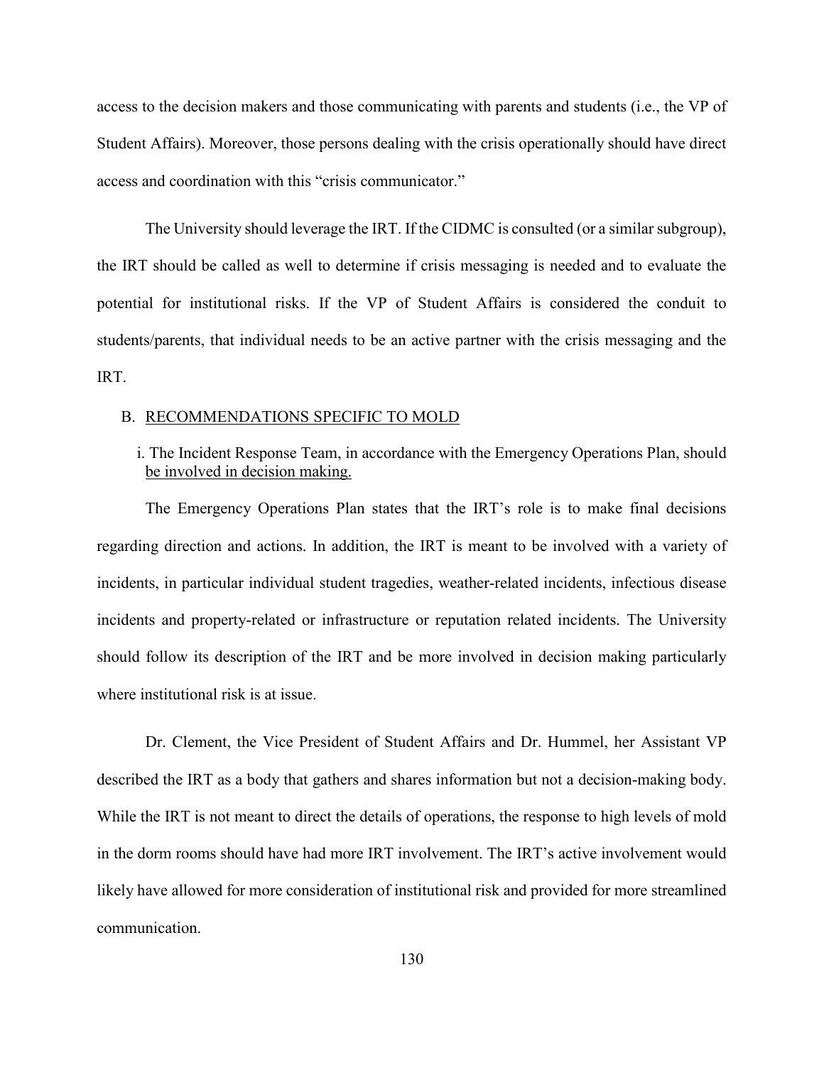access to the decision makers and those communicating with parents and students (i.e., the VP of Student Affairs). Moreover, those persons dealing with the crisis operationally should have direct access and coordination with this "crisis communicator."

The University should leverage the IRT. If the CIDMC is consulted (or a similar subgroup), the IRT should be called as well to determine if crisis messaging is needed and to evaluate the potential for institutional risks. If the VP of Student Affairs is considered the conduit to students/parents, that individual needs to be an active partner with the crisis messaging and the IRT.

B. <u>RECOMMENDATIONS SPECIFIC TO MOLD</u>

i. The Incident Response Team, in accordance with the Emergency Operations Plan, should <u>be involved in decision making.</u>

The Emergency Operations Plan states that the IRT's role is to make final decisions regarding direction and actions. In addition, the IRT is meant to be involved with a variety of incidents, in particular individual student tragedies, weather-related incidents, infectious disease incidents and property-related or infrastructure or reputation related incidents. The University should follow its description of the IRT and be more involved in decision making particularly where institutional risk is at issue.

Dr. Clement, the Vice President of Student Affairs and Dr. Hummel, her Assistant VP described the IRT as a body that gathers and shares information but not a decision-making body. While the IRT is not meant to direct the details of operations, the response to high levels of mold in the dorm rooms should have had more IRT involvement. The IRT's active involvement would likely have allowed for more consideration of institutional risk and provided for more streamlined communication.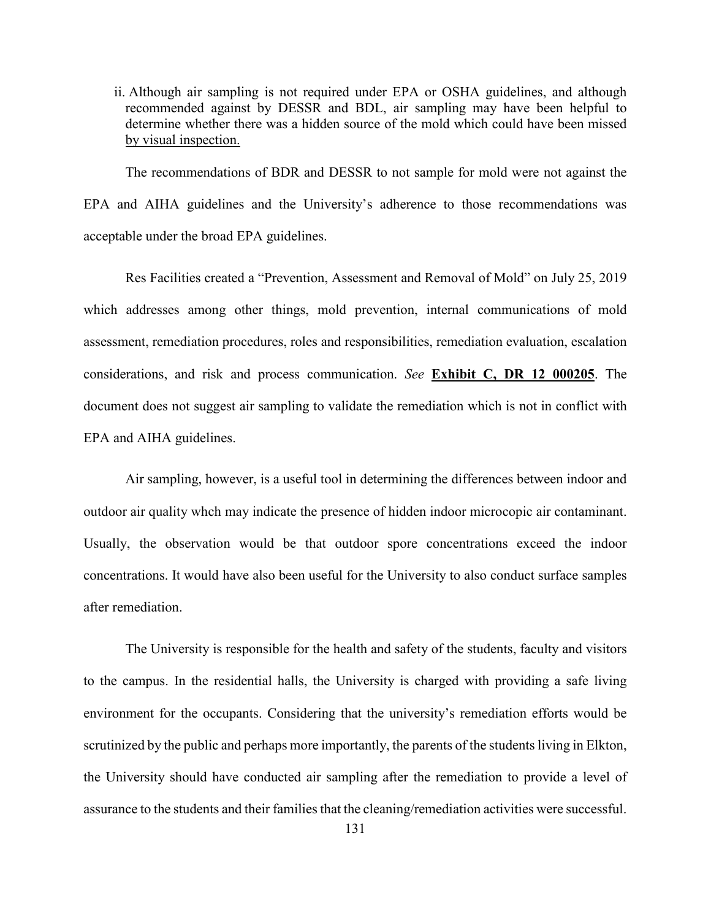ii. Although air sampling is not required under EPA or OSHA guidelines, and although recommended against by DESSR and BDL, air sampling may have been helpful to determine whether there was a hidden source of the mold which could have been missed by visual inspection.

The recommendations of BDR and DESSR to not sample for mold were not against the EPA and AIHA guidelines and the University's adherence to those recommendations was acceptable under the broad EPA guidelines.

Res Facilities created a "Prevention, Assessment and Removal of Mold" on July 25, 2019 which addresses among other things, mold prevention, internal communications of mold assessment, remediation procedures, roles and responsibilities, remediation evaluation, escalation considerations, and risk and process communication. *See* **Exhibit C, DR 12 000205**. The document does not suggest air sampling to validate the remediation which is not in conflict with EPA and AIHA guidelines.

Air sampling, however, is a useful tool in determining the differences between indoor and outdoor air quality whch may indicate the presence of hidden indoor microcopic air contaminant. Usually, the observation would be that outdoor spore concentrations exceed the indoor concentrations. It would have also been useful for the University to also conduct surface samples after remediation.

The University is responsible for the health and safety of the students, faculty and visitors to the campus. In the residential halls, the University is charged with providing a safe living environment for the occupants. Considering that the university's remediation efforts would be scrutinized by the public and perhaps more importantly, the parents of the students living in Elkton, the University should have conducted air sampling after the remediation to provide a level of assurance to the students and their families that the cleaning/remediation activities were successful.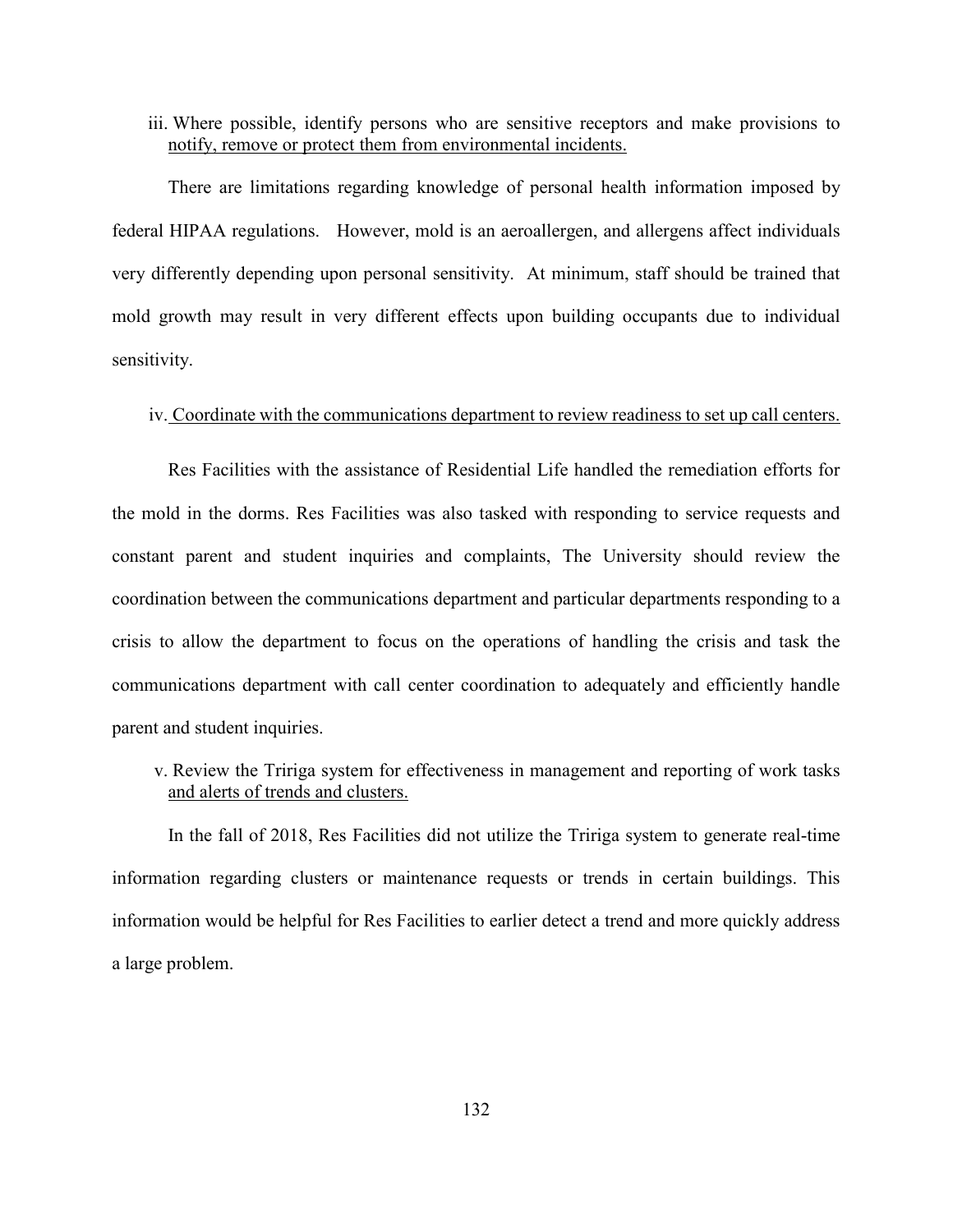iii. Where possible, identify persons who are sensitive receptors and make provisions to <u>notify, remove or protect them from environmental incidents.</u>

There are limitations regarding knowledge of personal health information imposed by federal HIPAA regulations. However, mold is an aeroallergen, and allergens affect individuals very differently depending upon personal sensitivity. At minimum, staff should be trained that mold growth may result in very different effects upon building occupants due to individual sensitivity.

iv. <u>Coordinate with the communications department to review readiness to set up call centers.</u>

Res Facilities with the assistance of Residential Life handled the remediation efforts for the mold in the dorms. Res Facilities was also tasked with responding to service requests and constant parent and student inquiries and complaints, The University should review the coordination between the communications department and particular departments responding to a crisis to allow the department to focus on the operations of handling the crisis and task the communications department with call center coordination to adequately and efficiently handle parent and student inquiries.

v. Review the Tririga system for effectiveness in management and reporting of work tasks <u>and alerts of trends and clusters.</u>

In the fall of 2018, Res Facilities did not utilize the Tririga system to generate real-time information regarding clusters or maintenance requests or trends in certain buildings. This information would be helpful for Res Facilities to earlier detect a trend and more quickly address a large problem.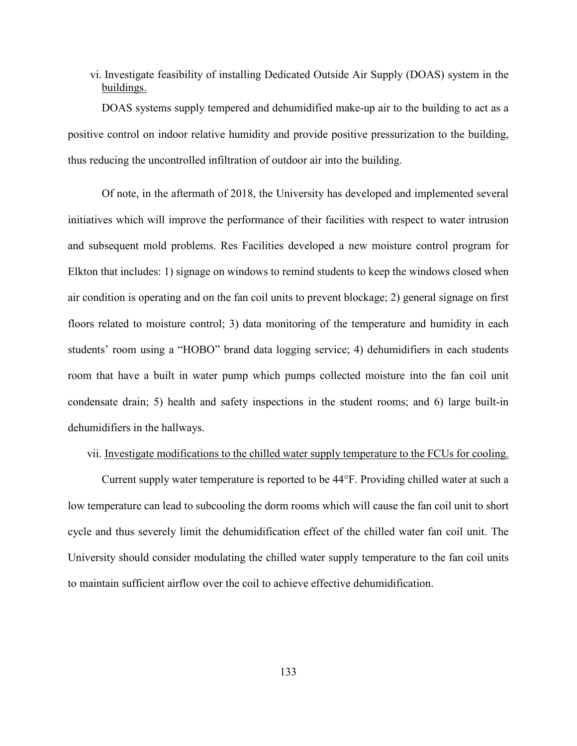vi. Investigate feasibility of installing Dedicated Outside Air Supply (DOAS) system in the buildings.

DOAS systems supply tempered and dehumidified make-up air to the building to act as a positive control on indoor relative humidity and provide positive pressurization to the building, thus reducing the uncontrolled infiltration of outdoor air into the building.

Of note, in the aftermath of 2018, the University has developed and implemented several initiatives which will improve the performance of their facilities with respect to water intrusion and subsequent mold problems. Res Facilities developed a new moisture control program for Elkton that includes: 1) signage on windows to remind students to keep the windows closed when air condition is operating and on the fan coil units to prevent blockage; 2) general signage on first floors related to moisture control; 3) data monitoring of the temperature and humidity in each students' room using a "HOBO" brand data logging service; 4) dehumidifiers in each students room that have a built in water pump which pumps collected moisture into the fan coil unit condensate drain; 5) health and safety inspections in the student rooms; and 6) large built-in dehumidifiers in the hallways.

vii. Investigate modifications to the chilled water supply temperature to the FCUs for cooling.

Current supply water temperature is reported to be 44°F. Providing chilled water at such a low temperature can lead to subcooling the dorm rooms which will cause the fan coil unit to short cycle and thus severely limit the dehumidification effect of the chilled water fan coil unit. The University should consider modulating the chilled water supply temperature to the fan coil units to maintain sufficient airflow over the coil to achieve effective dehumidification.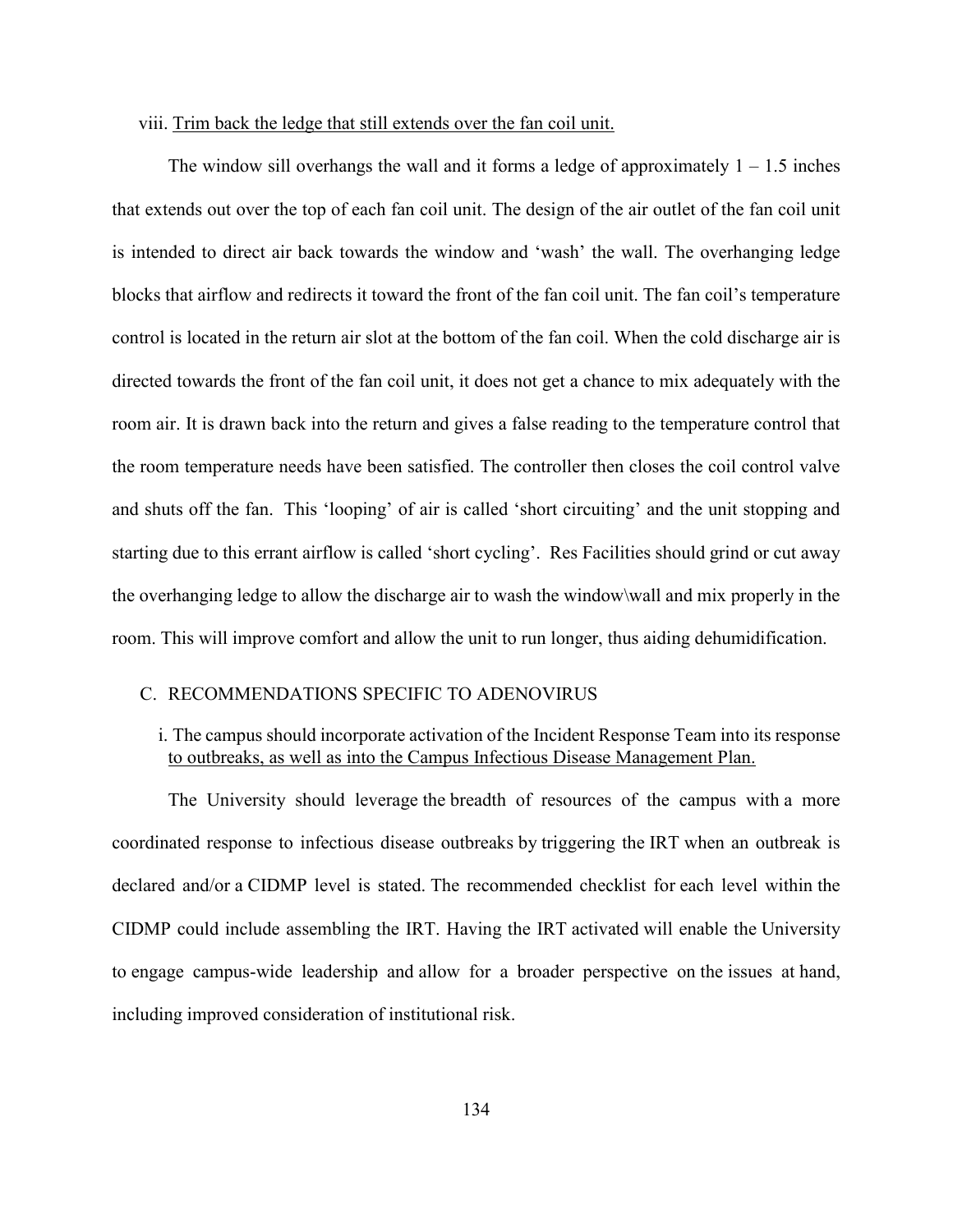viii. <u>Trim back the ledge that still extends over the fan coil unit.</u>

The window sill overhangs the wall and it forms a ledge of approximately 1 – 1.5 inches that extends out over the top of each fan coil unit. The design of the air outlet of the fan coil unit is intended to direct air back towards the window and 'wash' the wall. The overhanging ledge blocks that airflow and redirects it toward the front of the fan coil unit. The fan coil's temperature control is located in the return air slot at the bottom of the fan coil. When the cold discharge air is directed towards the front of the fan coil unit, it does not get a chance to mix adequately with the room air. It is drawn back into the return and gives a false reading to the temperature control that the room temperature needs have been satisfied. The controller then closes the coil control valve and shuts off the fan. This 'looping' of air is called 'short circuiting' and the unit stopping and starting due to this errant airflow is called 'short cycling'. Res Facilities should grind or cut away the overhanging ledge to allow the discharge air to wash the window\wall and mix properly in the room. This will improve comfort and allow the unit to run longer, thus aiding dehumidification.

## C. RECOMMENDATIONS SPECIFIC TO ADENOVIRUS

i. The campus should incorporate activation of the Incident Response Team into its response <u>to outbreaks, as well as into the Campus Infectious Disease Management Plan.</u>

The University should leverage the breadth of resources of the campus with a more coordinated response to infectious disease outbreaks by triggering the IRT when an outbreak is declared and/or a CIDMP level is stated. The recommended checklist for each level within the CIDMP could include assembling the IRT. Having the IRT activated will enable the University to engage campus-wide leadership and allow for a broader perspective on the issues at hand, including improved consideration of institutional risk.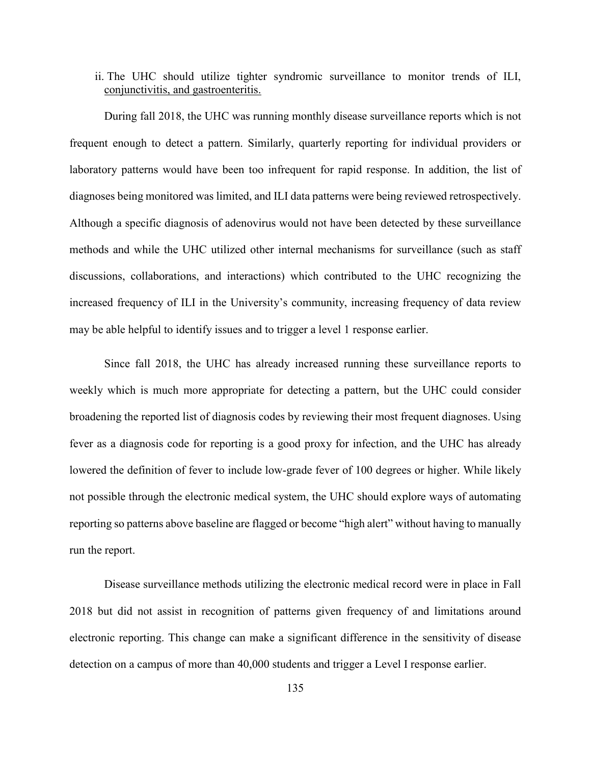ii. The UHC should utilize tighter syndromic surveillance to monitor trends of ILI, conjunctivitis, and gastroenteritis.

During fall 2018, the UHC was running monthly disease surveillance reports which is not frequent enough to detect a pattern. Similarly, quarterly reporting for individual providers or laboratory patterns would have been too infrequent for rapid response. In addition, the list of diagnoses being monitored was limited, and ILI data patterns were being reviewed retrospectively. Although a specific diagnosis of adenovirus would not have been detected by these surveillance methods and while the UHC utilized other internal mechanisms for surveillance (such as staff discussions, collaborations, and interactions) which contributed to the UHC recognizing the increased frequency of ILI in the University's community, increasing frequency of data review may be able helpful to identify issues and to trigger a level 1 response earlier.

Since fall 2018, the UHC has already increased running these surveillance reports to weekly which is much more appropriate for detecting a pattern, but the UHC could consider broadening the reported list of diagnosis codes by reviewing their most frequent diagnoses. Using fever as a diagnosis code for reporting is a good proxy for infection, and the UHC has already lowered the definition of fever to include low-grade fever of 100 degrees or higher. While likely not possible through the electronic medical system, the UHC should explore ways of automating reporting so patterns above baseline are flagged or become "high alert" without having to manually run the report.

Disease surveillance methods utilizing the electronic medical record were in place in Fall 2018 but did not assist in recognition of patterns given frequency of and limitations around electronic reporting. This change can make a significant difference in the sensitivity of disease detection on a campus of more than 40,000 students and trigger a Level I response earlier.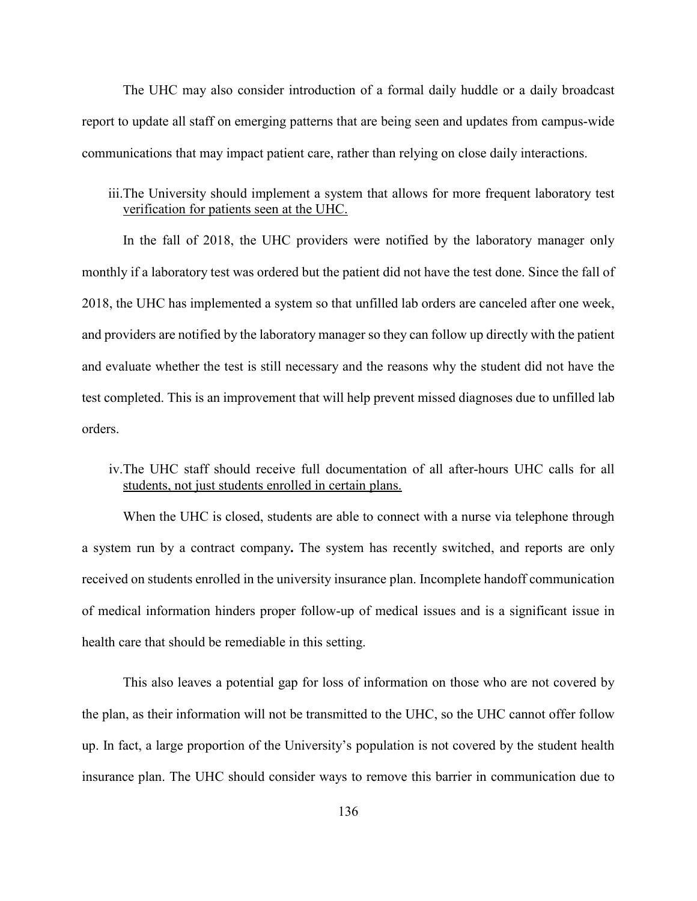The UHC may also consider introduction of a formal daily huddle or a daily broadcast report to update all staff on emerging patterns that are being seen and updates from campus-wide communications that may impact patient care, rather than relying on close daily interactions.

iii. The University should implement a system that allows for more frequent laboratory test verification for patients seen at the UHC.

In the fall of 2018, the UHC providers were notified by the laboratory manager only monthly if a laboratory test was ordered but the patient did not have the test done. Since the fall of 2018, the UHC has implemented a system so that unfilled lab orders are canceled after one week, and providers are notified by the laboratory manager so they can follow up directly with the patient and evaluate whether the test is still necessary and the reasons why the student did not have the test completed. This is an improvement that will help prevent missed diagnoses due to unfilled lab orders.

iv. The UHC staff should receive full documentation of all after-hours UHC calls for all students, not just students enrolled in certain plans.

When the UHC is closed, students are able to connect with a nurse via telephone through a system run by a contract company**.** The system has recently switched, and reports are only received on students enrolled in the university insurance plan. Incomplete handoff communication of medical information hinders proper follow-up of medical issues and is a significant issue in health care that should be remediable in this setting.

This also leaves a potential gap for loss of information on those who are not covered by the plan, as their information will not be transmitted to the UHC, so the UHC cannot offer follow up. In fact, a large proportion of the University's population is not covered by the student health insurance plan. The UHC should consider ways to remove this barrier in communication due to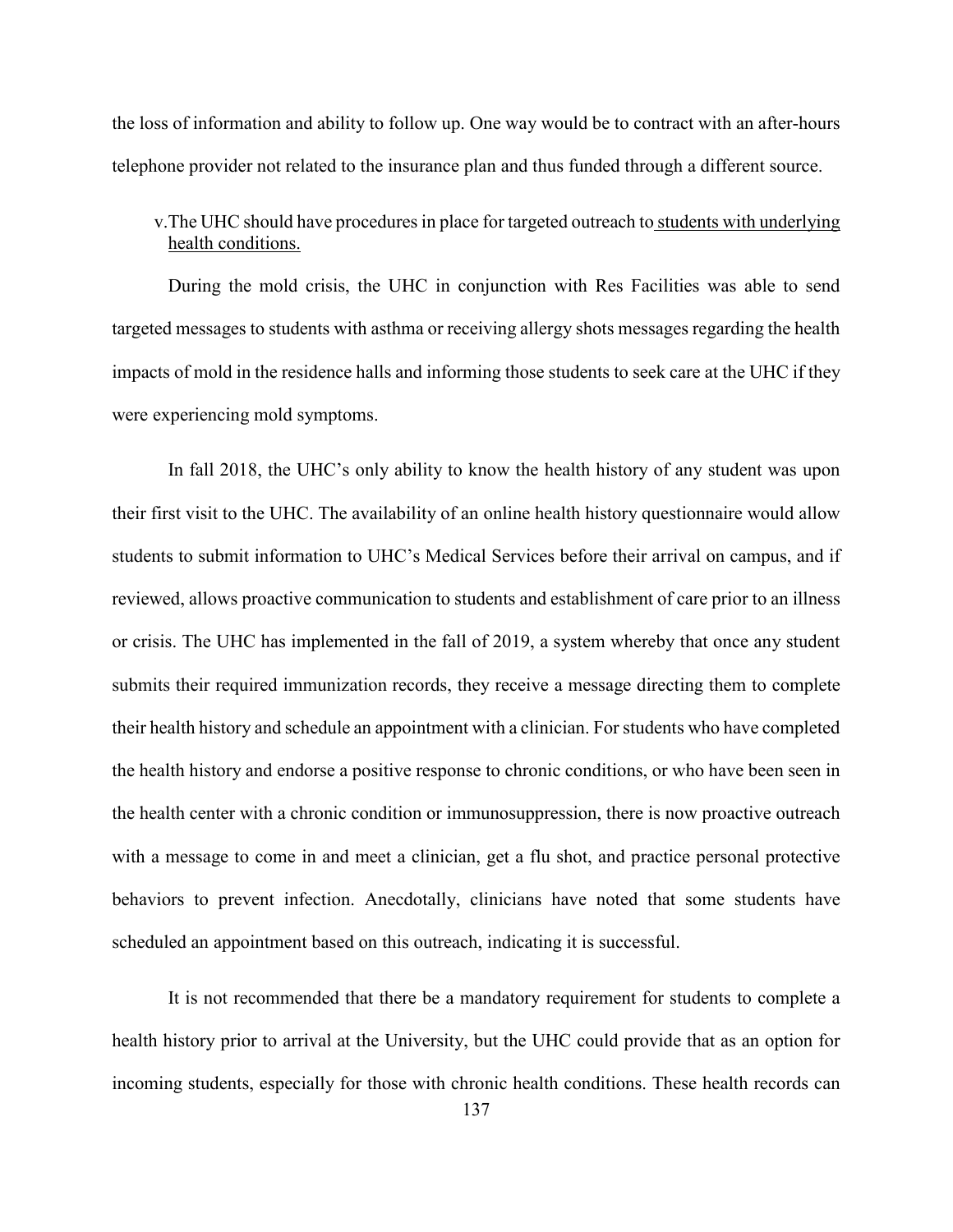the loss of information and ability to follow up. One way would be to contract with an after-hours telephone provider not related to the insurance plan and thus funded through a different source.

v. The UHC should have procedures in place for targeted outreach to <u>students with underlying health conditions.</u>

During the mold crisis, the UHC in conjunction with Res Facilities was able to send targeted messages to students with asthma or receiving allergy shots messages regarding the health impacts of mold in the residence halls and informing those students to seek care at the UHC if they were experiencing mold symptoms.

In fall 2018, the UHC's only ability to know the health history of any student was upon their first visit to the UHC. The availability of an online health history questionnaire would allow students to submit information to UHC's Medical Services before their arrival on campus, and if reviewed, allows proactive communication to students and establishment of care prior to an illness or crisis. The UHC has implemented in the fall of 2019, a system whereby that once any student submits their required immunization records, they receive a message directing them to complete their health history and schedule an appointment with a clinician. For students who have completed the health history and endorse a positive response to chronic conditions, or who have been seen in the health center with a chronic condition or immunosuppression, there is now proactive outreach with a message to come in and meet a clinician, get a flu shot, and practice personal protective behaviors to prevent infection. Anecdotally, clinicians have noted that some students have scheduled an appointment based on this outreach, indicating it is successful.

It is not recommended that there be a mandatory requirement for students to complete a health history prior to arrival at the University, but the UHC could provide that as an option for incoming students, especially for those with chronic health conditions. These health records can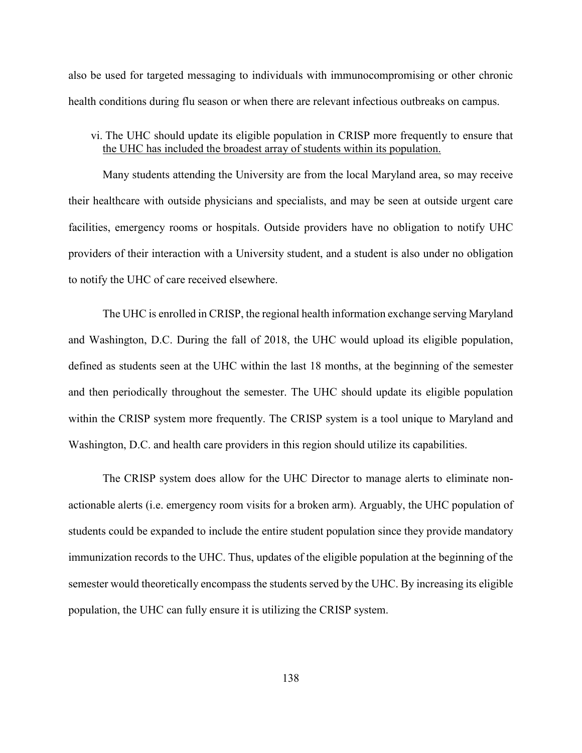also be used for targeted messaging to individuals with immunocompromising or other chronic health conditions during flu season or when there are relevant infectious outbreaks on campus.

vi. The UHC should update its eligible population in CRISP more frequently to ensure that the UHC has included the broadest array of students within its population.

Many students attending the University are from the local Maryland area, so may receive their healthcare with outside physicians and specialists, and may be seen at outside urgent care facilities, emergency rooms or hospitals. Outside providers have no obligation to notify UHC providers of their interaction with a University student, and a student is also under no obligation to notify the UHC of care received elsewhere.

The UHC is enrolled in CRISP, the regional health information exchange serving Maryland and Washington, D.C. During the fall of 2018, the UHC would upload its eligible population, defined as students seen at the UHC within the last 18 months, at the beginning of the semester and then periodically throughout the semester. The UHC should update its eligible population within the CRISP system more frequently. The CRISP system is a tool unique to Maryland and Washington, D.C. and health care providers in this region should utilize its capabilities.

The CRISP system does allow for the UHC Director to manage alerts to eliminate non-actionable alerts (i.e. emergency room visits for a broken arm). Arguably, the UHC population of students could be expanded to include the entire student population since they provide mandatory immunization records to the UHC. Thus, updates of the eligible population at the beginning of the semester would theoretically encompass the students served by the UHC. By increasing its eligible population, the UHC can fully ensure it is utilizing the CRISP system.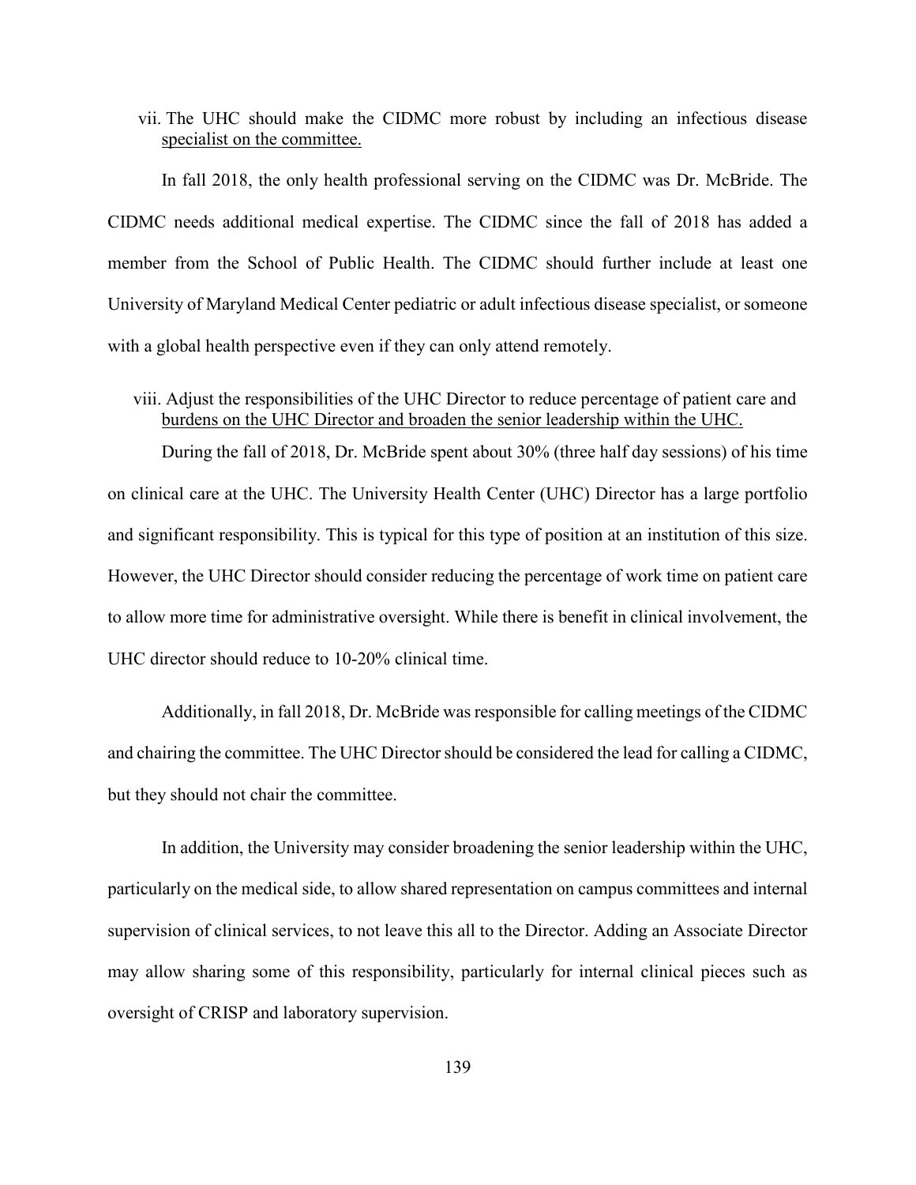vii. The UHC should make the CIDMC more robust by including an infectious disease specialist on the committee.

In fall 2018, the only health professional serving on the CIDMC was Dr. McBride. The CIDMC needs additional medical expertise. The CIDMC since the fall of 2018 has added a member from the School of Public Health. The CIDMC should further include at least one University of Maryland Medical Center pediatric or adult infectious disease specialist, or someone with a global health perspective even if they can only attend remotely.

viii. Adjust the responsibilities of the UHC Director to reduce percentage of patient care and burdens on the UHC Director and broaden the senior leadership within the UHC.

During the fall of 2018, Dr. McBride spent about 30% (three half day sessions) of his time on clinical care at the UHC. The University Health Center (UHC) Director has a large portfolio and significant responsibility. This is typical for this type of position at an institution of this size. However, the UHC Director should consider reducing the percentage of work time on patient care to allow more time for administrative oversight. While there is benefit in clinical involvement, the UHC director should reduce to 10-20% clinical time.

Additionally, in fall 2018, Dr. McBride was responsible for calling meetings of the CIDMC and chairing the committee. The UHC Director should be considered the lead for calling a CIDMC, but they should not chair the committee.

In addition, the University may consider broadening the senior leadership within the UHC, particularly on the medical side, to allow shared representation on campus committees and internal supervision of clinical services, to not leave this all to the Director. Adding an Associate Director may allow sharing some of this responsibility, particularly for internal clinical pieces such as oversight of CRISP and laboratory supervision.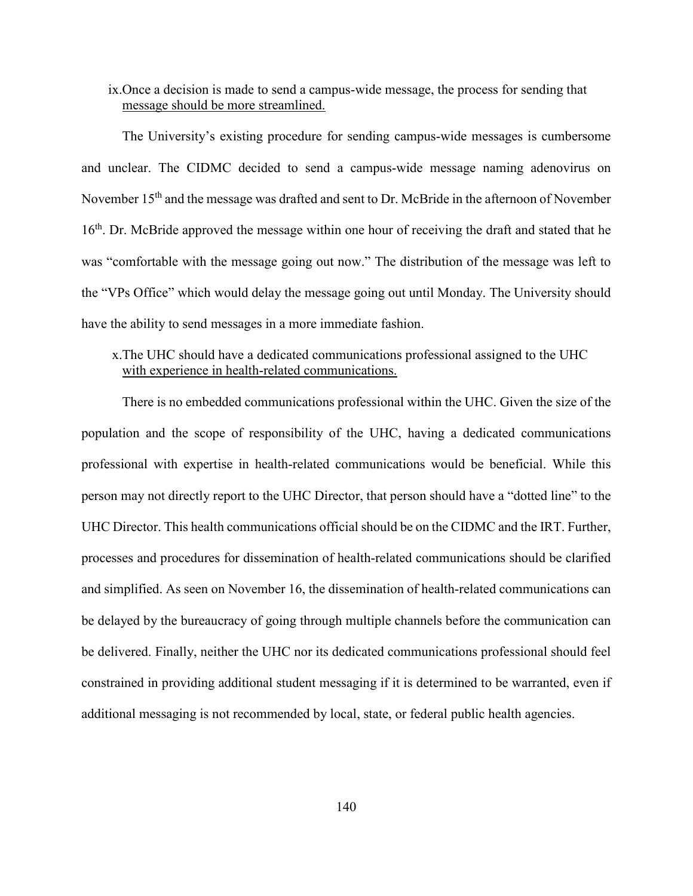ix. <u>Once a decision is made to send a campus-wide message, the process for sending that message should be more streamlined.</u>

The University's existing procedure for sending campus-wide messages is cumbersome and unclear. The CIDMC decided to send a campus-wide message naming adenovirus on November 15th and the message was drafted and sent to Dr. McBride in the afternoon of November 16th. Dr. McBride approved the message within one hour of receiving the draft and stated that he was "comfortable with the message going out now." The distribution of the message was left to the "VPs Office" which would delay the message going out until Monday. The University should have the ability to send messages in a more immediate fashion.

x. <u>The UHC should have a dedicated communications professional assigned to the UHC with experience in health-related communications.</u>

There is no embedded communications professional within the UHC. Given the size of the population and the scope of responsibility of the UHC, having a dedicated communications professional with expertise in health-related communications would be beneficial. While this person may not directly report to the UHC Director, that person should have a "dotted line" to the UHC Director. This health communications official should be on the CIDMC and the IRT. Further, processes and procedures for dissemination of health-related communications should be clarified and simplified. As seen on November 16, the dissemination of health-related communications can be delayed by the bureaucracy of going through multiple channels before the communication can be delivered. Finally, neither the UHC nor its dedicated communications professional should feel constrained in providing additional student messaging if it is determined to be warranted, even if additional messaging is not recommended by local, state, or federal public health agencies.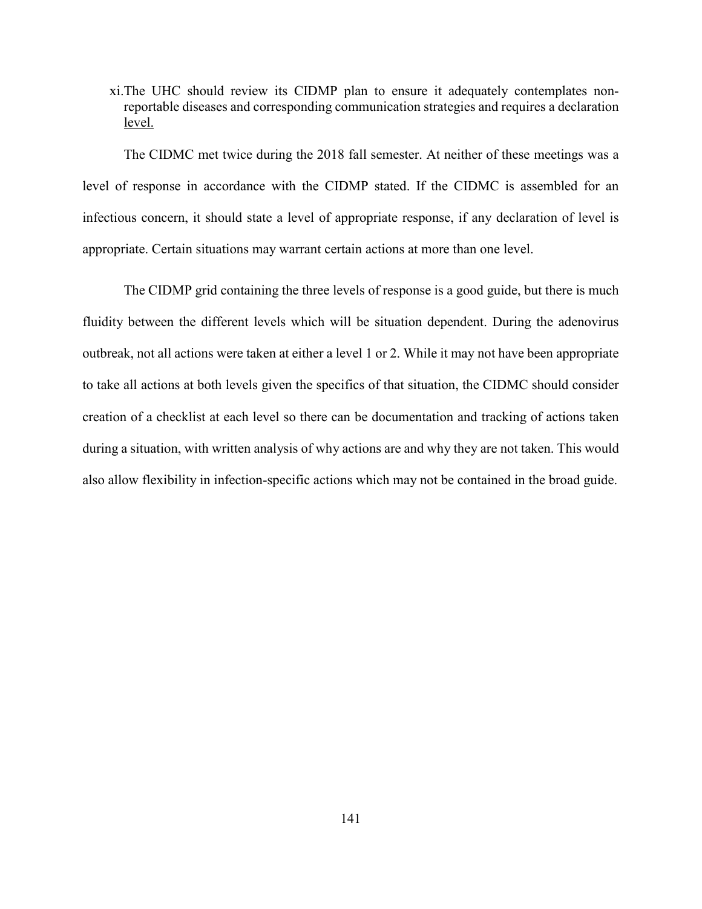xi. The UHC should review its CIDMP plan to ensure it adequately contemplates non-reportable diseases and corresponding communication strategies and requires a declaration level.

The CIDMC met twice during the 2018 fall semester. At neither of these meetings was a level of response in accordance with the CIDMP stated. If the CIDMC is assembled for an infectious concern, it should state a level of appropriate response, if any declaration of level is appropriate. Certain situations may warrant certain actions at more than one level.

The CIDMP grid containing the three levels of response is a good guide, but there is much fluidity between the different levels which will be situation dependent. During the adenovirus outbreak, not all actions were taken at either a level 1 or 2. While it may not have been appropriate to take all actions at both levels given the specifics of that situation, the CIDMC should consider creation of a checklist at each level so there can be documentation and tracking of actions taken during a situation, with written analysis of why actions are and why they are not taken. This would also allow flexibility in infection-specific actions which may not be contained in the broad guide.